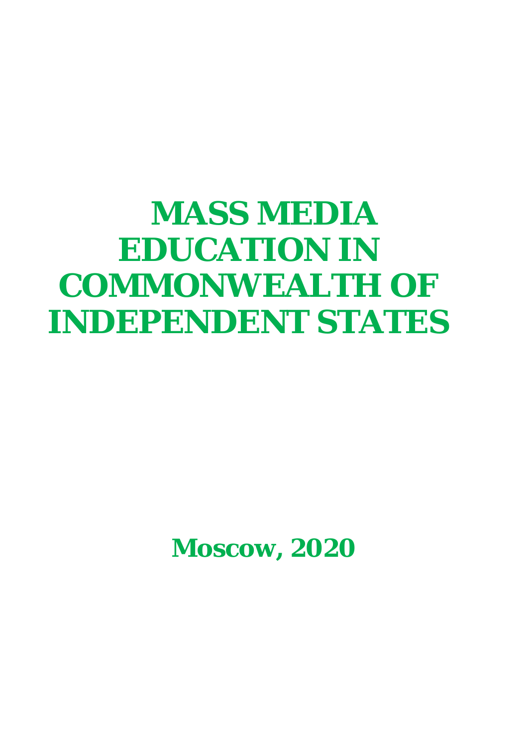# MASS MEDIA EDUCATION IN COMMONWEALTH OF INDEPENDENT STATES

**Moscow, 2020**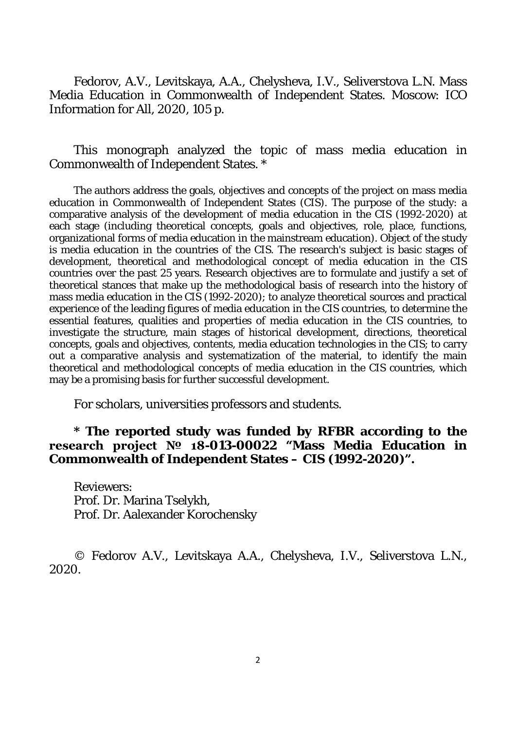Fedorov, A.V., Levitskaya, A.A., Chelysheva, I.V., Seliverstova L.N. Mass Media Education in Commonwealth of Independent States. Moscow: ICO Information for All, 2020, 105 p.

This monograph analyzed the topic of mass media education in Commonwealth of Independent States. *

The authors address the goals, objectives and concepts of the project on mass media education in Commonwealth of Independent States (CIS). The purpose of the study: a comparative analysis of the development of media education in the CIS (1992-2020) at each stage (including theoretical concepts, goals and objectives, role, place, functions, organizational forms of media education in the mainstream education). Object of the study is media education in the countries of the CIS. The research's subject is basic stages of development, theoretical and methodological concept of media education in the CIS countries over the past 25 years. Research objectives are to formulate and justify a set of theoretical stances that make up the methodological basis of research into the history of mass media education in the CIS (1992-2020); to analyze theoretical sources and practical experience of the leading figures of media education in the CIS countries, to determine the essential features, qualities and properties of media education in the CIS countries, to investigate the structure, main stages of historical development, directions, theoretical concepts, goals and objectives, contents, media education technologies in the CIS; to carry out a comparative analysis and systematization of the material, to identify the main theoretical and methodological concepts of media education in the CIS countries, which may be a promising basis for further successful development.

For scholars, universities professors and students.

**\* The reported study was funded by RFBR according to the research project № 18-013-00022 "Mass Media Education in Commonwealth of Independent States – CIS (1992-2020)".**

Reviewers:
Prof. Dr. Marina Tselykh,
Prof. Dr. Aalexander Korochensky

© Fedorov A.V., Levitskaya A.A., Chelysheva, I.V., Seliverstova L.N., 2020.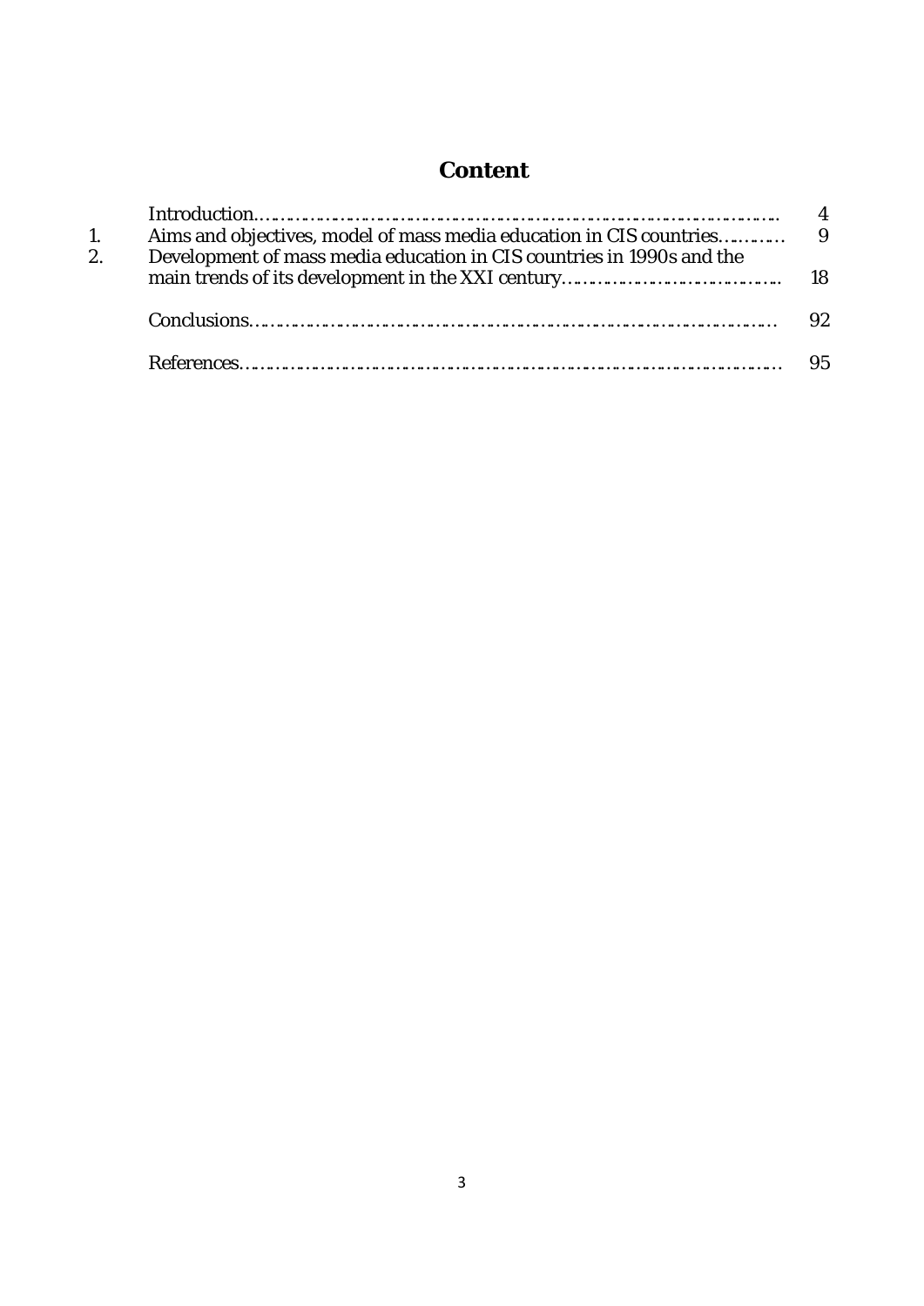# Content

| | | |
|---|---|---|
| | Introduction | 4 |
| 1. | Aims and objectives, model of mass media education in CIS countries | 9 |
| 2. | Development of mass media education in CIS countries in 1990s and the main trends of its development in the XXI century | 18 |
| | Conclusions | 92 |
| | References | 95 |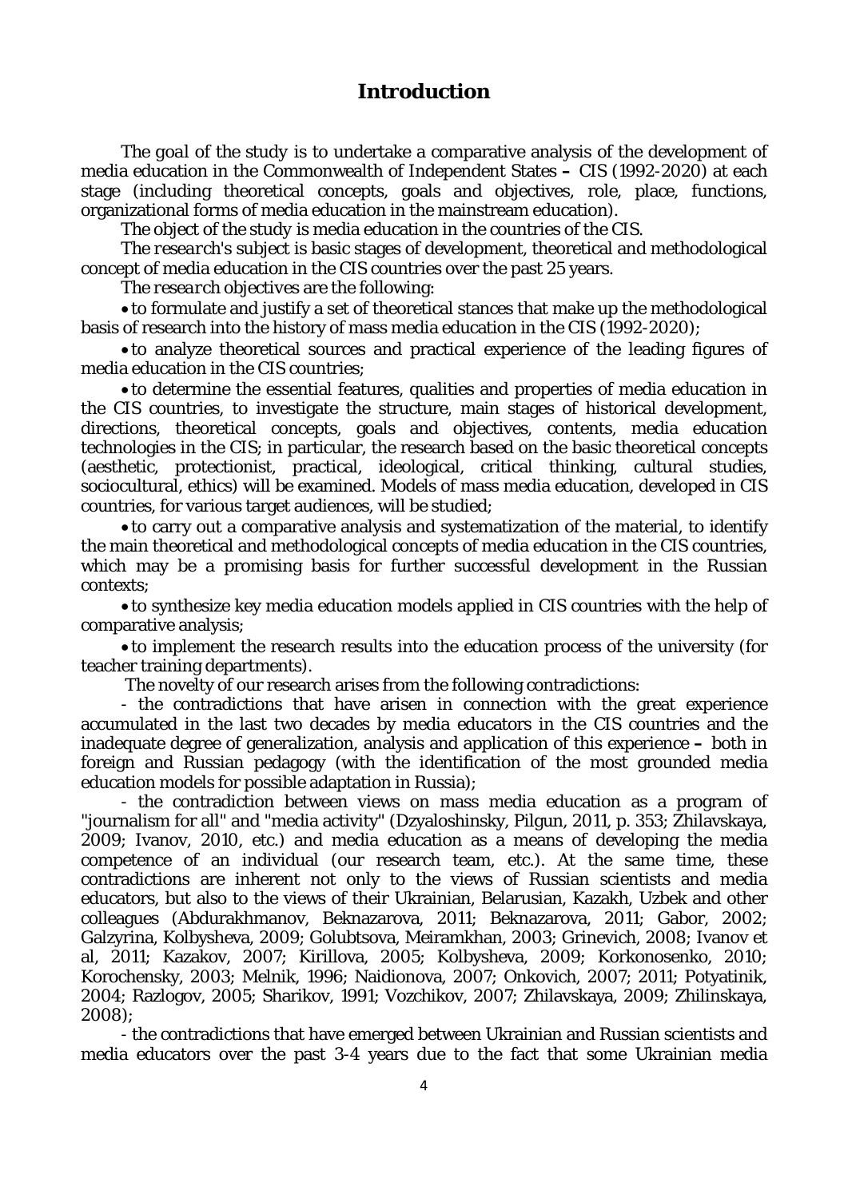## Introduction

The *goal* of the study is to undertake a comparative analysis of the development of media education in the Commonwealth of Independent States **–** CIS (1992-2020) at each stage (including theoretical concepts, goals and objectives, role, place, functions, organizational forms of media education in the mainstream education).

The *object* of the study is media education in the countries of the CIS.

The *research's subject* is basic stages of development, theoretical and methodological concept of media education in the CIS countries over the past 25 years.

The *research objectives* are the following:

- to formulate and justify a set of theoretical stances that make up the methodological basis of research into the history of mass media education in the CIS (1992-2020);
- to analyze theoretical sources and practical experience of the leading figures of media education in the CIS countries;
- to determine the essential features, qualities and properties of media education in the CIS countries, to investigate the structure, main stages of historical development, directions, theoretical concepts, goals and objectives, contents, media education technologies in the CIS; in particular, the research based on the basic theoretical concepts (aesthetic, protectionist, practical, ideological, critical thinking, cultural studies, sociocultural, ethics) will be examined. Models of mass media education, developed in CIS countries, for various target audiences, will be studied;
- to carry out a comparative analysis and systematization of the material, to identify the main theoretical and methodological concepts of media education in the CIS countries, which may be a promising basis for further successful development in the Russian contexts;
- to synthesize key media education models applied in CIS countries with the help of comparative analysis;
- to implement the research results into the education process of the university (for teacher training departments).

The novelty of our research arises from the following contradictions:

- the contradictions that have arisen in connection with the great experience accumulated in the last two decades by media educators in the CIS countries and the inadequate degree of generalization, analysis and application of this experience **–** both in foreign and Russian pedagogy (with the identification of the most grounded media education models for possible adaptation in Russia);

- the contradiction between views on mass media education as a program of "journalism for all" and "media activity" (Dzyaloshinsky, Pilgun, 2011, p. 353; Zhilavskaya, 2009; Ivanov, 2010, etc.) and media education as a means of developing the media competence of an individual (our research team, etc.). At the same time, these contradictions are inherent not only to the views of Russian scientists and media educators, but also to the views of their Ukrainian, Belarusian, Kazakh, Uzbek and other colleagues (Abdurakhmanov, Beknazarova, 2011; Beknazarova, 2011; Gabor, 2002; Galzyrina, Kolbysheva, 2009; Golubtsova, Meiramkhan, 2003; Grinevich, 2008; Ivanov et al, 2011; Kazakov, 2007; Kirillova, 2005; Kolbysheva, 2009; Korkonosenko, 2010; Korochensky, 2003; Melnik, 1996; Naidionova, 2007; Onkovich, 2007; 2011; Potyatinik, 2004; Razlogov, 2005; Sharikov, 1991; Vozchikov, 2007; Zhilavskaya, 2009; Zhilinskaya, 2008);

- the contradictions that have emerged between Ukrainian and Russian scientists and media educators over the past 3-4 years due to the fact that some Ukrainian media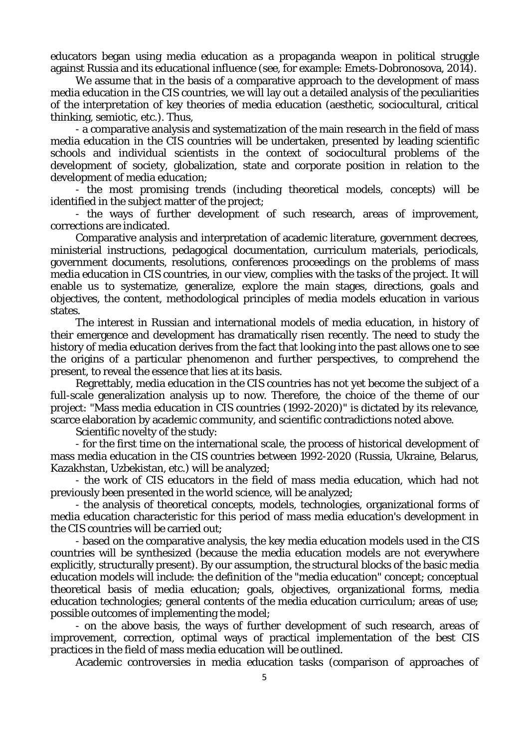educators began using media education as a propaganda weapon in political struggle against Russia and its educational influence (see, for example: Emets-Dobronosova, 2014).

We assume that in the basis of a comparative approach to the development of mass media education in the CIS countries, we will lay out a detailed analysis of the peculiarities of the interpretation of key theories of media education (aesthetic, sociocultural, critical thinking, semiotic, etc.). Thus,

- a comparative analysis and systematization of the main research in the field of mass media education in the CIS countries will be undertaken, presented by leading scientific schools and individual scientists in the context of sociocultural problems of the development of society, globalization, state and corporate position in relation to the development of media education;
- the most promising trends (including theoretical models, concepts) will be identified in the subject matter of the project;
- the ways of further development of such research, areas of improvement, corrections are indicated.

Comparative analysis and interpretation of academic literature, government decrees, ministerial instructions, pedagogical documentation, curriculum materials, periodicals, government documents, resolutions, conferences proceedings on the problems of mass media education in CIS countries, in our view, complies with the tasks of the project. It will enable us to systematize, generalize, explore the main stages, directions, goals and objectives, the content, methodological principles of media models education in various states.

The interest in Russian and international models of media education, in history of their emergence and development has dramatically risen recently. The need to study the history of media education derives from the fact that looking into the past allows one to see the origins of a particular phenomenon and further perspectives, to comprehend the present, to reveal the essence that lies at its basis.

Regrettably, media education in the CIS countries has not yet become the subject of a full-scale generalization analysis up to now. Therefore, the choice of the theme of our project: "Mass media education in CIS countries (1992-2020)" is dictated by its relevance, scarce elaboration by academic community, and scientific contradictions noted above.

Scientific novelty of the study:

- for the first time on the international scale, the process of historical development of mass media education in the CIS countries between 1992-2020 (Russia, Ukraine, Belarus, Kazakhstan, Uzbekistan, etc.) will be analyzed;
- the work of CIS educators in the field of mass media education, which had not previously been presented in the world science, will be analyzed;
- the analysis of theoretical concepts, models, technologies, organizational forms of media education characteristic for this period of mass media education's development in the CIS countries will be carried out;
- based on the comparative analysis, the key media education models used in the CIS countries will be synthesized (because the media education models are not everywhere explicitly, structurally present). By our assumption, the structural blocks of the basic media education models will include: the definition of the "media education" concept; conceptual theoretical basis of media education; goals, objectives, organizational forms, media education technologies; general contents of the media education curriculum; areas of use; possible outcomes of implementing the model;
- on the above basis, the ways of further development of such research, areas of improvement, correction, optimal ways of practical implementation of the best CIS practices in the field of mass media education will be outlined.

Academic controversies in media education tasks (comparison of approaches of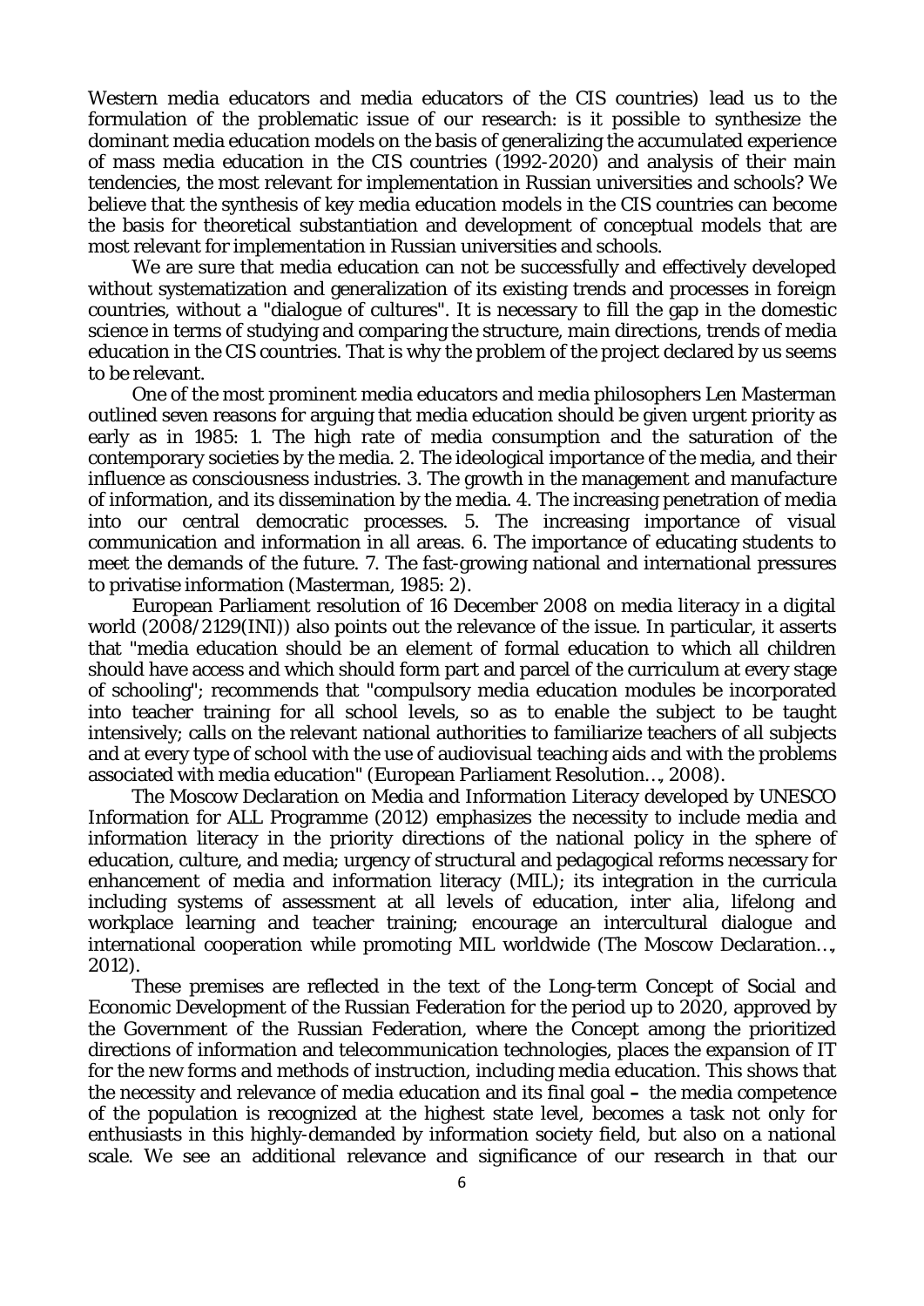Western media educators and media educators of the CIS countries) lead us to the formulation of the problematic issue of our research: is it possible to synthesize the dominant media education models on the basis of generalizing the accumulated experience of mass media education in the CIS countries (1992-2020) and analysis of their main tendencies, the most relevant for implementation in Russian universities and schools? We believe that the synthesis of key media education models in the CIS countries can become the basis for theoretical substantiation and development of conceptual models that are most relevant for implementation in Russian universities and schools.

We are sure that media education can not be successfully and effectively developed without systematization and generalization of its existing trends and processes in foreign countries, without a "dialogue of cultures". It is necessary to fill the gap in the domestic science in terms of studying and comparing the structure, main directions, trends of media education in the CIS countries. That is why the problem of the project declared by us seems to be relevant.

One of the most prominent media educators and media philosophers Len Masterman outlined seven reasons for arguing that media education should be given urgent priority as early as in 1985: 1. The high rate of media consumption and the saturation of the contemporary societies by the media. 2. The ideological importance of the media, and their influence as consciousness industries. 3. The growth in the management and manufacture of information, and its dissemination by the media. 4. The increasing penetration of media into our central democratic processes. 5. The increasing importance of visual communication and information in all areas. 6. The importance of educating students to meet the demands of the future. 7. The fast-growing national and international pressures to privatise information (Masterman, 1985: 2).

European Parliament resolution of 16 December 2008 on media literacy in a digital world (2008/2129(INI)) also points out the relevance of the issue. In particular, it asserts that "media education should be an element of formal education to which all children should have access and which should form part and parcel of the curriculum at every stage of schooling"; recommends that "compulsory media education modules be incorporated into teacher training for all school levels, so as to enable the subject to be taught intensively; calls on the relevant national authorities to familiarize teachers of all subjects and at every type of school with the use of audiovisual teaching aids and with the problems associated with media education" (European Parliament Resolution…, 2008).

The Moscow Declaration on Media and Information Literacy developed by UNESCO Information for ALL Programme (2012) emphasizes the necessity to include media and information literacy in the priority directions of the national policy in the sphere of education, culture, and media; urgency of structural and pedagogical reforms necessary for enhancement of media and information literacy (MIL); its integration in the curricula including systems of assessment at all levels of education, *inter alia*, lifelong and workplace learning and teacher training; encourage an intercultural dialogue and international cooperation while promoting MIL worldwide (The Moscow Declaration…, 2012).

These premises are reflected in the text of the Long-term Concept of Social and Economic Development of the Russian Federation for the period up to 2020, approved by the Government of the Russian Federation, where the Concept among the prioritized directions of information and telecommunication technologies, places the expansion of IT for the new forms and methods of instruction, including media education. This shows that the necessity and relevance of media education and its final goal **–** the media competence of the population is recognized at the highest state level, becomes a task not only for enthusiasts in this highly-demanded by information society field, but also on a national scale. We see an additional relevance and significance of our research in that our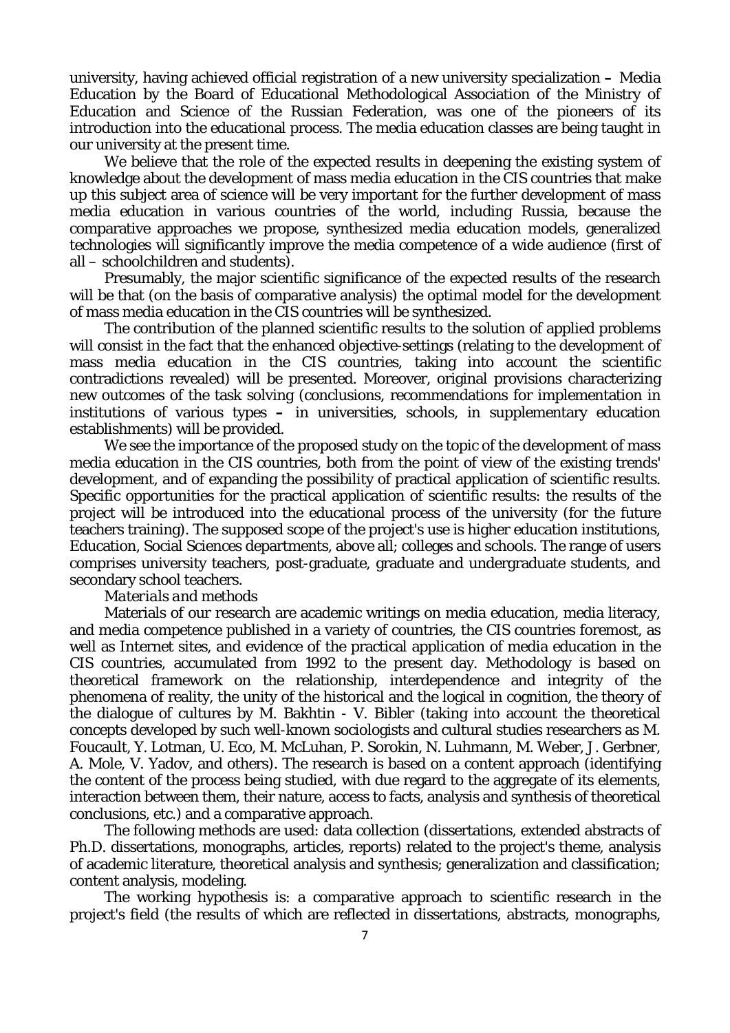university, having achieved official registration of a new university specialization – Media Education by the Board of Educational Methodological Association of the Ministry of Education and Science of the Russian Federation, was one of the pioneers of its introduction into the educational process. The media education classes are being taught in our university at the present time.

We believe that the role of the expected results in deepening the existing system of knowledge about the development of mass media education in the CIS countries that make up this subject area of science will be very important for the further development of mass media education in various countries of the world, including Russia, because the comparative approaches we propose, synthesized media education models, generalized technologies will significantly improve the media competence of a wide audience (first of all – schoolchildren and students).

Presumably, the major scientific significance of the expected results of the research will be that (on the basis of comparative analysis) the optimal model for the development of mass media education in the CIS countries will be synthesized.

The contribution of the planned scientific results to the solution of applied problems will consist in the fact that the enhanced objective-settings (relating to the development of mass media education in the CIS countries, taking into account the scientific contradictions revealed) will be presented. Moreover, original provisions characterizing new outcomes of the task solving (conclusions, recommendations for implementation in institutions of various types – in universities, schools, in supplementary education establishments) will be provided.

We see the importance of the proposed study on the topic of the development of mass media education in the CIS countries, both from the point of view of the existing trends' development, and of expanding the possibility of practical application of scientific results. Specific opportunities for the practical application of scientific results: the results of the project will be introduced into the educational process of the university (for the future teachers training). The supposed scope of the project's use is higher education institutions, Education, Social Sciences departments, above all; colleges and schools. The range of users comprises university teachers, post-graduate, graduate and undergraduate students, and secondary school teachers.

*Materials and methods*

Materials of our research are academic writings on media education, media literacy, and media competence published in a variety of countries, the CIS countries foremost, as well as Internet sites, and evidence of the practical application of media education in the CIS countries, accumulated from 1992 to the present day. Methodology is based on theoretical framework on the relationship, interdependence and integrity of the phenomena of reality, the unity of the historical and the logical in cognition, the theory of the dialogue of cultures by M. Bakhtin - V. Bibler (taking into account the theoretical concepts developed by such well-known sociologists and cultural studies researchers as M. Foucault, Y. Lotman, U. Eco, M. McLuhan, P. Sorokin, N. Luhmann, M. Weber, J. Gerbner, A. Mole, V. Yadov, and others). The research is based on a content approach (identifying the content of the process being studied, with due regard to the aggregate of its elements, interaction between them, their nature, access to facts, analysis and synthesis of theoretical conclusions, etc.) and a comparative approach.

The following methods are used: data collection (dissertations, extended abstracts of Ph.D. dissertations, monographs, articles, reports) related to the project's theme, analysis of academic literature, theoretical analysis and synthesis; generalization and classification; content analysis, modeling.

The working hypothesis is: a comparative approach to scientific research in the project's field (the results of which are reflected in dissertations, abstracts, monographs,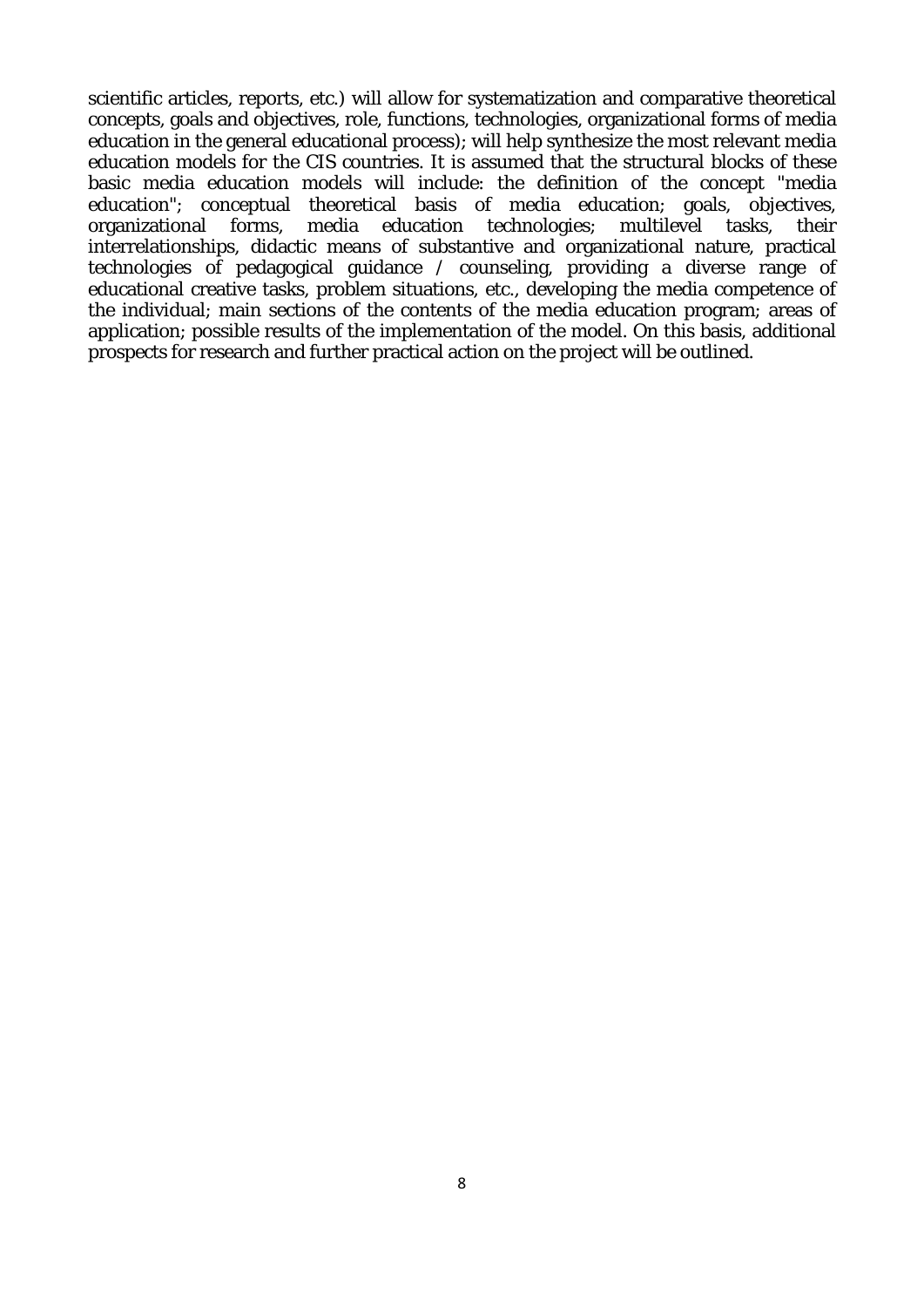scientific articles, reports, etc.) will allow for systematization and comparative theoretical concepts, goals and objectives, role, functions, technologies, organizational forms of media education in the general educational process); will help synthesize the most relevant media education models for the CIS countries. It is assumed that the structural blocks of these basic media education models will include: the definition of the concept "media education"; conceptual theoretical basis of media education; goals, objectives, organizational forms, media education technologies; multilevel tasks, their interrelationships, didactic means of substantive and organizational nature, practical technologies of pedagogical guidance / counseling, providing a diverse range of educational creative tasks, problem situations, etc., developing the media competence of the individual; main sections of the contents of the media education program; areas of application; possible results of the implementation of the model. On this basis, additional prospects for research and further practical action on the project will be outlined.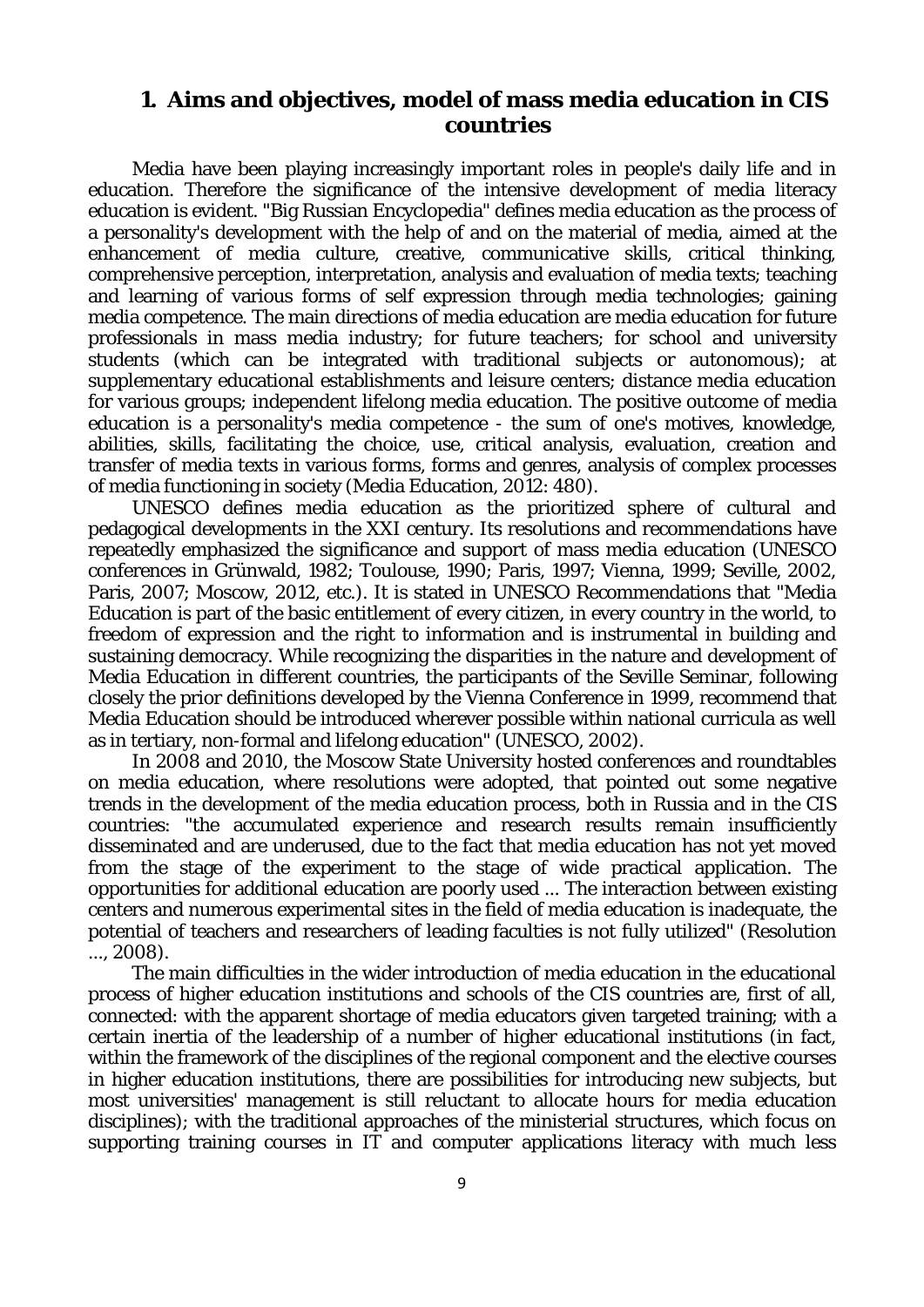## 1. Aims and objectives, model of mass media education in CIS countries

Media have been playing increasingly important roles in people's daily life and in education. Therefore the significance of the intensive development of media literacy education is evident. "Big Russian Encyclopedia" defines media education as the process of a personality's development with the help of and on the material of media, aimed at the enhancement of media culture, creative, communicative skills, critical thinking, comprehensive perception, interpretation, analysis and evaluation of media texts; teaching and learning of various forms of self expression through media technologies; gaining media competence. The main directions of media education are media education for future professionals in mass media industry; for future teachers; for school and university students (which can be integrated with traditional subjects or autonomous); at supplementary educational establishments and leisure centers; distance media education for various groups; independent lifelong media education. The positive outcome of media education is a personality's media competence - the sum of one's motives, knowledge, abilities, skills, facilitating the choice, use, critical analysis, evaluation, creation and transfer of media texts in various forms, forms and genres, analysis of complex processes of media functioning in society (Media Education, 2012: 480).

UNESCO defines media education as the prioritized sphere of cultural and pedagogical developments in the XXI century. Its resolutions and recommendations have repeatedly emphasized the significance and support of mass media education (UNESCO conferences in Grünwald, 1982; Toulouse, 1990; Paris, 1997; Vienna, 1999; Seville, 2002, Paris, 2007; Moscow, 2012, etc.). It is stated in UNESCO Recommendations that "Media Education is part of the basic entitlement of every citizen, in every country in the world, to freedom of expression and the right to information and is instrumental in building and sustaining democracy. While recognizing the disparities in the nature and development of Media Education in different countries, the participants of the Seville Seminar, following closely the prior definitions developed by the Vienna Conference in 1999, recommend that Media Education should be introduced wherever possible within national curricula as well as in tertiary, non-formal and lifelong education" (UNESCO, 2002).

In 2008 and 2010, the Moscow State University hosted conferences and roundtables on media education, where resolutions were adopted, that pointed out some negative trends in the development of the media education process, both in Russia and in the CIS countries: "the accumulated experience and research results remain insufficiently disseminated and are underused, due to the fact that media education has not yet moved from the stage of the experiment to the stage of wide practical application. The opportunities for additional education are poorly used ... The interaction between existing centers and numerous experimental sites in the field of media education is inadequate, the potential of teachers and researchers of leading faculties is not fully utilized" (Resolution ..., 2008).

The main difficulties in the wider introduction of media education in the educational process of higher education institutions and schools of the CIS countries are, first of all, connected: with the apparent shortage of media educators given targeted training; with a certain inertia of the leadership of a number of higher educational institutions (in fact, within the framework of the disciplines of the regional component and the elective courses in higher education institutions, there are possibilities for introducing new subjects, but most universities' management is still reluctant to allocate hours for media education disciplines); with the traditional approaches of the ministerial structures, which focus on supporting training courses in IT and computer applications literacy with much less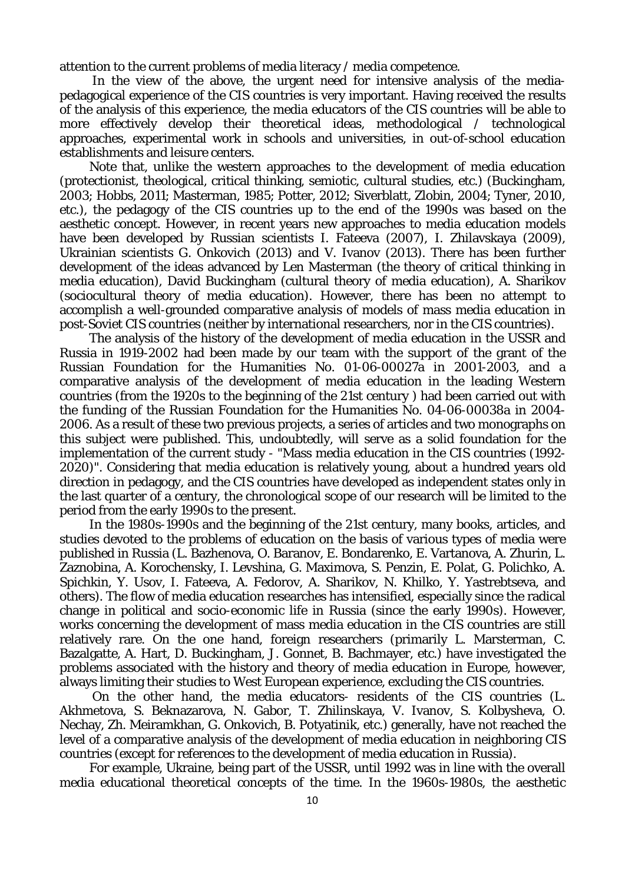attention to the current problems of media literacy / media competence.

In the view of the above, the urgent need for intensive analysis of the media-pedagogical experience of the CIS countries is very important. Having received the results of the analysis of this experience, the media educators of the CIS countries will be able to more effectively develop their theoretical ideas, methodological / technological approaches, experimental work in schools and universities, in out-of-school education establishments and leisure centers.

Note that, unlike the western approaches to the development of media education (protectionist, theological, critical thinking, semiotic, cultural studies, etc.) (Buckingham, 2003; Hobbs, 2011; Masterman, 1985; Potter, 2012; Siverblatt, Zlobin, 2004; Tyner, 2010, etc.), the pedagogy of the CIS countries up to the end of the 1990s was based on the aesthetic concept. However, in recent years new approaches to media education models have been developed by Russian scientists I. Fateeva (2007), I. Zhilavskaya (2009), Ukrainian scientists G. Onkovich (2013) and V. Ivanov (2013). There has been further development of the ideas advanced by Len Masterman (the theory of critical thinking in media education), David Buckingham (cultural theory of media education), A. Sharikov (sociocultural theory of media education). However, there has been no attempt to accomplish a well-grounded comparative analysis of models of mass media education in post-Soviet CIS countries (neither by international researchers, nor in the CIS countries).

The analysis of the history of the development of media education in the USSR and Russia in 1919-2002 had been made by our team with the support of the grant of the Russian Foundation for the Humanities No. 01-06-00027a in 2001-2003, and a comparative analysis of the development of media education in the leading Western countries (from the 1920s to the beginning of the 21st century ) had been carried out with the funding of the Russian Foundation for the Humanities No. 04-06-00038a in 2004-2006. As a result of these two previous projects, a series of articles and two monographs on this subject were published. This, undoubtedly, will serve as a solid foundation for the implementation of the current study - "Mass media education in the CIS countries (1992-2020)". Considering that media education is relatively young, about a hundred years old direction in pedagogy, and the CIS countries have developed as independent states only in the last quarter of a century, the chronological scope of our research will be limited to the period from the early 1990s to the present.

In the 1980s-1990s and the beginning of the 21st century, many books, articles, and studies devoted to the problems of education on the basis of various types of media were published in Russia (L. Bazhenova, O. Baranov, E. Bondarenko, E. Vartanova, A. Zhurin, L. Zaznobina, A. Korochensky, I. Levshina, G. Maximova, S. Penzin, E. Polat, G. Polichko, A. Spichkin, Y. Usov, I. Fateeva, A. Fedorov, A. Sharikov, N. Khilko, Y. Yastrebtseva, and others). The flow of media education researches has intensified, especially since the radical change in political and socio-economic life in Russia (since the early 1990s). However, works concerning the development of mass media education in the CIS countries are still relatively rare. On the one hand, foreign researchers (primarily L. Marsterman, C. Bazalgatte, A. Hart, D. Buckingham, J. Gonnet, B. Bachmayer, etc.) have investigated the problems associated with the history and theory of media education in Europe, however, always limiting their studies to West European experience, excluding the CIS countries.

On the other hand, the media educators- residents of the CIS countries (L. Akhmetova, S. Beknazarova, N. Gabor, T. Zhilinskaya, V. Ivanov, S. Kolbysheva, O. Nechay, Zh. Meiramkhan, G. Onkovich, B. Potyatinik, etc.) generally, have not reached the level of a comparative analysis of the development of media education in neighboring CIS countries (except for references to the development of media education in Russia).

For example, Ukraine, being part of the USSR, until 1992 was in line with the overall media educational theoretical concepts of the time. In the 1960s-1980s, the aesthetic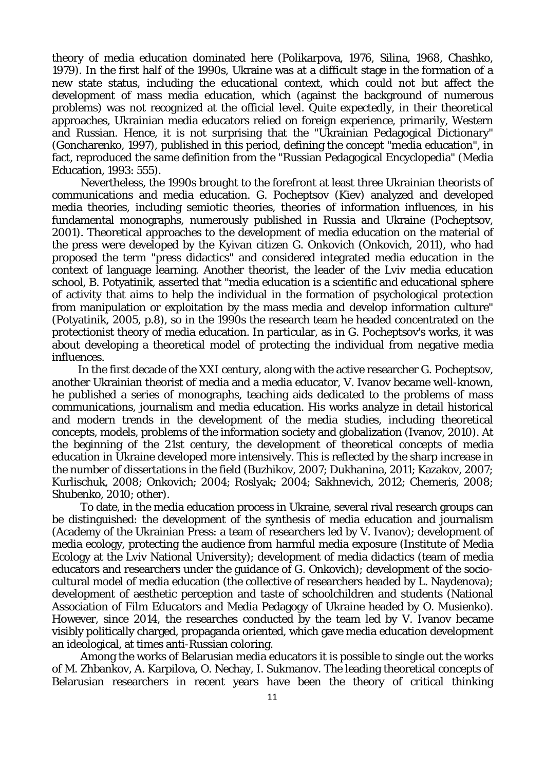theory of media education dominated here (Polikarpova, 1976, Silina, 1968, Chashko, 1979). In the first half of the 1990s, Ukraine was at a difficult stage in the formation of a new state status, including the educational context, which could not but affect the development of mass media education, which (against the background of numerous problems) was not recognized at the official level. Quite expectedly, in their theoretical approaches, Ukrainian media educators relied on foreign experience, primarily, Western and Russian. Hence, it is not surprising that the "Ukrainian Pedagogical Dictionary" (Goncharenko, 1997), published in this period, defining the concept "media education", in fact, reproduced the same definition from the "Russian Pedagogical Encyclopedia" (Media Education, 1993: 555).

Nevertheless, the 1990s brought to the forefront at least three Ukrainian theorists of communications and media education. G. Pocheptsov (Kiev) analyzed and developed media theories, including semiotic theories, theories of information influences, in his fundamental monographs, numerously published in Russia and Ukraine (Pocheptsov, 2001). Theoretical approaches to the development of media education on the material of the press were developed by the Kyivan citizen G. Onkovich (Onkovich, 2011), who had proposed the term "press didactics" and considered integrated media education in the context of language learning. Another theorist, the leader of the Lviv media education school, B. Potyatinik, asserted that "media education is a scientific and educational sphere of activity that aims to help the individual in the formation of psychological protection from manipulation or exploitation by the mass media and develop information culture" (Potyatinik, 2005, p.8), so in the 1990s the research team he headed concentrated on the protectionist theory of media education. In particular, as in G. Pocheptsov's works, it was about developing a theoretical model of protecting the individual from negative media influences.

In the first decade of the XXI century, along with the active researcher G. Pocheptsov, another Ukrainian theorist of media and a media educator, V. Ivanov became well-known, he published a series of monographs, teaching aids dedicated to the problems of mass communications, journalism and media education. His works analyze in detail historical and modern trends in the development of the media studies, including theoretical concepts, models, problems of the information society and globalization (Ivanov, 2010). At the beginning of the 21st century, the development of theoretical concepts of media education in Ukraine developed more intensively. This is reflected by the sharp increase in the number of dissertations in the field (Buzhikov, 2007; Dukhanina, 2011; Kazakov, 2007; Kurlischuk, 2008; Onkovich; 2004; Roslyak; 2004; Sakhnevich, 2012; Chemeris, 2008; Shubenko, 2010; other).

To date, in the media education process in Ukraine, several rival research groups can be distinguished: the development of the synthesis of media education and journalism (Academy of the Ukrainian Press: a team of researchers led by V. Ivanov); development of media ecology, protecting the audience from harmful media exposure (Institute of Media Ecology at the Lviv National University); development of media didactics (team of media educators and researchers under the guidance of G. Onkovich); development of the socio-cultural model of media education (the collective of researchers headed by L. Naydenova); development of aesthetic perception and taste of schoolchildren and students (National Association of Film Educators and Media Pedagogy of Ukraine headed by O. Musienko). However, since 2014, the researches conducted by the team led by V. Ivanov became visibly politically charged, propaganda oriented, which gave media education development an ideological, at times anti-Russian coloring.

Among the works of Belarusian media educators it is possible to single out the works of M. Zhbankov, A. Karpilova, O. Nechay, I. Sukmanov. The leading theoretical concepts of Belarusian researchers in recent years have been the theory of critical thinking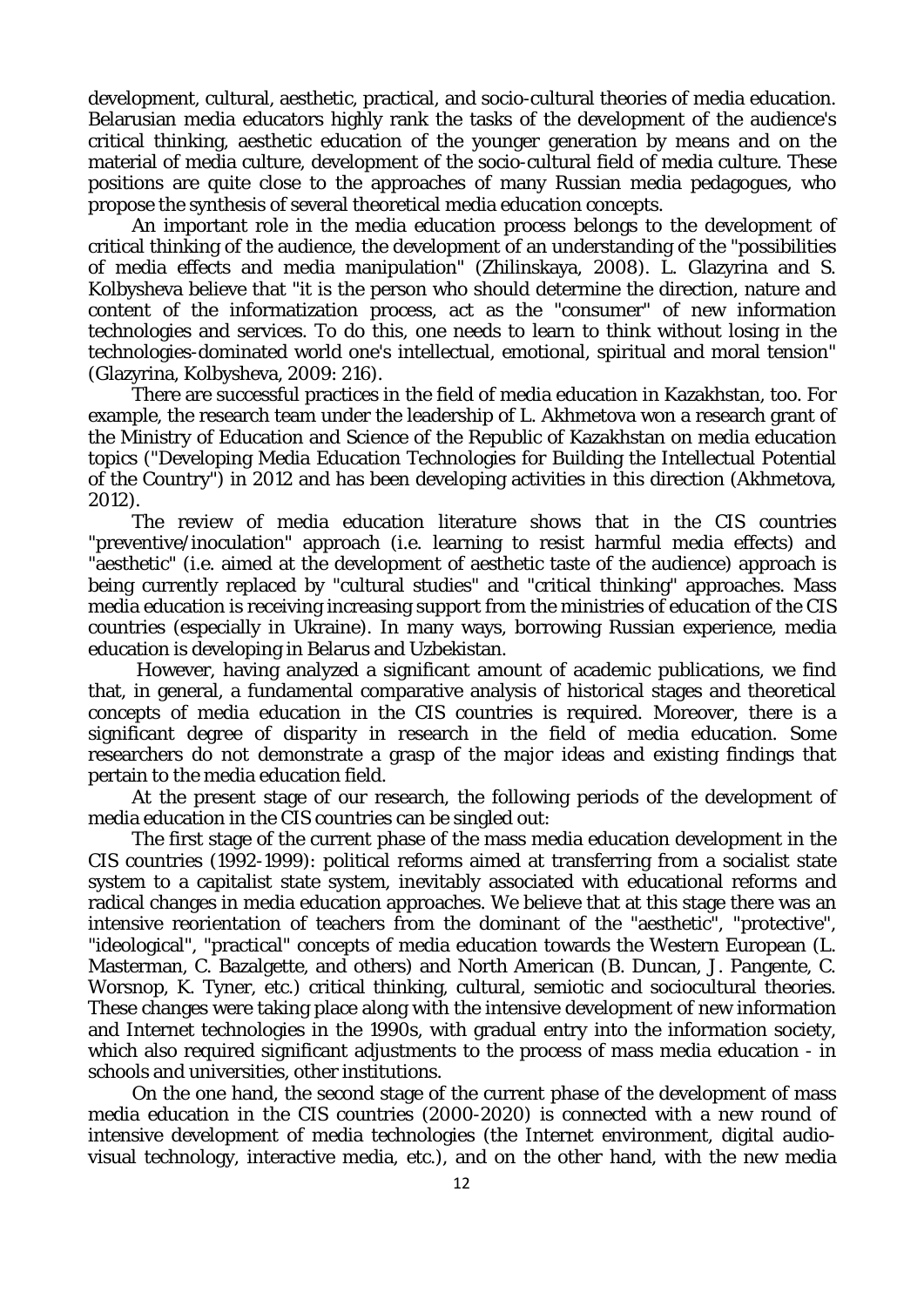development, cultural, aesthetic, practical, and socio-cultural theories of media education. Belarusian media educators highly rank the tasks of the development of the audience's critical thinking, aesthetic education of the younger generation by means and on the material of media culture, development of the socio-cultural field of media culture. These positions are quite close to the approaches of many Russian media pedagogues, who propose the synthesis of several theoretical media education concepts.

An important role in the media education process belongs to the development of critical thinking of the audience, the development of an understanding of the "possibilities of media effects and media manipulation" (Zhilinskaya, 2008). L. Glazyrina and S. Kolbysheva believe that "it is the person who should determine the direction, nature and content of the informatization process, act as the "consumer" of new information technologies and services. To do this, one needs to learn to think without losing in the technologies-dominated world one's intellectual, emotional, spiritual and moral tension" (Glazyrina, Kolbysheva, 2009: 216).

There are successful practices in the field of media education in Kazakhstan, too. For example, the research team under the leadership of L. Akhmetova won a research grant of the Ministry of Education and Science of the Republic of Kazakhstan on media education topics ("Developing Media Education Technologies for Building the Intellectual Potential of the Country") in 2012 and has been developing activities in this direction (Akhmetova, 2012).

The review of media education literature shows that in the CIS countries "preventive/inoculation" approach (i.e. learning to resist harmful media effects) and "aesthetic" (i.e. aimed at the development of aesthetic taste of the audience) approach is being currently replaced by "cultural studies" and "critical thinking" approaches. Mass media education is receiving increasing support from the ministries of education of the CIS countries (especially in Ukraine). In many ways, borrowing Russian experience, media education is developing in Belarus and Uzbekistan.

However, having analyzed a significant amount of academic publications, we find that, in general, a fundamental comparative analysis of historical stages and theoretical concepts of media education in the CIS countries is required. Moreover, there is a significant degree of disparity in research in the field of media education. Some researchers do not demonstrate a grasp of the major ideas and existing findings that pertain to the media education field.

At the present stage of our research, the following periods of the development of media education in the CIS countries can be singled out:

The first stage of the current phase of the mass media education development in the CIS countries (1992-1999): political reforms aimed at transferring from a socialist state system to a capitalist state system, inevitably associated with educational reforms and radical changes in media education approaches. We believe that at this stage there was an intensive reorientation of teachers from the dominant of the "aesthetic", "protective", "ideological", "practical" concepts of media education towards the Western European (L. Masterman, C. Bazalgette, and others) and North American (B. Duncan, J. Pangente, C. Worsnop, K. Tyner, etc.) critical thinking, cultural, semiotic and sociocultural theories. These changes were taking place along with the intensive development of new information and Internet technologies in the 1990s, with gradual entry into the information society, which also required significant adjustments to the process of mass media education - in schools and universities, other institutions.

On the one hand, the second stage of the current phase of the development of mass media education in the CIS countries (2000-2020) is connected with a new round of intensive development of media technologies (the Internet environment, digital audio-visual technology, interactive media, etc.), and on the other hand, with the new media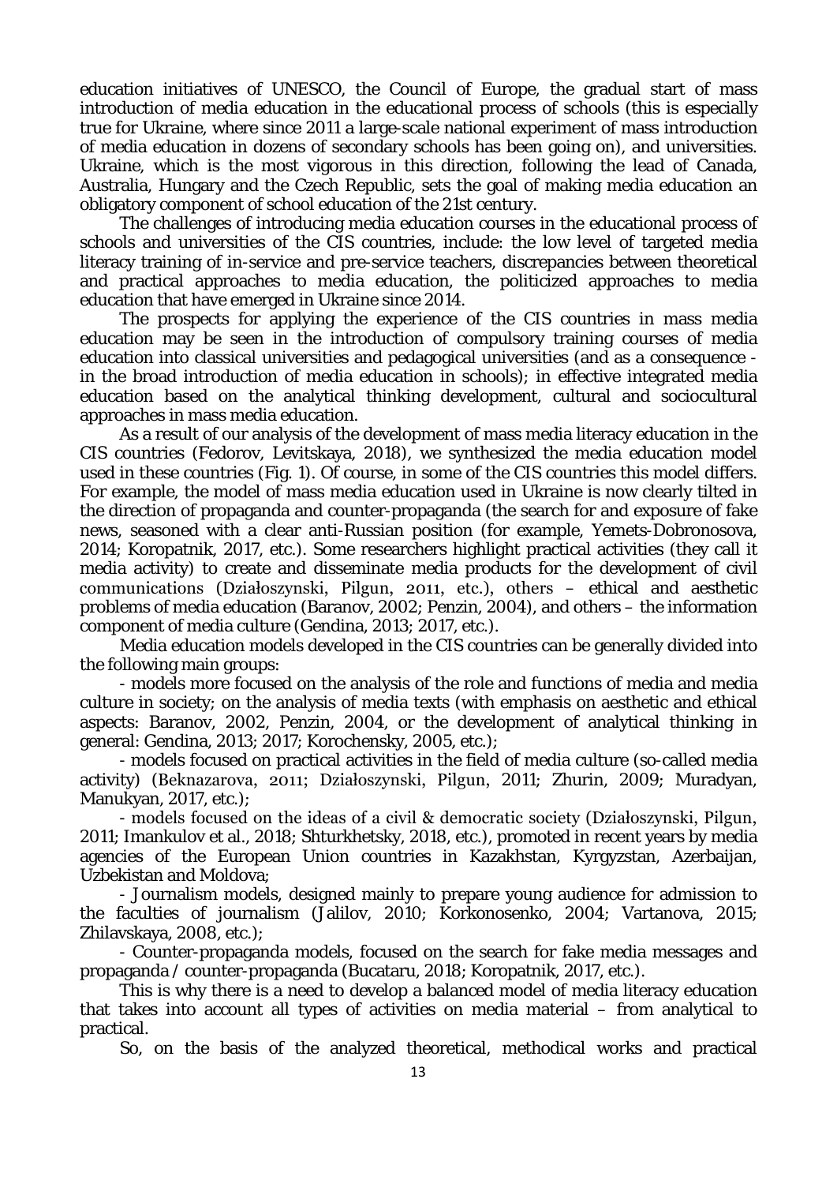education initiatives of UNESCO, the Council of Europe, the gradual start of mass introduction of media education in the educational process of schools (this is especially true for Ukraine, where since 2011 a large-scale national experiment of mass introduction of media education in dozens of secondary schools has been going on), and universities. Ukraine, which is the most vigorous in this direction, following the lead of Canada, Australia, Hungary and the Czech Republic, sets the goal of making media education an obligatory component of school education of the 21st century.

The challenges of introducing media education courses in the educational process of schools and universities of the CIS countries, include: the low level of targeted media literacy training of in-service and pre-service teachers, discrepancies between theoretical and practical approaches to media education, the politicized approaches to media education that have emerged in Ukraine since 2014.

The prospects for applying the experience of the CIS countries in mass media education may be seen in the introduction of compulsory training courses of media education into classical universities and pedagogical universities (and as a consequence - in the broad introduction of media education in schools); in effective integrated media education based on the analytical thinking development, cultural and sociocultural approaches in mass media education.

As a result of our analysis of the development of mass media literacy education in the CIS countries (Fedorov, Levitskaya, 2018), we synthesized the media education model used in these countries (Fig. 1). Of course, in some of the CIS countries this model differs. For example, the model of mass media education used in Ukraine is now clearly tilted in the direction of propaganda and counter-propaganda (the search for and exposure of fake news, seasoned with a clear anti-Russian position (for example, Yemets-Dobronosova, 2014; Koropatnik, 2017, etc.). Some researchers highlight practical activities (they call it media activity) to create and disseminate media products for the development of civil communications (Działoszynski, Pilgun, 2011, etc.), others – ethical and aesthetic problems of media education (Baranov, 2002; Penzin, 2004), and others – the information component of media culture (Gendina, 2013; 2017, etc.).

Media education models developed in the CIS countries can be generally divided into the following main groups:

- models more focused on the analysis of the role and functions of media and media culture in society; on the analysis of media texts (with emphasis on aesthetic and ethical aspects: Baranov, 2002, Penzin, 2004, or the development of analytical thinking in general: Gendina, 2013; 2017; Korochensky, 2005, etc.);
- models focused on practical activities in the field of media culture (so-called media activity) (Beknazarova, 2011; Działoszynski, Pilgun, 2011; Zhurin, 2009; Muradyan, Manukyan, 2017, etc.);
- models focused on the ideas of a civil & democratic society (Działoszynski, Pilgun, 2011; Imankulov et al., 2018; Shturkhetsky, 2018, etc.), promoted in recent years by media agencies of the European Union countries in Kazakhstan, Kyrgyzstan, Azerbaijan, Uzbekistan and Moldova;
- Journalism models, designed mainly to prepare young audience for admission to the faculties of journalism (Jalilov, 2010; Korkonosenko, 2004; Vartanova, 2015; Zhilavskaya, 2008, etc.);
- Counter-propaganda models, focused on the search for fake media messages and propaganda / counter-propaganda (Bucataru, 2018; Koropatnik, 2017, etc.).

This is why there is a need to develop a balanced model of media literacy education that takes into account all types of activities on media material – from analytical to practical.

So, on the basis of the analyzed theoretical, methodical works and practical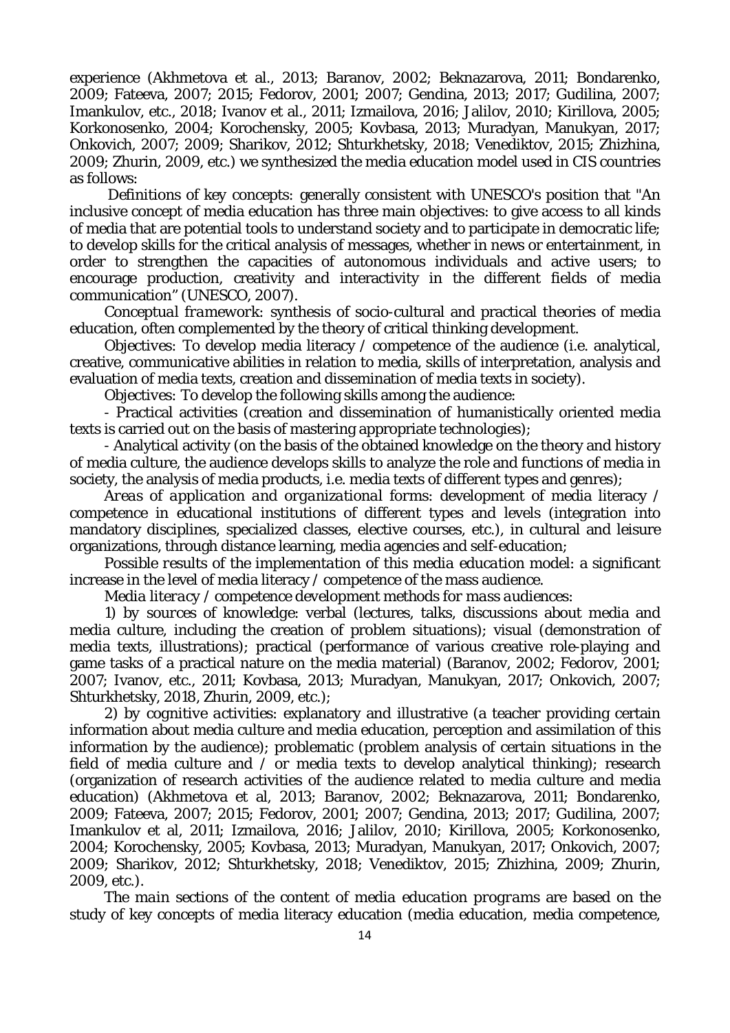experience (Akhmetova et al., 2013; Baranov, 2002; Beknazarova, 2011; Bondarenko, 2009; Fateeva, 2007; 2015; Fedorov, 2001; 2007; Gendina, 2013; 2017; Gudilina, 2007; Imankulov, etc., 2018; Ivanov et al., 2011; Izmailova, 2016; Jalilov, 2010; Kirillova, 2005; Korkonosenko, 2004; Korochensky, 2005; Kovbasa, 2013; Muradyan, Manukyan, 2017; Onkovich, 2007; 2009; Sharikov, 2012; Shturkhetsky, 2018; Venediktov, 2015; Zhizhina, 2009; Zhurin, 2009, etc.) we synthesized the media education model used in CIS countries as follows:

*Definitions of key concepts*: generally consistent with UNESCO's position that "An inclusive concept of media education has three main objectives: to give access to all kinds of media that are potential tools to understand society and to participate in democratic life; to develop skills for the critical analysis of messages, whether in news or entertainment, in order to strengthen the capacities of autonomous individuals and active users; to encourage production, creativity and interactivity in the different fields of media communication" (UNESCO, 2007).

*Conceptual framework*: synthesis of socio-cultural and practical theories of media education, often complemented by the theory of critical thinking development.

*Objectives*: To develop media literacy / competence of the audience (i.e. analytical, creative, communicative abilities in relation to media, skills of interpretation, analysis and evaluation of media texts, creation and dissemination of media texts in society).

*Objectives*: To develop the following skills among the audience:

- Practical activities (creation and dissemination of humanistically oriented media texts is carried out on the basis of mastering appropriate technologies);
- Analytical activity (on the basis of the obtained knowledge on the theory and history of media culture, the audience develops skills to analyze the role and functions of media in society, the analysis of media products, i.e. media texts of different types and genres);

*Areas of application and organizational forms*: development of media literacy / competence in educational institutions of different types and levels (integration into mandatory disciplines, specialized classes, elective courses, etc.), in cultural and leisure organizations, through distance learning, media agencies and self-education;

*Possible results of the implementation of this media education model*: a significant increase in the level of media literacy / competence of the mass audience.

*Media literacy / competence development methods for mass audiences*:

1) *by sources of knowledge*: verbal (lectures, talks, discussions about media and media culture, including the creation of problem situations); visual (demonstration of media texts, illustrations); practical (performance of various creative role-playing and game tasks of a practical nature on the media material) (Baranov, 2002; Fedorov, 2001; 2007; Ivanov, etc., 2011; Kovbasa, 2013; Muradyan, Manukyan, 2017; Onkovich, 2007; Shturkhetsky, 2018, Zhurin, 2009, etc.);

2) *by cognitive activities*: explanatory and illustrative (a teacher providing certain information about media culture and media education, perception and assimilation of this information by the audience); problematic (problem analysis of certain situations in the field of media culture and / or media texts to develop analytical thinking); research (organization of research activities of the audience related to media culture and media education) (Akhmetova et al, 2013; Baranov, 2002; Beknazarova, 2011; Bondarenko, 2009; Fateeva, 2007; 2015; Fedorov, 2001; 2007; Gendina, 2013; 2017; Gudilina, 2007; Imankulov et al, 2011; Izmailova, 2016; Jalilov, 2010; Kirillova, 2005; Korkonosenko, 2004; Korochensky, 2005; Kovbasa, 2013; Muradyan, Manukyan, 2017; Onkovich, 2007; 2009; Sharikov, 2012; Shturkhetsky, 2018; Venediktov, 2015; Zhizhina, 2009; Zhurin, 2009, etc.).

*The main sections of the content of media education programs* are based on the study of key concepts of media literacy education (media education, media competence,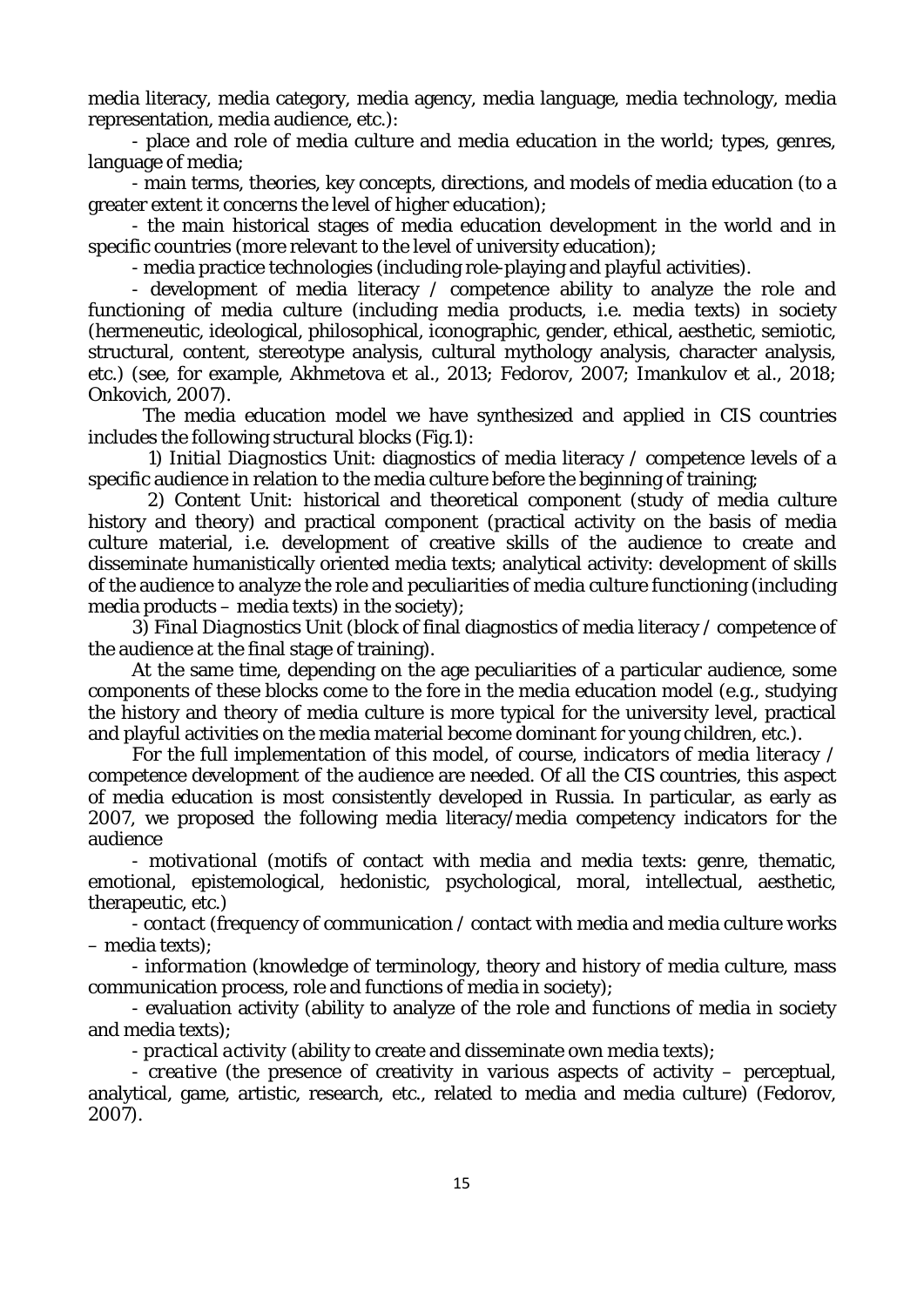media literacy, media category, media agency, media language, media technology, media representation, media audience, etc.):

- place and role of media culture and media education in the world; types, genres, language of media;
- main terms, theories, key concepts, directions, and models of media education (to a greater extent it concerns the level of higher education);
- the main historical stages of media education development in the world and in specific countries (more relevant to the level of university education);
- media practice technologies (including role-playing and playful activities).
- development of media literacy / competence ability to analyze the role and functioning of media culture (including media products, i.e. media texts) in society (hermeneutic, ideological, philosophical, iconographic, gender, ethical, aesthetic, semiotic, structural, content, stereotype analysis, cultural mythology analysis, character analysis, etc.) (see, for example, Akhmetova et al., 2013; Fedorov, 2007; Imankulov et al., 2018; Onkovich, 2007).

The media education model we have synthesized and applied in CIS countries includes the following structural blocks (Fig.1):

1) *Initial Diagnostics Unit*: diagnostics of media literacy / competence levels of a specific audience in relation to the media culture before the beginning of training;

2) *Content Unit*: historical and theoretical component (study of media culture history and theory) and practical component (practical activity on the basis of media culture material, i.e. development of creative skills of the audience to create and disseminate humanistically oriented media texts; analytical activity: development of skills of the audience to analyze the role and peculiarities of media culture functioning (including media products – media texts) in the society);

3) *Final Diagnostics Unit* (block of final diagnostics of media literacy / competence of the audience at the final stage of training).

At the same time, depending on the age peculiarities of a particular audience, some components of these blocks come to the fore in the media education model (e.g., studying the history and theory of media culture is more typical for the university level, practical and playful activities on the media material become dominant for young children, etc.).

For the full implementation of this model, of course, *indicators of media literacy / competence development of the audience* are needed. Of all the CIS countries, this aspect of media education is most consistently developed in Russia. In particular, as early as 2007, we proposed the following media literacy/media competency indicators for the audience

- *motivational* (motifs of contact with media and media texts: genre, thematic, emotional, epistemological, hedonistic, psychological, moral, intellectual, aesthetic, therapeutic, etc.)
- *contact* (frequency of communication / contact with media and media culture works – media texts);
- *information* (knowledge of terminology, theory and history of media culture, mass communication process, role and functions of media in society);
- evaluation activity (ability to analyze of the role and functions of media in society and media texts);
- *practical activity* (ability to create and disseminate own media texts);
- *creative* (the presence of creativity in various aspects of activity – perceptual, analytical, game, artistic, research, etc., related to media and media culture) (Fedorov, 2007).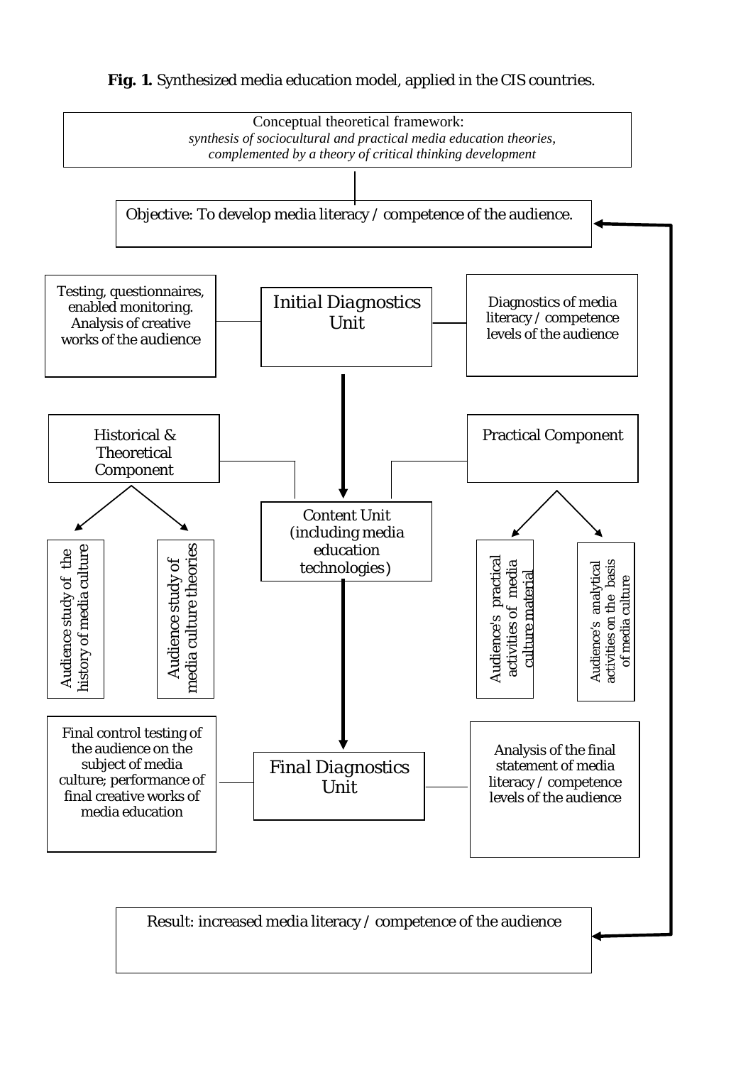**Fig. 1.** Synthesized media education model, applied in the CIS countries.

Conceptual theoretical framework:
*synthesis of sociocultural and practical media education theories, complemented by a theory of critical thinking development*

Objective: To develop media literacy / competence of the audience.

Testing, questionnaires, enabled monitoring. Analysis of creative works of the audience

Initial Diagnostics Unit

Diagnostics of media literacy / competence levels of the audience

Historical & Theoretical Component

Practical Component

Content Unit (including media education technologies)

Audience study of the history of media culture

Audience study of media culture theories

Audience's practical activities of media culture material

Audience's analytical activities on the basis of media culture

Final control testing of the audience on the subject of media culture; performance of final creative works of media education

Final Diagnostics Unit

Analysis of the final statement of media literacy / competence levels of the audience

Result: increased media literacy / competence of the audience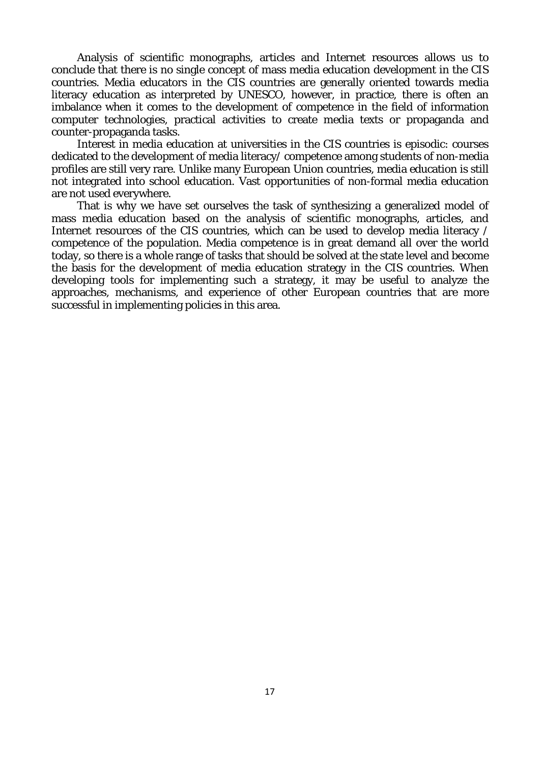Analysis of scientific monographs, articles and Internet resources allows us to conclude that there is no single concept of mass media education development in the CIS countries. Media educators in the CIS countries are generally oriented towards media literacy education as interpreted by UNESCO, however, in practice, there is often an imbalance when it comes to the development of competence in the field of information computer technologies, practical activities to create media texts or propaganda and counter-propaganda tasks.

Interest in media education at universities in the CIS countries is episodic: courses dedicated to the development of media literacy/ competence among students of non-media profiles are still very rare. Unlike many European Union countries, media education is still not integrated into school education. Vast opportunities of non-formal media education are not used everywhere.

That is why we have set ourselves the task of synthesizing a generalized model of mass media education based on the analysis of scientific monographs, articles, and Internet resources of the CIS countries, which can be used to develop media literacy / competence of the population. Media competence is in great demand all over the world today, so there is a whole range of tasks that should be solved at the state level and become the basis for the development of media education strategy in the CIS countries. When developing tools for implementing such a strategy, it may be useful to analyze the approaches, mechanisms, and experience of other European countries that are more successful in implementing policies in this area.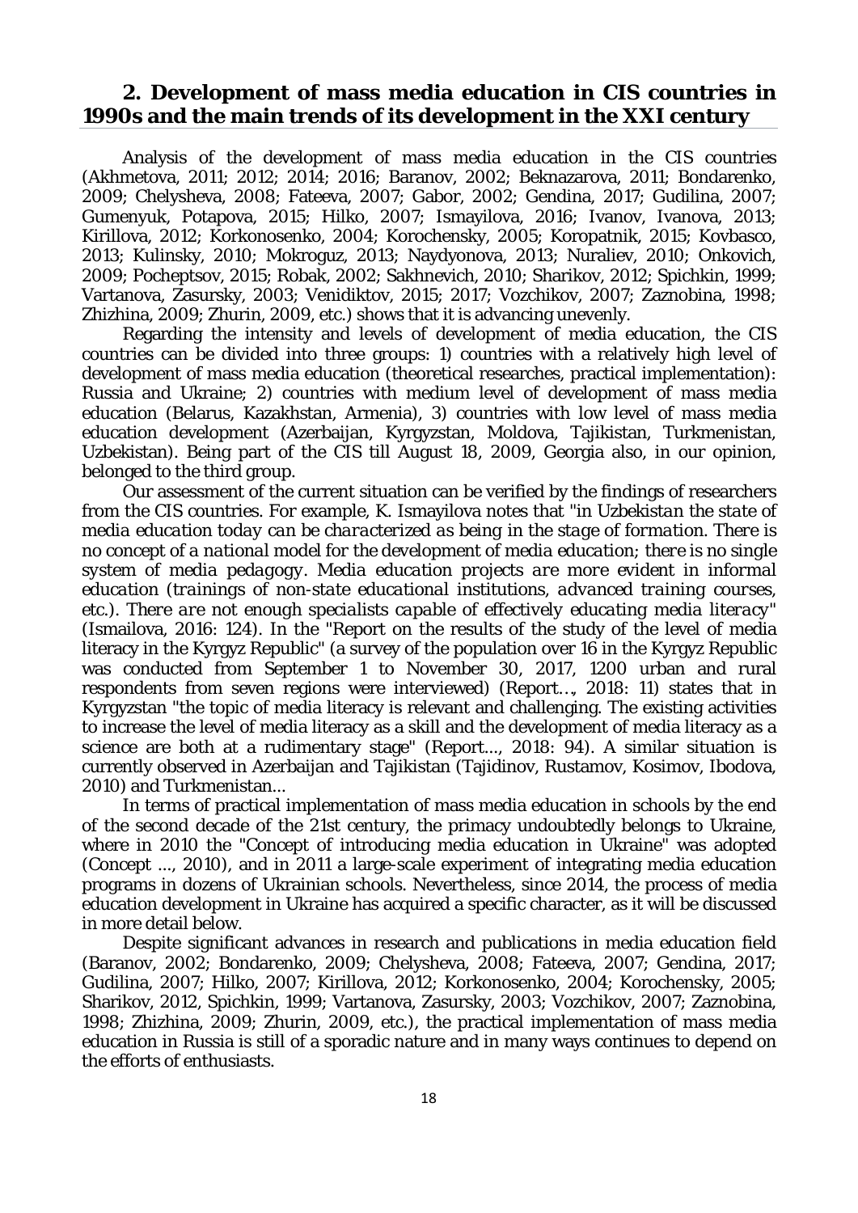## 2. Development of mass media education in CIS countries in 1990s and the main trends of its development in the XXI century

Analysis of the development of mass media education in the CIS countries (Akhmetova, 2011; 2012; 2014; 2016; Baranov, 2002; Beknazarova, 2011; Bondarenko, 2009; Chelysheva, 2008; Fateeva, 2007; Gabor, 2002; Gendina, 2017; Gudilina, 2007; Gumenyuk, Potapova, 2015; Hilko, 2007; Ismayilova, 2016; Ivanov, Ivanova, 2013; Kirillova, 2012; Korkonosenko, 2004; Korochensky, 2005; Koropatnik, 2015; Kovbasco, 2013; Kulinsky, 2010; Mokroguz, 2013; Naydyonova, 2013; Nuraliev, 2010; Onkovich, 2009; Pocheptsov, 2015; Robak, 2002; Sakhnevich, 2010; Sharikov, 2012; Spichkin, 1999; Vartanova, Zasursky, 2003; Venidiktov, 2015; 2017; Vozchikov, 2007; Zaznobina, 1998; Zhizhina, 2009; Zhurin, 2009, etc.) shows that it is advancing unevenly.

Regarding the intensity and levels of development of media education, the CIS countries can be divided into three groups: 1) countries with a relatively high level of development of mass media education (theoretical researches, practical implementation): Russia and Ukraine; 2) countries with medium level of development of mass media education (Belarus, Kazakhstan, Armenia), 3) countries with low level of mass media education development (Azerbaijan, Kyrgyzstan, Moldova, Tajikistan, Turkmenistan, Uzbekistan). Being part of the CIS till August 18, 2009, Georgia also, in our opinion, belonged to the third group.

Our assessment of the current situation can be verified by the findings of researchers from the CIS countries. For example, K. Ismayilova notes that "*in Uzbekistan the state of media education today can be characterized as being in the stage of formation. There is no concept of a national model for the development of media education; there is no single system of media pedagogy. Media education projects are more evident in informal education (trainings of non-state educational institutions, advanced training courses, etc.). There are not enough specialists capable of effectively educating media literacy*" (Ismailova, 2016: 124). In the "Report on the results of the study of the level of media literacy in the Kyrgyz Republic" (a survey of the population over 16 in the Kyrgyz Republic was conducted from September 1 to November 30, 2017, 1200 urban and rural respondents from seven regions were interviewed) (Report…, 2018: 11) states that in Kyrgyzstan "the topic of media literacy is relevant and challenging. The existing activities to increase the level of media literacy as a skill and the development of media literacy as a science are both at a rudimentary stage" (Report..., 2018: 94). A similar situation is currently observed in Azerbaijan and Tajikistan (Tajidinov, Rustamov, Kosimov, Ibodova, 2010) and Turkmenistan...

In terms of practical implementation of mass media education in schools by the end of the second decade of the 21st century, the primacy undoubtedly belongs to Ukraine, where in 2010 the "Concept of introducing media education in Ukraine" was adopted (Concept ..., 2010), and in 2011 a large-scale experiment of integrating media education programs in dozens of Ukrainian schools. Nevertheless, since 2014, the process of media education development in Ukraine has acquired a specific character, as it will be discussed in more detail below.

Despite significant advances in research and publications in media education field (Baranov, 2002; Bondarenko, 2009; Chelysheva, 2008; Fateeva, 2007; Gendina, 2017; Gudilina, 2007; Hilko, 2007; Kirillova, 2012; Korkonosenko, 2004; Korochensky, 2005; Sharikov, 2012, Spichkin, 1999; Vartanova, Zasursky, 2003; Vozchikov, 2007; Zaznobina, 1998; Zhizhina, 2009; Zhurin, 2009, etc.), the practical implementation of mass media education in Russia is still of a sporadic nature and in many ways continues to depend on the efforts of enthusiasts.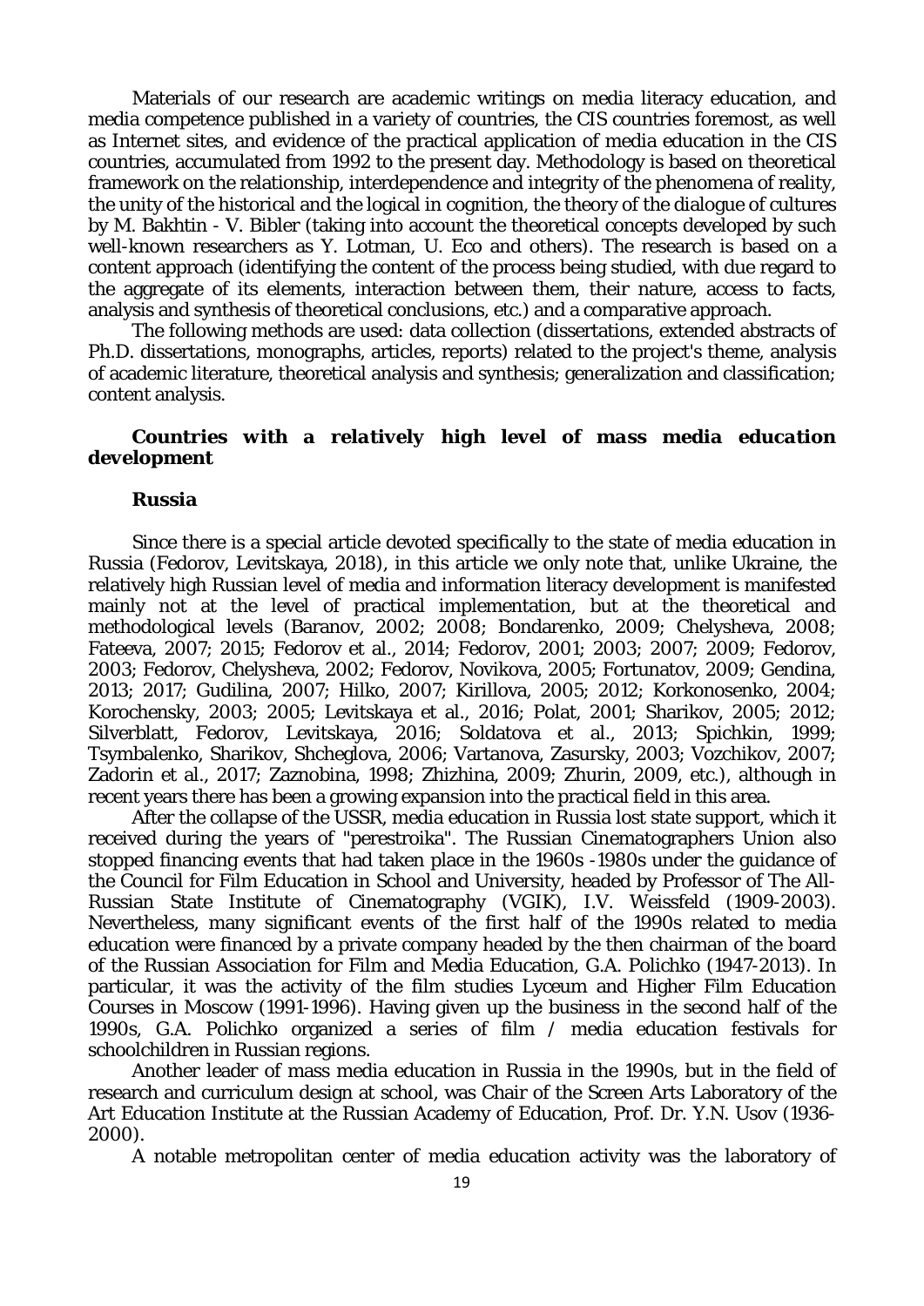Materials of our research are academic writings on media literacy education, and media competence published in a variety of countries, the CIS countries foremost, as well as Internet sites, and evidence of the practical application of media education in the CIS countries, accumulated from 1992 to the present day. Methodology is based on theoretical framework on the relationship, interdependence and integrity of the phenomena of reality, the unity of the historical and the logical in cognition, the theory of the dialogue of cultures by M. Bakhtin - V. Bibler (taking into account the theoretical concepts developed by such well-known researchers as Y. Lotman, U. Eco and others). The research is based on a content approach (identifying the content of the process being studied, with due regard to the aggregate of its elements, interaction between them, their nature, access to facts, analysis and synthesis of theoretical conclusions, etc.) and a comparative approach.

The following methods are used: data collection (dissertations, extended abstracts of Ph.D. dissertations, monographs, articles, reports) related to the project's theme, analysis of academic literature, theoretical analysis and synthesis; generalization and classification; content analysis.

### *Countries with a relatively high level of mass media education development*

#### Russia

Since there is a special article devoted specifically to the state of media education in Russia (Fedorov, Levitskaya, 2018), in this article we only note that, unlike Ukraine, the relatively high Russian level of media and information literacy development is manifested mainly not at the level of practical implementation, but at the theoretical and methodological levels (Baranov, 2002; 2008; Bondarenko, 2009; Chelysheva, 2008; Fateeva, 2007; 2015; Fedorov et al., 2014; Fedorov, 2001; 2003; 2007; 2009; Fedorov, 2003; Fedorov, Chelysheva, 2002; Fedorov, Novikova, 2005; Fortunatov, 2009; Gendina, 2013; 2017; Gudilina, 2007; Hilko, 2007; Kirillova, 2005; 2012; Korkonosenko, 2004; Korochensky, 2003; 2005; Levitskaya et al., 2016; Polat, 2001; Sharikov, 2005; 2012; Silverblatt, Fedorov, Levitskaya, 2016; Soldatova et al., 2013; Spichkin, 1999; Tsymbalenko, Sharikov, Shcheglova, 2006; Vartanova, Zasursky, 2003; Vozchikov, 2007; Zadorin et al., 2017; Zaznobina, 1998; Zhizhina, 2009; Zhurin, 2009, etc.), although in recent years there has been a growing expansion into the practical field in this area.

After the collapse of the USSR, media education in Russia lost state support, which it received during the years of "perestroika". The Russian Cinematographers Union also stopped financing events that had taken place in the 1960s -1980s under the guidance of the Council for Film Education in School and University, headed by Professor of The All-Russian State Institute of Cinematography (VGIK), I.V. Weissfeld (1909-2003). Nevertheless, many significant events of the first half of the 1990s related to media education were financed by a private company headed by the then chairman of the board of the Russian Association for Film and Media Education, G.A. Polichko (1947-2013). In particular, it was the activity of the film studies Lyceum and Higher Film Education Courses in Moscow (1991-1996). Having given up the business in the second half of the 1990s, G.A. Polichko organized a series of film / media education festivals for schoolchildren in Russian regions.

Another leader of mass media education in Russia in the 1990s, but in the field of research and curriculum design at school, was Chair of the Screen Arts Laboratory of the Art Education Institute at the Russian Academy of Education, Prof. Dr. Y.N. Usov (1936-2000).

A notable metropolitan center of media education activity was the laboratory of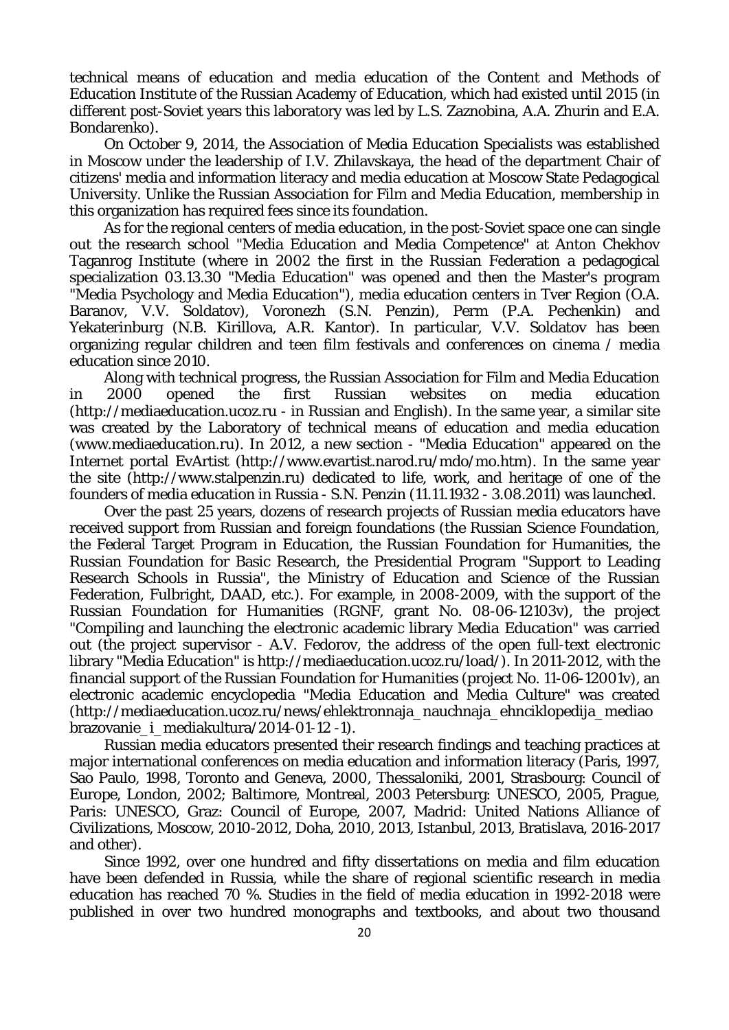technical means of education and media education of the Content and Methods of Education Institute of the Russian Academy of Education, which had existed until 2015 (in different post-Soviet years this laboratory was led by L.S. Zaznobina, A.A. Zhurin and E.A. Bondarenko).

On October 9, 2014, the Association of Media Education Specialists was established in Moscow under the leadership of I.V. Zhilavskaya, the head of the department Chair of citizens' media and information literacy and media education at Moscow State Pedagogical University. Unlike the Russian Association for Film and Media Education, membership in this organization has required fees since its foundation.

As for the regional centers of media education, in the post-Soviet space one can single out the research school "Media Education and Media Competence" at Anton Chekhov Taganrog Institute (where in 2002 the first in the Russian Federation a pedagogical specialization 03.13.30 "Media Education" was opened and then the Master's program "Media Psychology and Media Education"), media education centers in Tver Region (O.A. Baranov, V.V. Soldatov), Voronezh (S.N. Penzin), Perm (P.A. Pechenkin) and Yekaterinburg (N.B. Kirillova, A.R. Kantor). In particular, V.V. Soldatov has been organizing regular children and teen film festivals and conferences on cinema / media education since 2010.

Along with technical progress, the Russian Association for Film and Media Education in 2000 opened the first Russian websites on media education (http://mediaeducation.ucoz.ru - in Russian and English). In the same year, a similar site was created by the Laboratory of technical means of education and media education (www.mediaeducation.ru). In 2012, a new section - "Media Education" appeared on the Internet portal EvArtist (http://www.evartist.narod.ru/mdo/mo.htm). In the same year the site (http://www.stalpenzin.ru) dedicated to life, work, and heritage of one of the founders of media education in Russia - S.N. Penzin (11.11.1932 - 3.08.2011) was launched.

Over the past 25 years, dozens of research projects of Russian media educators have received support from Russian and foreign foundations (the Russian Science Foundation, the Federal Target Program in Education, the Russian Foundation for Humanities, the Russian Foundation for Basic Research, the Presidential Program "Support to Leading Research Schools in Russia", the Ministry of Education and Science of the Russian Federation, Fulbright, DAAD, etc.). For example, in 2008-2009, with the support of the Russian Foundation for Humanities (RGNF, grant No. 08-06-12103v), the project "Compiling and launching the electronic academic library *Media Education*" was carried out (the project supervisor - A.V. Fedorov, the address of the open full-text electronic library "Media Education" is http://mediaeducation.ucoz.ru/load/). In 2011-2012, with the financial support of the Russian Foundation for Humanities (project No. 11-06-12001v), an electronic academic encyclopedia "Media Education and Media Culture" was created (http://mediaeducation.ucoz.ru/news/ehlektronnaja_nauchnaja_ehnciklopedija_mediaobrazovanie_i_mediakultura/2014-01-12-1).

Russian media educators presented their research findings and teaching practices at major international conferences on media education and information literacy (Paris, 1997, Sao Paulo, 1998, Toronto and Geneva, 2000, Thessaloniki, 2001, Strasbourg: Council of Europe, London, 2002; Baltimore, Montreal, 2003 Petersburg: UNESCO, 2005, Prague, Paris: UNESCO, Graz: Council of Europe, 2007, Madrid: United Nations Alliance of Civilizations, Moscow, 2010-2012, Doha, 2010, 2013, Istanbul, 2013, Bratislava, 2016-2017 and other).

Since 1992, over one hundred and fifty dissertations on media and film education have been defended in Russia, while the share of regional scientific research in media education has reached 70 %. Studies in the field of media education in 1992-2018 were published in over two hundred monographs and textbooks, and about two thousand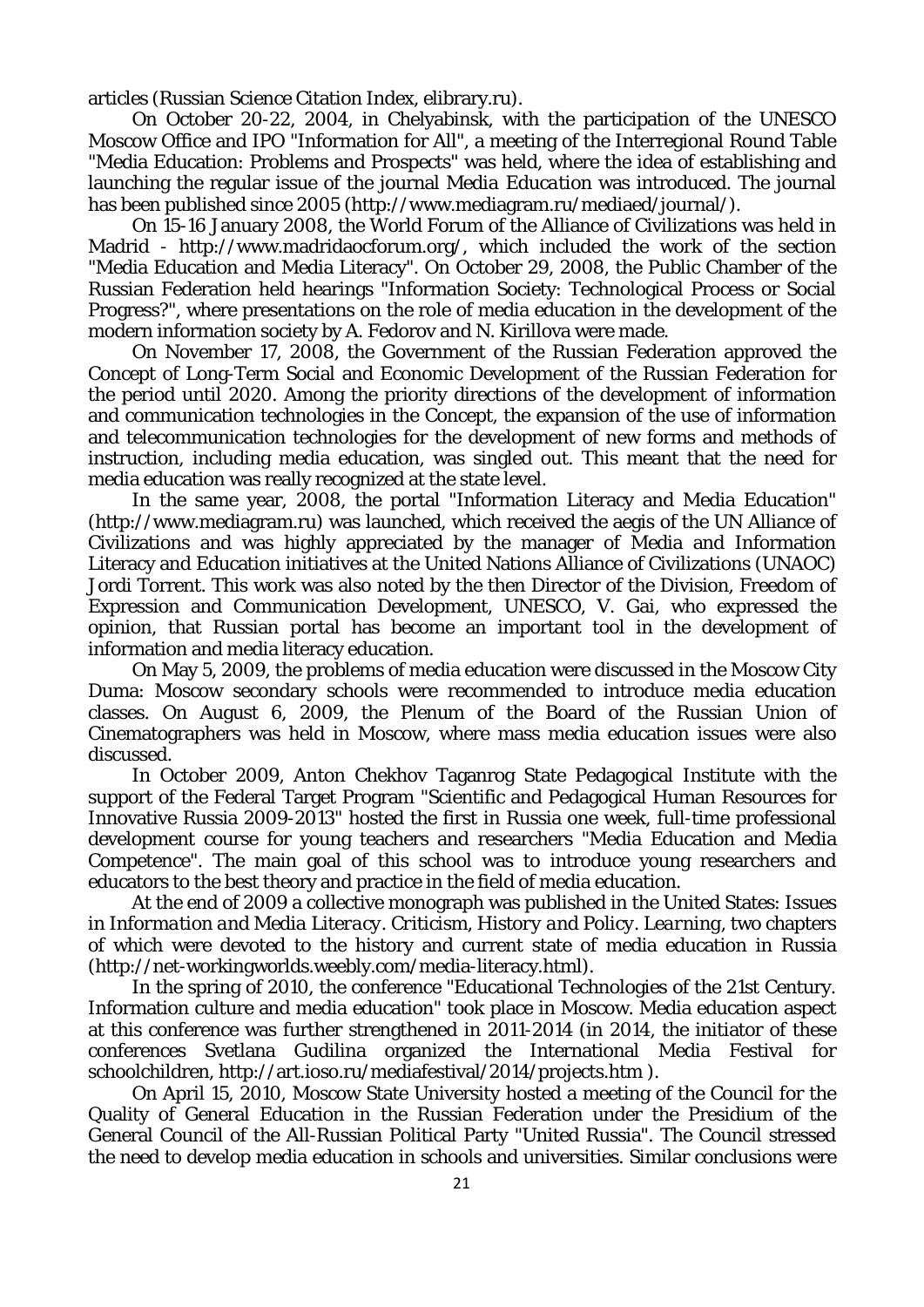articles (Russian Science Citation Index, elibrary.ru).

On October 20-22, 2004, in Chelyabinsk, with the participation of the UNESCO Moscow Office and IPO "Information for All", a meeting of the Interregional Round Table "Media Education: Problems and Prospects" was held, where the idea of establishing and launching the regular issue of the journal *Media Education* was introduced. The journal has been published since 2005 (http://www.mediagram.ru/mediaed/journal/).

On 15-16 January 2008, the World Forum of the Alliance of Civilizations was held in Madrid - http://www.madridaocforum.org/, which included the work of the section "Media Education and Media Literacy". On October 29, 2008, the Public Chamber of the Russian Federation held hearings "Information Society: Technological Process or Social Progress?", where presentations on the role of media education in the development of the modern information society by A. Fedorov and N. Kirillova were made.

On November 17, 2008, the Government of the Russian Federation approved the Concept of Long-Term Social and Economic Development of the Russian Federation for the period until 2020. Among the priority directions of the development of information and communication technologies in the Concept, the expansion of the use of information and telecommunication technologies for the development of new forms and methods of instruction, including media education, was singled out. This meant that the need for media education was really recognized at the state level.

In the same year, 2008, the portal "Information Literacy and Media Education" (http://www.mediagram.ru) was launched, which received the aegis of the UN Alliance of Civilizations and was highly appreciated by the manager of Media and Information Literacy and Education initiatives at the United Nations Alliance of Civilizations (UNAOC) Jordi Torrent. This work was also noted by the then Director of the Division, Freedom of Expression and Communication Development, UNESCO, V. Gai, who expressed the opinion, that Russian portal has become an important tool in the development of information and media literacy education.

On May 5, 2009, the problems of media education were discussed in the Moscow City Duma: Moscow secondary schools were recommended to introduce media education classes. On August 6, 2009, the Plenum of the Board of the Russian Union of Cinematographers was held in Moscow, where mass media education issues were also discussed.

In October 2009, Anton Chekhov Taganrog State Pedagogical Institute with the support of the Federal Target Program "Scientific and Pedagogical Human Resources for Innovative Russia 2009-2013" hosted the first in Russia one week, full-time professional development course for young teachers and researchers "Media Education and Media Competence". The main goal of this school was to introduce young researchers and educators to the best theory and practice in the field of media education.

At the end of 2009 a collective monograph was published in the United States: *Issues in Information and Media Literacy. Criticism, History and Policy. Learning*, two chapters of which were devoted to the history and current state of media education in Russia (http://net-workingworlds.weebly.com/media-literacy.html).

In the spring of 2010, the conference "Educational Technologies of the 21st Century. Information culture and media education" took place in Moscow. Media education aspect at this conference was further strengthened in 2011-2014 (in 2014, the initiator of these conferences Svetlana Gudilina organized the International Media Festival for schoolchildren, http://art.ioso.ru/mediafestival/2014/projects.htm ).

On April 15, 2010, Moscow State University hosted a meeting of the Council for the Quality of General Education in the Russian Federation under the Presidium of the General Council of the All-Russian Political Party "United Russia". The Council stressed the need to develop media education in schools and universities. Similar conclusions were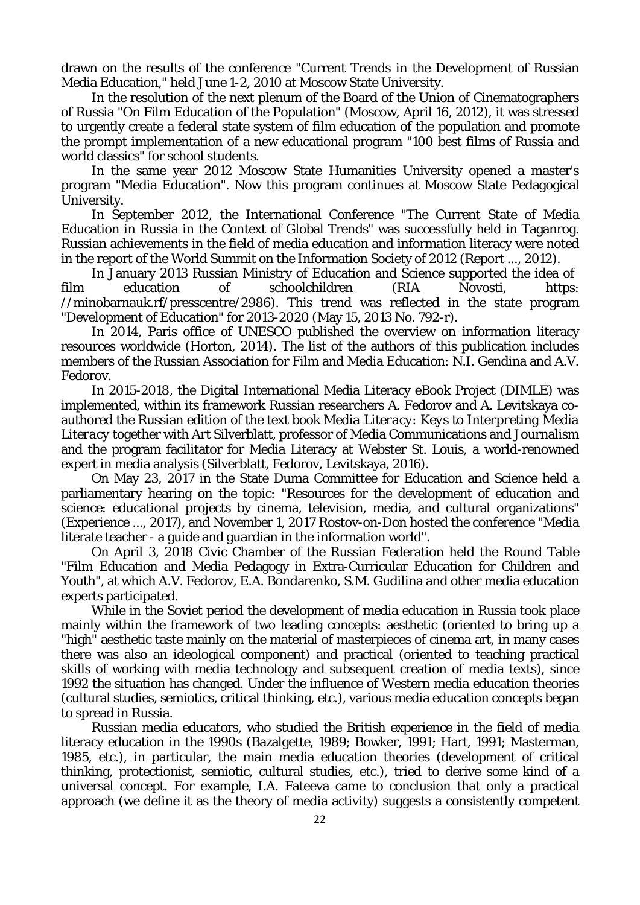drawn on the results of the conference "Current Trends in the Development of Russian Media Education," held June 1-2, 2010 at Moscow State University.

In the resolution of the next plenum of the Board of the Union of Cinematographers of Russia "On Film Education of the Population" (Moscow, April 16, 2012), it was stressed to urgently create a federal state system of film education of the population and promote the prompt implementation of a new educational program "100 best films of Russia and world classics" for school students.

In the same year 2012 Moscow State Humanities University opened a master's program "Media Education". Now this program continues at Moscow State Pedagogical University.

In September 2012, the International Conference "The Current State of Media Education in Russia in the Context of Global Trends" was successfully held in Taganrog. Russian achievements in the field of media education and information literacy were noted in the report of the World Summit on the Information Society of 2012 (Report ..., 2012).

In January 2013 Russian Ministry of Education and Science supported the idea of film education of schoolchildren (RIA Novosti, https: //minobarnauk.rf/presscentre/2986). This trend was reflected in the state program "Development of Education" for 2013-2020 (May 15, 2013 No. 792-r).

In 2014, Paris office of UNESCO published the overview on information literacy resources worldwide (Horton, 2014). The list of the authors of this publication includes members of the Russian Association for Film and Media Education: N.I. Gendina and A.V. Fedorov.

In 2015-2018, the Digital International Media Literacy eBook Project (DIMLE) was implemented, within its framework Russian researchers A. Fedorov and A. Levitskaya co-authored the Russian edition of the text book *Media Literacy: Keys to Interpreting Media Literacy* together with Art Silverblatt, professor of Media Communications and Journalism and the program facilitator for Media Literacy at Webster St. Louis, a world-renowned expert in media analysis (Silverblatt, Fedorov, Levitskaya, 2016).

On May 23, 2017 in the State Duma Committee for Education and Science held a parliamentary hearing on the topic: "Resources for the development of education and science: educational projects by cinema, television, media, and cultural organizations" (Experience ..., 2017), and November 1, 2017 Rostov-on-Don hosted the conference "Media literate teacher - a guide and guardian in the information world".

On April 3, 2018 Civic Chamber of the Russian Federation held the Round Table "Film Education and Media Pedagogy in Extra-Curricular Education for Children and Youth", at which A.V. Fedorov, E.A. Bondarenko, S.M. Gudilina and other media education experts participated.

While in the Soviet period the development of media education in Russia took place mainly within the framework of two leading concepts: aesthetic (oriented to bring up a "high" aesthetic taste mainly on the material of masterpieces of cinema art, in many cases there was also an ideological component) and practical (oriented to teaching practical skills of working with media technology and subsequent creation of media texts), since 1992 the situation has changed. Under the influence of Western media education theories (cultural studies, semiotics, critical thinking, etc.), various media education concepts began to spread in Russia.

Russian media educators, who studied the British experience in the field of media literacy education in the 1990s (Bazalgette, 1989; Bowker, 1991; Hart, 1991; Masterman, 1985, etc.), in particular, the main media education theories (development of critical thinking, protectionist, semiotic, cultural studies, etc.), tried to derive some kind of a universal concept. For example, I.A. Fateeva came to conclusion that only a practical approach (we define it as the theory of media activity) suggests a consistently competent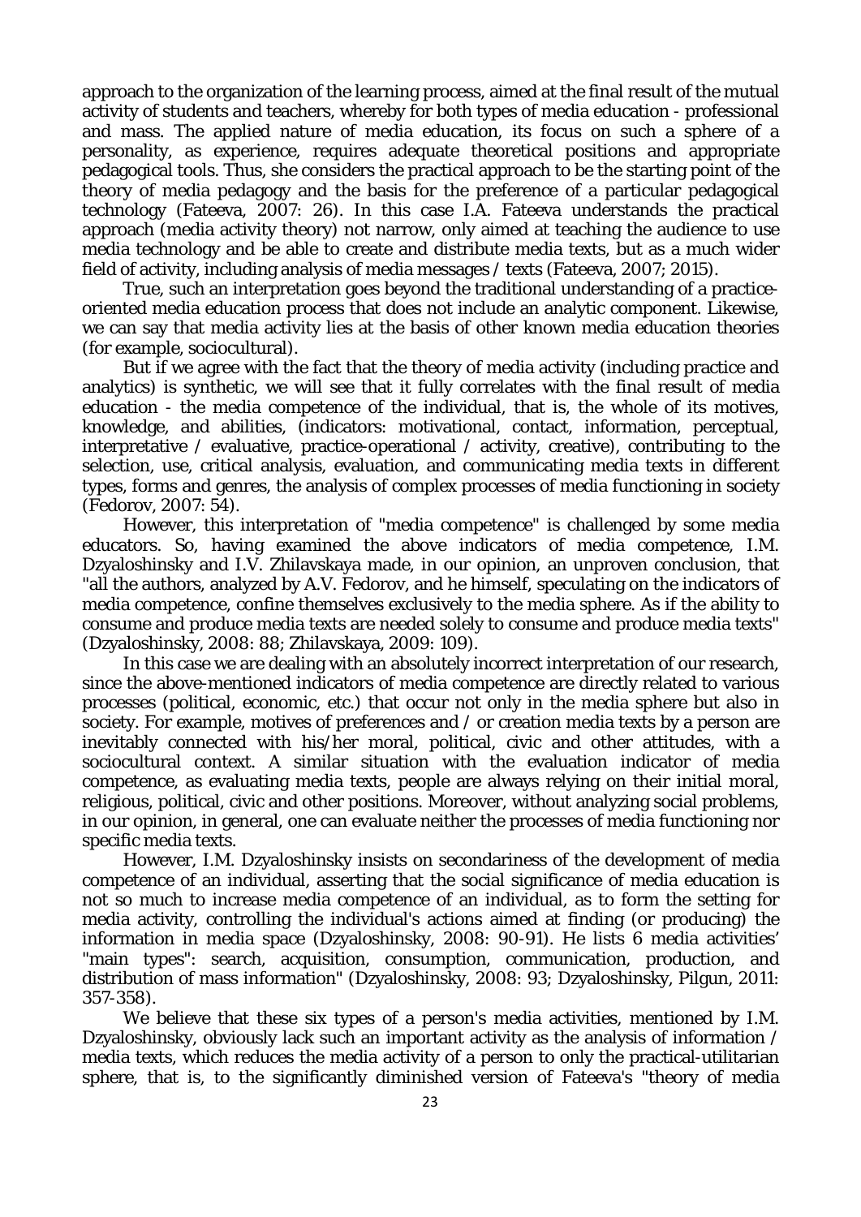approach to the organization of the learning process, aimed at the final result of the mutual activity of students and teachers, whereby for both types of media education - professional and mass. The applied nature of media education, its focus on such a sphere of a personality, as experience, requires adequate theoretical positions and appropriate pedagogical tools. Thus, she considers the practical approach to be the starting point of the theory of media pedagogy and the basis for the preference of a particular pedagogical technology (Fateeva, 2007: 26). In this case I.A. Fateeva understands the practical approach (media activity theory) not narrow, only aimed at teaching the audience to use media technology and be able to create and distribute media texts, but as a much wider field of activity, including analysis of media messages / texts (Fateeva, 2007; 2015).

True, such an interpretation goes beyond the traditional understanding of a practice-oriented media education process that does not include an analytic component. Likewise, we can say that media activity lies at the basis of other known media education theories (for example, sociocultural).

But if we agree with the fact that the theory of media activity (including practice and analytics) is synthetic, we will see that it fully correlates with the final result of media education - the media competence of the individual, that is, the whole of its motives, knowledge, and abilities, (indicators: motivational, contact, information, perceptual, interpretative / evaluative, practice-operational / activity, creative), contributing to the selection, use, critical analysis, evaluation, and communicating media texts in different types, forms and genres, the analysis of complex processes of media functioning in society (Fedorov, 2007: 54).

However, this interpretation of "media competence" is challenged by some media educators. So, having examined the above indicators of media competence, I.M. Dzyaloshinsky and I.V. Zhilavskaya made, in our opinion, an unproven conclusion, that "all the authors, analyzed by A.V. Fedorov, and he himself, speculating on the indicators of media competence, confine themselves exclusively to the media sphere. As if the ability to consume and produce media texts are needed solely to consume and produce media texts" (Dzyaloshinsky, 2008: 88; Zhilavskaya, 2009: 109).

In this case we are dealing with an absolutely incorrect interpretation of our research, since the above-mentioned indicators of media competence are directly related to various processes (political, economic, etc.) that occur not only in the media sphere but also in society. For example, motives of preferences and / or creation media texts by a person are inevitably connected with his/her moral, political, civic and other attitudes, with a sociocultural context. A similar situation with the evaluation indicator of media competence, as evaluating media texts, people are always relying on their initial moral, religious, political, civic and other positions. Moreover, without analyzing social problems, in our opinion, in general, one can evaluate neither the processes of media functioning nor specific media texts.

However, I.M. Dzyaloshinsky insists on secondariness of the development of media competence of an individual, asserting that the social significance of media education is not so much to increase media competence of an individual, as to form the setting for media activity, controlling the individual's actions aimed at finding (or producing) the information in media space (Dzyaloshinsky, 2008: 90-91). He lists 6 media activities' "main types": search, acquisition, consumption, communication, production, and distribution of mass information" (Dzyaloshinsky, 2008: 93; Dzyaloshinsky, Pilgun, 2011: 357-358).

We believe that these six types of a person's media activities, mentioned by I.M. Dzyaloshinsky, obviously lack such an important activity as the analysis of information / media texts, which reduces the media activity of a person to only the practical-utilitarian sphere, that is, to the significantly diminished version of Fateeva's "theory of media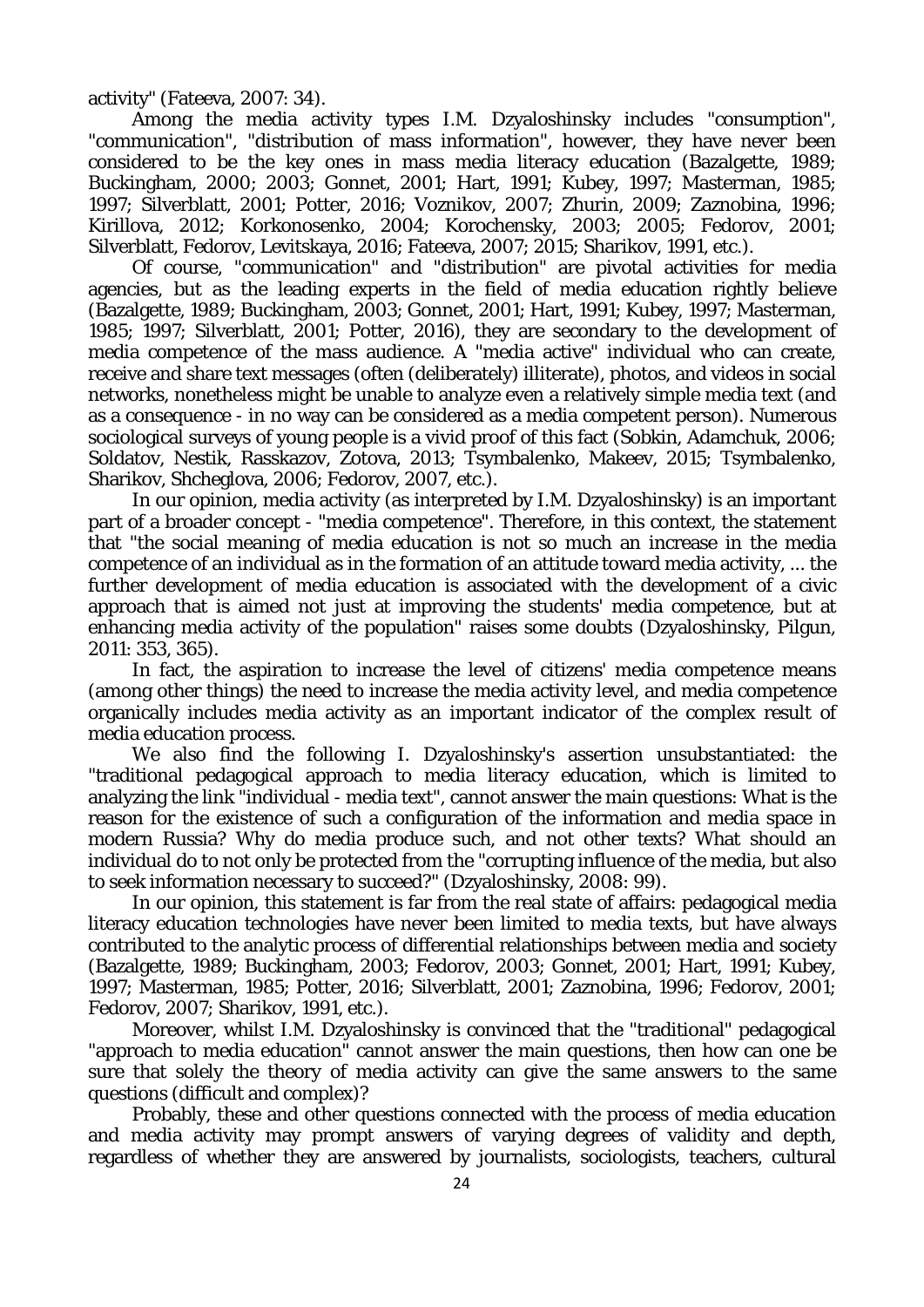activity" (Fateeva, 2007: 34).

Among the media activity types I.M. Dzyaloshinsky includes "consumption", "communication", "distribution of mass information", however, they have never been considered to be the key ones in mass media literacy education (Bazalgette, 1989; Buckingham, 2000; 2003; Gonnet, 2001; Hart, 1991; Kubey, 1997; Masterman, 1985; 1997; Silverblatt, 2001; Potter, 2016; Voznikov, 2007; Zhurin, 2009; Zaznobina, 1996; Kirillova, 2012; Korkonosenko, 2004; Korochensky, 2003; 2005; Fedorov, 2001; Silverblatt, Fedorov, Levitskaya, 2016; Fateeva, 2007; 2015; Sharikov, 1991, etc.).

Of course, "communication" and "distribution" are pivotal activities for media agencies, but as the leading experts in the field of media education rightly believe (Bazalgette, 1989; Buckingham, 2003; Gonnet, 2001; Hart, 1991; Kubey, 1997; Masterman, 1985; 1997; Silverblatt, 2001; Potter, 2016), they are secondary to the development of media competence of the mass audience. A "media active" individual who can create, receive and share text messages (often (deliberately) illiterate), photos, and videos in social networks, nonetheless might be unable to analyze even a relatively simple media text (and as a consequence - in no way can be considered as a media competent person). Numerous sociological surveys of young people is a vivid proof of this fact (Sobkin, Adamchuk, 2006; Soldatov, Nestik, Rasskazov, Zotova, 2013; Tsymbalenko, Makeev, 2015; Tsymbalenko, Sharikov, Shcheglova, 2006; Fedorov, 2007, etc.).

In our opinion, media activity (as interpreted by I.M. Dzyaloshinsky) is an important part of a broader concept - "media competence". Therefore, in this context, the statement that "the social meaning of media education is not so much an increase in the media competence of an individual as in the formation of an attitude toward media activity, ... the further development of media education is associated with the development of a civic approach that is aimed not just at improving the students' media competence, but at enhancing media activity of the population" raises some doubts (Dzyaloshinsky, Pilgun, 2011: 353, 365).

In fact, the aspiration to increase the level of citizens' media competence means (among other things) the need to increase the media activity level, and media competence organically includes media activity as an important indicator of the complex result of media education process.

We also find the following I. Dzyaloshinsky's assertion unsubstantiated: the "traditional pedagogical approach to media literacy education, which is limited to analyzing the link "individual - media text", cannot answer the main questions: What is the reason for the existence of such a configuration of the information and media space in modern Russia? Why do media produce such, and not other texts? What should an individual do to not only be protected from the "corrupting influence of the media, but also to seek information necessary to succeed?" (Dzyaloshinsky, 2008: 99).

In our opinion, this statement is far from the real state of affairs: pedagogical media literacy education technologies have never been limited to media texts, but have always contributed to the analytic process of differential relationships between media and society (Bazalgette, 1989; Buckingham, 2003; Fedorov, 2003; Gonnet, 2001; Hart, 1991; Kubey, 1997; Masterman, 1985; Potter, 2016; Silverblatt, 2001; Zaznobina, 1996; Fedorov, 2001; Fedorov, 2007; Sharikov, 1991, etc.).

Moreover, whilst I.M. Dzyaloshinsky is convinced that the "traditional" pedagogical "approach to media education" cannot answer the main questions, then how can one be sure that solely the theory of media activity can give the same answers to the same questions (difficult and complex)?

Probably, these and other questions connected with the process of media education and media activity may prompt answers of varying degrees of validity and depth, regardless of whether they are answered by journalists, sociologists, teachers, cultural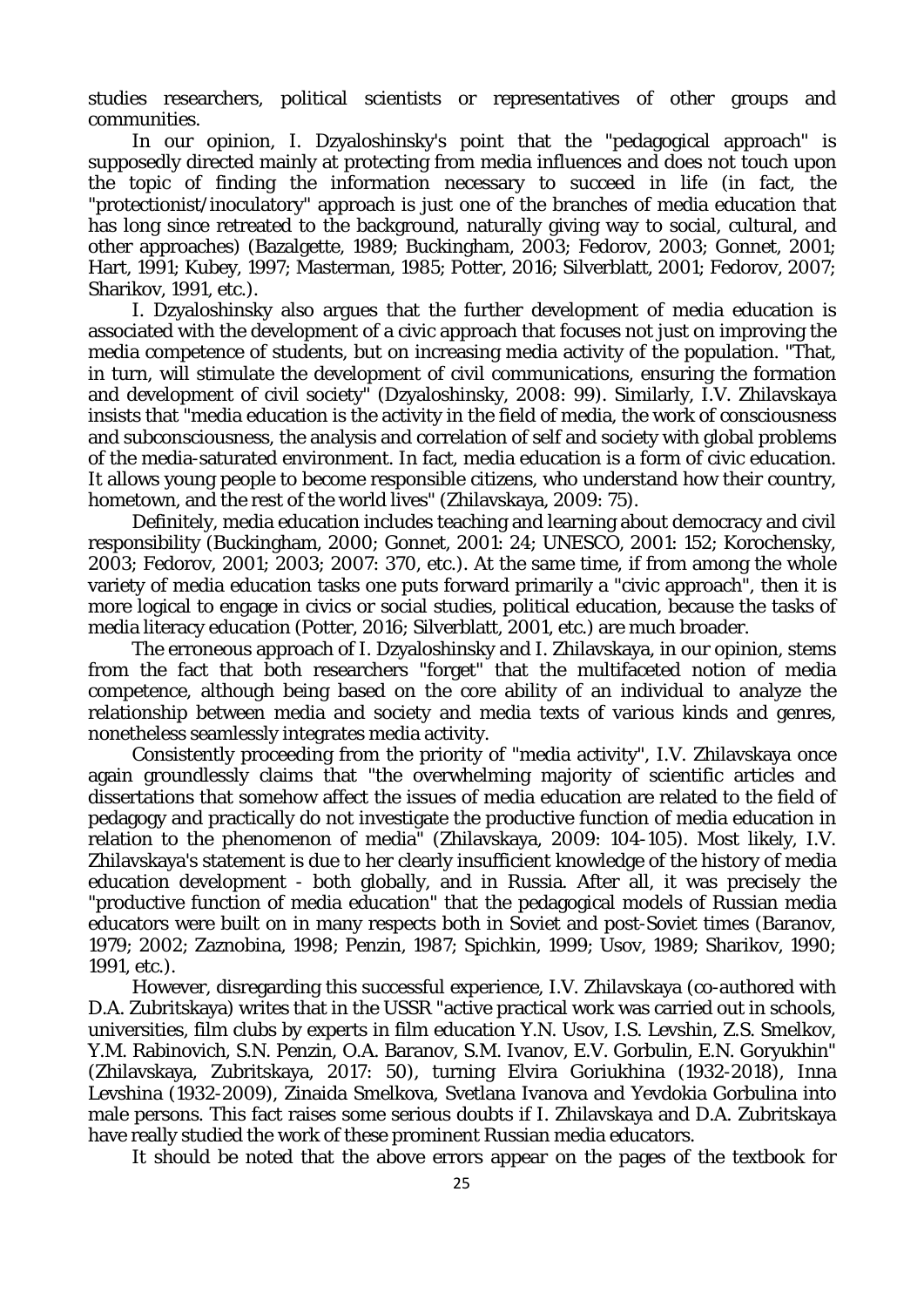studies researchers, political scientists or representatives of other groups and communities.

In our opinion, I. Dzyaloshinsky's point that the "pedagogical approach" is supposedly directed mainly at protecting from media influences and does not touch upon the topic of finding the information necessary to succeed in life (in fact, the "protectionist/inoculatory" approach is just one of the branches of media education that has long since retreated to the background, naturally giving way to social, cultural, and other approaches) (Bazalgette, 1989; Buckingham, 2003; Fedorov, 2003; Gonnet, 2001; Hart, 1991; Kubey, 1997; Masterman, 1985; Potter, 2016; Silverblatt, 2001; Fedorov, 2007; Sharikov, 1991, etc.).

I. Dzyaloshinsky also argues that the further development of media education is associated with the development of a civic approach that focuses not just on improving the media competence of students, but on increasing media activity of the population. "That, in turn, will stimulate the development of civil communications, ensuring the formation and development of civil society" (Dzyaloshinsky, 2008: 99). Similarly, I.V. Zhilavskaya insists that "media education is the activity in the field of media, the work of consciousness and subconsciousness, the analysis and correlation of self and society with global problems of the media-saturated environment. In fact, media education is a form of civic education. It allows young people to become responsible citizens, who understand how their country, hometown, and the rest of the world lives" (Zhilavskaya, 2009: 75).

Definitely, media education includes teaching and learning about democracy and civil responsibility (Buckingham, 2000; Gonnet, 2001: 24; UNESCO, 2001: 152; Korochensky, 2003; Fedorov, 2001; 2003; 2007: 370, etc.). At the same time, if from among the whole variety of media education tasks one puts forward primarily a "civic approach", then it is more logical to engage in civics or social studies, political education, because the tasks of media literacy education (Potter, 2016; Silverblatt, 2001, etc.) are much broader.

The erroneous approach of I. Dzyaloshinsky and I. Zhilavskaya, in our opinion, stems from the fact that both researchers "forget" that the multifaceted notion of media competence, although being based on the core ability of an individual to analyze the relationship between media and society and media texts of various kinds and genres, nonetheless seamlessly integrates media activity.

Consistently proceeding from the priority of "media activity", I.V. Zhilavskaya once again groundlessly claims that "the overwhelming majority of scientific articles and dissertations that somehow affect the issues of media education are related to the field of pedagogy and practically do not investigate the productive function of media education in relation to the phenomenon of media" (Zhilavskaya, 2009: 104-105). Most likely, I.V. Zhilavskaya's statement is due to her clearly insufficient knowledge of the history of media education development - both globally, and in Russia. After all, it was precisely the "productive function of media education" that the pedagogical models of Russian media educators were built on in many respects both in Soviet and post-Soviet times (Baranov, 1979; 2002; Zaznobina, 1998; Penzin, 1987; Spichkin, 1999; Usov, 1989; Sharikov, 1990; 1991, etc.).

However, disregarding this successful experience, I.V. Zhilavskaya (co-authored with D.A. Zubritskaya) writes that in the USSR "active practical work was carried out in schools, universities, film clubs by experts in film education Y.N. Usov, I.S. Levshin, Z.S. Smelkov, Y.M. Rabinovich, S.N. Penzin, O.A. Baranov, S.M. Ivanov, E.V. Gorbulin, E.N. Goryukhin" (Zhilavskaya, Zubritskaya, 2017: 50), turning Elvira Goriukhina (1932-2018), Inna Levshina (1932-2009), Zinaida Smelkova, Svetlana Ivanova and Yevdokia Gorbulina into male persons. This fact raises some serious doubts if I. Zhilavskaya and D.A. Zubritskaya have really studied the work of these prominent Russian media educators.

It should be noted that the above errors appear on the pages of the textbook for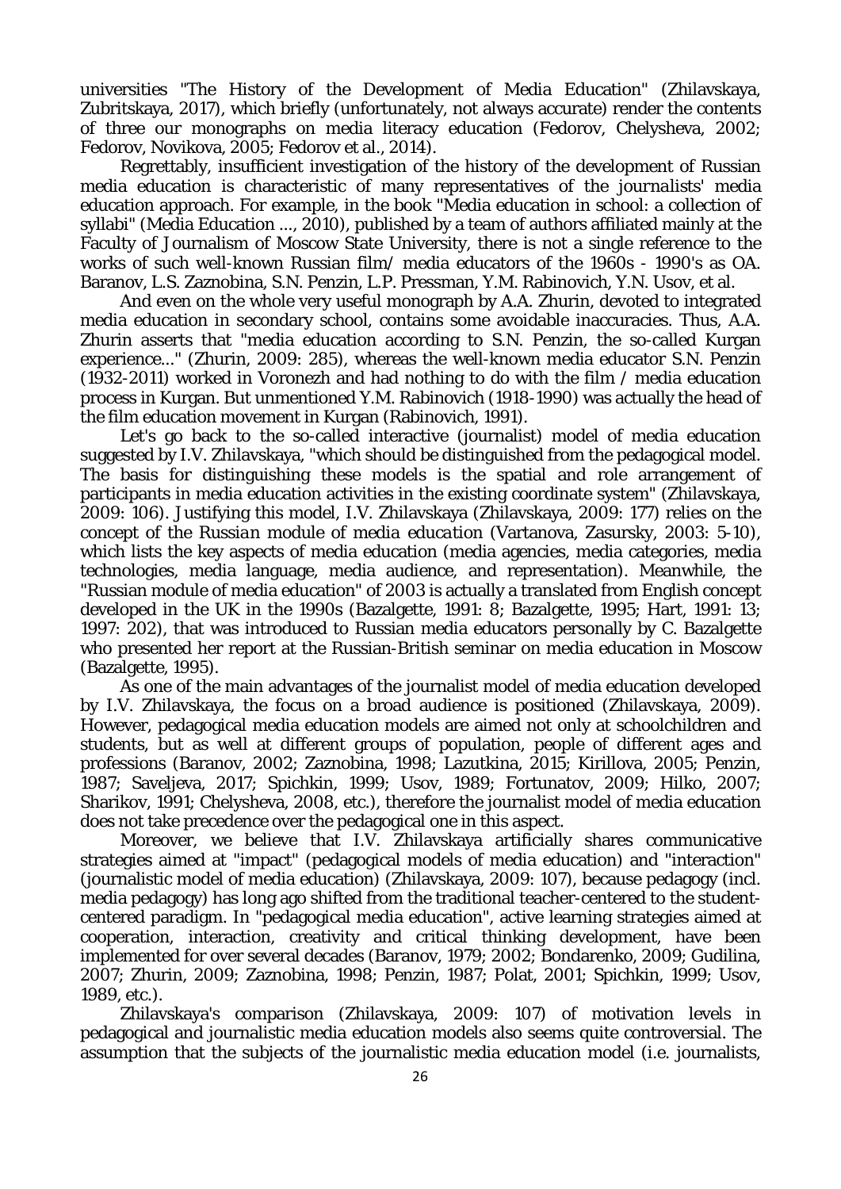universities "The History of the Development of Media Education" (Zhilavskaya, Zubritskaya, 2017), which briefly (unfortunately, not always accurate) render the contents of three our monographs on media literacy education (Fedorov, Chelysheva, 2002; Fedorov, Novikova, 2005; Fedorov et al., 2014).

Regrettably, insufficient investigation of the history of the development of Russian media education is characteristic of many representatives of the journalists' media education approach. For example, in the book "Media education in school: a collection of syllabi" (Media Education ..., 2010), published by a team of authors affiliated mainly at the Faculty of Journalism of Moscow State University, there is not a single reference to the works of such well-known Russian film/ media educators of the 1960s - 1990's as OA. Baranov, L.S. Zaznobina, S.N. Penzin, L.P. Pressman, Y.M. Rabinovich, Y.N. Usov, et al.

And even on the whole very useful monograph by A.A. Zhurin, devoted to integrated media education in secondary school, contains some avoidable inaccuracies. Thus, A.A. Zhurin asserts that "media education according to S.N. Penzin, the so-called Kurgan experience..." (Zhurin, 2009: 285), whereas the well-known media educator S.N. Penzin (1932-2011) worked in Voronezh and had nothing to do with the film / media education process in Kurgan. But unmentioned Y.M. Rabinovich (1918-1990) was actually the head of the film education movement in Kurgan (Rabinovich, 1991).

Let's go back to the so-called interactive (journalist) model of media education suggested by I.V. Zhilavskaya, "which should be distinguished from the pedagogical model. The basis for distinguishing these models is the spatial and role arrangement of participants in media education activities in the existing coordinate system" (Zhilavskaya, 2009: 106). Justifying this model, I.V. Zhilavskaya (Zhilavskaya, 2009: 177) relies on the concept of the *Russian module of media education* (Vartanova, Zasursky, 2003: 5-10), which lists the key aspects of media education (media agencies, media categories, media technologies, media language, media audience, and representation). Meanwhile, the "Russian module of media education" of 2003 is actually a translated from English concept developed in the UK in the 1990s (Bazalgette, 1991: 8; Bazalgette, 1995; Hart, 1991: 13; 1997: 202), that was introduced to Russian media educators personally by C. Bazalgette who presented her report at the Russian-British seminar on media education in Moscow (Bazalgette, 1995).

As one of the main advantages of the journalist model of media education developed by I.V. Zhilavskaya, the focus on a broad audience is positioned (Zhilavskaya, 2009). However, pedagogical media education models are aimed not only at schoolchildren and students, but as well at different groups of population, people of different ages and professions (Baranov, 2002; Zaznobina, 1998; Lazutkina, 2015; Kirillova, 2005; Penzin, 1987; Saveljeva, 2017; Spichkin, 1999; Usov, 1989; Fortunatov, 2009; Hilko, 2007; Sharikov, 1991; Chelysheva, 2008, etc.), therefore the journalist model of media education does not take precedence over the pedagogical one in this aspect.

Moreover, we believe that I.V. Zhilavskaya artificially shares communicative strategies aimed at "impact" (pedagogical models of media education) and "interaction" (journalistic model of media education) (Zhilavskaya, 2009: 107), because pedagogy (incl. media pedagogy) has long ago shifted from the traditional teacher-centered to the student-centered paradigm. In "pedagogical media education", active learning strategies aimed at cooperation, interaction, creativity and critical thinking development, have been implemented for over several decades (Baranov, 1979; 2002; Bondarenko, 2009; Gudilina, 2007; Zhurin, 2009; Zaznobina, 1998; Penzin, 1987; Polat, 2001; Spichkin, 1999; Usov, 1989, etc.).

Zhilavskaya's comparison (Zhilavskaya, 2009: 107) of motivation levels in pedagogical and journalistic media education models also seems quite controversial. The assumption that the subjects of the journalistic media education model (i.e. journalists,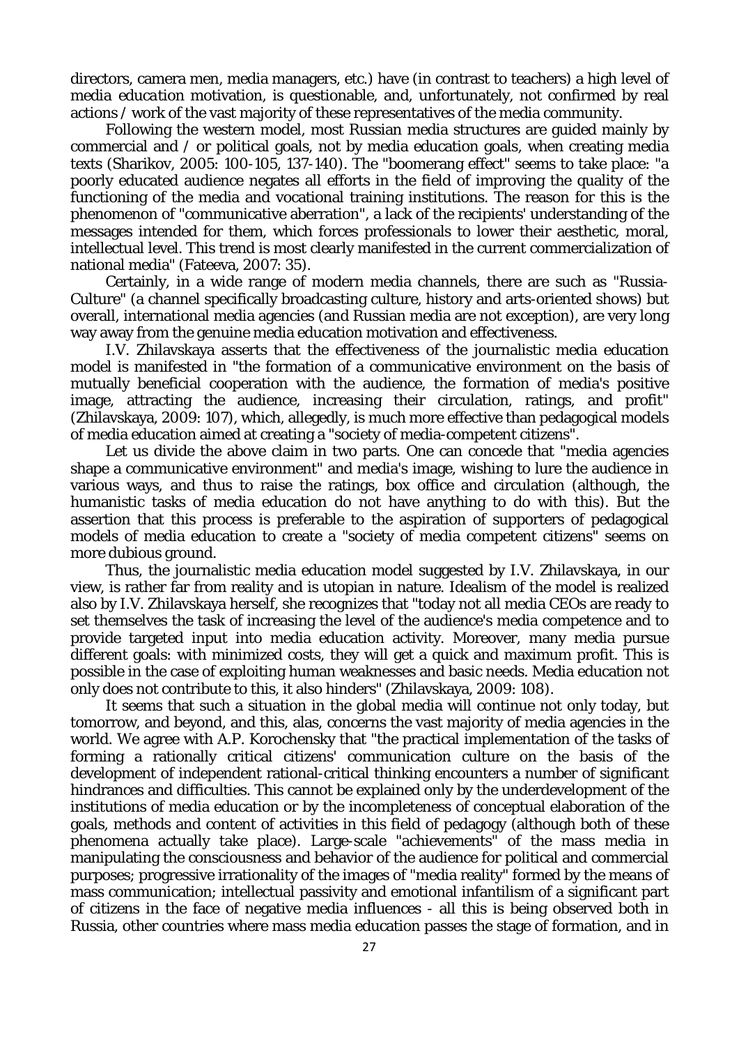directors, camera men, media managers, etc.) have (in contrast to teachers) a high level of media education motivation, is questionable, and, unfortunately, not confirmed by real actions / work of the vast majority of these representatives of the media community.

Following the western model, most Russian media structures are guided mainly by commercial and / or political goals, not by media education goals, when creating media texts (Sharikov, 2005: 100-105, 137-140). The "boomerang effect" seems to take place: "a poorly educated audience negates all efforts in the field of improving the quality of the functioning of the media and vocational training institutions. The reason for this is the phenomenon of "communicative aberration", a lack of the recipients' understanding of the messages intended for them, which forces professionals to lower their aesthetic, moral, intellectual level. This trend is most clearly manifested in the current commercialization of national media" (Fateeva, 2007: 35).

Certainly, in a wide range of modern media channels, there are such as "Russia-Culture" (a channel specifically broadcasting culture, history and arts-oriented shows) but overall, international media agencies (and Russian media are not exception), are very long way away from the genuine media education motivation and effectiveness.

I.V. Zhilavskaya asserts that the effectiveness of the journalistic media education model is manifested in "the formation of a communicative environment on the basis of mutually beneficial cooperation with the audience, the formation of media's positive image, attracting the audience, increasing their circulation, ratings, and profit" (Zhilavskaya, 2009: 107), which, allegedly, is much more effective than pedagogical models of media education aimed at creating a "society of media-competent citizens".

Let us divide the above claim in two parts. One can concede that "media agencies shape a communicative environment" and media's image, wishing to lure the audience in various ways, and thus to raise the ratings, box office and circulation (although, the humanistic tasks of media education do not have anything to do with this). But the assertion that this process is preferable to the aspiration of supporters of pedagogical models of media education to create a "society of media competent citizens" seems on more dubious ground.

Thus, the journalistic media education model suggested by I.V. Zhilavskaya, in our view, is rather far from reality and is utopian in nature. Idealism of the model is realized also by I.V. Zhilavskaya herself, she recognizes that "today not all media CEOs are ready to set themselves the task of increasing the level of the audience's media competence and to provide targeted input into media education activity. Moreover, many media pursue different goals: with minimized costs, they will get a quick and maximum profit. This is possible in the case of exploiting human weaknesses and basic needs. Media education not only does not contribute to this, it also hinders" (Zhilavskaya, 2009: 108).

It seems that such a situation in the global media will continue not only today, but tomorrow, and beyond, and this, alas, concerns the vast majority of media agencies in the world. We agree with A.P. Korochensky that "the practical implementation of the tasks of forming a rationally critical citizens' communication culture on the basis of the development of independent rational-critical thinking encounters a number of significant hindrances and difficulties. This cannot be explained only by the underdevelopment of the institutions of media education or by the incompleteness of conceptual elaboration of both the goals, methods and content of activities in this field of pedagogy (although both of these phenomena actually take place). Large-scale "achievements" of the mass media in manipulating the consciousness and behavior of the audience for political and commercial purposes; progressive irrationality of the images of "media reality" formed by the means of mass communication; intellectual passivity and emotional infantilism of a significant part of citizens in the face of negative media influences - all this is being observed both in Russia, other countries where mass media education passes the stage of formation, and in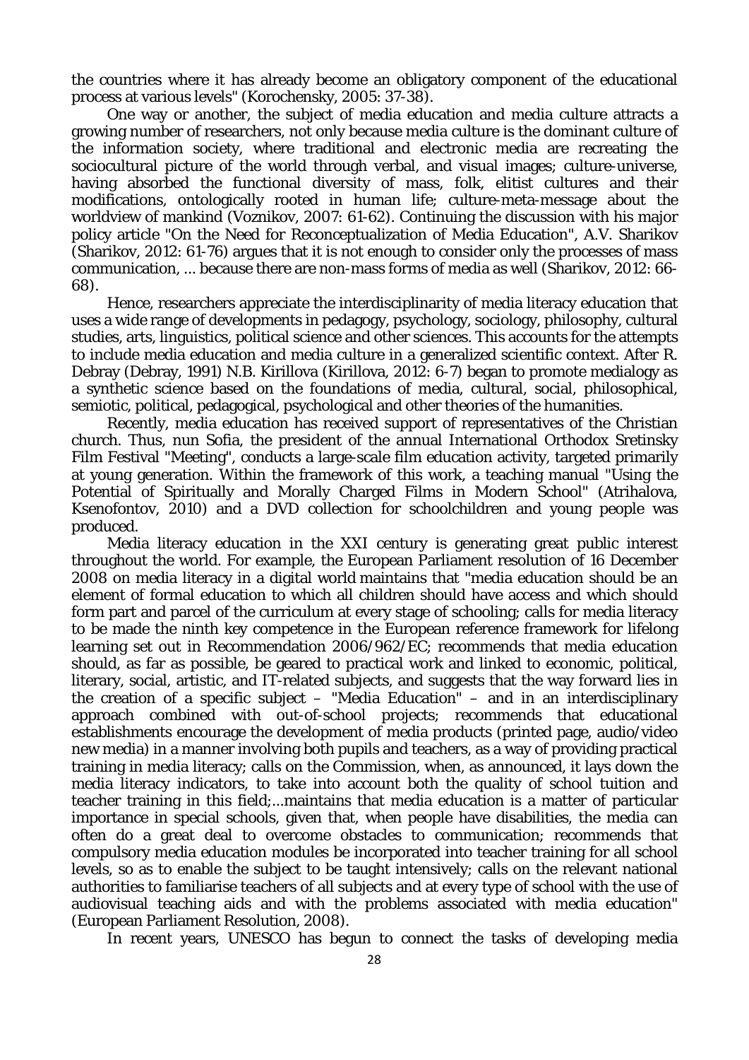the countries where it has already become an obligatory component of the educational process at various levels" (Korochensky, 2005: 37-38).

One way or another, the subject of media education and media culture attracts a growing number of researchers, not only because media culture is the dominant culture of the information society, where traditional and electronic media are recreating the sociocultural picture of the world through verbal, and visual images; culture-universe, having absorbed the functional diversity of mass, folk, elitist cultures and their modifications, ontologically rooted in human life; culture-meta-message about the worldview of mankind (Voznikov, 2007: 61-62). Continuing the discussion with his major policy article "On the Need for Reconceptualization of Media Education", A.V. Sharikov (Sharikov, 2012: 61-76) argues that it is not enough to consider only the processes of mass communication, ... because there are non-mass forms of media as well (Sharikov, 2012: 66-68).

Hence, researchers appreciate the interdisciplinarity of media literacy education that uses a wide range of developments in pedagogy, psychology, sociology, philosophy, cultural studies, arts, linguistics, political science and other sciences. This accounts for the attempts to include media education and media culture in a generalized scientific context. After R. Debray (Debray, 1991) N.B. Kirillova (Kirillova, 2012: 6-7) began to promote medialogy as a synthetic science based on the foundations of media, cultural, social, philosophical, semiotic, political, pedagogical, psychological and other theories of the humanities.

Recently, media education has received support of representatives of the Christian church. Thus, nun Sofia, the president of the annual International Orthodox Sretinsky Film Festival "Meeting", conducts a large-scale film education activity, targeted primarily at young generation. Within the framework of this work, a teaching manual "Using the Potential of Spiritually and Morally Charged Films in Modern School" (Atrihalova, Ksenofontov, 2010) and a DVD collection for schoolchildren and young people was produced.

Media literacy education in the XXI century is generating great public interest throughout the world. For example, the European Parliament resolution of 16 December 2008 on media literacy in a digital world maintains that "media education should be an element of formal education to which all children should have access and which should form part and parcel of the curriculum at every stage of schooling; calls for media literacy to be made the ninth key competence in the European reference framework for lifelong learning set out in Recommendation 2006/962/EC; recommends that media education should, as far as possible, be geared to practical work and linked to economic, political, literary, social, artistic, and IT-related subjects, and suggests that the way forward lies in the creation of a specific subject – "Media Education" – and in an interdisciplinary approach combined with out-of-school projects; recommends that educational establishments encourage the development of media products (printed page, audio/video new media) in a manner involving both pupils and teachers, as a way of providing practical training in media literacy; calls on the Commission, when, as announced, it lays down the media literacy indicators, to take into account both the quality of school tuition and teacher training in this field;...maintains that media education is a matter of particular importance in special schools, given that, when people have disabilities, the media can often do a great deal to overcome obstacles to communication; recommends that compulsory media education modules be incorporated into teacher training for all school levels, so as to enable the subject to be taught intensively; calls on the relevant national authorities to familiarise teachers of all subjects and at every type of school with the use of audiovisual teaching aids and with the problems associated with media education" (European Parliament Resolution, 2008).

In recent years, UNESCO has begun to connect the tasks of developing media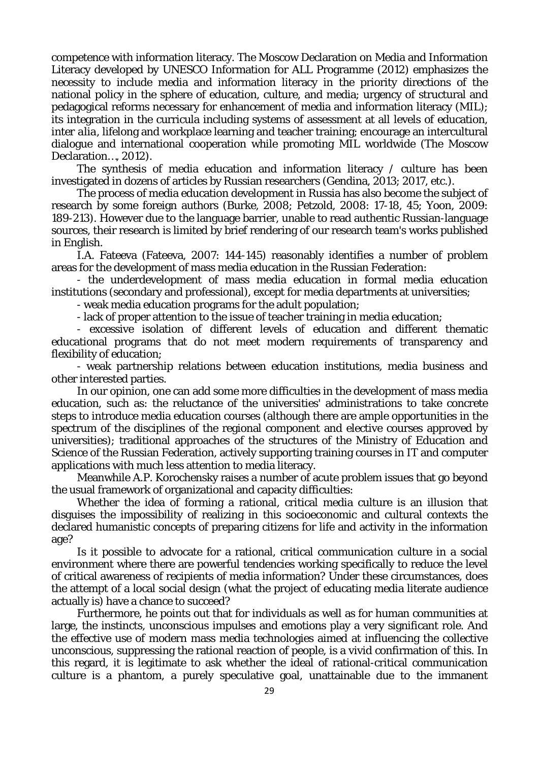competence with information literacy. The Moscow Declaration on Media and Information Literacy developed by UNESCO Information for ALL Programme (2012) emphasizes the necessity to include media and information literacy in the priority directions of the national policy in the sphere of education, culture, and media; urgency of structural and pedagogical reforms necessary for enhancement of media and information literacy (MIL); its integration in the curricula including systems of assessment at all levels of education, *inter alia*, lifelong and workplace learning and teacher training; encourage an intercultural dialogue and international cooperation while promoting MIL worldwide (The Moscow Declaration…, 2012).

The synthesis of media education and information literacy / culture has been investigated in dozens of articles by Russian researchers (Gendina, 2013; 2017, etc.).

The process of media education development in Russia has also become the subject of research by some foreign authors (Burke, 2008; Petzold, 2008: 17-18, 45; Yoon, 2009: 189-213). However due to the language barrier, unable to read authentic Russian-language sources, their research is limited by brief rendering of our research team's works published in English.

I.A. Fateeva (Fateeva, 2007: 144-145) reasonably identifies a number of problem areas for the development of mass media education in the Russian Federation:

- the underdevelopment of mass media education in formal media education institutions (secondary and professional), except for media departments at universities;
- weak media education programs for the adult population;
- lack of proper attention to the issue of teacher training in media education;
- excessive isolation of different levels of education and different thematic educational programs that do not meet modern requirements of transparency and flexibility of education;
- weak partnership relations between education institutions, media business and other interested parties.

In our opinion, one can add some more difficulties in the development of mass media education, such as: the reluctance of the universities' administrations to take concrete steps to introduce media education courses (although there are ample opportunities in the spectrum of the disciplines of the regional component and elective courses approved by universities); traditional approaches of the structures of the Ministry of Education and Science of the Russian Federation, actively supporting training courses in IT and computer applications with much less attention to media literacy.

Meanwhile A.P. Korochensky raises a number of acute problem issues that go beyond the usual framework of organizational and capacity difficulties:

Whether the idea of forming a rational, critical media culture is an illusion that disguises the impossibility of realizing in this socioeconomic and cultural contexts the declared humanistic concepts of preparing citizens for life and activity in the information age?

Is it possible to advocate for a rational, critical communication culture in a social environment where there are powerful tendencies working specifically to reduce the level of critical awareness of recipients of media information? Under these circumstances, does the attempt of a local social design (what the project of educating media literate audience actually is) have a chance to succeed?

Furthermore, he points out that for individuals as well as for human communities at large, the instincts, unconscious impulses and emotions play a very significant role. And the effective use of modern mass media technologies aimed at influencing the collective unconscious, suppressing the rational reaction of people, is a vivid confirmation of this. In this regard, it is legitimate to ask whether the ideal of rational-critical communication culture is a phantom, a purely speculative goal, unattainable due to the immanent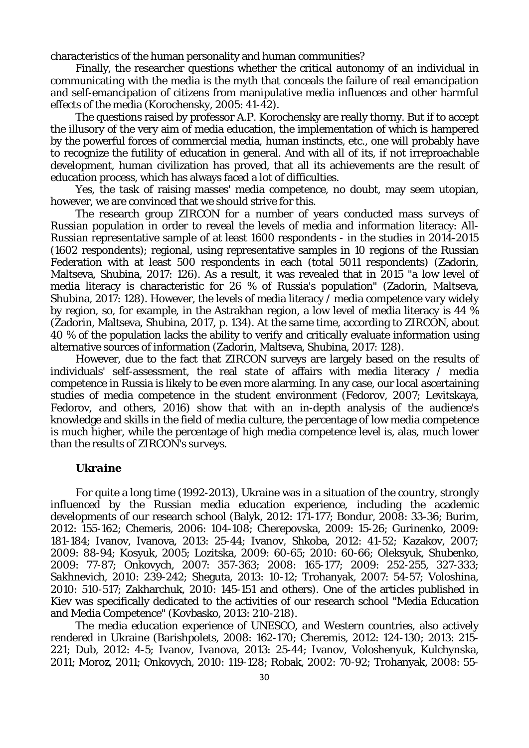characteristics of the human personality and human communities?

Finally, the researcher questions whether the critical autonomy of an individual in communicating with the media is the myth that conceals the failure of real emancipation and self-emancipation of citizens from manipulative media influences and other harmful effects of the media (Korochensky, 2005: 41-42).

The questions raised by professor A.P. Korochensky are really thorny. But if to accept the illusory of the very aim of media education, the implementation of which is hampered by the powerful forces of commercial media, human instincts, etc., one will probably have to recognize the futility of education in general. And with all of its, if not irreproachable development, human civilization has proved, that all its achievements are the result of education process, which has always faced a lot of difficulties.

Yes, the task of raising masses' media competence, no doubt, may seem utopian, however, we are convinced that we should strive for this.

The research group ZIRCON for a number of years conducted mass surveys of Russian population in order to reveal the levels of media and information literacy: All-Russian representative sample of at least 1600 respondents - in the studies in 2014-2015 (1602 respondents); regional, using representative samples in 10 regions of the Russian Federation with at least 500 respondents in each (total 5011 respondents) (Zadorin, Maltseva, Shubina, 2017: 126). As a result, it was revealed that in 2015 "a low level of media literacy is characteristic for 26 % of Russia's population" (Zadorin, Maltseva, Shubina, 2017: 128). However, the levels of media literacy / media competence vary widely by region, so, for example, in the Astrakhan region, a low level of media literacy is 44 % (Zadorin, Maltseva, Shubina, 2017, p. 134). At the same time, according to ZIRCON, about 40 % of the population lacks the ability to verify and critically evaluate information using alternative sources of information (Zadorin, Maltseva, Shubina, 2017: 128).

However, due to the fact that ZIRCON surveys are largely based on the results of individuals' self-assessment, the real state of affairs with media literacy / media competence in Russia is likely to be even more alarming. In any case, our local ascertaining studies of media competence in the student environment (Fedorov, 2007; Levitskaya, Fedorov, and others, 2016) show that with an in-depth analysis of the audience's knowledge and skills in the field of media culture, the percentage of low media competence is much higher, while the percentage of high media competence level is, alas, much lower than the results of ZIRCON's surveys.

### *Ukraine*

For quite a long time (1992-2013), Ukraine was in a situation of the country, strongly influenced by the Russian media education experience, including the academic developments of our research school (Balyk, 2012: 171-177; Bondur, 2008: 33-36; Burim, 2012: 155-162; Chemeris, 2006: 104-108; Cherepovska, 2009: 15-26; Gurinenko, 2009: 181-184; Ivanov, Ivanova, 2013: 25-44; Ivanov, Shkoba, 2012: 41-52; Kazakov, 2007; 2009: 88-94; Kosyuk, 2005; Lozitska, 2009: 60-65; 2010: 60-66; Oleksyuk, Shubenko, 2009: 77-87; Onkovych, 2007: 357-363; 2008: 165-177; 2009: 252-255, 327-333; Sakhnevich, 2010: 239-242; Sheguta, 2013: 10-12; Trohanyak, 2007: 54-57; Voloshina, 2010: 510-517; Zakharchuk, 2010: 145-151 and others). One of the articles published in Kiev was specifically dedicated to the activities of our research school "Media Education and Media Competence" (Kovbasko, 2013: 210-218).

The media education experience of UNESCO, and Western countries, also actively rendered in Ukraine (Barishpolets, 2008: 162-170; Cheremis, 2012: 124-130; 2013: 215-221; Dub, 2012: 4-5; Ivanov, Ivanova, 2013: 25-44; Ivanov, Voloshenyuk, Kulchynska, 2011; Moroz, 2011; Onkovych, 2010: 119-128; Robak, 2002: 70-92; Trohanyak, 2008: 55-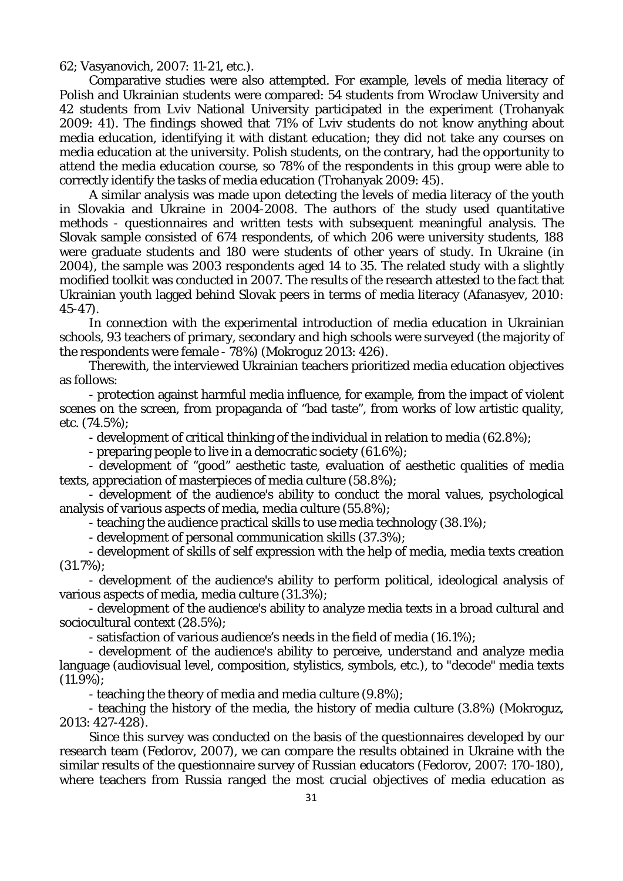62; Vasyanovich, 2007: 11-21, etc.).

Comparative studies were also attempted. For example, levels of media literacy of Polish and Ukrainian students were compared: 54 students from Wroclaw University and 42 students from Lviv National University participated in the experiment (Trohanyak 2009: 41). The findings showed that 71% of Lviv students do not know anything about media education, identifying it with distant education; they did not take any courses on media education at the university. Polish students, on the contrary, had the opportunity to attend the media education course, so 78% of the respondents in this group were able to correctly identify the tasks of media education (Trohanyak 2009: 45).

A similar analysis was made upon detecting the levels of media literacy of the youth in Slovakia and Ukraine in 2004-2008. The authors of the study used quantitative methods - questionnaires and written tests with subsequent meaningful analysis. The Slovak sample consisted of 674 respondents, of which 206 were university students, 188 were graduate students and 180 were students of other years of study. In Ukraine (in 2004), the sample was 2003 respondents aged 14 to 35. The related study with a slightly modified toolkit was conducted in 2007. The results of the research attested to the fact that Ukrainian youth lagged behind Slovak peers in terms of media literacy (Afanasyev, 2010: 45-47).

In connection with the experimental introduction of media education in Ukrainian schools, 93 teachers of primary, secondary and high schools were surveyed (the majority of the respondents were female - 78%) (Mokroguz 2013: 426).

Therewith, the interviewed Ukrainian teachers prioritized media education objectives as follows:

- protection against harmful media influence, for example, from the impact of violent scenes on the screen, from propaganda of "bad taste", from works of low artistic quality, etc. (74.5%);
- development of critical thinking of the individual in relation to media (62.8%);
- preparing people to live in a democratic society (61.6%);
- development of "good" aesthetic taste, evaluation of aesthetic qualities of media texts, appreciation of masterpieces of media culture (58.8%);
- development of the audience's ability to conduct the moral values, psychological analysis of various aspects of media, media culture (55.8%);
- teaching the audience practical skills to use media technology (38.1%);
- development of personal communication skills (37.3%);
- development of skills of self expression with the help of media, media texts creation (31.7%);
- development of the audience's ability to perform political, ideological analysis of various aspects of media, media culture (31.3%);
- development of the audience's ability to analyze media texts in a broad cultural and sociocultural context (28.5%);
- satisfaction of various audience's needs in the field of media (16.1%);
- development of the audience's ability to perceive, understand and analyze media language (audiovisual level, composition, stylistics, symbols, etc.), to "decode" media texts (11.9%);
- teaching the theory of media and media culture (9.8%);
- teaching the history of the media, the history of media culture (3.8%) (Mokroguz, 2013: 427-428).

Since this survey was conducted on the basis of the questionnaires developed by our research team (Fedorov, 2007), we can compare the results obtained in Ukraine with the similar results of the questionnaire survey of Russian educators (Fedorov, 2007: 170-180), where teachers from Russia ranged the most crucial objectives of media education as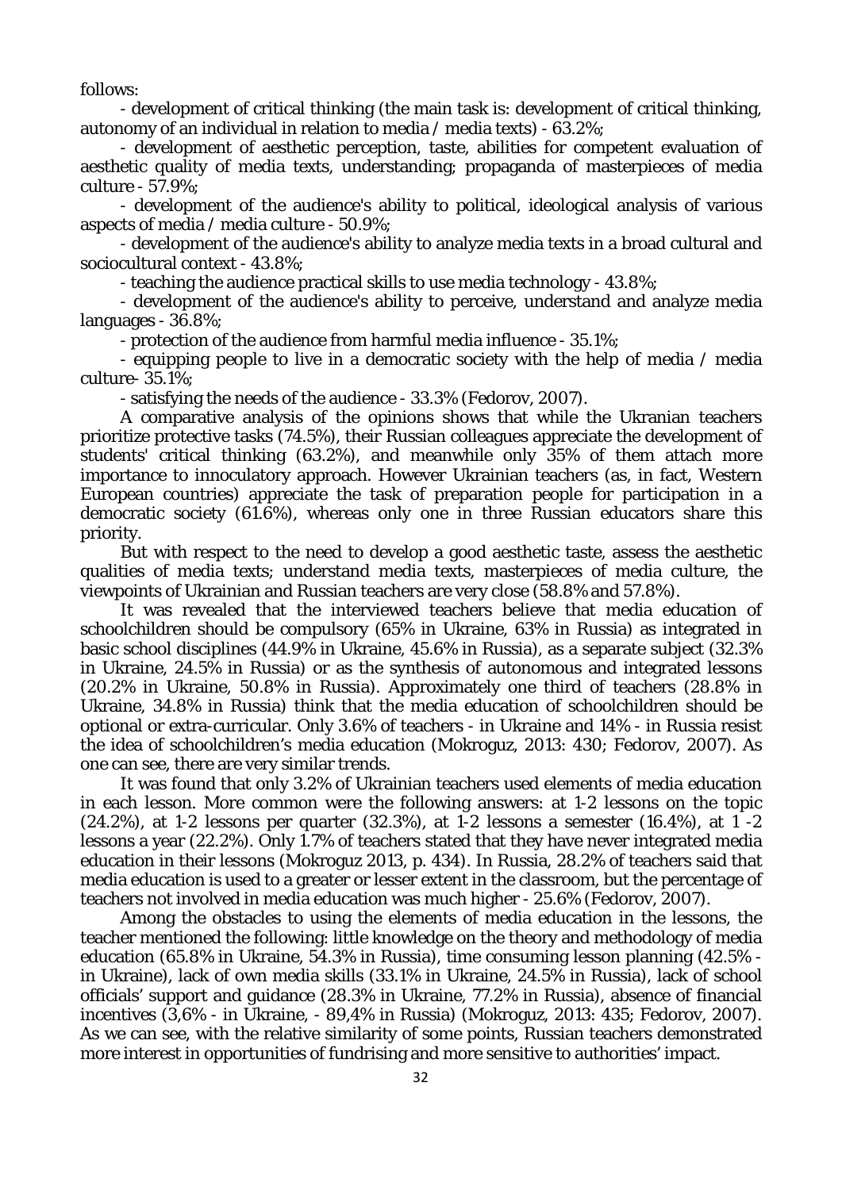follows:

- development of critical thinking (the main task is: development of critical thinking, autonomy of an individual in relation to media / media texts) - 63.2%;
- development of aesthetic perception, taste, abilities for competent evaluation of aesthetic quality of media texts, understanding; propaganda of masterpieces of media culture - 57.9%;
- development of the audience's ability to political, ideological analysis of various aspects of media / media culture - 50.9%;
- development of the audience's ability to analyze media texts in a broad cultural and sociocultural context - 43.8%;
- teaching the audience practical skills to use media technology - 43.8%;
- development of the audience's ability to perceive, understand and analyze media languages - 36.8%;
- protection of the audience from harmful media influence - 35.1%;
- equipping people to live in a democratic society with the help of media / media culture- 35.1%;
- satisfying the needs of the audience - 33.3% (Fedorov, 2007).

A comparative analysis of the opinions shows that while the Ukranian teachers prioritize protective tasks (74.5%), their Russian colleagues appreciate the development of students' critical thinking (63.2%), and meanwhile only 35% of them attach more importance to innoculatory approach. However Ukrainian teachers (as, in fact, Western European countries) appreciate the task of preparation people for participation in a democratic society (61.6%), whereas only one in three Russian educators share this priority.

But with respect to the need to develop a good aesthetic taste, assess the aesthetic qualities of media texts; understand media texts, masterpieces of media culture, the viewpoints of Ukrainian and Russian teachers are very close (58.8% and 57.8%).

It was revealed that the interviewed teachers believe that media education of schoolchildren should be compulsory (65% in Ukraine, 63% in Russia) as integrated in basic school disciplines (44.9% in Ukraine, 45.6% in Russia), as a separate subject (32.3% in Ukraine, 24.5% in Russia) or as the synthesis of autonomous and integrated lessons (20.2% in Ukraine, 50.8% in Russia). Approximately one third of teachers (28.8% in Ukraine, 34.8% in Russia) think that the media education of schoolchildren should be optional or extra-curricular. Only 3.6% of teachers - in Ukraine and 14% - in Russia resist the idea of schoolchildren's media education (Mokroguz, 2013: 430; Fedorov, 2007). As one can see, there are very similar trends.

It was found that only 3.2% of Ukrainian teachers used elements of media education in each lesson. More common were the following answers: at 1-2 lessons on the topic (24.2%), at 1-2 lessons per quarter (32.3%), at 1-2 lessons a semester (16.4%), at 1 -2 lessons a year (22.2%). Only 1.7% of teachers stated that they have never integrated media education in their lessons (Mokroguz 2013, p. 434). In Russia, 28.2% of teachers said that media education is used to a greater or lesser extent in the classroom, but the percentage of teachers not involved in media education was much higher - 25.6% (Fedorov, 2007).

Among the obstacles to using the elements of media education in the lessons, the teacher mentioned the following: little knowledge on the theory and methodology of media education (65.8% in Ukraine, 54.3% in Russia), time consuming lesson planning (42.5% - in Ukraine), lack of own media skills (33.1% in Ukraine, 24.5% in Russia), lack of school officials' support and guidance (28.3% in Ukraine, 77.2% in Russia), absence of financial incentives (3,6% - in Ukraine, - 89,4% in Russia) (Mokroguz, 2013: 435; Fedorov, 2007). As we can see, with the relative similarity of some points, Russian teachers demonstrated more interest in opportunities of fundrising and more sensitive to authorities' impact.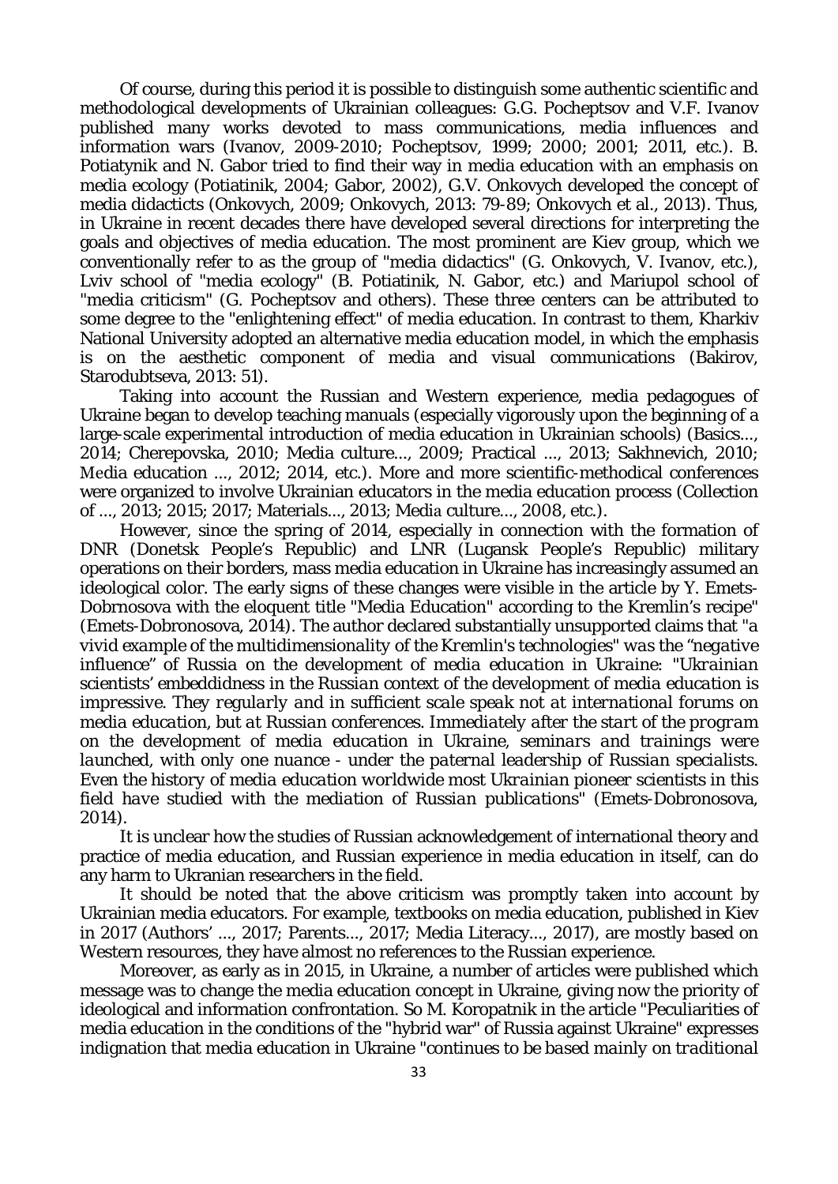Of course, during this period it is possible to distinguish some authentic scientific and methodological developments of Ukrainian colleagues: G.G. Pocheptsov and V.F. Ivanov published many works devoted to mass communications, media influences and information wars (Ivanov, 2009-2010; Pocheptsov, 1999; 2000; 2001; 2011, etc.). B. Potiatynik and N. Gabor tried to find their way in media education with an emphasis on media ecology (Potiatinik, 2004; Gabor, 2002), G.V. Onkovych developed the concept of media didactits (Onkovych, 2009; Onkovych, 2013: 79-89; Onkovych et al., 2013). Thus, in Ukraine in recent decades there have developed several directions for interpreting the goals and objectives of media education. The most prominent are Kiev group, which we conventionally refer to as the group of "media didactics" (G. Onkovych, V. Ivanov, etc.), Lviv school of "media ecology" (B. Potiatinik, N. Gabor, etc.) and Mariupol school of "media criticism" (G. Pocheptsov and others). These three centers can be attributed to some degree to the "enlightening effect" of media education. In contrast to them, Kharkiv National University adopted an alternative media education model, in which the emphasis is on the aesthetic component of media and visual communications (Bakirov, Starodubtseva, 2013: 51).

Taking into account the Russian and Western experience, media pedagogues of Ukraine began to develop teaching manuals (especially vigorously upon the beginning of a large-scale experimental introduction of media education in Ukrainian schools) (Basics..., 2014; Cherepovska, 2010; Media culture..., 2009; Practical ..., 2013; Sakhnevich, 2010; Media education ..., 2012; 2014, etc.). More and more scientific-methodical conferences were organized to involve Ukrainian educators in the media education process (Collection of ..., 2013; 2015; 2017; Materials..., 2013; Media culture..., 2008, etc.).

However, since the spring of 2014, especially in connection with the formation of DNR (Donetsk People's Republic) and LNR (Lugansk People's Republic) military operations on their borders, mass media education in Ukraine has increasingly assumed an ideological color. The early signs of these changes were visible in the article by Y. Emets-Dobrnosova with the eloquent title "Media Education" according to the Kremlin's recipe" (Emets-Dobronosova, 2014). The author declared substantially unsupported claims that "*a vivid example of the multidimensionality of the Kremlin's technologies*" *was the "negative influence" of Russia on the development of media education in Ukraine*: "*Ukrainian scientists' embeddidness in the Russian context of the development of media education is impressive. They regularly and in sufficient scale speak not at international forums on media education, but at Russian conferences. Immediately after the start of the program on the development of media education in Ukraine, seminars and trainings were launched, with only one nuance - under the paternal leadership of Russian specialists. Even the history of media education worldwide most Ukrainian pioneer scientists in this field have studied with the mediation of Russian publications*" (Emets-Dobronosova, 2014).

It is unclear how the studies of Russian acknowledgement of international theory and practice of media education, and Russian experience in media education in itself, can do any harm to Ukranian researchers in the field.

It should be noted that the above criticism was promptly taken into account by Ukrainian media educators. For example, textbooks on media education, published in Kiev in 2017 (Authors' ..., 2017; Parents..., 2017; Media Literacy..., 2017), are mostly based on Western resources, they have almost no references to the Russian experience.

Moreover, as early as in 2015, in Ukraine, a number of articles were published which message was to change the media education concept in Ukraine, giving now the priority of ideological and information confrontation. So M. Koropatnik in the article "Peculiarities of media education in the conditions of the "hybrid war" of Russia against Ukraine" expresses indignation that media education in Ukraine "*continues to be based mainly on traditional*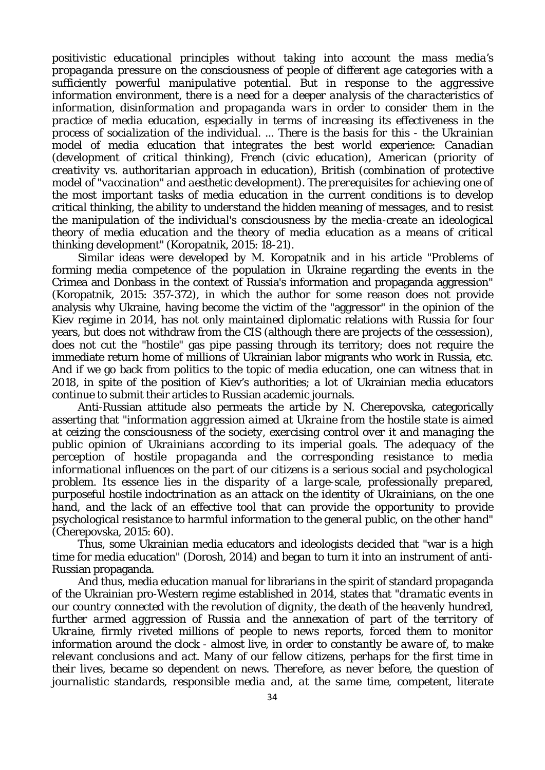*positivistic educational principles without taking into account the mass media's propaganda pressure on the consciousness of people of different age categories with a sufficiently powerful manipulative potential. But in response to the aggressive information environment, there is a need for a deeper analysis of the characteristics of information, disinformation and propaganda wars in order to consider them in the practice of media education, especially in terms of increasing its effectiveness in the process of socialization of the individual. ... There is the basis for this - the Ukrainian model of media education that integrates the best world experience: Canadian (development of critical thinking), French (civic education), American (priority of creativity vs. authoritarian approach in education), British (combination of protective model of "vaccination" and aesthetic development). The prerequisites for achieving one of the most important tasks of media education in the current conditions is to develop critical thinking, the ability to understand the hidden meaning of messages, and to resist the manipulation of the individual's consciousness by the media-create an ideological theory of media education and the theory of media education as a means of critical thinking development*" (Koropatnik, 2015: 18-21).

Similar ideas were developed by M. Koropatnik and in his article "Problems of forming media competence of the population in Ukraine regarding the events in the Crimea and Donbass in the context of Russia's information and propaganda aggression" (Koropatnik, 2015: 357-372), in which the author for some reason does not provide analysis why Ukraine, having become the victim of the "aggressor" in the opinion of the Kiev regime in 2014, has not only maintained diplomatic relations with Russia for four years, but does not withdraw from the CIS (although there are projects of the cessession), does not cut the "hostile" gas pipe passing through its territory; does not require the immediate return home of millions of Ukrainian labor migrants who work in Russia, etc. And if we go back from politics to the topic of media education, one can witness that in 2018, in spite of the position of Kiev's authorities; a lot of Ukrainian media educators continue to submit their articles to Russian academic journals.

Anti-Russian attitude also permeats the article by N. Cherepovska, categorically asserting that "*information aggression aimed at Ukraine from the hostile state is aimed at ceizing the consciousness of the society, exercising control over it and managing the public opinion of Ukrainians according to its imperial goals. The adequacy of the perception of hostile propaganda and the corresponding resistance to media informational influences on the part of our citizens is a serious social and psychological problem. Its essence lies in the disparity of a large-scale, professionally prepared, purposeful hostile indoctrination as an attack on the identity of Ukrainians, on the one hand, and the lack of an effective tool that can provide the opportunity to provide psychological resistance to harmful information to the general public, on the other hand*" (Cherepovska, 2015: 60).

Thus, some Ukrainian media educators and ideologists decided that "war is a high time for media education" (Dorosh, 2014) and began to turn it into an instrument of anti-Russian propaganda.

And thus, media education manual for librarians in the spirit of standard propaganda of the Ukrainian pro-Western regime established in 2014, states that "*dramatic events in our country connected with the revolution of dignity, the death of the heavenly hundred, further armed aggression of Russia and the annexation of part of the territory of Ukraine, firmly riveted millions of people to news reports, forced them to monitor information around the clock - almost live, in order to constantly be aware of, to make relevant conclusions and act. Many of our fellow citizens, perhaps for the first time in their lives, became so dependent on news. Therefore, as never before, the question of journalistic standards, responsible media and, at the same time, competent, literate*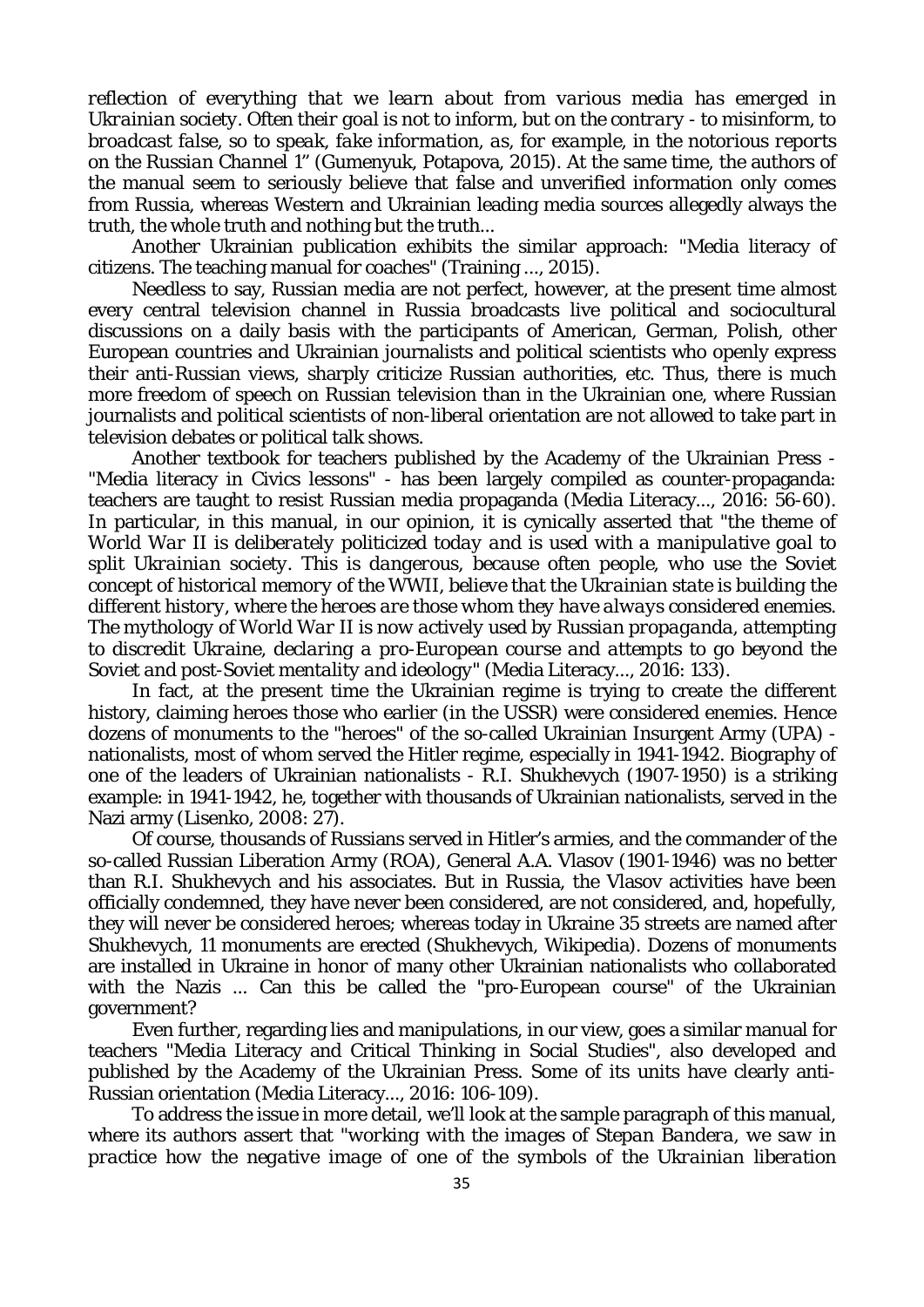*reflection of everything that we learn about from various media has emerged in Ukrainian society. Often their goal is not to inform, but on the contrary - to misinform, to broadcast false, so to speak, fake information, as, for example, in the notorious reports on the Russian Channel 1*" (Gumenyuk, Potapova, 2015). At the same time, the authors of the manual seem to seriously believe that false and unverified information only comes from Russia, whereas Western and Ukrainian leading media sources allegedly always the truth, the whole truth and nothing but the truth...

Another Ukrainian publication exhibits the similar approach: "Media literacy of citizens. The teaching manual for coaches" (Training ..., 2015).

Needless to say, Russian media are not perfect, however, at the present time almost every central television channel in Russia broadcasts live political and sociocultural discussions on a daily basis with the participants of American, German, Polish, other European countries and Ukrainian journalists and political scientists who openly express their anti-Russian views, sharply criticize Russian authorities, etc. Thus, there is much more freedom of speech on Russian television than in the Ukrainian one, where Russian journalists and political scientists of non-liberal orientation are not allowed to take part in television debates or political talk shows.

Another textbook for teachers published by the Academy of the Ukrainian Press - "Media literacy in Civics lessons" - has been largely compiled as counter-propaganda: teachers are taught to resist Russian media propaganda (Media Literacy..., 2016: 56-60). In particular, in this manual, in our opinion, it is cynically asserted that "*the theme of World War II is deliberately politicized today and is used with a manipulative goal to split Ukrainian society. This is dangerous, because often people, who use the Soviet concept of historical memory of the WWII, believe that the Ukrainian state is building the different history, where the heroes are those whom they have always considered enemies. The mythology of World War II is now actively used by Russian propaganda, attempting to discredit Ukraine, declaring a pro-European course and attempts to go beyond the Soviet and post-Soviet mentality and ideology*" (Media Literacy..., 2016: 133).

In fact, at the present time the Ukrainian regime is trying to create the different history, claiming heroes those who earlier (in the USSR) were considered enemies. Hence dozens of monuments to the "heroes" of the so-called Ukrainian Insurgent Army (UPA) - nationalists, most of whom served the Hitler regime, especially in 1941-1942. Biography of one of the leaders of Ukrainian nationalists - R.I. Shukhevych (1907-1950) is a striking example: in 1941-1942, he, together with thousands of Ukrainian nationalists, served in the Nazi army (Lisenko, 2008: 27).

Of course, thousands of Russians served in Hitler's armies, and the commander of the so-called Russian Liberation Army (ROA), General A.A. Vlasov (1901-1946) was no better than R.I. Shukhevych and his associates. But in Russia, the Vlasov activities have been officially condemned, they have never been considered, are not considered, and, hopefully, they will never be considered heroes; whereas today in Ukraine 35 streets are named after Shukhevych, 11 monuments are erected (Shukhevych, Wikipedia). Dozens of monuments are installed in Ukraine in honor of many other Ukrainian nationalists who collaborated with the Nazis ... Can this be called the "pro-European course" of the Ukrainian government?

Even further, regarding lies and manipulations, in our view, goes a similar manual for teachers "Media Literacy and Critical Thinking in Social Studies", also developed and published by the Academy of the Ukrainian Press. Some of its units have clearly anti-Russian orientation (Media Literacy..., 2016: 106-109).

To address the issue in more detail, we'll look at the sample paragraph of this manual, where its authors assert that "*working with the images of Stepan Bandera, we saw in practice how the negative image of one of the symbols of the Ukrainian liberation*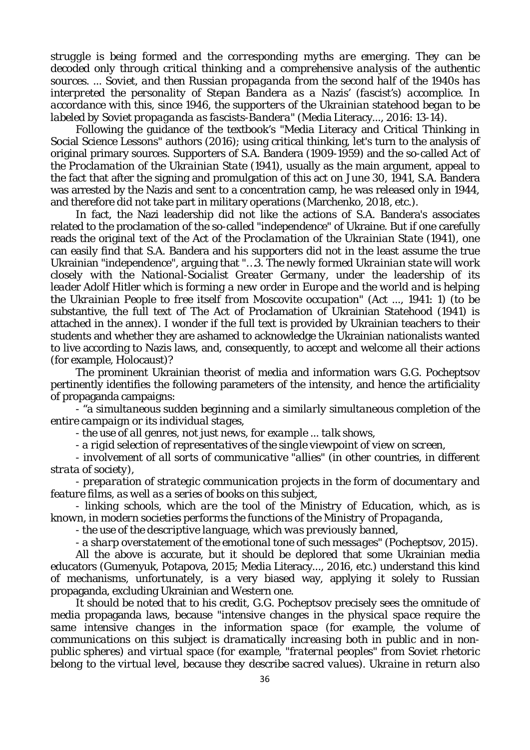*struggle is being formed and the corresponding myths are emerging. They can be decoded only through critical thinking and a comprehensive analysis of the authentic sources. ... Soviet, and then Russian propaganda from the second half of the 1940s has interpreted the personality of Stepan Bandera as a Nazis' (fascist's) accomplice. In accordance with this, since 1946, the supporters of the Ukrainian statehood began to be labeled by Soviet propaganda as fascists-Bandera"* (Media Literacy..., 2016: 13-14).

Following the guidance of the textbook's "Media Literacy and Critical Thinking in Social Science Lessons" authors (2016); using critical thinking, let's turn to the analysis of original primary sources. Supporters of S.A. Bandera (1909-1959) and the so-called Act of the *Proclamation of the Ukrainian State* (1941), usually as the main argument, appeal to the fact that after the signing and promulgation of this act on June 30, 1941, S.A. Bandera was arrested by the Nazis and sent to a concentration camp, he was released only in 1944, and therefore did not take part in military operations (Marchenko, 2018, etc.).

In fact, the Nazi leadership did not like the actions of S.A. Bandera's associates related to the proclamation of the so-called "independence" of Ukraine. But if one carefully reads the original text of the Act of the *Proclamation of the Ukrainian State* (1941), one can easily find that S.A. Bandera and his supporters did not in the least assume the true Ukrainian "independence", arguing that "*…3. The newly formed Ukrainian state will work closely with the National-Socialist Greater Germany, under the leadership of its leader Adolf Hitler which is forming a new order in Europe and the world and is helping the Ukrainian People to free itself from Moscovite occupation*" (Act ..., 1941: 1) (to be substantive, the full text of The Act of Proclamation of Ukrainian Statehood (1941) is attached in the annex). I wonder if the full text is provided by Ukrainian teachers to their students and whether they are ashamed to acknowledge the Ukrainian nationalists wanted to live according to Nazis laws, and, consequently, to accept and welcome all their actions (for example, Holocaust)?

The prominent Ukrainian theorist of media and information wars G.G. Pocheptsov pertinently identifies the following parameters of the intensity, and hence the artificiality of propaganda campaigns:

- *"a simultaneous sudden beginning and a similarly simultaneous completion of the entire campaign or its individual stages,*
- *the use of all genres, not just news, for example ... talk shows,*
- *a rigid selection of representatives of the single viewpoint of view on screen,*
- *involvement of all sorts of communicative "allies" (in other countries, in different strata of society),*
- *preparation of strategic communication projects in the form of documentary and feature films, as well as a series of books on this subject,*
- *linking schools, which are the tool of the Ministry of Education, which, as is known, in modern societies performs the functions of the Ministry of Propaganda,*
- *the use of the descriptive language, which was previously banned,*
- *a sharp overstatement of the emotional tone of such messages"* (Pocheptsov, 2015).

All the above is accurate, but it should be deplored that some Ukrainian media educators (Gumenyuk, Potapova, 2015; Media Literacy..., 2016, etc.) understand this kind of mechanisms, unfortunately, is a very biased way, applying it solely to Russian propaganda, excluding Ukrainian and Western one.

It should be noted that to his credit, G.G. Pocheptsov precisely sees the omnitude of media propaganda laws, because "*intensive changes in the physical space require the same intensive changes in the information space (for example, the volume of communications on this subject is dramatically increasing both in public and in non-public spheres) and virtual space (for example, "fraternal peoples" from Soviet rhetoric belong to the virtual level, because they describe sacred values). Ukraine in return also*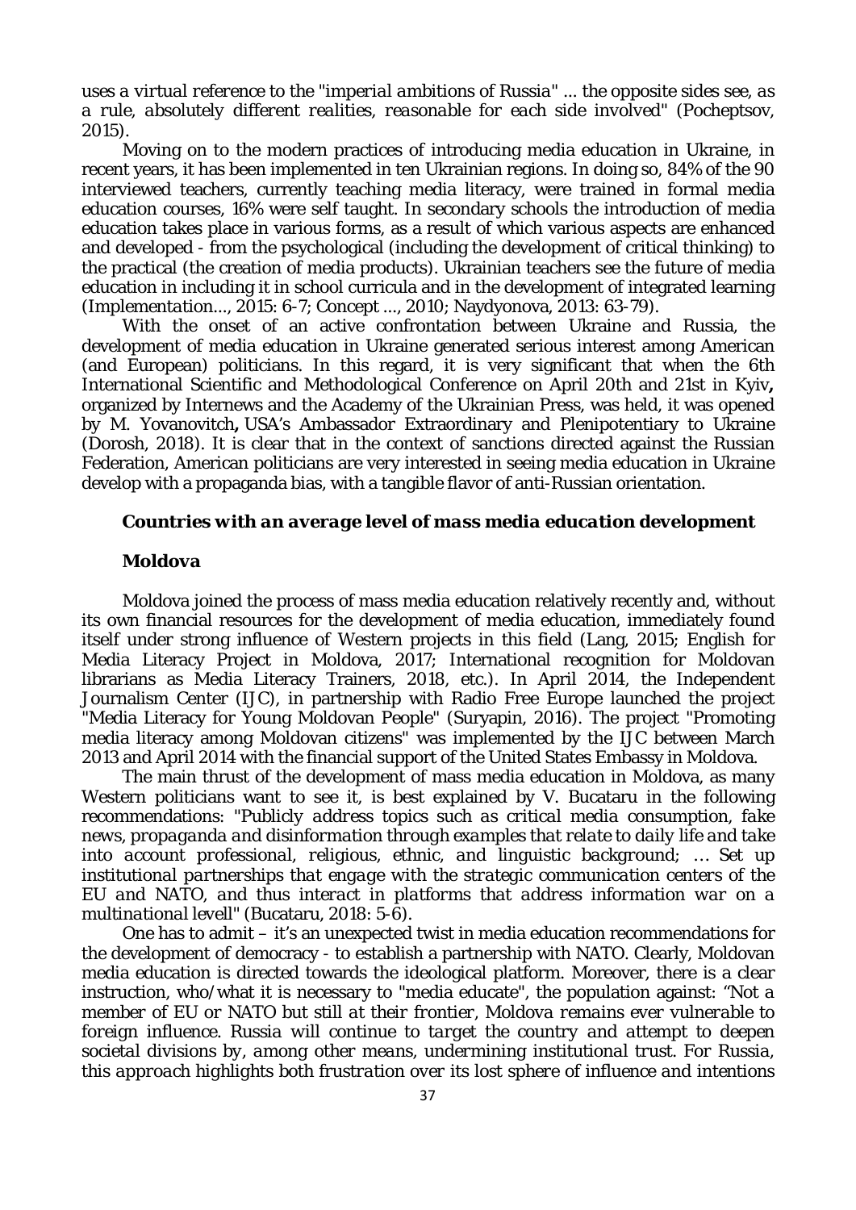uses a virtual reference to the "imperial ambitions of Russia" ... the opposite sides see, as a rule, absolutely different realities, reasonable for each side involved" (Pocheptsov, 2015).

Moving on to the modern practices of introducing media education in Ukraine, in recent years, it has been implemented in ten Ukrainian regions. In doing so, 84% of the 90 interviewed teachers, currently teaching media literacy, were trained in formal media education courses, 16% were self taught. In secondary schools the introduction of media education takes place in various forms, as a result of which various aspects are enhanced and developed - from the psychological (including the development of critical thinking) to the practical (the creation of media products). Ukrainian teachers see the future of media education in including it in school curricula and in the development of integrated learning (*Implementation...*, 2015: 6-7; *Concept ...*, 2010; Naydyonova, 2013: 63-79).

With the onset of an active confrontation between Ukraine and Russia, the development of media education in Ukraine generated serious interest among American (and European) politicians. In this regard, it is very significant that when the 6th International Scientific and Methodological Conference on April 20th and 21st in Kyiv**,** organized by Internews and the Academy of the Ukrainian Press, was held, it was opened by M. Yovanovitch**,** USA's Ambassador Extraordinary and Plenipotentiary to Ukraine (Dorosh, 2018). It is clear that in the context of sanctions directed against the Russian Federation, American politicians are very interested in seeing media education in Ukraine develop with a propaganda bias, with a tangible flavor of anti-Russian orientation.

***Countries with an average level of mass media education development***

**Moldova**

Moldova joined the process of mass media education relatively recently and, without its own financial resources for the development of media education, immediately found itself under strong influence of Western projects in this field (Lang, 2015; English for Media Literacy Project in Moldova, 2017; International recognition for Moldovan librarians as Media Literacy Trainers, 2018, etc.). In April 2014, the Independent Journalism Center (IJC), in partnership with Radio Free Europe launched the project "Media Literacy for Young Moldovan People" (Suryapin, 2016). The project "Promoting media literacy among Moldovan citizens" was implemented by the IJC between March 2013 and April 2014 with the financial support of the United States Embassy in Moldova.

The main thrust of the development of mass media education in Moldova, as many Western politicians want to see it, is best explained by V. Bucataru in the following recommendations: "*Publicly address topics such as critical media consumption, fake news, propaganda and disinformation through examples that relate to daily life and take into account professional, religious, ethnic, and linguistic background; … Set up institutional partnerships that engage with the strategic communication centers of the EU and NATO, and thus interact in platforms that address information war on a multinational levell*" (Bucataru, 2018: 5-6).

One has to admit – it's an unexpected twist in media education recommendations for the development of democracy - to establish a partnership with NATO. Clearly, Moldovan media education is directed towards the ideological platform. Moreover, there is a clear instruction, who/what it is necessary to "media educate", the population against: "*Not a member of EU or NATO but still at their frontier, Moldova remains ever vulnerable to foreign influence. Russia will continue to target the country and attempt to deepen societal divisions by, among other means, undermining institutional trust. For Russia, this approach highlights both frustration over its lost sphere of influence and intentions*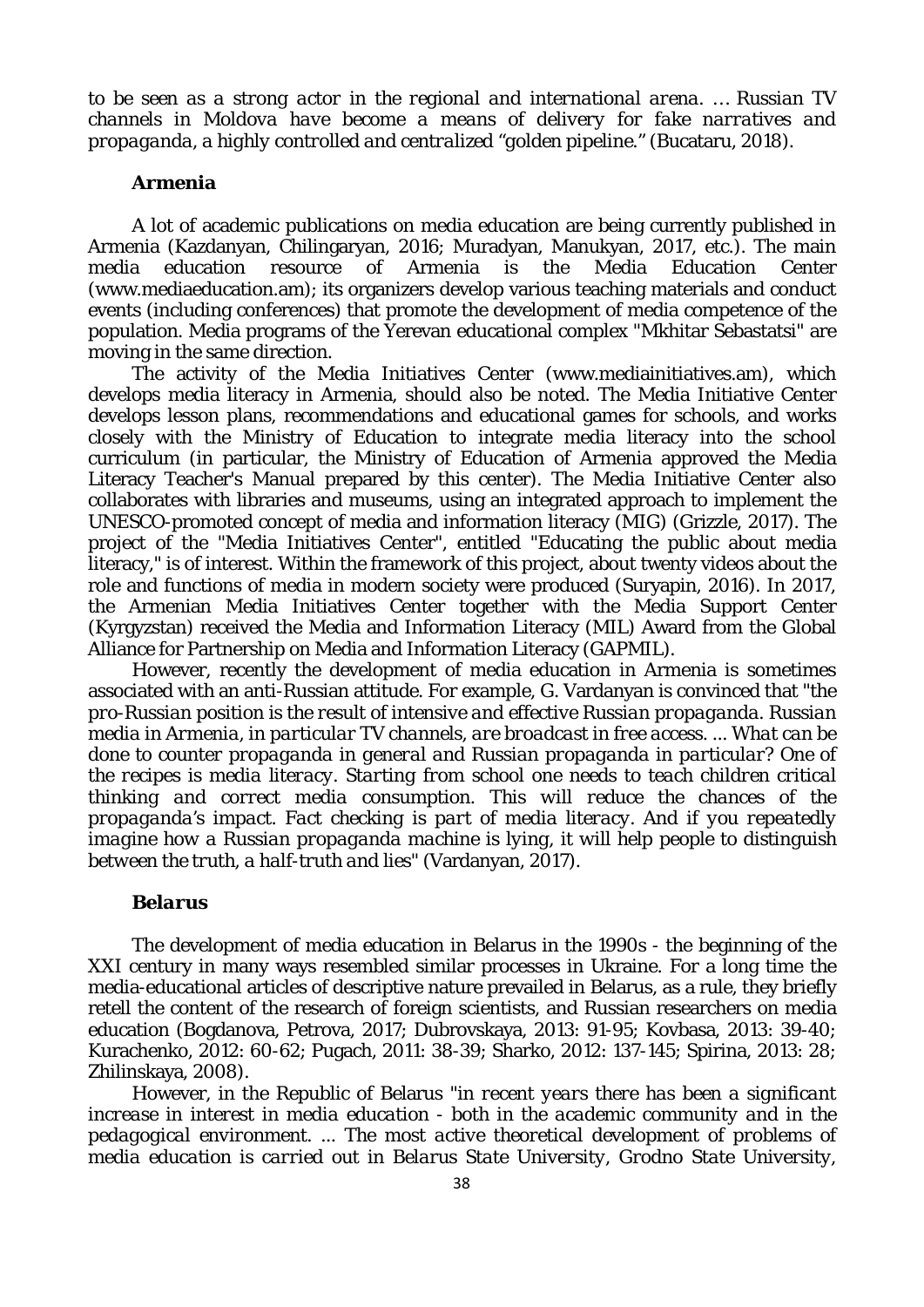*to be seen as a strong actor in the regional and international arena. … Russian TV channels in Moldova have become a means of delivery for fake narratives and propaganda, a highly controlled and centralized "golden pipeline."* (Bucataru, 2018).

### Armenia

A lot of academic publications on media education are being currently published in Armenia (Kazdanyan, Chilingaryan, 2016; Muradyan, Manukyan, 2017, etc.). The main media education resource of Armenia is the Media Education Center (www.mediaeducation.am); its organizers develop various teaching materials and conduct events (including conferences) that promote the development of media competence of the population. Media programs of the Yerevan educational complex "Mkhitar Sebastatsi" are moving in the same direction.

The activity of the Media Initiatives Center (www.mediainitiatives.am), which develops media literacy in Armenia, should also be noted. The Media Initiative Center develops lesson plans, recommendations and educational games for schools, and works closely with the Ministry of Education to integrate media literacy into the school curriculum (in particular, the Ministry of Education of Armenia approved the Media Literacy Teacher's Manual prepared by this center). The Media Initiative Center also collaborates with libraries and museums, using an integrated approach to implement the UNESCO-promoted concept of media and information literacy (MIG) (Grizzle, 2017). The project of the "Media Initiatives Center", entitled "Educating the public about media literacy," is of interest. Within the framework of this project, about twenty videos about the role and functions of media in modern society were produced (Suryapin, 2016). In 2017, the Armenian Media Initiatives Center together with the Media Support Center (Kyrgyzstan) received the Media and Information Literacy (MIL) Award from the Global Alliance for Partnership on Media and Information Literacy (GAPMIL).

However, recently the development of media education in Armenia is sometimes associated with an anti-Russian attitude. For example, G. Vardanyan is convinced that "*the pro-Russian position is the result of intensive and effective Russian propaganda. Russian media in Armenia, in particular TV channels, are broadcast in free access. ... What can be done to counter propaganda in general and Russian propaganda in particular? One of the recipes is media literacy. Starting from school one needs to teach children critical thinking and correct media consumption. This will reduce the chances of the propaganda's impact. Fact checking is part of media literacy. And if you repeatedly imagine how a Russian propaganda machine is lying, it will help people to distinguish between the truth, a half-truth and lies*" (Vardanyan, 2017).

### Belarus

The development of media education in Belarus in the 1990s - the beginning of the XXI century in many ways resembled similar processes in Ukraine. For a long time the media-educational articles of descriptive nature prevailed in Belarus, as a rule, they briefly retell the content of the research of foreign scientists, and Russian researchers on media education (Bogdanova, Petrova, 2017; Dubrovskaya, 2013: 91-95; Kovbasa, 2013: 39-40; Kurachenko, 2012: 60-62; Pugach, 2011: 38-39; Sharko, 2012: 137-145; Spirina, 2013: 28; Zhilinskaya, 2008).

However, in the Republic of Belarus "*in recent years there has been a significant increase in interest in media education - both in the academic community and in the pedagogical environment. ... The most active theoretical development of problems of media education is carried out in Belarus State University, Grodno State University,*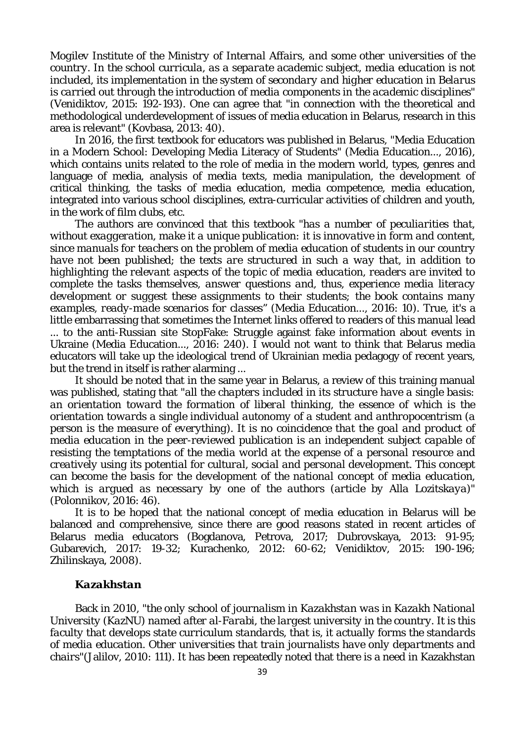*Mogilev Institute of the Ministry of Internal Affairs, and some other universities of the country. In the school curricula, as a separate academic subject, media education is not included, its implementation in the system of secondary and higher education in Belarus is carried out through the introduction of media components in the academic disciplines*" (Venidiktov, 2015: 192-193). One can agree that "*in connection with the theoretical and methodological underdevelopment of issues of media education in Belarus, research in this area is relevant*" (Kovbasa, 2013: 40).

In 2016, the first textbook for educators was published in Belarus, "Media Education in a Modern School: Developing Media Literacy of Students" (Media Education..., 2016), which contains units related to the role of media in the modern world, types, genres and language of media, analysis of media texts, media manipulation, the development of critical thinking, the tasks of media education, media competence, media education, integrated into various school disciplines, extra-curricular activities of children and youth, in the work of film clubs, etc.

The authors are convinced that this textbook "*has a number of peculiarities that, without exaggeration, make it a unique publication: it is innovative in form and content, since manuals for teachers on the problem of media education of students in our country have not been published; the texts are structured in such a way that, in addition to highlighting the relevant aspects of the topic of media education, readers are invited to complete the tasks themselves, answer questions and, thus, experience media literacy development or suggest these assignments to their students; the book contains many examples, ready-made scenarios for classes*" (Media Education..., 2016: 10). True, it's a little embarrassing that sometimes the Internet links offered to readers of this manual lead ... to the anti-Russian site StopFake: Struggle against fake information about events in Ukraine (Media Education..., 2016: 240). I would not want to think that Belarus media educators will take up the ideological trend of Ukrainian media pedagogy of recent years, but the trend in itself is rather alarming ...

It should be noted that in the same year in Belarus, a review of this training manual was published, stating that "*all the chapters included in its structure have a single basis: an orientation toward the formation of liberal thinking, the essence of which is the orientation towards a single individual autonomy of a student and anthropocentrism (a person is the measure of everything). It is no coincidence that the goal and product of media education in the peer-reviewed publication is an independent subject capable of resisting the temptations of the media world at the expense of a personal resource and creatively using its potential for cultural, social and personal development. This concept can become the basis for the development of the national concept of media education, which is argued as necessary by one of the authors (article by Alla Lozitskaya)*" (Polonnikov, 2016: 46).

It is to be hoped that the national concept of media education in Belarus will be balanced and comprehensive, since there are good reasons stated in recent articles of Belarus media educators (Bogdanova, Petrova, 2017; Dubrovskaya, 2013: 91-95; Gubarevich, 2017: 19-32; Kurachenko, 2012: 60-62; Venidiktov, 2015: 190-196; Zhilinskaya, 2008).

### *Kazakhstan*

Back in 2010, "*the only school of journalism in Kazakhstan was in Kazakh National University (KazNU) named after al-Farabi, the largest university in the country. It is this faculty that develops state curriculum standards, that is, it actually forms the standards of media education. Other universities that train journalists have only departments and chairs*"(Jalilov, 2010: 111). It has been repeatedly noted that there is a need in Kazakhstan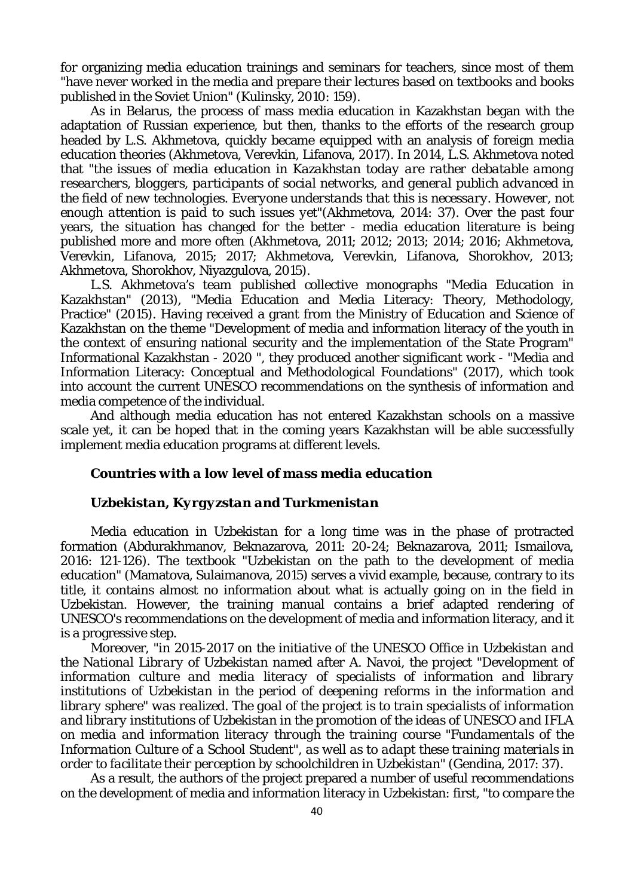for organizing media education trainings and seminars for teachers, since most of them "have never worked in the media and prepare their lectures based on textbooks and books published in the Soviet Union" (Kulinsky, 2010: 159).

As in Belarus, the process of mass media education in Kazakhstan began with the adaptation of Russian experience, but then, thanks to the efforts of the research group headed by L.S. Akhmetova, quickly became equipped with an analysis of foreign media education theories (Akhmetova, Verevkin, Lifanova, 2017). In 2014, L.S. Akhmetova noted that "*the issues of media education in Kazakhstan today are rather debatable among researchers, bloggers, participants of social networks, and general publich advanced in the field of new technologies. Everyone understands that this is necessary. However, not enough attention is paid to such issues yet*"(Akhmetova, 2014: 37). Over the past four years, the situation has changed for the better - media education literature is being published more and more often (Akhmetova, 2011; 2012; 2013; 2014; 2016; Akhmetova, Verevkin, Lifanova, 2015; 2017; Akhmetova, Verevkin, Lifanova, Shorokhov, 2013; Akhmetova, Shorokhov, Niyazgulova, 2015).

L.S. Akhmetova's team published collective monographs "Media Education in Kazakhstan" (2013), "Media Education and Media Literacy: Theory, Methodology, Practice" (2015). Having received a grant from the Ministry of Education and Science of Kazakhstan on the theme "Development of media and information literacy of the youth in the context of ensuring national security and the implementation of the State Program" Informational Kazakhstan - 2020 ", they produced another significant work - "Media and Information Literacy: Conceptual and Methodological Foundations" (2017), which took into account the current UNESCO recommendations on the synthesis of information and media competence of the individual.

And although media education has not entered Kazakhstan schools on a massive scale yet, it can be hoped that in the coming years Kazakhstan will be able successfully implement media education programs at different levels.

### *Countries with a low level of mass media education*

#### *Uzbekistan, Kyrgyzstan and Turkmenistan*

Media education in Uzbekistan for a long time was in the phase of protracted formation (Abdurakhmanov, Beknazarova, 2011: 20-24; Beknazarova, 2011; Ismailova, 2016: 121-126). The textbook "Uzbekistan on the path to the development of media education" (Mamatova, Sulaimanova, 2015) serves a vivid example, because, contrary to its title, it contains almost no information about what is actually going on in the field in Uzbekistan. However, the training manual contains a brief adapted rendering of UNESCO's recommendations on the development of media and information literacy, and it is a progressive step.

Moreover, "*in 2015-2017 on the initiative of the UNESCO Office in Uzbekistan and the National Library of Uzbekistan named after A. Navoi, the project "Development of information culture and media literacy of specialists of information and library institutions of Uzbekistan in the period of deepening reforms in the information and library sphere" was realized. The goal of the project is to train specialists of information and library institutions of Uzbekistan in the promotion of the ideas of UNESCO and IFLA on media and information literacy through the training course "Fundamentals of the Information Culture of a School Student", as well as to adapt these training materials in order to facilitate their perception by schoolchildren in Uzbekistan*" (Gendina, 2017: 37).

As a result, the authors of the project prepared a number of useful recommendations on the development of media and information literacy in Uzbekistan: first, "*to compare the*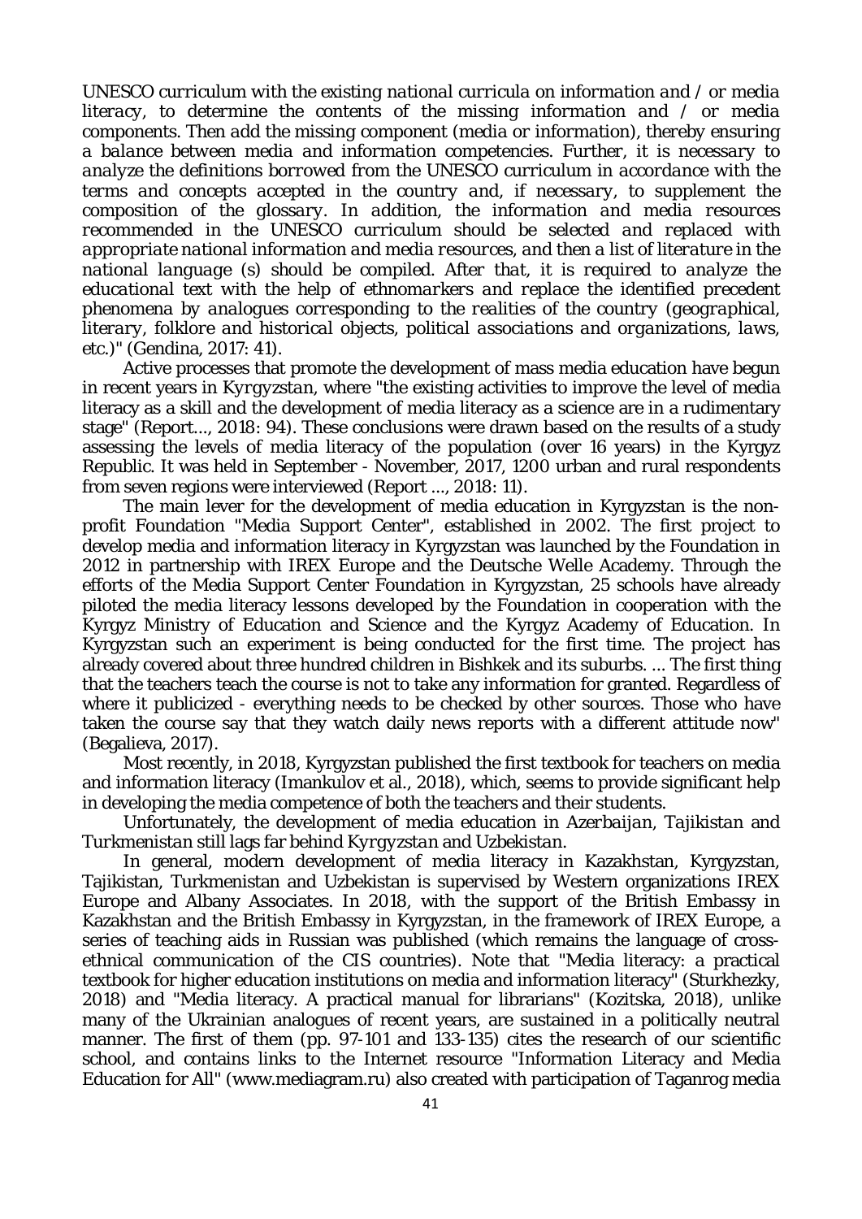UNESCO curriculum with the existing national curricula on information and / or media literacy, to determine the contents of the missing information and / or media components. Then add the missing component (media or information), thereby ensuring a balance between media and information competencies. Further, it is necessary to analyze the definitions borrowed from the UNESCO curriculum in accordance with the terms and concepts accepted in the country and, if necessary, to supplement the composition of the glossary. In addition, the information and media resources recommended in the UNESCO curriculum should be selected and replaced with appropriate national information and media resources, and then a list of literature in the national language (s) should be compiled. After that, it is required to analyze the educational text with the help of ethnomarkers and replace the identified precedent phenomena by analogues corresponding to the realities of the country (geographical, literary, folklore and historical objects, political associations and organizations, laws, etc.)" (Gendina, 2017: 41).

Active processes that promote the development of mass media education have begun in recent years in *Kyrgyzstan*, where "the existing activities to improve the level of media literacy as a skill and the development of media literacy as a science are in a rudimentary stage" (Report..., 2018: 94). These conclusions were drawn based on the results of a study assessing the levels of media literacy of the population (over 16 years) in the Kyrgyz Republic. It was held in September - November, 2017, 1200 urban and rural respondents from seven regions were interviewed (Report ..., 2018: 11).

The main lever for the development of media education in Kyrgyzstan is the non-profit Foundation "Media Support Center", established in 2002. The first project to develop media and information literacy in Kyrgyzstan was launched by the Foundation in 2012 in partnership with IREX Europe and the Deutsche Welle Academy. Through the efforts of the Media Support Center Foundation in Kyrgyzstan, 25 schools have already piloted the media literacy lessons developed by the Foundation in cooperation with the Kyrgyz Ministry of Education and Science and the Kyrgyz Academy of Education. In Kyrgyzstan such an experiment is being conducted for the first time. The project has already covered about three hundred children in Bishkek and its suburbs. ... The first thing that the teachers teach the course is not to take any information for granted. Regardless of where it publicized - everything needs to be checked by other sources. Those who have taken the course say that they watch daily news reports with a different attitude now" (Begalieva, 2017).

Most recently, in 2018, Kyrgyzstan published the first textbook for teachers on media and information literacy (Imankulov et al., 2018), which, seems to provide significant help in developing the media competence of both the teachers and their students.

Unfortunately, the development of media education in *Azerbaijan, Tajikistan* and *Turkmenistan* still lags far behind *Kyrgyzstan* and *Uzbekistan*.

In general, modern development of media literacy in Kazakhstan, Kyrgyzstan, Tajikistan, Turkmenistan and Uzbekistan is supervised by Western organizations IREX Europe and Albany Associates. In 2018, with the support of the British Embassy in Kazakhstan and the British Embassy in Kyrgyzstan, in the framework of IREX Europe, a series of teaching aids in Russian was published (which remains the language of cross-ethnical communication of the CIS countries). Note that "Media literacy: a practical textbook for higher education institutions on media and information literacy" (Sturkhezky, 2018) and "Media literacy. A practical manual for librarians" (Kozitska, 2018), unlike many of the Ukrainian analogues of recent years, are sustained in a politically neutral manner. The first of them (pp. 97-101 and 133-135) cites the research of our scientific school, and contains links to the Internet resource "Information Literacy and Media Education for All" (www.mediagram.ru) also created with participation of Taganrog media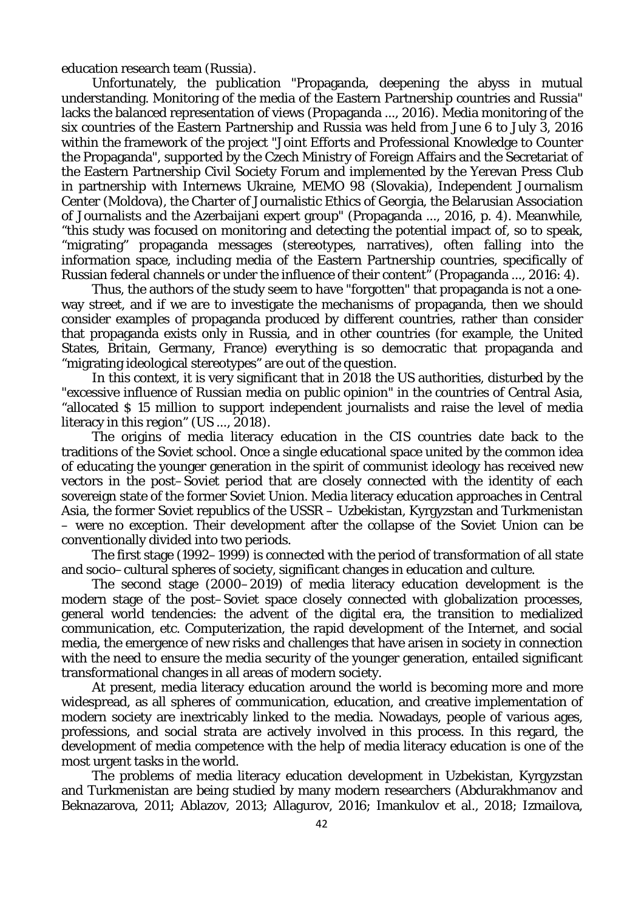education research team (Russia).

Unfortunately, the publication "Propaganda, deepening the abyss in mutual understanding. Monitoring of the media of the Eastern Partnership countries and Russia" lacks the balanced representation of views (Propaganda ..., 2016). Media monitoring of the six countries of the Eastern Partnership and Russia was held from June 6 to July 3, 2016 within the framework of the project "Joint Efforts and Professional Knowledge to Counter the Propaganda", supported by the Czech Ministry of Foreign Affairs and the Secretariat of the Eastern Partnership Civil Society Forum and implemented by the Yerevan Press Club in partnership with Internews Ukraine, MEMO 98 (Slovakia), Independent Journalism Center (Moldova), the Charter of Journalistic Ethics of Georgia, the Belarusian Association of Journalists and the Azerbaijani expert group" (Propaganda ..., 2016, p. 4). Meanwhile, "this study was focused on monitoring and detecting the potential impact of, so to speak, "migrating" propaganda messages (stereotypes, narratives), often falling into the information space, including media of the Eastern Partnership countries, specifically of Russian federal channels or under the influence of their content" (Propaganda ..., 2016: 4).

Thus, the authors of the study seem to have "forgotten" that propaganda is not a one-way street, and if we are to investigate the mechanisms of propaganda, then we should consider examples of propaganda produced by different countries, rather than consider that propaganda exists only in Russia, and in other countries (for example, the United States, Britain, Germany, France) everything is so democratic that propaganda and "migrating ideological stereotypes" are out of the question.

In this context, it is very significant that in 2018 the US authorities, disturbed by the "excessive influence of Russian media on public opinion" in the countries of Central Asia, "allocated $ 15 million to support independent journalists and raise the level of media literacy in this region" (US ..., 2018).

The origins of media literacy education in the CIS countries date back to the traditions of the Soviet school. Once a single educational space united by the common idea of educating the younger generation in the spirit of communist ideology has received new vectors in the post–Soviet period that are closely connected with the identity of each sovereign state of the former Soviet Union. Media literacy education approaches in Central Asia, the former Soviet republics of the USSR – Uzbekistan, Kyrgyzstan and Turkmenistan – were no exception. Their development after the collapse of the Soviet Union can be conventionally divided into two periods.

The first stage (1992–1999) is connected with the period of transformation of all state and socio–cultural spheres of society, significant changes in education and culture.

The second stage (2000–2019) of media literacy education development is the modern stage of the post–Soviet space closely connected with globalization processes, general world tendencies: the advent of the digital era, the transition to medialized communication, etc. Computerization, the rapid development of the Internet, and social media, the emergence of new risks and challenges that have arisen in society in connection with the need to ensure the media security of the younger generation, entailed significant transformational changes in all areas of modern society.

At present, media literacy education around the world is becoming more and more widespread, as all spheres of communication, education, and creative implementation of modern society are inextricably linked to the media. Nowadays, people of various ages, professions, and social strata are actively involved in this process. In this regard, the development of media competence with the help of media literacy education is one of the most urgent tasks in the world.

The problems of media literacy education development in Uzbekistan, Kyrgyzstan and Turkmenistan are being studied by many modern researchers (Abdurakhmanov and Beknazarova, 2011; Ablazov, 2013; Allagurov, 2016; Imankulov et al., 2018; Izmailova,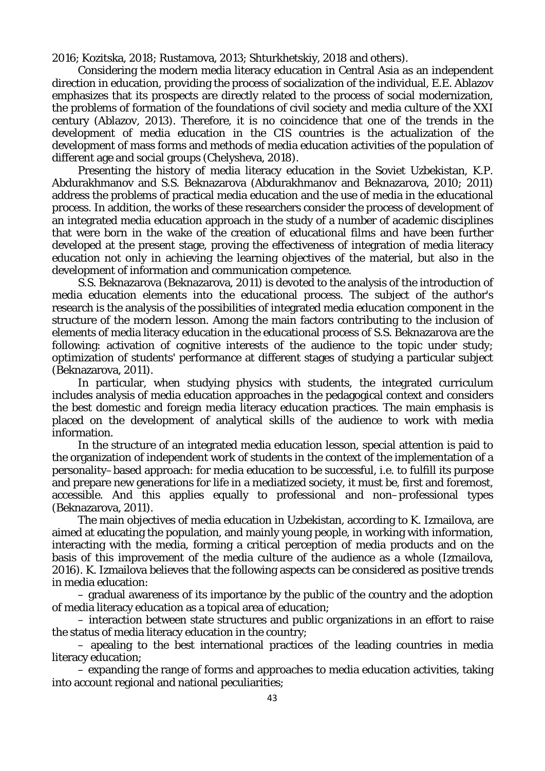2016; Kozitska, 2018; Rustamova, 2013; Shturkhetskiy, 2018 and others).

Considering the modern media literacy education in Central Asia as an independent direction in education, providing the process of socialization of the individual, E.E. Ablazov emphasizes that its prospects are directly related to the process of social modernization, the problems of formation of the foundations of civil society and media culture of the XXI century (Ablazov, 2013). Therefore, it is no coincidence that one of the trends in the development of media education in the CIS countries is the actualization of the development of mass forms and methods of media education activities of the population of different age and social groups (Chelysheva, 2018).

Presenting the history of media literacy education in the Soviet Uzbekistan, K.P. Abdurakhmanov and S.S. Beknazarova (Abdurakhmanov and Beknazarova, 2010; 2011) address the problems of practical media education and the use of media in the educational process. In addition, the works of these researchers consider the process of development of an integrated media education approach in the study of a number of academic disciplines that were born in the wake of the creation of educational films and have been further developed at the present stage, proving the effectiveness of integration of media literacy education not only in achieving the learning objectives of the material, but also in the development of information and communication competence.

S.S. Beknazarova (Beknazarova, 2011) is devoted to the analysis of the introduction of media education elements into the educational process. The subject of the author's research is the analysis of the possibilities of integrated media education component in the structure of the modern lesson. Among the main factors contributing to the inclusion of elements of media literacy education in the educational process of S.S. Beknazarova are the following: activation of cognitive interests of the audience to the topic under study; optimization of students' performance at different stages of studying a particular subject (Beknazarova, 2011).

In particular, when studying physics with students, the integrated curriculum includes analysis of media education approaches in the pedagogical context and considers the best domestic and foreign media literacy education practices. The main emphasis is placed on the development of analytical skills of the audience to work with media information.

In the structure of an integrated media education lesson, special attention is paid to the organization of independent work of students in the context of the implementation of a personality–based approach: for media education to be successful, i.e. to fulfill its purpose and prepare new generations for life in a mediatized society, it must be, first and foremost, accessible. And this applies equally to professional and non–professional types (Beknazarova, 2011).

The main objectives of media education in Uzbekistan, according to K. Izmailova, are aimed at educating the population, and mainly young people, in working with information, interacting with the media, forming a critical perception of media products and on the basis of this improvement of the media culture of the audience as a whole (Izmailova, 2016). K. Izmailova believes that the following aspects can be considered as positive trends in media education:

– gradual awareness of its importance by the public of the country and the adoption of media literacy education as a topical area of education;

– interaction between state structures and public organizations in an effort to raise the status of media literacy education in the country;

– apealing to the best international practices of the leading countries in media literacy education;

– expanding the range of forms and approaches to media education activities, taking into account regional and national peculiarities;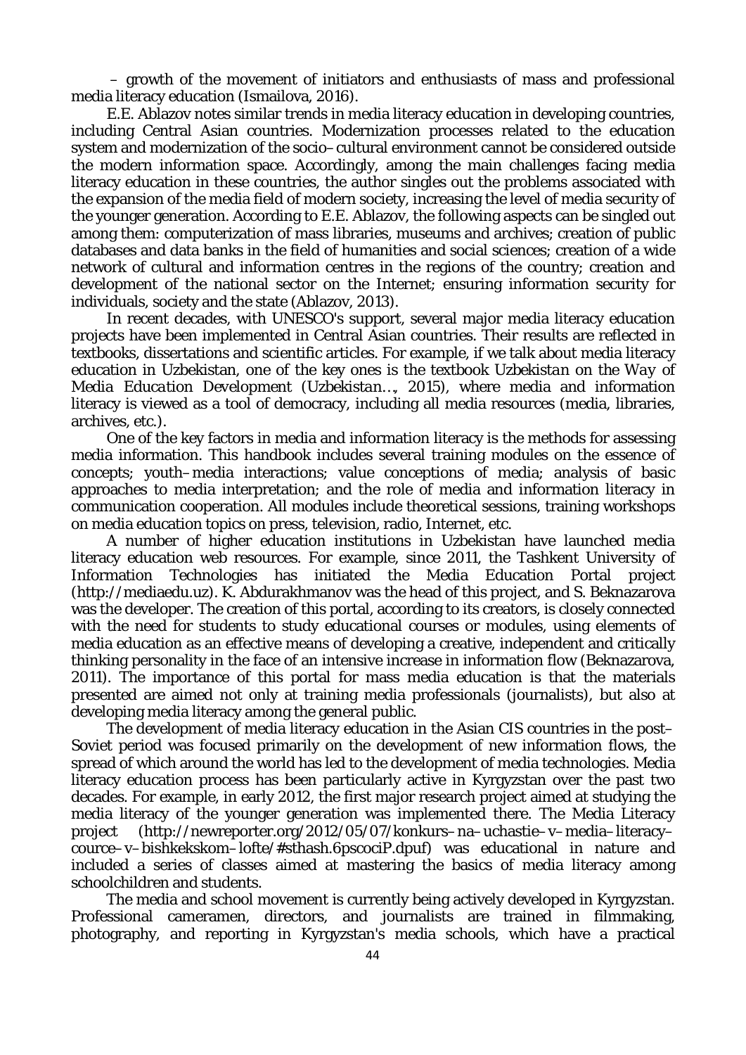– growth of the movement of initiators and enthusiasts of mass and professional media literacy education (Ismailova, 2016).

E.E. Ablazov notes similar trends in media literacy education in developing countries, including Central Asian countries. Modernization processes related to the education system and modernization of the socio–cultural environment cannot be considered outside the modern information space. Accordingly, among the main challenges facing media literacy education in these countries, the author singles out the problems associated with the expansion of the media field of modern society, increasing the level of media security of the younger generation. According to E.E. Ablazov, the following aspects can be singled out among them: computerization of mass libraries, museums and archives; creation of public databases and data banks in the field of humanities and social sciences; creation of a wide network of cultural and information centres in the regions of the country; creation and development of the national sector on the Internet; ensuring information security for individuals, society and the state (Ablazov, 2013).

In recent decades, with UNESCO's support, several major media literacy education projects have been implemented in Central Asian countries. Their results are reflected in textbooks, dissertations and scientific articles. For example, if we talk about media literacy education in Uzbekistan, one of the key ones is the textbook *Uzbekistan on the Way of Media Education Development* (*Uzbekistan…*, 2015), where media and information literacy is viewed as a tool of democracy, including all media resources (media, libraries, archives, etc.).

One of the key factors in media and information literacy is the methods for assessing media information. This handbook includes several training modules on the essence of concepts; youth–media interactions; value conceptions of media; analysis of basic approaches to media interpretation; and the role of media and information literacy in communication cooperation. All modules include theoretical sessions, training workshops on media education topics on press, television, radio, Internet, etc.

A number of higher education institutions in Uzbekistan have launched media literacy education web resources. For example, since 2011, the Tashkent University of Information Technologies has initiated the Media Education Portal project (http://mediaedu.uz). K. Abdurakhmanov was the head of this project, and S. Beknazarova was the developer. The creation of this portal, according to its creators, is closely connected with the need for students to study educational courses or modules, using elements of media education as an effective means of developing a creative, independent and critically thinking personality in the face of an intensive increase in information flow (Beknazarova, 2011). The importance of this portal for mass media education is that the materials presented are aimed not only at training media professionals (journalists), but also at developing media literacy among the general public.

The development of media literacy education in the Asian CIS countries in the post–Soviet period was focused primarily on the development of new information flows, the spread of which around the world has led to the development of media technologies. Media literacy education process has been particularly active in Kyrgyzstan over the past two decades. For example, in early 2012, the first major research project aimed at studying the media literacy of the younger generation was implemented there. The Media Literacy project (http://newreporter.org/2012/05/07/konkurs–na–uchastie–v–media–literacy–cource–v–bishkekskom–lofte/#sthash.6pscociP.dpuf) was educational in nature and included a series of classes aimed at mastering the basics of media literacy among schoolchildren and students.

The media and school movement is currently being actively developed in Kyrgyzstan. Professional cameramen, directors, and journalists are trained in filmmaking, photography, and reporting in Kyrgyzstan's media schools, which have a practical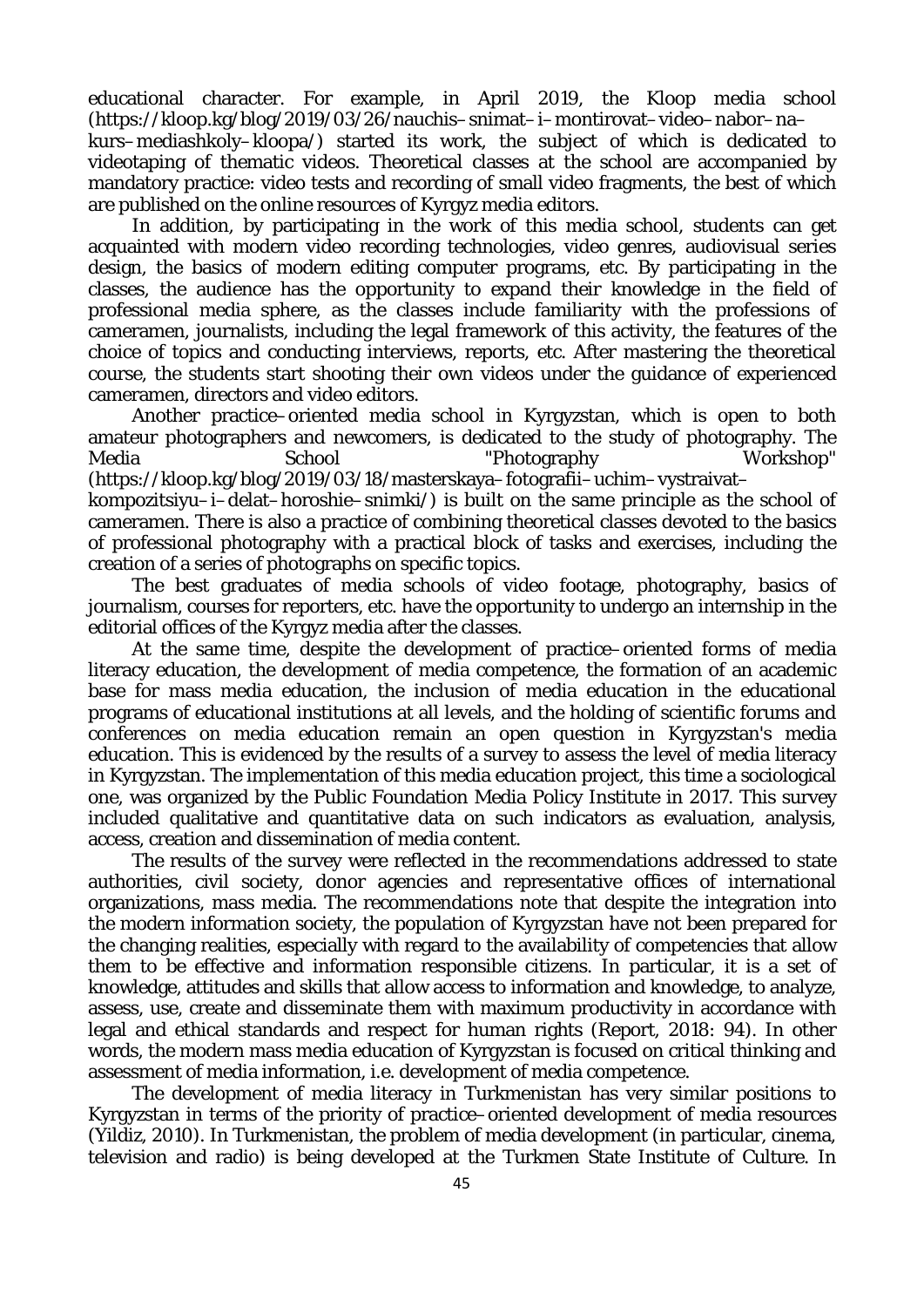educational character. For example, in April 2019, the Kloop media school (https://kloop.kg/blog/2019/03/26/nauchis–snimat–i–montirovat–video–nabor–na–kurs–mediashkoly–kloopa/) started its work, the subject of which is dedicated to videotaping of thematic videos. Theoretical classes at the school are accompanied by mandatory practice: video tests and recording of small video fragments, the best of which are published on the online resources of Kyrgyz media editors.

In addition, by participating in the work of this media school, students can get acquainted with modern video recording technologies, video genres, audiovisual series design, the basics of modern editing computer programs, etc. By participating in the classes, the audience has the opportunity to expand their knowledge in the field of professional media sphere, as the classes include familiarity with the professions of cameramen, journalists, including the legal framework of this activity, the features of the choice of topics and conducting interviews, reports, etc. After mastering the theoretical course, the students start shooting their own videos under the guidance of experienced cameramen, directors and video editors.

Another practice–oriented media school in Kyrgyzstan, which is open to both amateur photographers and newcomers, is dedicated to the study of photography. The Media School "Photography Workshop" (https://kloop.kg/blog/2019/03/18/masterskaya–fotografii–uchim–vystraivat–kompozitsiyu–i–delat–horoshie–snimki/) is built on the same principle as the school of cameramen. There is also a practice of combining theoretical classes devoted to the basics of professional photography with a practical block of tasks and exercises, including the creation of a series of photographs on specific topics.

The best graduates of media schools of video footage, photography, basics of journalism, courses for reporters, etc. have the opportunity to undergo an internship in the editorial offices of the Kyrgyz media after the classes.

At the same time, despite the development of practice–oriented forms of media literacy education, the development of media competence, the formation of an academic base for mass media education, the inclusion of media education in the educational programs of educational institutions at all levels, and the holding of scientific forums and conferences on media education remain an open question in Kyrgyzstan's media education. This is evidenced by the results of a survey to assess the level of media literacy in Kyrgyzstan. The implementation of this media education project, this time a sociological one, was organized by the Public Foundation Media Policy Institute in 2017. This survey included qualitative and quantitative data on such indicators as evaluation, analysis, access, creation and dissemination of media content.

The results of the survey were reflected in the recommendations addressed to state authorities, civil society, donor agencies and representative offices of international organizations, mass media. The recommendations note that despite the integration into the modern information society, the population of Kyrgyzstan have not been prepared for the changing realities, especially with regard to the availability of competencies that allow them to be effective and information responsible citizens. In particular, it is a set of knowledge, attitudes and skills that allow access to information and knowledge, to analyze, assess, use, create and disseminate them with maximum productivity in accordance with legal and ethical standards and respect for human rights (Report, 2018: 94). In other words, the modern mass media education of Kyrgyzstan is focused on critical thinking and assessment of media information, i.e. development of media competence.

The development of media literacy in Turkmenistan has very similar positions to Kyrgyzstan in terms of the priority of practice–oriented development of media resources (Yildiz, 2010). In Turkmenistan, the problem of media development (in particular, cinema, television and radio) is being developed at the Turkmen State Institute of Culture. In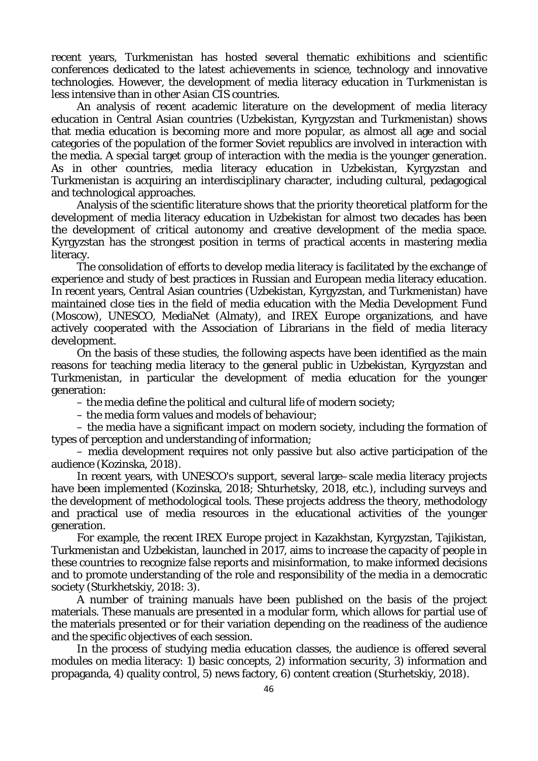recent years, Turkmenistan has hosted several thematic exhibitions and scientific conferences dedicated to the latest achievements in science, technology and innovative technologies. However, the development of media literacy education in Turkmenistan is less intensive than in other Asian CIS countries.

An analysis of recent academic literature on the development of media literacy education in Central Asian countries (Uzbekistan, Kyrgyzstan and Turkmenistan) shows that media education is becoming more and more popular, as almost all age and social categories of the population of the former Soviet republics are involved in interaction with the media. A special target group of interaction with the media is the younger generation. As in other countries, media literacy education in Uzbekistan, Kyrgyzstan and Turkmenistan is acquiring an interdisciplinary character, including cultural, pedagogical and technological approaches.

Analysis of the scientific literature shows that the priority theoretical platform for the development of media literacy education in Uzbekistan for almost two decades has been the development of critical autonomy and creative development of the media space. Kyrgyzstan has the strongest position in terms of practical accents in mastering media literacy.

The consolidation of efforts to develop media literacy is facilitated by the exchange of experience and study of best practices in Russian and European media literacy education. In recent years, Central Asian countries (Uzbekistan, Kyrgyzstan, and Turkmenistan) have maintained close ties in the field of media education with the Media Development Fund (Moscow), UNESCO, MediaNet (Almaty), and IREX Europe organizations, and have actively cooperated with the Association of Librarians in the field of media literacy development.

On the basis of these studies, the following aspects have been identified as the main reasons for teaching media literacy to the general public in Uzbekistan, Kyrgyzstan and Turkmenistan, in particular the development of media education for the younger generation:

– the media define the political and cultural life of modern society;

– the media form values and models of behaviour;

– the media have a significant impact on modern society, including the formation of types of perception and understanding of information;

– media development requires not only passive but also active participation of the audience (Kozinska, 2018).

In recent years, with UNESCO's support, several large–scale media literacy projects have been implemented (Kozinska, 2018; Shturhetsky, 2018, etc.), including surveys and the development of methodological tools. These projects address the theory, methodology and practical use of media resources in the educational activities of the younger generation.

For example, the recent IREX Europe project in Kazakhstan, Kyrgyzstan, Tajikistan, Turkmenistan and Uzbekistan, launched in 2017, aims to increase the capacity of people in these countries to recognize false reports and misinformation, to make informed decisions and to promote understanding of the role and responsibility of the media in a democratic society (Sturkhetskiy, 2018: 3).

A number of training manuals have been published on the basis of the project materials. These manuals are presented in a modular form, which allows for partial use of the materials presented or for their variation depending on the readiness of the audience and the specific objectives of each session.

In the process of studying media education classes, the audience is offered several modules on media literacy: 1) basic concepts, 2) information security, 3) information and propaganda, 4) quality control, 5) news factory, 6) content creation (Sturhetskiy, 2018).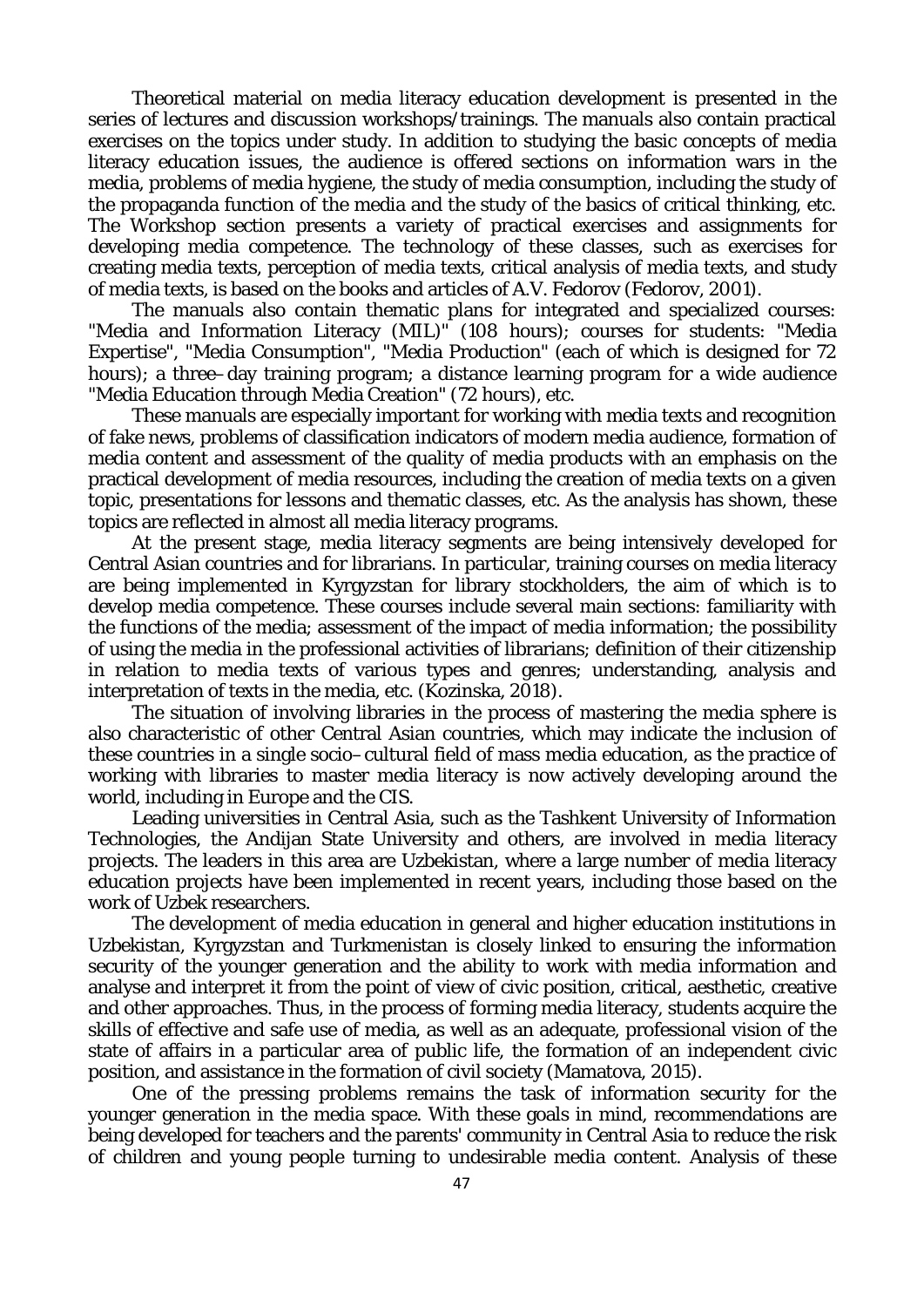Theoretical material on media literacy education development is presented in the series of lectures and discussion workshops/trainings. The manuals also contain practical exercises on the topics under study. In addition to studying the basic concepts of media literacy education issues, the audience is offered sections on information wars in the media, problems of media hygiene, the study of media consumption, including the study of the propaganda function of the media and the study of the basics of critical thinking, etc. The Workshop section presents a variety of practical exercises and assignments for developing media competence. The technology of these classes, such as exercises for creating media texts, perception of media texts, critical analysis of media texts, and study of media texts, is based on the books and articles of A.V. Fedorov (Fedorov, 2001).

The manuals also contain thematic plans for integrated and specialized courses: "Media and Information Literacy (MIL)" (108 hours); courses for students: "Media Expertise", "Media Consumption", "Media Production" (each of which is designed for 72 hours); a three–day training program; a distance learning program for a wide audience "Media Education through Media Creation" (72 hours), etc.

These manuals are especially important for working with media texts and recognition of fake news, problems of classification indicators of modern media audience, formation of media content and assessment of the quality of media products with an emphasis on the practical development of media resources, including the creation of media texts on a given topic, presentations for lessons and thematic classes, etc. As the analysis has shown, these topics are reflected in almost all media literacy programs.

At the present stage, media literacy segments are being intensively developed for Central Asian countries and for librarians. In particular, training courses on media literacy are being implemented in Kyrgyzstan for library stockholders, the aim of which is to develop media competence. These courses include several main sections: familiarity with the functions of the media; assessment of the impact of media information; the possibility of using the media in the professional activities of librarians; definition of their citizenship in relation to media texts of various types and genres; understanding, analysis and interpretation of texts in the media, etc. (Kozinska, 2018).

The situation of involving libraries in the process of mastering the media sphere is also characteristic of other Central Asian countries, which may indicate the inclusion of these countries in a single socio–cultural field of mass media education, as the practice of working with libraries to master media literacy is now actively developing around the world, including in Europe and the CIS.

Leading universities in Central Asia, such as the Tashkent University of Information Technologies, the Andijan State University and others, are involved in media literacy projects. The leaders in this area are Uzbekistan, where a large number of media literacy education projects have been implemented in recent years, including those based on the work of Uzbek researchers.

The development of media education in general and higher education institutions in Uzbekistan, Kyrgyzstan and Turkmenistan is closely linked to ensuring the information security of the younger generation and the ability to work with media information and analyse and interpret it from the point of view of civic position, critical, aesthetic, creative and other approaches. Thus, in the process of forming media literacy, students acquire the skills of effective and safe use of media, as well as an adequate, professional vision of the state of affairs in a particular area of public life, the formation of an independent civic position, and assistance in the formation of civil society (Mamatova, 2015).

One of the pressing problems remains the task of information security for the younger generation in the media space. With these goals in mind, recommendations are being developed for teachers and the parents' community in Central Asia to reduce the risk of children and young people turning to undesirable media content. Analysis of these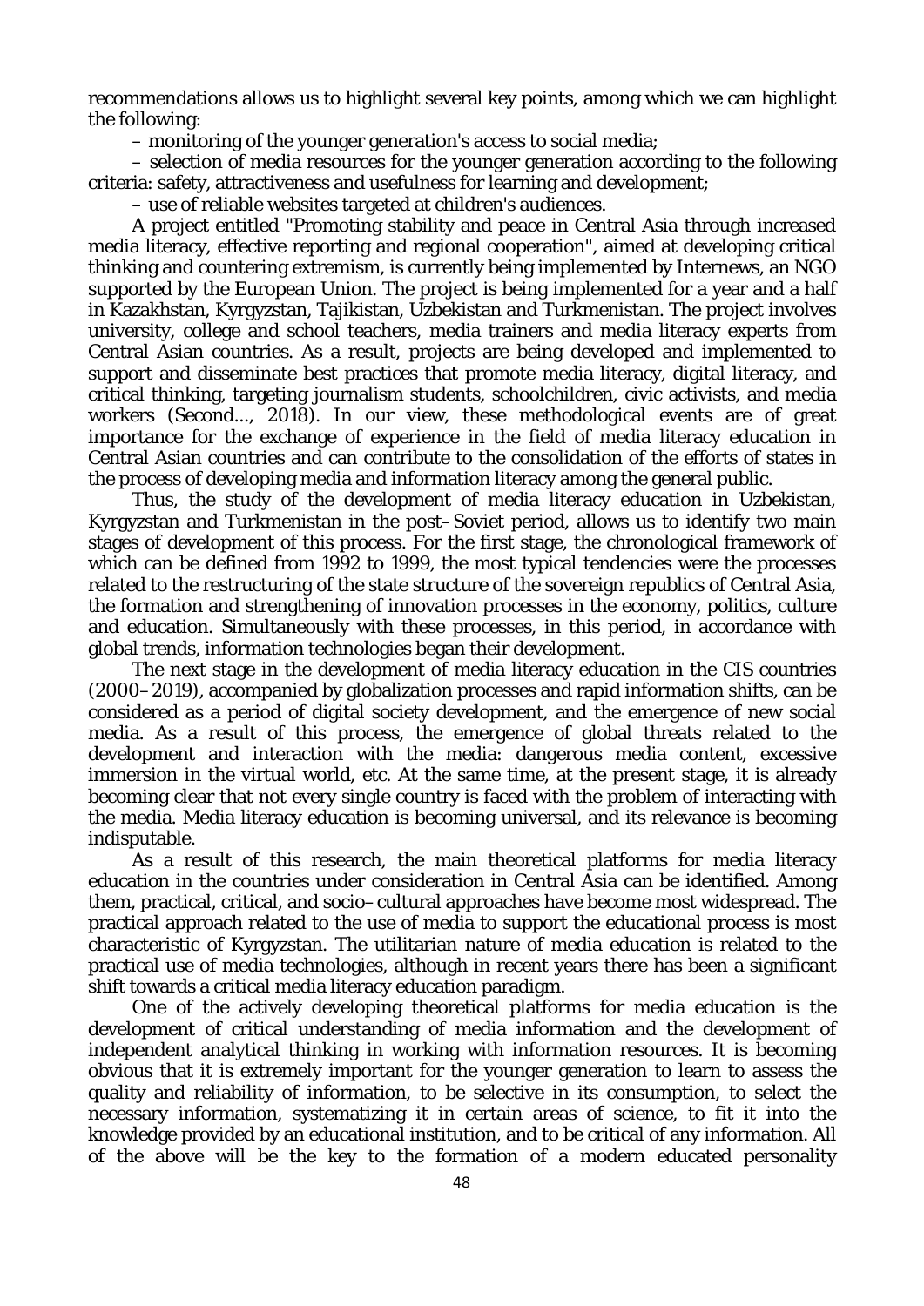recommendations allows us to highlight several key points, among which we can highlight the following:

– monitoring of the younger generation's access to social media;

– selection of media resources for the younger generation according to the following criteria: safety, attractiveness and usefulness for learning and development;

– use of reliable websites targeted at children's audiences.

A project entitled "Promoting stability and peace in Central Asia through increased media literacy, effective reporting and regional cooperation", aimed at developing critical thinking and countering extremism, is currently being implemented by Internews, an NGO supported by the European Union. The project is being implemented for a year and a half in Kazakhstan, Kyrgyzstan, Tajikistan, Uzbekistan and Turkmenistan. The project involves university, college and school teachers, media trainers and media literacy experts from Central Asian countries. As a result, projects are being developed and implemented to support and disseminate best practices that promote media literacy, digital literacy, and critical thinking, targeting journalism students, schoolchildren, civic activists, and media workers (Second..., 2018). In our view, these methodological events are of great importance for the exchange of experience in the field of media literacy education in Central Asian countries and can contribute to the consolidation of the efforts of states in the process of developing media and information literacy among the general public.

Thus, the study of the development of media literacy education in Uzbekistan, Kyrgyzstan and Turkmenistan in the post–Soviet period, allows us to identify two main stages of development of this process. For the first stage, the chronological framework of which can be defined from 1992 to 1999, the most typical tendencies were the processes related to the restructuring of the state structure of the sovereign republics of Central Asia, the formation and strengthening of innovation processes in the economy, politics, culture and education. Simultaneously with these processes, in this period, in accordance with global trends, information technologies began their development.

The next stage in the development of media literacy education in the CIS countries (2000–2019), accompanied by globalization processes and rapid information shifts, can be considered as a period of digital society development, and the emergence of new social media. As a result of this process, the emergence of global threats related to the development and interaction with the media: dangerous media content, excessive immersion in the virtual world, etc. At the same time, at the present stage, it is already becoming clear that not every single country is faced with the problem of interacting with the media. Media literacy education is becoming universal, and its relevance is becoming indisputable.

As a result of this research, the main theoretical platforms for media literacy education in the countries under consideration in Central Asia can be identified. Among them, practical, critical, and socio–cultural approaches have become most widespread. The practical approach related to the use of media to support the educational process is most characteristic of Kyrgyzstan. The utilitarian nature of media education is related to the practical use of media technologies, although in recent years there has been a significant shift towards a critical media literacy education paradigm.

One of the actively developing theoretical platforms for media education is the development of critical understanding of media information and the development of independent analytical thinking in working with information resources. It is becoming obvious that it is extremely important for the younger generation to learn to assess the quality and reliability of information, to be selective in its consumption, to select the necessary information, systematizing it in certain areas of science, to fit it into the knowledge provided by an educational institution, and to be critical of any information. All of the above will be the key to the formation of a modern educated personality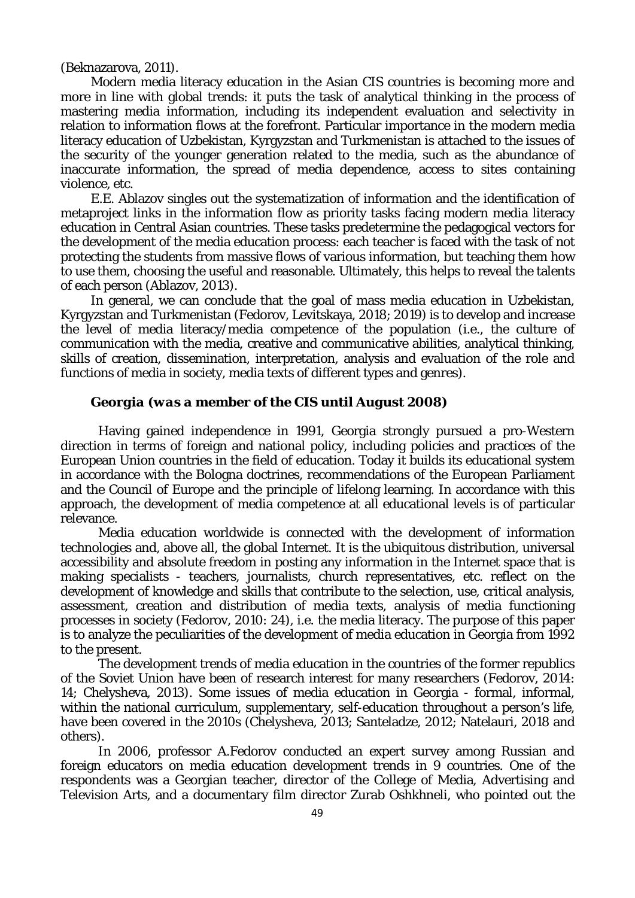(Beknazarova, 2011).

Modern media literacy education in the Asian CIS countries is becoming more and more in line with global trends: it puts the task of analytical thinking in the process of mastering media information, including its independent evaluation and selectivity in relation to information flows at the forefront. Particular importance in the modern media literacy education of Uzbekistan, Kyrgyzstan and Turkmenistan is attached to the issues of the security of the younger generation related to the media, such as the abundance of inaccurate information, the spread of media dependence, access to sites containing violence, etc.

E.E. Ablazov singles out the systematization of information and the identification of metaproject links in the information flow as priority tasks facing modern media literacy education in Central Asian countries. These tasks predetermine the pedagogical vectors for the development of the media education process: each teacher is faced with the task of not protecting the students from massive flows of various information, but teaching them how to use them, choosing the useful and reasonable. Ultimately, this helps to reveal the talents of each person (Ablazov, 2013).

In general, we can conclude that the goal of mass media education in Uzbekistan, Kyrgyzstan and Turkmenistan (Fedorov, Levitskaya, 2018; 2019) is to develop and increase the level of media literacy/media competence of the population (i.e., the culture of communication with the media, creative and communicative abilities, analytical thinking, skills of creation, dissemination, interpretation, analysis and evaluation of the role and functions of media in society, media texts of different types and genres).

### Georgia *(was a member of the CIS until August 2008)*

Having gained independence in 1991, Georgia strongly pursued a pro-Western direction in terms of foreign and national policy, including policies and practices of the European Union countries in the field of education. Today it builds its educational system in accordance with the Bologna doctrines, recommendations of the European Parliament and the Council of Europe and the principle of lifelong learning. In accordance with this approach, the development of media competence at all educational levels is of particular relevance.

Media education worldwide is connected with the development of information technologies and, above all, the global Internet. It is the ubiquitous distribution, universal accessibility and absolute freedom in posting any information in the Internet space that is making specialists - teachers, journalists, church representatives, etc. reflect on the development of knowledge and skills that contribute to the selection, use, critical analysis, assessment, creation and distribution of media texts, analysis of media functioning processes in society (Fedorov, 2010: 24), i.e. the media literacy. The purpose of this paper is to analyze the peculiarities of the development of media education in Georgia from 1992 to the present.

The development trends of media education in the countries of the former republics of the Soviet Union have been of research interest for many researchers (Fedorov, 2014: 14; Chelysheva, 2013). Some issues of media education in Georgia - formal, informal, within the national curriculum, supplementary, self-education throughout a person's life, have been covered in the 2010s (Chelysheva, 2013; Santeladze, 2012; Natelauri, 2018 and others).

In 2006, professor A.Fedorov conducted an expert survey among Russian and foreign educators on media education development trends in 9 countries. One of the respondents was a Georgian teacher, director of the College of Media, Advertising and Television Arts, and a documentary film director Zurab Oshkhneli, who pointed out the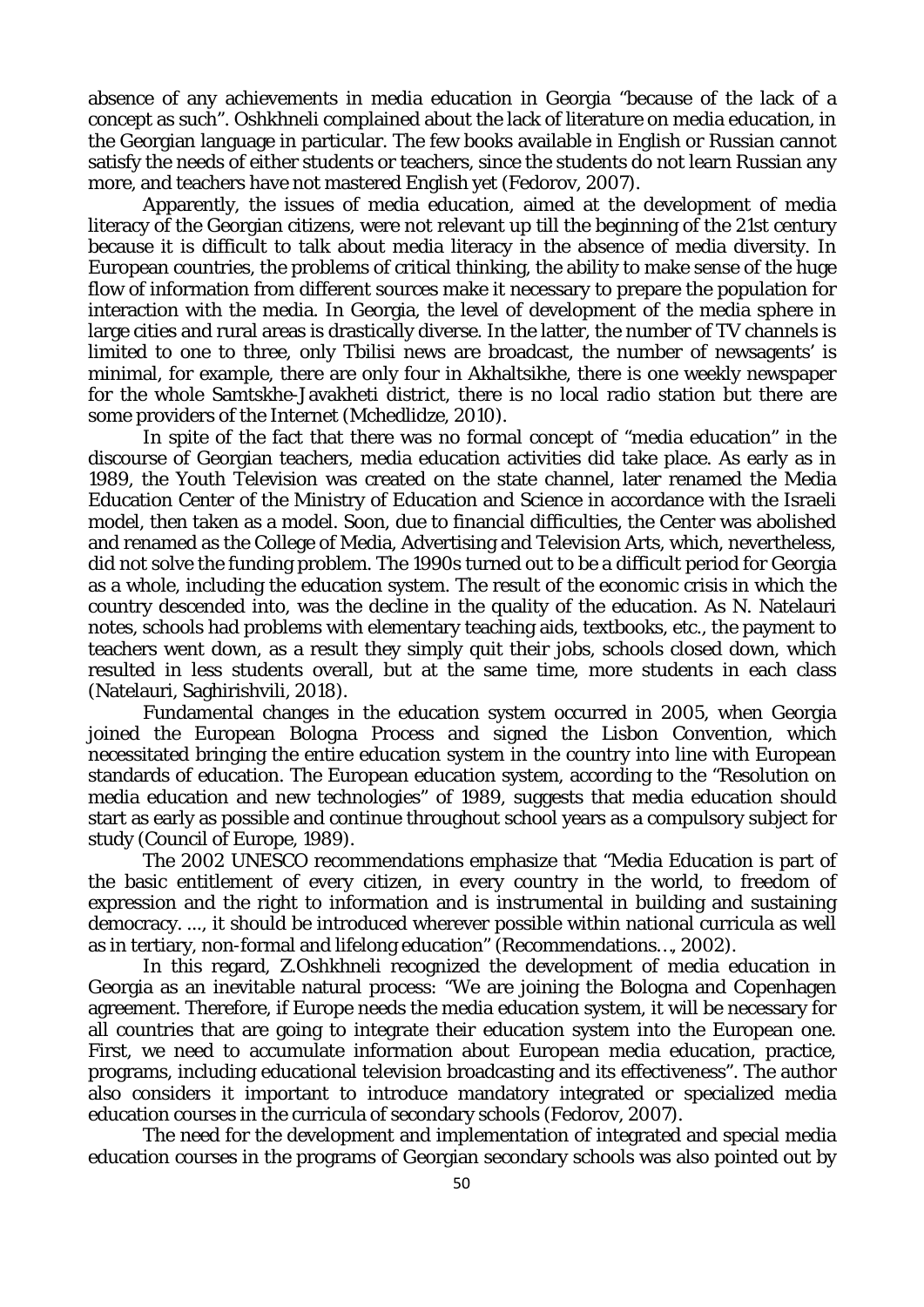absence of any achievements in media education in Georgia "because of the lack of a concept as such". Oshkhneli complained about the lack of literature on media education, in the Georgian language in particular. The few books available in English or Russian cannot satisfy the needs of either students or teachers, since the students do not learn Russian any more, and teachers have not mastered English yet (Fedorov, 2007).

Apparently, the issues of media education, aimed at the development of media literacy of the Georgian citizens, were not relevant up till the beginning of the 21st century because it is difficult to talk about media literacy in the absence of media diversity. In European countries, the problems of critical thinking, the ability to make sense of the huge flow of information from different sources make it necessary to prepare the population for interaction with the media. In Georgia, the level of development of the media sphere in large cities and rural areas is drastically diverse. In the latter, the number of TV channels is limited to one to three, only Tbilisi news are broadcast, the number of newsagents' is minimal, for example, there are only four in Akhaltsikhe, there is one weekly newspaper for the whole Samtskhe-Javakheti district, there is no local radio station but there are some providers of the Internet (Mchedlidze, 2010).

In spite of the fact that there was no formal concept of "media education" in the discourse of Georgian teachers, media education activities did take place. As early as in 1989, the Youth Television was created on the state channel, later renamed the Media Education Center of the Ministry of Education and Science in accordance with the Israeli model, then taken as a model. Soon, due to financial difficulties, the Center was abolished and renamed as the College of Media, Advertising and Television Arts, which, nevertheless, did not solve the funding problem. The 1990s turned out to be a difficult period for Georgia as a whole, including the education system. The result of the economic crisis in which the country descended into, was the decline in the quality of the education. As N. Natelauri notes, schools had problems with elementary teaching aids, textbooks, etc., the payment to teachers went down, as a result they simply quit their jobs, schools closed down, which resulted in less students overall, but at the same time, more students in each class (Natelauri, Saghirishvili, 2018).

Fundamental changes in the education system occurred in 2005, when Georgia joined the European Bologna Process and signed the Lisbon Convention, which necessitated bringing the entire education system in the country into line with European standards of education. The European education system, according to the "Resolution on media education and new technologies" of 1989, suggests that media education should start as early as possible and continue throughout school years as a compulsory subject for study (Council of Europe, 1989).

The 2002 UNESCO recommendations emphasize that "Media Education is part of the basic entitlement of every citizen, in every country in the world, to freedom of expression and the right to information and is instrumental in building and sustaining democracy. ..., it should be introduced wherever possible within national curricula as well as in tertiary, non-formal and lifelong education" (Recommendations…, 2002).

In this regard, Z.Oshkhneli recognized the development of media education in Georgia as an inevitable natural process: "We are joining the Bologna and Copenhagen agreement. Therefore, if Europe needs the media education system, it will be necessary for all countries that are going to integrate their education system into the European one. First, we need to accumulate information about European media education, practice, programs, including educational television broadcasting and its effectiveness". The author also considers it important to introduce mandatory integrated or specialized media education courses in the curricula of secondary schools (Fedorov, 2007).

The need for the development and implementation of integrated and special media education courses in the programs of Georgian secondary schools was also pointed out by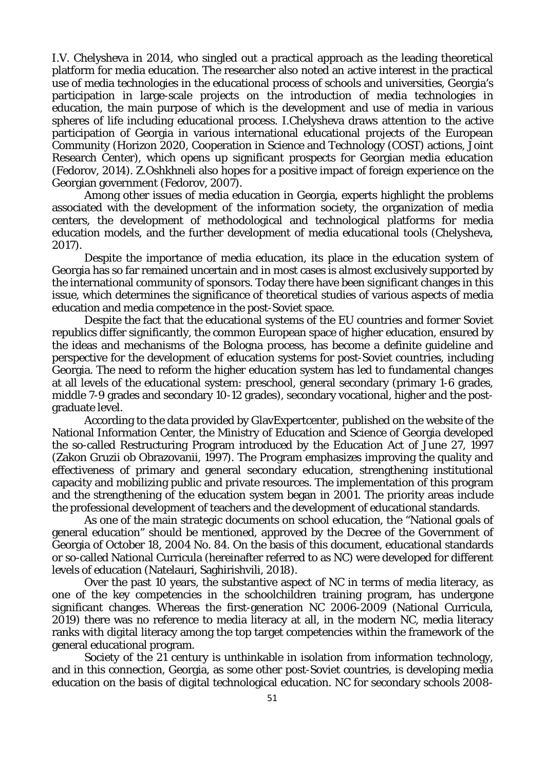I.V. Chelysheva in 2014, who singled out a practical approach as the leading theoretical platform for media education. The researcher also noted an active interest in the practical use of media technologies in the educational process of schools and universities, Georgia's participation in large-scale projects on the introduction of media technologies in education, the main purpose of which is the development and use of media in various spheres of life including educational process. I.Chelysheva draws attention to the active participation of Georgia in various international educational projects of the European Community (Horizon 2020, Cooperation in Science and Technology (COST) actions, Joint Research Center), which opens up significant prospects for Georgian media education (Fedorov, 2014). Z.Oshkhneli also hopes for a positive impact of foreign experience on the Georgian government (Fedorov, 2007).

Among other issues of media education in Georgia, experts highlight the problems associated with the development of the information society, the organization of media centers, the development of methodological and technological platforms for media education models, and the further development of media educational tools (Chelysheva, 2017).

Despite the importance of media education, its place in the education system of Georgia has so far remained uncertain and in most cases is almost exclusively supported by the international community of sponsors. Today there have been significant changes in this issue, which determines the significance of theoretical studies of various aspects of media education and media competence in the post-Soviet space.

Despite the fact that the educational systems of the EU countries and former Soviet republics differ significantly, the common European space of higher education, ensured by the ideas and mechanisms of the Bologna process, has become a definite guideline and perspective for the development of education systems for post-Soviet countries, including Georgia. The need to reform the higher education system has led to fundamental changes at all levels of the educational system: preschool, general secondary (primary 1-6 grades, middle 7-9 grades and secondary 10-12 grades), secondary vocational, higher and the post-graduate level.

According to the data provided by GlavExpertcenter, published on the website of the National Information Center, the Ministry of Education and Science of Georgia developed the so-called Restructuring Program introduced by the Education Act of June 27, 1997 (Zakon Gruzii ob Obrazovanii, 1997). The Program emphasizes improving the quality and effectiveness of primary and general secondary education, strengthening institutional capacity and mobilizing public and private resources. The implementation of this program and the strengthening of the education system began in 2001. The priority areas include the professional development of teachers and the development of educational standards.

As one of the main strategic documents on school education, the "National goals of general education" should be mentioned, approved by the Decree of the Government of Georgia of October 18, 2004 No. 84. On the basis of this document, educational standards or so-called National Curricula (hereinafter referred to as NC) were developed for different levels of education (Natelauri, Saghirishvili, 2018).

Over the past 10 years, the substantive aspect of NC in terms of media literacy, as one of the key competencies in the schoolchildren training program, has undergone significant changes. Whereas the first-generation NC 2006-2009 (National Curricula, 2019) there was no reference to media literacy at all, in the modern NC, media literacy ranks with digital literacy among the top target competencies within the framework of the general educational program.

Society of the 21 century is unthinkable in isolation from information technology, and in this connection, Georgia, as some other post-Soviet countries, is developing media education on the basis of digital technological education. NC for secondary schools 2008-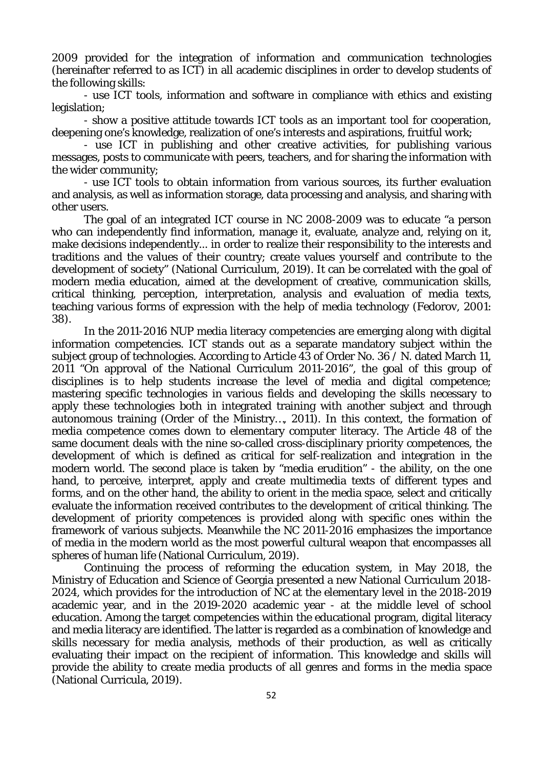2009 provided for the integration of information and communication technologies (hereinafter referred to as ICT) in all academic disciplines in order to develop students of the following skills:

- use ICT tools, information and software in compliance with ethics and existing legislation;
- show a positive attitude towards ICT tools as an important tool for cooperation, deepening one's knowledge, realization of one's interests and aspirations, fruitful work;
- use ICT in publishing and other creative activities, for publishing various messages, posts to communicate with peers, teachers, and for sharing the information with the wider community;
- use ICT tools to obtain information from various sources, its further evaluation and analysis, as well as information storage, data processing and analysis, and sharing with other users.

The goal of an integrated ICT course in NC 2008-2009 was to educate "a person who can independently find information, manage it, evaluate, analyze and, relying on it, make decisions independently... in order to realize their responsibility to the interests and traditions and the values of their country; create values yourself and contribute to the development of society" (National Curriculum, 2019). It can be correlated with the goal of modern media education, aimed at the development of creative, communication skills, critical thinking, perception, interpretation, analysis and evaluation of media texts, teaching various forms of expression with the help of media technology (Fedorov, 2001: 38).

In the 2011-2016 NUP media literacy competencies are emerging along with digital information competencies. ICT stands out as a separate mandatory subject within the subject group of technologies. According to Article 43 of Order No. 36 / N. dated March 11, 2011 "On approval of the National Curriculum 2011-2016", the goal of this group of disciplines is to help students increase the level of media and digital competence; mastering specific technologies in various fields and developing the skills necessary to apply these technologies both in integrated training with another subject and through autonomous training (Order of the Ministry…, 2011). In this context, the formation of media competence comes down to elementary computer literacy. The Article 48 of the same document deals with the nine so-called cross-disciplinary priority competences, the development of which is defined as critical for self-realization and integration in the modern world. The second place is taken by "media erudition" - the ability, on the one hand, to perceive, interpret, apply and create multimedia texts of different types and forms, and on the other hand, the ability to orient in the media space, select and critically evaluate the information received contributes to the development of critical thinking. The development of priority competences is provided along with specific ones within the framework of various subjects. Meanwhile the NC 2011-2016 emphasizes the importance of media in the modern world as the most powerful cultural weapon that encompasses all spheres of human life (National Curriculum, 2019).

Continuing the process of reforming the education system, in May 2018, the Ministry of Education and Science of Georgia presented a new National Curriculum 2018-2024, which provides for the introduction of NC at the elementary level in the 2018-2019 academic year, and in the 2019-2020 academic year - at the middle level of school education. Among the target competencies within the educational program, digital literacy and media literacy are identified. The latter is regarded as a combination of knowledge and skills necessary for media analysis, methods of their production, as well as critically evaluating their impact on the recipient of information. This knowledge and skills will provide the ability to create media products of all genres and forms in the media space (National Curricula, 2019).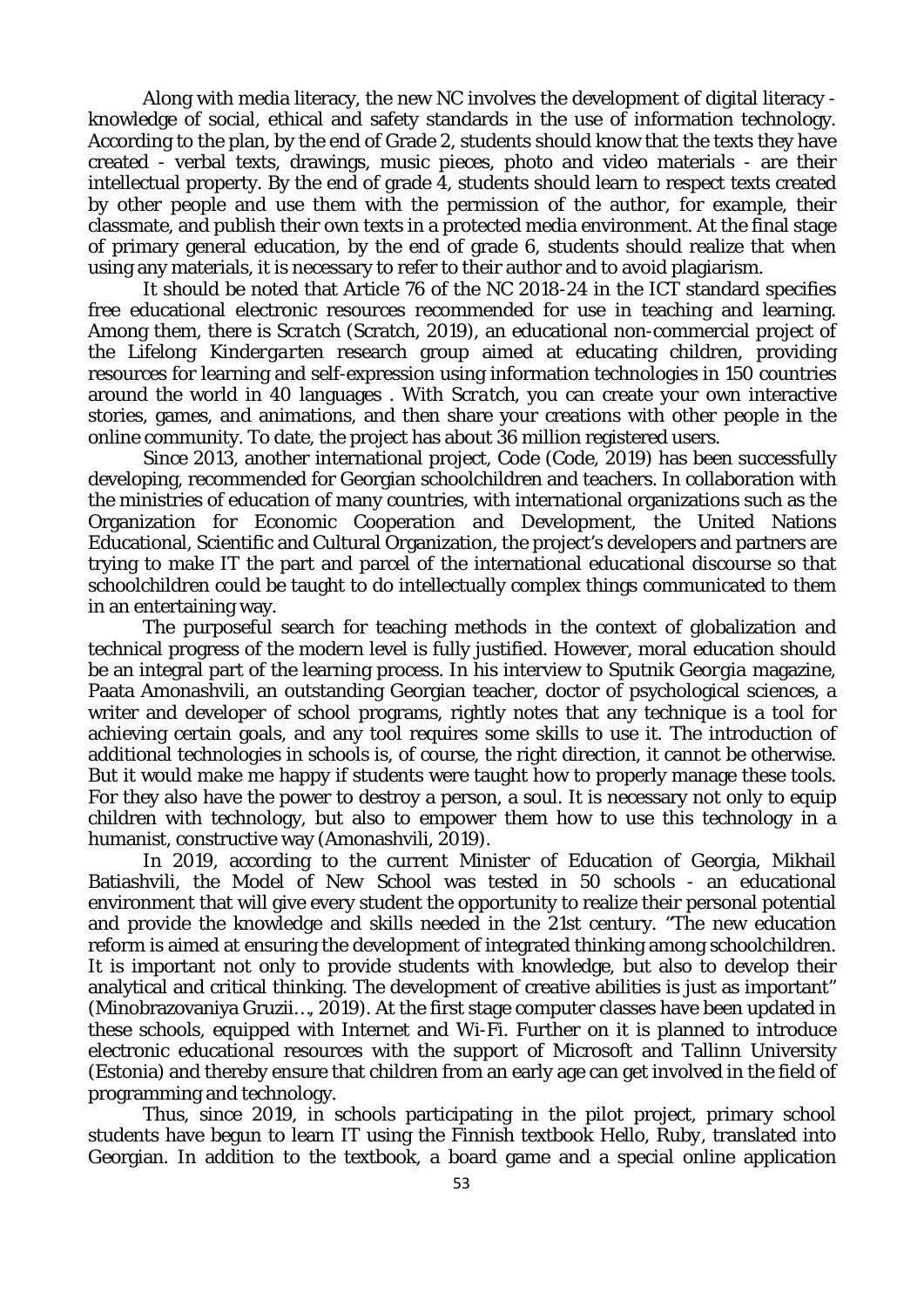Along with media literacy, the new NC involves the development of digital literacy - knowledge of social, ethical and safety standards in the use of information technology. According to the plan, by the end of Grade 2, students should know that the texts they have created - verbal texts, drawings, music pieces, photo and video materials - are their intellectual property. By the end of grade 4, students should learn to respect texts created by other people and use them with the permission of the author, for example, their classmate, and publish their own texts in a protected media environment. At the final stage of primary general education, by the end of grade 6, students should realize that when using any materials, it is necessary to refer to their author and to avoid plagiarism.

It should be noted that Article 76 of the NC 2018-24 in the ICT standard specifies free educational electronic resources recommended for use in teaching and learning. Among them, there is *Scratch* (Scratch, 2019), an educational non-commercial project of the *Lifelong Kindergarten* research group aimed at educating children, providing resources for learning and self-expression using information technologies in 150 countries around the world in 40 languages . With *Scratch*, you can create your own interactive stories, games, and animations, and then share your creations with other people in the online community. To date, the project has about 36 million registered users.

Since 2013, another international project, Code (Code, 2019) has been successfully developing, recommended for Georgian schoolchildren and teachers. In collaboration with the ministries of education of many countries, with international organizations such as the Organization for Economic Cooperation and Development, the United Nations Educational, Scientific and Cultural Organization, the project's developers and partners are trying to make IT the part and parcel of the international educational discourse so that schoolchildren could be taught to do intellectually complex things communicated to them in an entertaining way.

The purposeful search for teaching methods in the context of globalization and technical progress of the modern level is fully justified. However, moral education should be an integral part of the learning process. In his interview to *Sputnik Georgia* magazine, Paata Amonashvili, an outstanding Georgian teacher, doctor of psychological sciences, a writer and developer of school programs, rightly notes that any technique is a tool for achieving certain goals, and any tool requires some skills to use it. The introduction of additional technologies in schools is, of course, the right direction, it cannot be otherwise. But it would make me happy if students were taught how to properly manage these tools. For they also have the power to destroy a person, a soul. It is necessary not only to equip children with technology, but also to empower them how to use this technology in a humanist, constructive way (Amonashvili, 2019).

In 2019, according to the current Minister of Education of Georgia, Mikhail Batiashvili, the Model of New School was tested in 50 schools - an educational environment that will give every student the opportunity to realize their personal potential and provide the knowledge and skills needed in the 21st century. "The new education reform is aimed at ensuring the development of integrated thinking among schoolchildren. It is important not only to provide students with knowledge, but also to develop their analytical and critical thinking. The development of creative abilities is just as important" (Minobrazovaniya Gruzii…, 2019). At the first stage computer classes have been updated in these schools, equipped with Internet and Wi-Fi. Further on it is planned to introduce electronic educational resources with the support of Microsoft and Tallinn University (Estonia) and thereby ensure that children from an early age can get involved in the field of programming and technology.

Thus, since 2019, in schools participating in the pilot project, primary school students have begun to learn IT using the Finnish textbook Hello, Ruby, translated into Georgian. In addition to the textbook, a board game and a special online application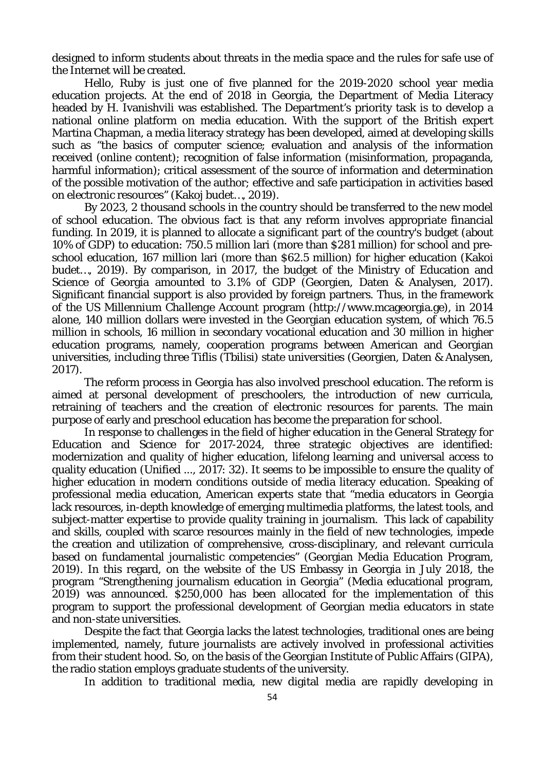designed to inform students about threats in the media space and the rules for safe use of the Internet will be created.

Hello, Ruby is just one of five planned for the 2019-2020 school year media education projects. At the end of 2018 in Georgia, the Department of Media Literacy headed by H. Ivanishvili was established. The Department's priority task is to develop a national online platform on media education. With the support of the British expert Martina Chapman, a media literacy strategy has been developed, aimed at developing skills such as "the basics of computer science; evaluation and analysis of the information received (online content); recognition of false information (misinformation, propaganda, harmful information); critical assessment of the source of information and determination of the possible motivation of the author; effective and safe participation in activities based on electronic resources" (Kakoj budet…, 2019).

By 2023, 2 thousand schools in the country should be transferred to the new model of school education. The obvious fact is that any reform involves appropriate financial funding. In 2019, it is planned to allocate a significant part of the country's budget (about 10% of GDP) to education: 750.5 million lari (more than $281 million) for school and pre-school education, 167 million lari (more than $62.5 million) for higher education (Kakoi budet…, 2019). By comparison, in 2017, the budget of the Ministry of Education and Science of Georgia amounted to 3.1% of GDP (Georgien, Daten & Analysen, 2017). Significant financial support is also provided by foreign partners. Thus, in the framework of the US Millennium Challenge Account program (http://www.mcageorgia.ge), in 2014 alone, 140 million dollars were invested in the Georgian education system, of which 76.5 million in schools, 16 million in secondary vocational education and 30 million in higher education programs, namely, cooperation programs between American and Georgian universities, including three Tiflis (Tbilisi) state universities (Georgien, Daten & Analysen, 2017).

The reform process in Georgia has also involved preschool education. The reform is aimed at personal development of preschoolers, the introduction of new curricula, retraining of teachers and the creation of electronic resources for parents. The main purpose of early and preschool education has become the preparation for school.

In response to challenges in the field of higher education in the General Strategy for Education and Science for 2017-2024, three strategic objectives are identified: modernization and quality of higher education, lifelong learning and universal access to quality education (Unified ..., 2017: 32). It seems to be impossible to ensure the quality of higher education in modern conditions outside of media literacy education. Speaking of professional media education, American experts state that "media educators in Georgia lack resources, in-depth knowledge of emerging multimedia platforms, the latest tools, and subject-matter expertise to provide quality training in journalism. This lack of capability and skills, coupled with scarce resources mainly in the field of new technologies, impede the creation and utilization of comprehensive, cross-disciplinary, and relevant curricula based on fundamental journalistic competencies" (Georgian Media Education Program, 2019). In this regard, on the website of the US Embassy in Georgia in July 2018, the program "Strengthening journalism education in Georgia" (Media educational program, 2019) was announced. $250,000 has been allocated for the implementation of this program to support the professional development of Georgian media educators in state and non-state universities.

Despite the fact that Georgia lacks the latest technologies, traditional ones are being implemented, namely, future journalists are actively involved in professional activities from their student hood. So, on the basis of the Georgian Institute of Public Affairs (GIPA), the radio station employs graduate students of the university.

In addition to traditional media, new digital media are rapidly developing in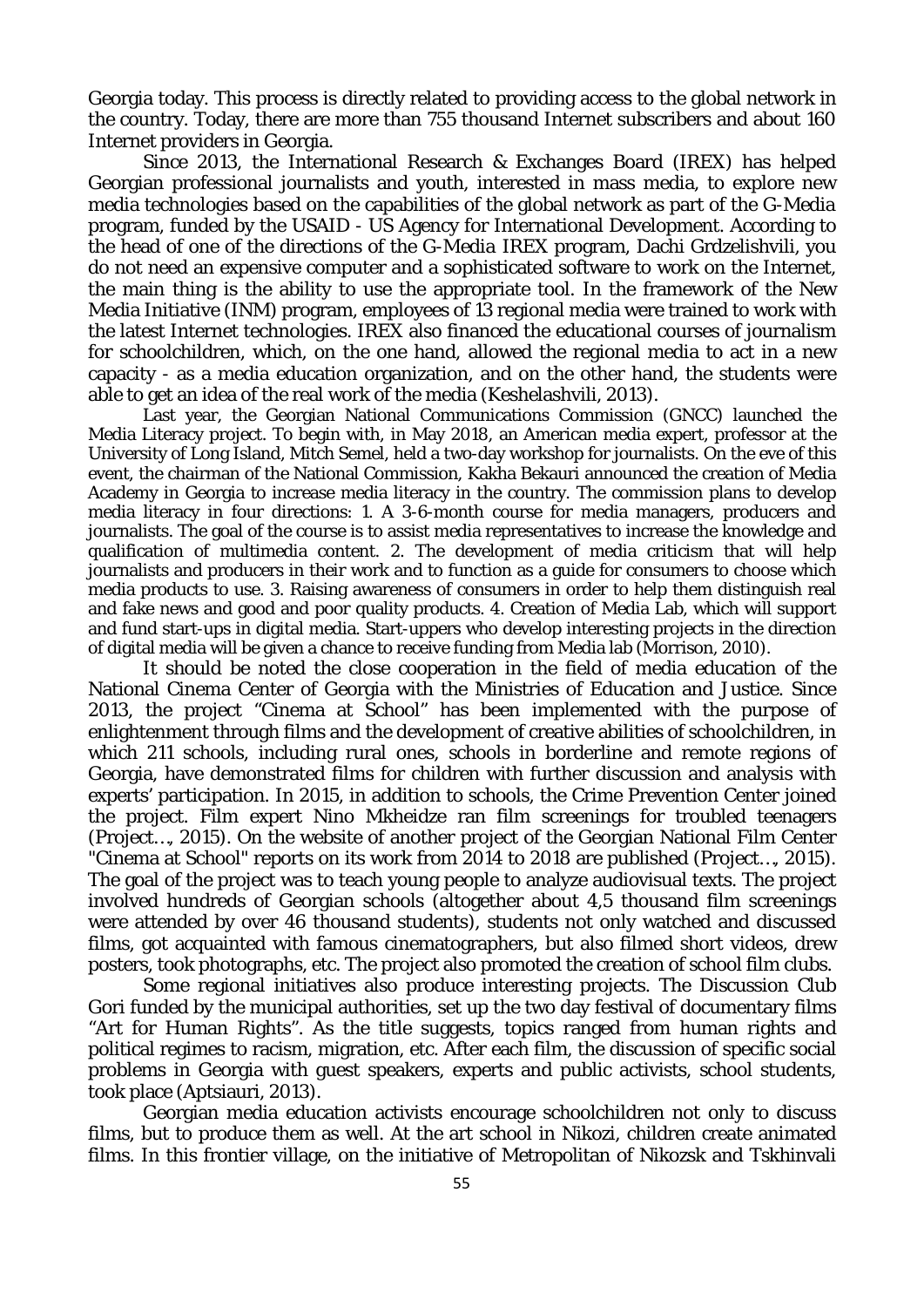Georgia today. This process is directly related to providing access to the global network in the country. Today, there are more than 755 thousand Internet subscribers and about 160 Internet providers in Georgia.

Since 2013, the International Research & Exchanges Board (IREX) has helped Georgian professional journalists and youth, interested in mass media, to explore new media technologies based on the capabilities of the global network as part of the G-Media program, funded by the USAID - US Agency for International Development. According to the head of one of the directions of the G-Media IREX program, Dachi Grdzelishvili, you do not need an expensive computer and a sophisticated software to work on the Internet, the main thing is the ability to use the appropriate tool. In the framework of the New Media Initiative (INM) program, employees of 13 regional media were trained to work with the latest Internet technologies. IREX also financed the educational courses of journalism for schoolchildren, which, on the one hand, allowed the regional media to act in a new capacity - as a media education organization, and on the other hand, the students were able to get an idea of the real work of the media (Keshelashvili, 2013).

Last year, the Georgian National Communications Commission (GNCC) launched the Media Literacy project. To begin with, in May 2018, an American media expert, professor at the University of Long Island, Mitch Semel, held a two-day workshop for journalists. On the eve of this event, the chairman of the National Commission, Kakha Bekauri announced the creation of Media Academy in Georgia to increase media literacy in the country. The commission plans to develop media literacy in four directions: 1. A 3-6-month course for media managers, producers and journalists. The goal of the course is to assist media representatives to increase the knowledge and qualification of multimedia content. 2. The development of media criticism that will help journalists and producers in their work and to function as a guide for consumers to choose which media products to use. 3. Raising awareness of consumers in order to help them distinguish real and fake news and good and poor quality products. 4. Creation of Media Lab, which will support and fund start-ups in digital media. Start-uppers who develop interesting projects in the direction of digital media will be given a chance to receive funding from Media lab (Morrison, 2010).

It should be noted the close cooperation in the field of media education of the National Cinema Center of Georgia with the Ministries of Education and Justice. Since 2013, the project "Cinema at School" has been implemented with the purpose of enlightenment through films and the development of creative abilities of schoolchildren, in which 211 schools, including rural ones, schools in borderline and remote regions of Georgia, have demonstrated films for children with further discussion and analysis with experts' participation. In 2015, in addition to schools, the Crime Prevention Center joined the project. Film expert Nino Mkheidze ran film screenings for troubled teenagers (Project…, 2015). On the website of another project of the Georgian National Film Center "Cinema at School" reports on its work from 2014 to 2018 are published (Project…, 2015). The goal of the project was to teach young people to analyze audiovisual texts. The project involved hundreds of Georgian schools (altogether about 4,5 thousand film screenings were attended by over 46 thousand students), students not only watched and discussed films, got acquainted with famous cinematographers, but also filmed short videos, drew posters, took photographs, etc. The project also promoted the creation of school film clubs.

Some regional initiatives also produce interesting projects. The Discussion Club Gori funded by the municipal authorities, set up the two day festival of documentary films "Art for Human Rights". As the title suggests, topics ranged from human rights and political regimes to racism, migration, etc. After each film, the discussion of specific social problems in Georgia with guest speakers, experts and public activists, school students, took place (Aptsiauri, 2013).

Georgian media education activists encourage schoolchildren not only to discuss films, but to produce them as well. At the art school in Nikozi, children create animated films. In this frontier village, on the initiative of Metropolitan of Nikozsk and Tskhinvali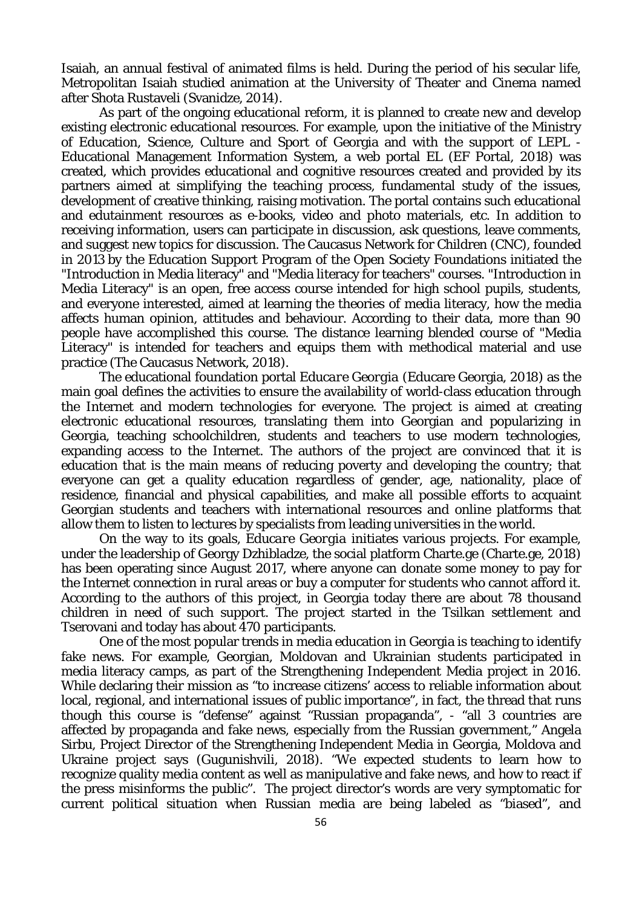Isaiah, an annual festival of animated films is held. During the period of his secular life, Metropolitan Isaiah studied animation at the University of Theater and Cinema named after Shota Rustaveli (Svanidze, 2014).

As part of the ongoing educational reform, it is planned to create new and develop existing electronic educational resources. For example, upon the initiative of the Ministry of Education, Science, Culture and Sport of Georgia and with the support of LEPL - Educational Management Information System, a web portal EL (EF Portal, 2018) was created, which provides educational and cognitive resources created and provided by its partners aimed at simplifying the teaching process, fundamental study of the issues, development of creative thinking, raising motivation. The portal contains such educational and edutainment resources as e-books, video and photo materials, etc. In addition to receiving information, users can participate in discussion, ask questions, leave comments, and suggest new topics for discussion. The Caucasus Network for Children (CNC), founded in 2013 by the Education Support Program of the Open Society Foundations initiated the "Introduction in Media literacy" and "Media literacy for teachers" courses. "Introduction in Media Literacy" is an open, free access course intended for high school pupils, students, and everyone interested, aimed at learning the theories of media literacy, how the media affects human opinion, attitudes and behaviour. According to their data, more than 90 people have accomplished this course. The distance learning blended course of "Media Literacy" is intended for teachers and equips them with methodical material and use practice (The Caucasus Network, 2018).

The educational foundation portal *Educare Georgia* (Educare Georgia, 2018) as the main goal defines the activities to ensure the availability of world-class education through the Internet and modern technologies for everyone. The project is aimed at creating electronic educational resources, translating them into Georgian and popularizing in Georgia, teaching schoolchildren, students and teachers to use modern technologies, expanding access to the Internet. The authors of the project are convinced that it is education that is the main means of reducing poverty and developing the country; that everyone can get a quality education regardless of gender, age, nationality, place of residence, financial and physical capabilities, and make all possible efforts to acquaint Georgian students and teachers with international resources and online platforms that allow them to listen to lectures by specialists from leading universities in the world.

On the way to its goals, *Educare Georgia* initiates various projects. For example, under the leadership of Georgy Dzhibladze, the social platform Charte.ge (Charte.ge, 2018) has been operating since August 2017, where anyone can donate some money to pay for the Internet connection in rural areas or buy a computer for students who cannot afford it. According to the authors of this project, in Georgia today there are about 78 thousand children in need of such support. The project started in the Tsilkan settlement and Tserovani and today has about 470 participants.

One of the most popular trends in media education in Georgia is teaching to identify fake news. For example, Georgian, Moldovan and Ukrainian students participated in media literacy camps, as part of the Strengthening Independent Media project in 2016. While declaring their mission as "to increase citizens' access to reliable information about local, regional, and international issues of public importance", in fact, the thread that runs though this course is "defense" against "Russian propaganda", - "all 3 countries are affected by propaganda and fake news, especially from the Russian government," Angela Sirbu, Project Director of the Strengthening Independent Media in Georgia, Moldova and Ukraine project says (Gugunishvili, 2018). "We expected students to learn how to recognize quality media content as well as manipulative and fake news, and how to react if the press misinforms the public". The project director's words are very symptomatic for current political situation when Russian media are being labeled as "biased", and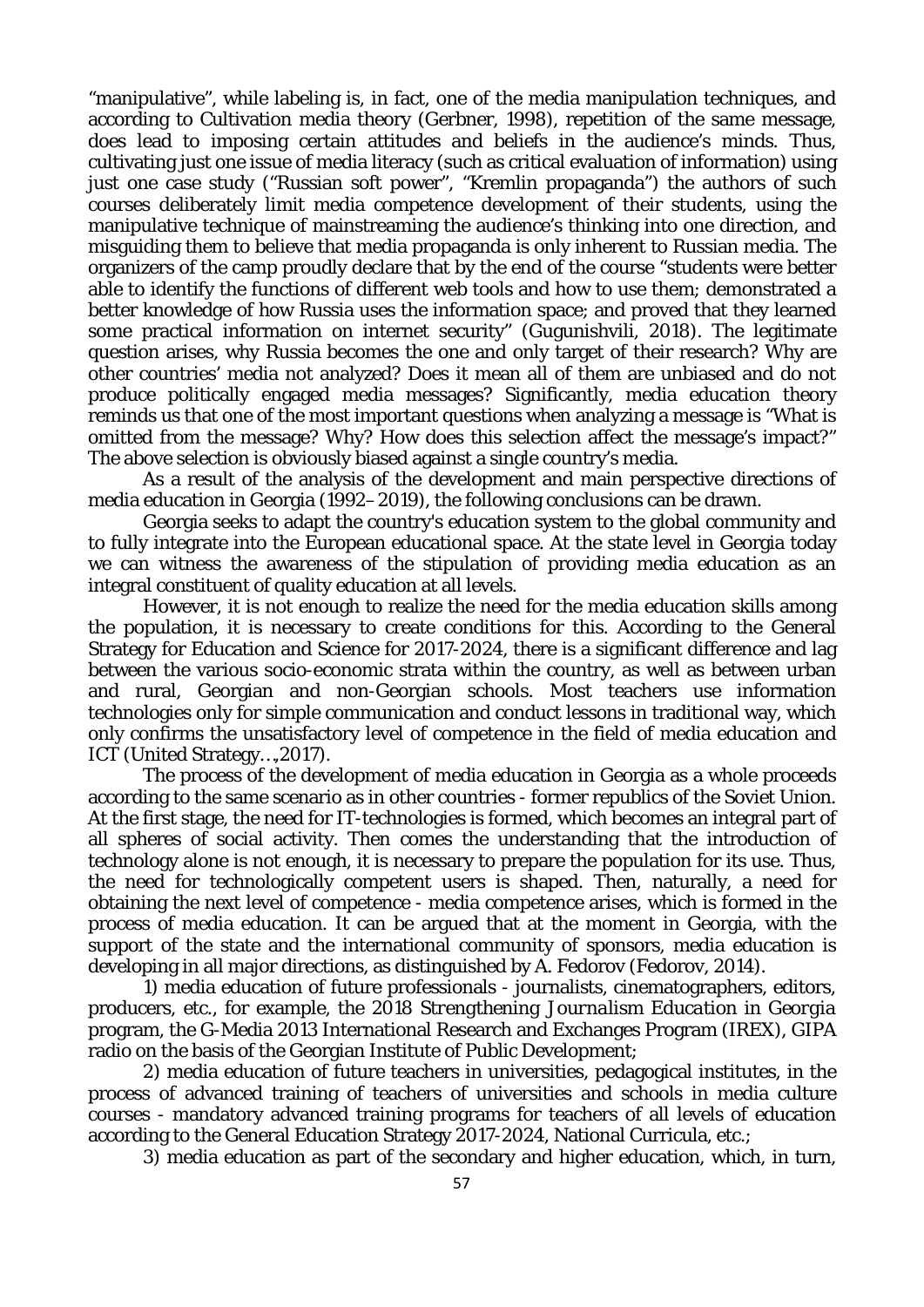"manipulative", while labeling is, in fact, one of the media manipulation techniques, and according to Cultivation media theory (Gerbner, 1998), repetition of the same message, does lead to imposing certain attitudes and beliefs in the audience's minds. Thus, cultivating just one issue of media literacy (such as critical evaluation of information) using just one case study ("Russian soft power", "Kremlin propaganda") the authors of such courses deliberately limit media competence development of their students, using the manipulative technique of mainstreaming the audience's thinking into one direction, and misguiding them to believe that media propaganda is only inherent to Russian media. The organizers of the camp proudly declare that by the end of the course "students were better able to identify the functions of different web tools and how to use them; demonstrated a better knowledge of how Russia uses the information space; and proved that they learned some practical information on internet security" (Gugunishvili, 2018). The legitimate question arises, why Russia becomes the one and only target of their research? Why are other countries' media not analyzed? Does it mean all of them are unbiased and do not produce politically engaged media messages? Significantly, media education theory reminds us that one of the most important questions when analyzing a message is "What is omitted from the message? Why? How does this selection affect the message's impact?" The above selection is obviously biased against a single country's media.

As a result of the analysis of the development and main perspective directions of media education in Georgia (1992–2019), the following conclusions can be drawn.

Georgia seeks to adapt the country's education system to the global community and to fully integrate into the European educational space. At the state level in Georgia today we can witness the awareness of the stipulation of providing media education as an integral constituent of quality education at all levels.

However, it is not enough to realize the need for the media education skills among the population, it is necessary to create conditions for this. According to the General Strategy for Education and Science for 2017-2024, there is a significant difference and lag between the various socio-economic strata within the country, as well as between urban and rural, Georgian and non-Georgian schools. Most teachers use information technologies only for simple communication and conduct lessons in traditional way, which only confirms the unsatisfactory level of competence in the field of media education and ICT (United Strategy…,2017).

The process of the development of media education in Georgia as a whole proceeds according to the same scenario as in other countries - former republics of the Soviet Union. At the first stage, the need for IT-technologies is formed, which becomes an integral part of all spheres of social activity. Then comes the understanding that the introduction of technology alone is not enough, it is necessary to prepare the population for its use. Thus, the need for technologically competent users is shaped. Then, naturally, a need for obtaining the next level of competence - media competence arises, which is formed in the process of media education. It can be argued that at the moment in Georgia, with the support of the state and the international community of sponsors, media education is developing in all major directions, as distinguished by A. Fedorov (Fedorov, 2014).

1) media education of future professionals - journalists, cinematographers, editors, producers, etc., for example, the 2018 *Strengthening Journalism Education in Georgia* program, the G-Media 2013 International Research and Exchanges Program (IREX), GIPA radio on the basis of the Georgian Institute of Public Development;

2) media education of future teachers in universities, pedagogical institutes, in the process of advanced training of teachers of universities and schools in media culture courses - mandatory advanced training programs for teachers of all levels of education according to the General Education Strategy 2017-2024, National Curricula, etc.;

3) media education as part of the secondary and higher education, which, in turn,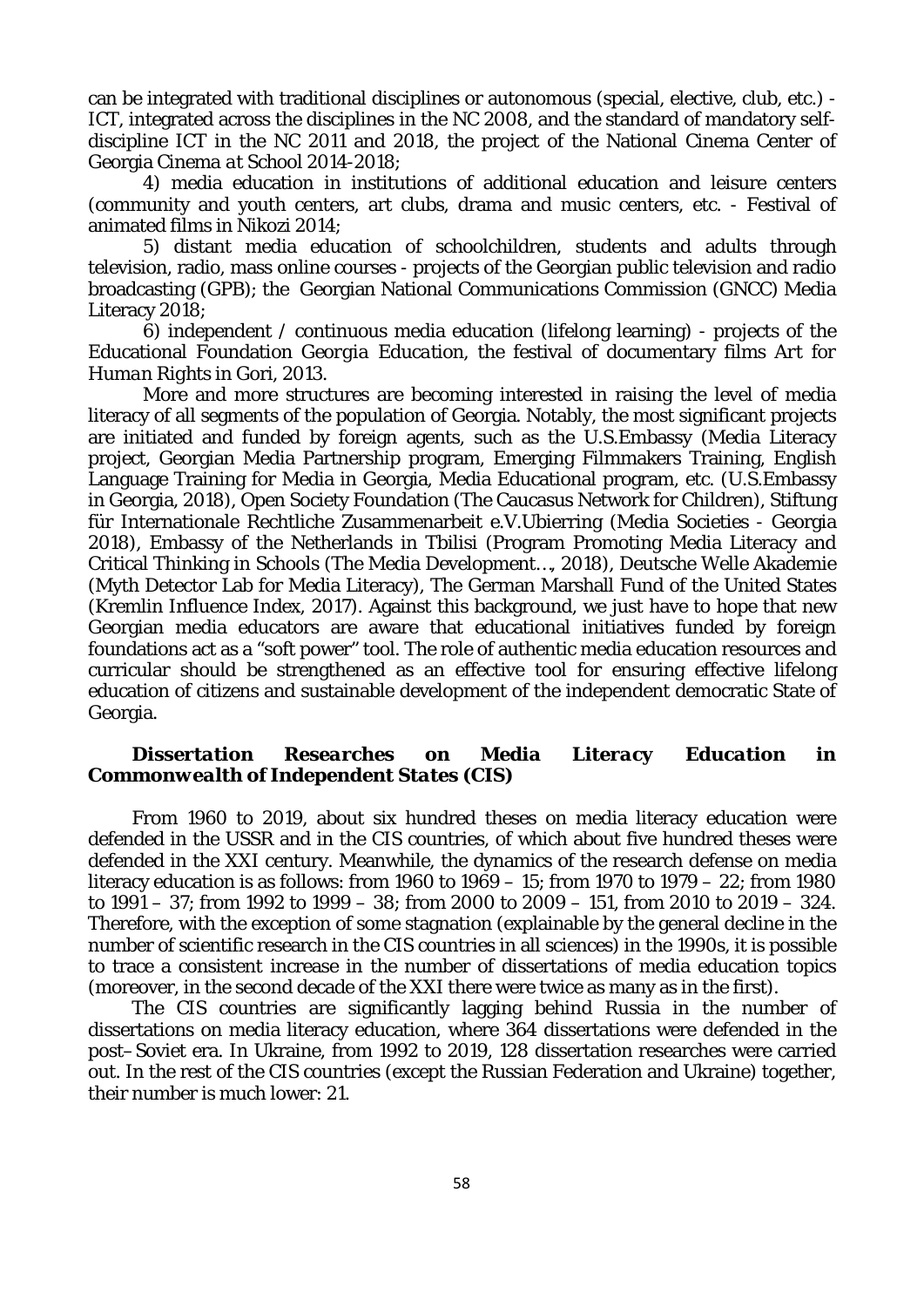can be integrated with traditional disciplines or autonomous (special, elective, club, etc.) - ICT, integrated across the disciplines in the NC 2008, and the standard of mandatory self-discipline ICT in the NC 2011 and 2018, the project of the National Cinema Center of Georgia *Cinema at School* 2014-2018;

4) media education in institutions of additional education and leisure centers (community and youth centers, art clubs, drama and music centers, etc. - Festival of animated films in Nikozi 2014;

5) distant media education of schoolchildren, students and adults through television, radio, mass online courses - projects of the Georgian public television and radio broadcasting (GPB); the Georgian National Communications Commission (GNCC) Media Literacy 2018;

6) independent / continuous media education (lifelong learning) - projects of the Educational Foundation *Georgia Education*, the festival of documentary films *Art for Human Rights* in Gori, 2013.

More and more structures are becoming interested in raising the level of media literacy of all segments of the population of Georgia. Notably, the most significant projects are initiated and funded by foreign agents, such as the U.S.Embassy (Media Literacy project, Georgian Media Partnership program, Emerging Filmmakers Training, English Language Training for Media in Georgia, Media Educational program, etc. (U.S.Embassy in Georgia, 2018), Open Society Foundation (The Caucasus Network for Children), Stiftung für Internationale Rechtliche Zusammenarbeit e.V.Ubierring (Media Societies - Georgia 2018), Embassy of the Netherlands in Tbilisi (Program Promoting Media Literacy and Critical Thinking in Schools (The Media Development…, 2018), Deutsche Welle Akademie (Myth Detector Lab for Media Literacy), The German Marshall Fund of the United States (Kremlin Influence Index, 2017). Against this background, we just have to hope that new Georgian media educators are aware that educational initiatives funded by foreign foundations act as a "soft power" tool. The role of authentic media education resources and curricular should be strengthened as an effective tool for ensuring effective lifelong education of citizens and sustainable development of the independent democratic State of Georgia.

### *Dissertation Researches on Media Literacy Education in Commonwealth of Independent States (CIS)*

From 1960 to 2019, about six hundred theses on media literacy education were defended in the USSR and in the CIS countries, of which about five hundred theses were defended in the XXI century. Meanwhile, the dynamics of the research defense on media literacy education is as follows: from 1960 to 1969 – 15; from 1970 to 1979 – 22; from 1980 to 1991 – 37; from 1992 to 1999 – 38; from 2000 to 2009 – 151, from 2010 to 2019 – 324. Therefore, with the exception of some stagnation (explainable by the general decline in the number of scientific research in the CIS countries in all sciences) in the 1990s, it is possible to trace a consistent increase in the number of dissertations of media education topics (moreover, in the second decade of the XXI there were twice as many as in the first).

The CIS countries are significantly lagging behind Russia in the number of dissertations on media literacy education, where 364 dissertations were defended in the post–Soviet era. In Ukraine, from 1992 to 2019, 128 dissertation researches were carried out. In the rest of the CIS countries (except the Russian Federation and Ukraine) together, their number is much lower: 21.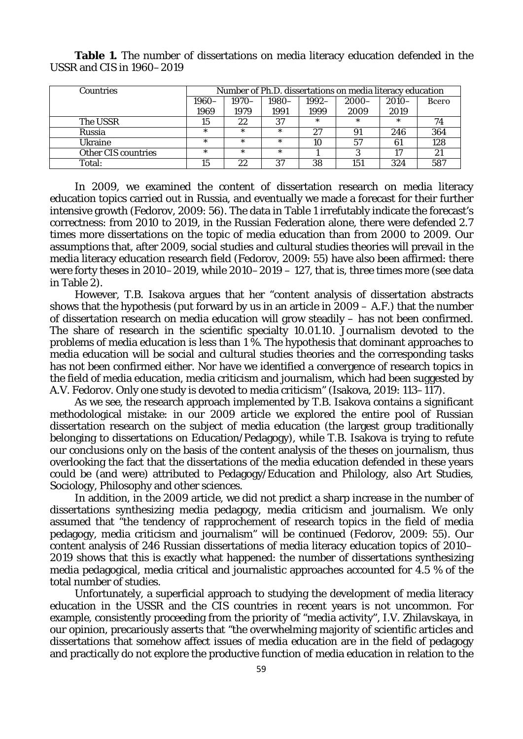**Table 1.** The number of dissertations on media literacy education defended in the USSR and CIS in 1960–2019

| Countries | Number of Ph.D. dissertations on media literacy education | | | | | | |
|---|---|---|---|---|---|---|---|
| | 1960–1969 | 1970–1979 | 1980–1991 | 1992–1999 | 2000–2009 | 2010–2019 | Всего |
| The USSR | 15 | 22 | 37 | * | * | * | 74 |
| Russia | * | * | * | 27 | 91 | 246 | 364 |
| Ukraine | * | * | * | 10 | 57 | 61 | 128 |
| Other CIS countries | * | * | * | 1 | 3 | 17 | 21 |
| Total: | 15 | 22 | 37 | 38 | 151 | 324 | 587 |

In 2009, we examined the content of dissertation research on media literacy education topics carried out in Russia, and eventually we made a forecast for their further intensive growth (Fedorov, 2009: 56). The data in Table 1 irrefutably indicate the forecast's correctness: from 2010 to 2019, in the Russian Federation alone, there were defended 2.7 times more dissertations on the topic of media education than from 2000 to 2009. Our assumptions that, after 2009, social studies and cultural studies theories will prevail in the media literacy education research field (Fedorov, 2009: 55) have also been affirmed: there were forty theses in 2010–2019, while 2010–2019 – 127, that is, three times more (see data in Table 2).

However, T.B. Isakova argues that her "content analysis of dissertation abstracts shows that the hypothesis (put forward by us in an article in 2009 – A.F.) that the number of dissertation research on media education will grow steadily – has not been confirmed. The share of research in the scientific specialty 10.01.10. Journalism devoted to the problems of media education is less than 1 %. The hypothesis that dominant approaches to media education will be social and cultural studies theories and the corresponding tasks has not been confirmed either. Nor have we identified a convergence of research topics in the field of media education, media criticism and journalism, which had been suggested by A.V. Fedorov. Only one study is devoted to media criticism" (Isakova, 2019: 113–117).

As we see, the research approach implemented by T.B. Isakova contains a significant methodological mistake: in our 2009 article we explored the entire pool of Russian dissertation research on the subject of media education (the largest group traditionally belonging to dissertations on Education/Pedagogy), while T.B. Isakova is trying to refute our conclusions only on the basis of the content analysis of the theses on journalism, thus overlooking the fact that the dissertations of the media education defended in these years could be (and were) attributed to Pedagogy/Education and Philology, also Art Studies, Sociology, Philosophy and other sciences.

In addition, in the 2009 article, we did not predict a sharp increase in the number of dissertations synthesizing media pedagogy, media criticism and journalism. We only assumed that "the tendency of rapprochement of research topics in the field of media pedagogy, media criticism and journalism" will be continued (Fedorov, 2009: 55). Our content analysis of 246 Russian dissertations of media literacy education topics of 2010–2019 shows that this is exactly what happened: the number of dissertations synthesizing media pedagogical, media critical and journalistic approaches accounted for 4.5 % of the total number of studies.

Unfortunately, a superficial approach to studying the development of media literacy education in the USSR and the CIS countries in recent years is not uncommon. For example, consistently proceeding from the priority of "media activity", I.V. Zhilavskaya, in our opinion, precariously asserts that "the overwhelming majority of scientific articles and dissertations that somehow affect issues of media education are in the field of pedagogy and practically do not explore the productive function of media education in relation to the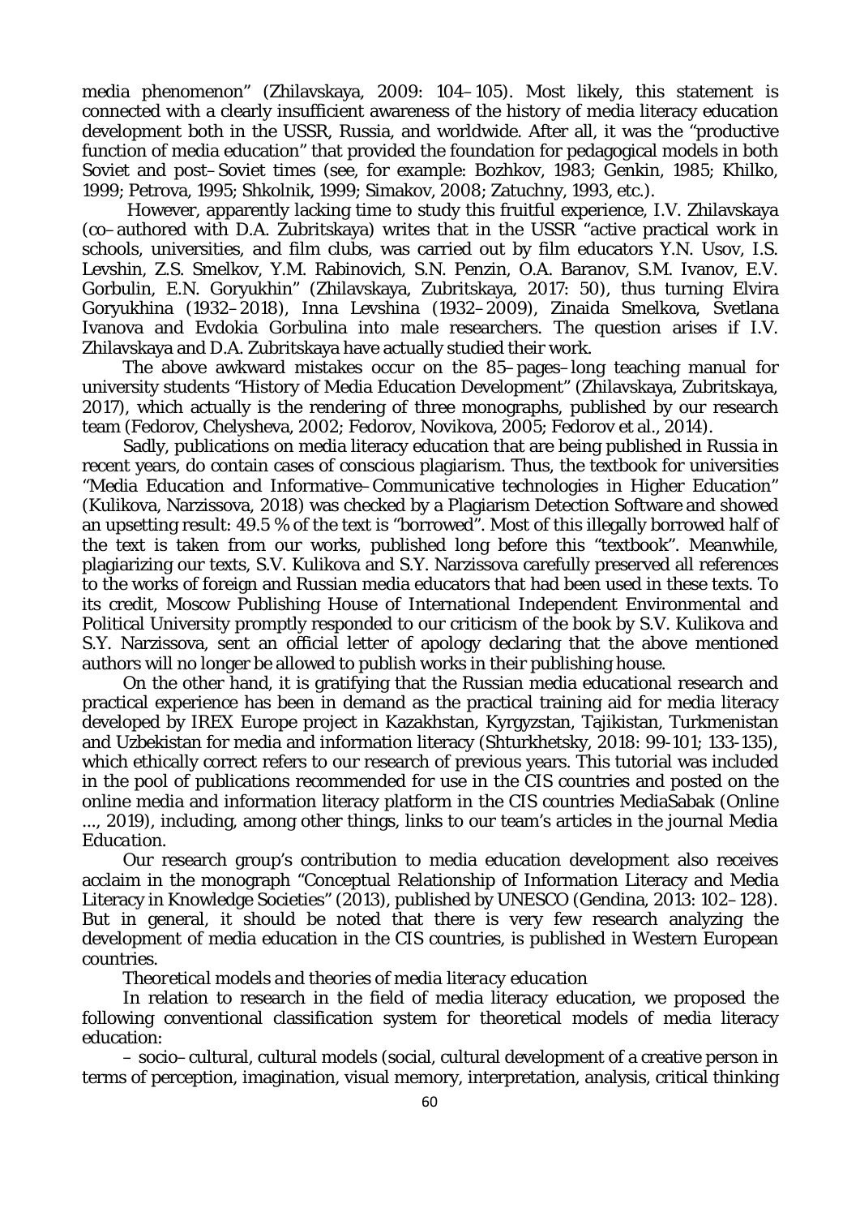media phenomenon" (Zhilavskaya, 2009: 104–105). Most likely, this statement is connected with a clearly insufficient awareness of the history of media literacy education development both in the USSR, Russia, and worldwide. After all, it was the "productive function of media education" that provided the foundation for pedagogical models in both Soviet and post–Soviet times (see, for example: Bozhkov, 1983; Genkin, 1985; Khilko, 1999; Petrova, 1995; Shkolnik, 1999; Simakov, 2008; Zatuchny, 1993, etc.).

However, apparently lacking time to study this fruitful experience, I.V. Zhilavskaya (co–authored with D.A. Zubritskaya) writes that in the USSR "active practical work in schools, universities, and film clubs, was carried out by film educators Y.N. Usov, I.S. Levshin, Z.S. Smelkov, Y.M. Rabinovich, S.N. Penzin, O.A. Baranov, S.M. Ivanov, E.V. Gorbulin, E.N. Goryukhin" (Zhilavskaya, Zubritskaya, 2017: 50), thus turning Elvira Goryukhina (1932–2018), Inna Levshina (1932–2009), Zinaida Smelkova, Svetlana Ivanova and Evdokia Gorbulina into male researchers. The question arises if I.V. Zhilavskaya and D.A. Zubritskaya have actually studied their work.

The above awkward mistakes occur on the 85–pages–long teaching manual for university students "History of Media Education Development" (Zhilavskaya, Zubritskaya, 2017), which actually is the rendering of three monographs, published by our research team (Fedorov, Chelysheva, 2002; Fedorov, Novikova, 2005; Fedorov et al., 2014).

Sadly, publications on media literacy education that are being published in Russia in recent years, do contain cases of conscious plagiarism. Thus, the textbook for universities "Media Education and Informative–Communicative technologies in Higher Education" (Kulikova, Narzissova, 2018) was checked by a Plagiarism Detection Software and showed an upsetting result: 49.5 % of the text is "borrowed". Most of this illegally borrowed half of the text is taken from our works, published long before this "textbook". Meanwhile, plagiarizing our texts, S.V. Kulikova and S.Y. Narzissova carefully preserved all references to the works of foreign and Russian media educators that had been used in these texts. To its credit, Moscow Publishing House of International Independent Environmental and Political University promptly responded to our criticism of the book by S.V. Kulikova and S.Y. Narzissova, sent an official letter of apology declaring that the above mentioned authors will no longer be allowed to publish works in their publishing house.

On the other hand, it is gratifying that the Russian media educational research and practical experience has been in demand as the practical training aid for media literacy developed by IREX Europe project in Kazakhstan, Kyrgyzstan, Tajikistan, Turkmenistan and Uzbekistan for media and information literacy (Shturkhetsky, 2018: 99-101; 133-135), which ethically correct refers to our research of previous years. This tutorial was included in the pool of publications recommended for use in the CIS countries and posted on the online media and information literacy platform in the CIS countries MediaSabak (Online ..., 2019), including, among other things, links to our team's articles in the journal *Media Education*.

Our research group's contribution to media education development also receives acclaim in the monograph "Conceptual Relationship of Information Literacy and Media Literacy in Knowledge Societies" (2013), published by UNESCO (Gendina, 2013: 102–128). But in general, it should be noted that there is very few research analyzing the development of media education in the CIS countries, is published in Western European countries.

*Theoretical models and theories of media literacy education*

In relation to research in the field of media literacy education, we proposed the following conventional classification system for theoretical models of media literacy education:

– socio–cultural, cultural models (social, cultural development of a creative person in terms of perception, imagination, visual memory, interpretation, analysis, critical thinking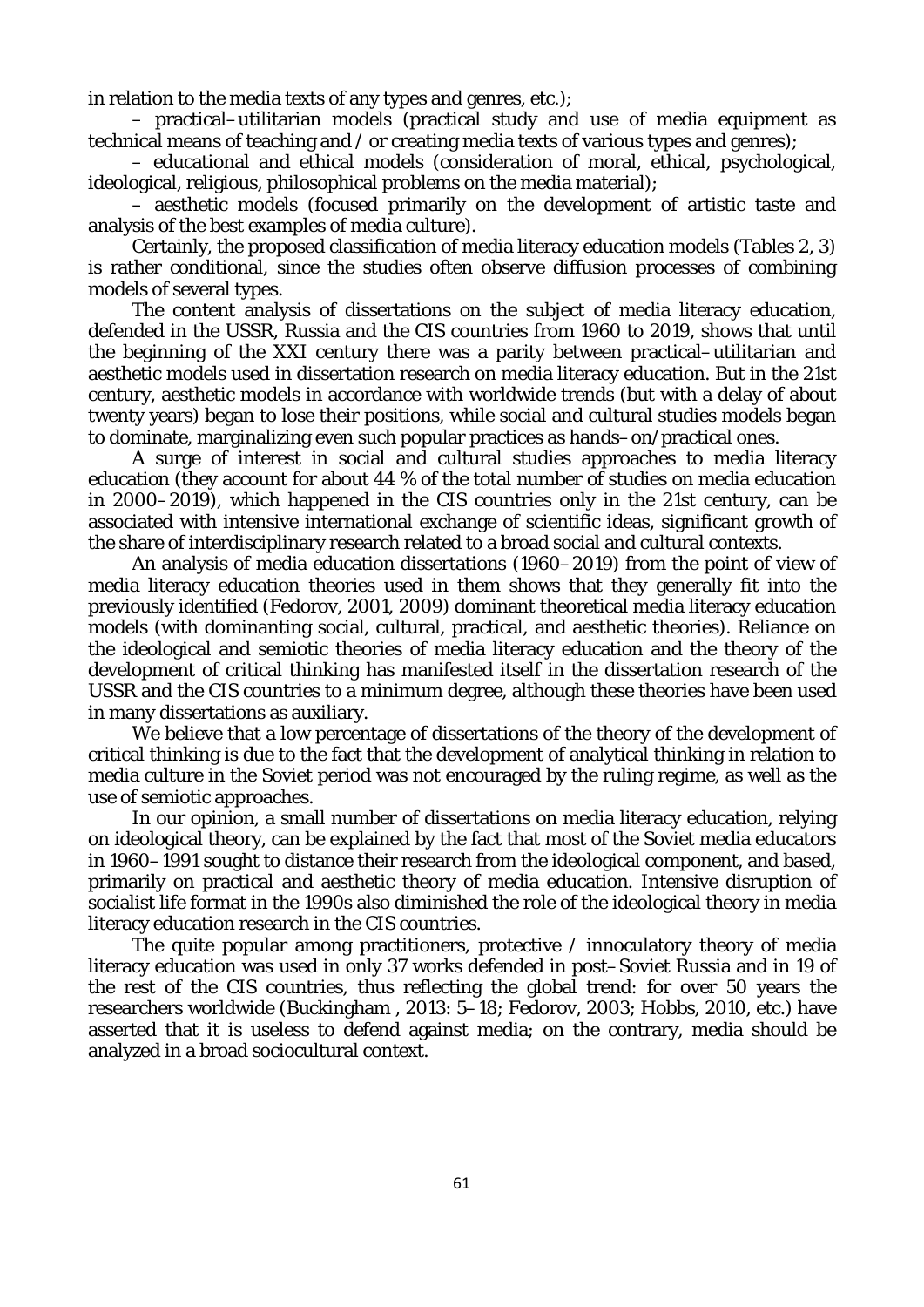in relation to the media texts of any types and genres, etc.);

– practical–utilitarian models (practical study and use of media equipment as technical means of teaching and / or creating media texts of various types and genres);

– educational and ethical models (consideration of moral, ethical, psychological, ideological, religious, philosophical problems on the media material);

– aesthetic models (focused primarily on the development of artistic taste and analysis of the best examples of media culture).

Certainly, the proposed classification of media literacy education models (Tables 2, 3) is rather conditional, since the studies often observe diffusion processes of combining models of several types.

The content analysis of dissertations on the subject of media literacy education, defended in the USSR, Russia and the CIS countries from 1960 to 2019, shows that until the beginning of the XXI century there was a parity between practical–utilitarian and aesthetic models used in dissertation research on media literacy education. But in the 21st century, aesthetic models in accordance with worldwide trends (but with a delay of about twenty years) began to lose their positions, while social and cultural studies models began to dominate, marginalizing even such popular practices as hands–on/practical ones.

A surge of interest in social and cultural studies approaches to media literacy education (they account for about 44 % of the total number of studies on media education in 2000–2019), which happened in the CIS countries only in the 21st century, can be associated with intensive international exchange of scientific ideas, significant growth of the share of interdisciplinary research related to a broad social and cultural contexts.

An analysis of media education dissertations (1960–2019) from the point of view of media literacy education theories used in them shows that they generally fit into the previously identified (Fedorov, 2001, 2009) dominant theoretical media literacy education models (with dominanting social, cultural, practical, and aesthetic theories). Reliance on the ideological and semiotic theories of media literacy education and the theory of the development of critical thinking has manifested itself in the dissertation research of the USSR and the CIS countries to a minimum degree, although these theories have been used in many dissertations as auxiliary.

We believe that a low percentage of dissertations of the theory of the development of critical thinking is due to the fact that the development of analytical thinking in relation to media culture in the Soviet period was not encouraged by the ruling regime, as well as the use of semiotic approaches.

In our opinion, a small number of dissertations on media literacy education, relying on ideological theory, can be explained by the fact that most of the Soviet media educators in 1960–1991 sought to distance their research from the ideological component, and based, primarily on practical and aesthetic theory of media education. Intensive disruption of socialist life format in the 1990s also diminished the role of the ideological theory in media literacy education research in the CIS countries.

The quite popular among practitioners, protective / innoculatory theory of media literacy education was used in only 37 works defended in post–Soviet Russia and in 19 of the rest of the CIS countries, thus reflecting the global trend: for over 50 years the researchers worldwide (Buckingham , 2013: 5–18; Fedorov, 2003; Hobbs, 2010, etc.) have asserted that it is useless to defend against media; on the contrary, media should be analyzed in a broad sociocultural context.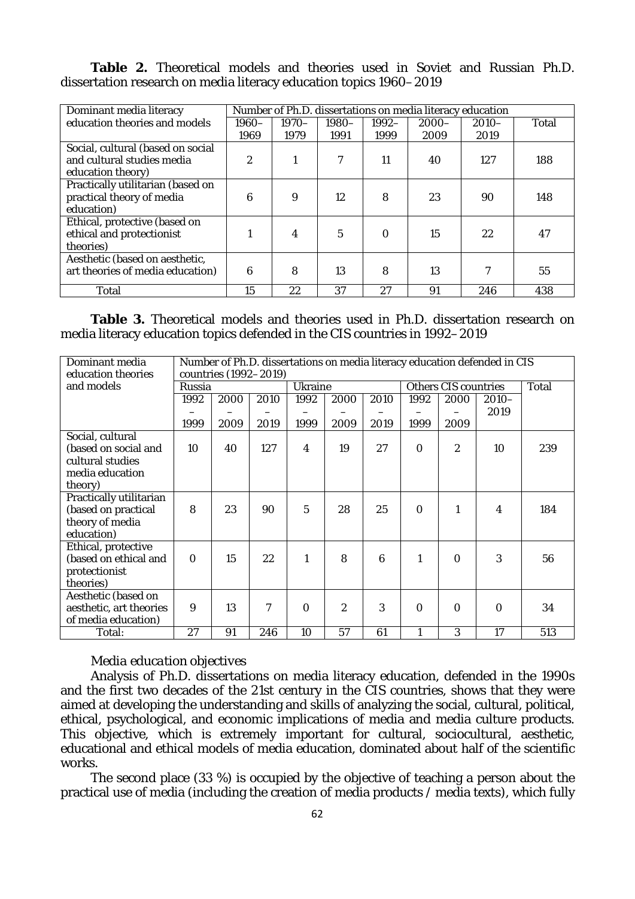**Table 2.** Theoretical models and theories used in Soviet and Russian Ph.D. dissertation research on media literacy education topics 1960–2019

| Dominant media literacy education theories and models | Number of Ph.D. dissertations on media literacy education | | | | | | |
|---|---|---|---|---|---|---|---|
| | 1960–1969 | 1970–1979 | 1980–1991 | 1992–1999 | 2000–2009 | 2010–2019 | Total |
| Social, cultural (based on social and cultural studies media education theory) | 2 | 1 | 7 | 11 | 40 | 127 | 188 |
| Practically utilitarian (based on practical theory of media education) | 6 | 9 | 12 | 8 | 23 | 90 | 148 |
| Ethical, protective (based on ethical and protectionist theories) | 1 | 4 | 5 | 0 | 15 | 22 | 47 |
| Aesthetic (based on aesthetic, art theories of media education) | 6 | 8 | 13 | 8 | 13 | 7 | 55 |
| Total | 15 | 22 | 37 | 27 | 91 | 246 | 438 |

**Table 3.** Theoretical models and theories used in Ph.D. dissertation research on media literacy education topics defended in the CIS countries in 1992–2019

| Dominant media education theories and models | Number of Ph.D. dissertations on media literacy education defended in CIS countries (1992–2019) | | | | | | | | | |
|---|---|---|---|---|---|---|---|---|---|---|
| | Russia | | | Ukraine | | | Others CIS countries | | | Total |
| | 1992–1999 | 2000–2009 | 2010–2019 | 1992–1999 | 2000–2009 | 2010–2019 | 1992–1999 | 2000–2009 | 2010–2019 | |
| Social, cultural (based on social and cultural studies media education theory) | 10 | 40 | 127 | 4 | 19 | 27 | 0 | 2 | 10 | 239 |
| Practically utilitarian (based on practical theory of media education) | 8 | 23 | 90 | 5 | 28 | 25 | 0 | 1 | 4 | 184 |
| Ethical, protective (based on ethical and protectionist theories) | 0 | 15 | 22 | 1 | 8 | 6 | 1 | 0 | 3 | 56 |
| Aesthetic (based on aesthetic, art theories of media education) | 9 | 13 | 7 | 0 | 2 | 3 | 0 | 0 | 0 | 34 |
| Total: | 27 | 91 | 246 | 10 | 57 | 61 | 1 | 3 | 17 | 513 |

*Media education objectives*

Analysis of Ph.D. dissertations on media literacy education, defended in the 1990s and the first two decades of the 21st century in the CIS countries, shows that they were aimed at developing the understanding and skills of analyzing the social, cultural, political, ethical, psychological, and economic implications of media and media culture products. This objective, which is extremely important for cultural, sociocultural, aesthetic, educational and ethical models of media education, dominated about half of the scientific works.

The second place (33 %) is occupied by the objective of teaching a person about the practical use of media (including the creation of media products / media texts), which fully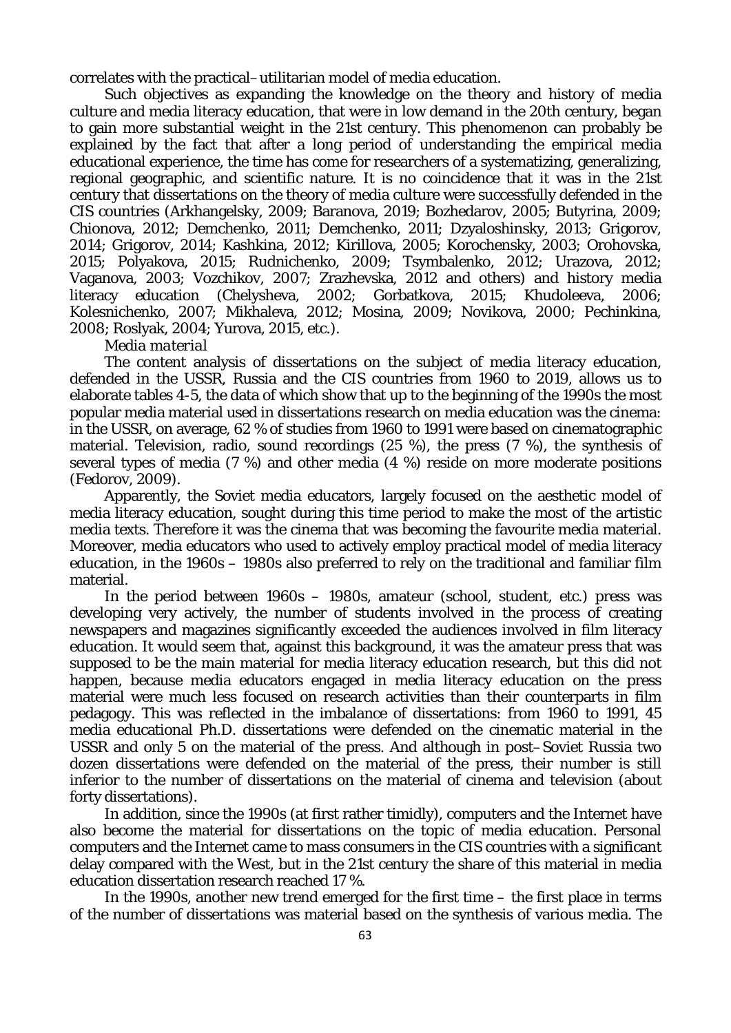correlates with the practical–utilitarian model of media education.

Such objectives as expanding the knowledge on the theory and history of media culture and media literacy education, that were in low demand in the 20th century, began to gain more substantial weight in the 21st century. This phenomenon can probably be explained by the fact that after a long period of understanding the empirical media educational experience, the time has come for researchers of a systematizing, generalizing, regional geographic, and scientific nature. It is no coincidence that it was in the 21st century that dissertations on the theory of media culture were successfully defended in the CIS countries (Arkhangelsky, 2009; Baranova, 2019; Bozhedarov, 2005; Butyrina, 2009; Chionova, 2012; Demchenko, 2011; Demchenko, 2011; Dzyaloshinsky, 2013; Grigorov, 2014; Grigorov, 2014; Kashkina, 2012; Kirillova, 2005; Korochensky, 2003; Orohovska, 2015; Polyakova, 2015; Rudnichenko, 2009; Tsymbalenko, 2012; Urazova, 2012; Vaganova, 2003; Vozchikov, 2007; Zrazhevska, 2012 and others) and history media literacy education (Chelysheva, 2002; Gorbatkova, 2015; Khudoleeva, 2006; Kolesnichenko, 2007; Mikhaleva, 2012; Mosina, 2009; Novikova, 2000; Pechinkina, 2008; Roslyak, 2004; Yurova, 2015, etc.).

*Media material*

The content analysis of dissertations on the subject of media literacy education, defended in the USSR, Russia and the CIS countries from 1960 to 2019, allows us to elaborate tables 4-5, the data of which show that up to the beginning of the 1990s the most popular media material used in dissertations research on media education was the cinema: in the USSR, on average, 62 % of studies from 1960 to 1991 were based on cinematographic material. Television, radio, sound recordings (25 %), the press (7 %), the synthesis of several types of media (7 %) and other media (4 %) reside on more moderate positions (Fedorov, 2009).

Apparently, the Soviet media educators, largely focused on the aesthetic model of media literacy education, sought during this time period to make the most of the artistic media texts. Therefore it was the cinema that was becoming the favourite media material. Moreover, media educators who used to actively employ practical model of media literacy education, in the 1960s – 1980s also preferred to rely on the traditional and familiar film material.

In the period between 1960s – 1980s, amateur (school, student, etc.) press was developing very actively, the number of students involved in the process of creating newspapers and magazines significantly exceeded the audiences involved in film literacy education. It would seem that, against this background, it was the amateur press that was supposed to be the main material for media literacy education research, but this did not happen, because media educators engaged in media literacy education on the press material were much less focused on research activities than their counterparts in film pedagogy. This was reflected in the imbalance of dissertations: from 1960 to 1991, 45 media educational Ph.D. dissertations were defended on the cinematic material in the USSR and only 5 on the material of the press. And although in post–Soviet Russia two dozen dissertations were defended on the material of the press, their number is still inferior to the number of dissertations on the material of cinema and television (about forty dissertations).

In addition, since the 1990s (at first rather timidly), computers and the Internet have also become the material for dissertations on the topic of media education. Personal computers and the Internet came to mass consumers in the CIS countries with a significant delay compared with the West, but in the 21st century the share of this material in media education dissertation research reached 17 %.

In the 1990s, another new trend emerged for the first time – the first place in terms of the number of dissertations was material based on the synthesis of various media. The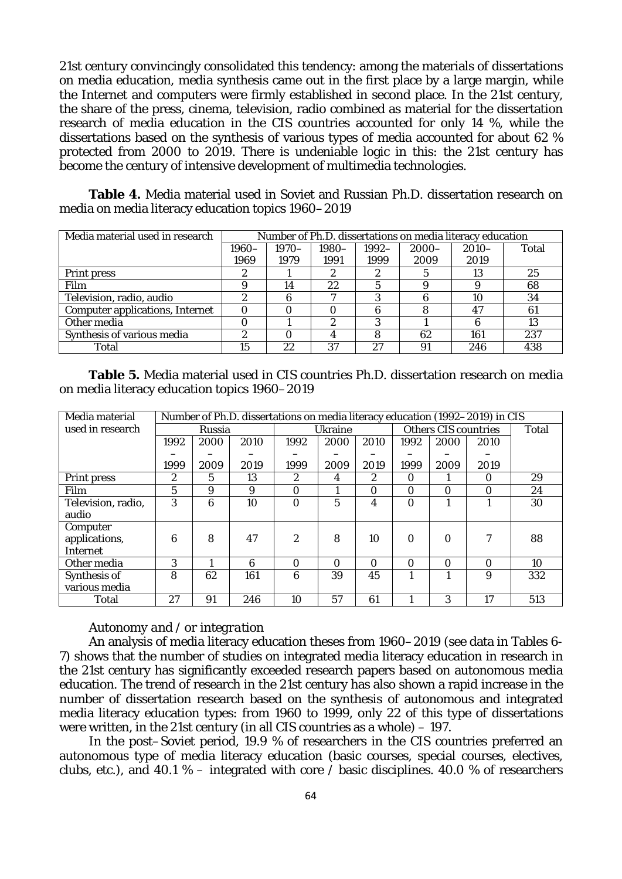21st century convincingly consolidated this tendency: among the materials of dissertations on media education, media synthesis came out in the first place by a large margin, while the Internet and computers were firmly established in second place. In the 21st century, the share of the press, cinema, television, radio combined as material for the dissertation research of media education in the CIS countries accounted for only 14 %, while the dissertations based on the synthesis of various types of media accounted for about 62 % protected from 2000 to 2019. There is undeniable logic in this: the 21st century has become the century of intensive development of multimedia technologies.

**Table 4.** Media material used in Soviet and Russian Ph.D. dissertation research on media on media literacy education topics 1960–2019

| Media material used in research | Number of Ph.D. dissertations on media literacy education | | | | | | |
|---|---|---|---|---|---|---|---|
| | 1960–1969 | 1970–1979 | 1980–1991 | 1992–1999 | 2000–2009 | 2010–2019 | Total |
| Print press | 2 | 1 | 2 | 2 | 5 | 13 | 25 |
| Film | 9 | 14 | 22 | 5 | 9 | 9 | 68 |
| Television, radio, audio | 2 | 6 | 7 | 3 | 6 | 10 | 34 |
| Computer applications, Internet | 0 | 0 | 0 | 6 | 8 | 47 | 61 |
| Other media | 0 | 1 | 2 | 3 | 1 | 6 | 13 |
| Synthesis of various media | 2 | 0 | 4 | 8 | 62 | 161 | 237 |
| Total | 15 | 22 | 37 | 27 | 91 | 246 | 438 |

**Table 5.** Media material used in CIS countries Ph.D. dissertation research on media on media literacy education topics 1960–2019

| Media material used in research | Number of Ph.D. dissertations on media literacy education (1992–2019) in CIS | | | | | | | | | |
|---|---|---|---|---|---|---|---|---|---|---|
| | Russia | | | Ukraine | | | Others CIS countries | | | Total |
| | 1992–1999 | 2000–2009 | 2010–2019 | 1992–1999 | 2000–2009 | 2010–2019 | 1992–1999 | 2000–2009 | 2010–2019 | |
| Print press | 2 | 5 | 13 | 2 | 4 | 2 | 0 | 1 | 0 | 29 |
| Film | 5 | 9 | 9 | 0 | 1 | 0 | 0 | 0 | 0 | 24 |
| Television, radio, audio | 3 | 6 | 10 | 0 | 5 | 4 | 0 | 1 | 1 | 30 |
| Computer applications, Internet | 6 | 8 | 47 | 2 | 8 | 10 | 0 | 0 | 7 | 88 |
| Other media | 3 | 1 | 6 | 0 | 0 | 0 | 0 | 0 | 0 | 10 |
| Synthesis of various media | 8 | 62 | 161 | 6 | 39 | 45 | 1 | 1 | 9 | 332 |
| Total | 27 | 91 | 246 | 10 | 57 | 61 | 1 | 3 | 17 | 513 |

*Autonomy and / or integration*

An analysis of media literacy education theses from 1960–2019 (see data in Tables 6-7) shows that the number of studies on integrated media literacy education in research in the 21st century has significantly exceeded research papers based on autonomous media education. The trend of research in the 21st century has also shown a rapid increase in the number of dissertation research based on the synthesis of autonomous and integrated media literacy education types: from 1960 to 1999, only 22 of this type of dissertations were written, in the 21st century (in all CIS countries as a whole) – 197.

In the post–Soviet period, 19.9 % of researchers in the CIS countries preferred an autonomous type of media literacy education (basic courses, special courses, electives, clubs, etc.), and 40.1 % – integrated with core / basic disciplines. 40.0 % of researchers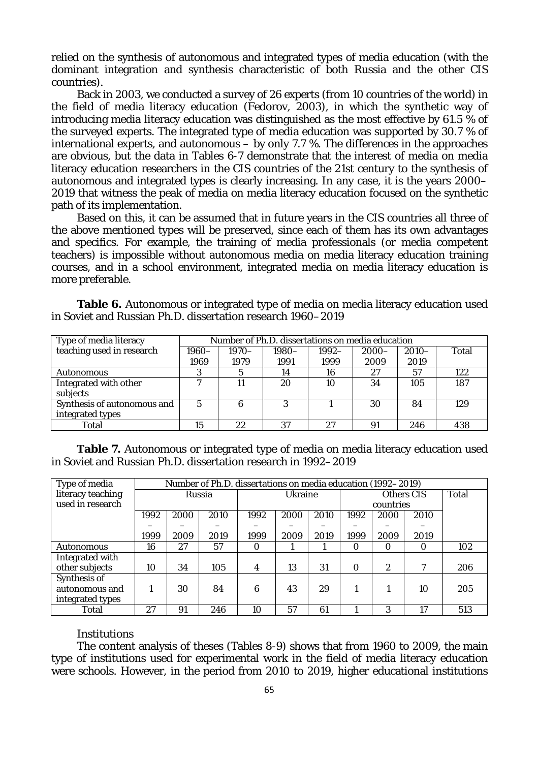relied on the synthesis of autonomous and integrated types of media education (with the dominant integration and synthesis characteristic of both Russia and the other CIS countries).

Back in 2003, we conducted a survey of 26 experts (from 10 countries of the world) in the field of media literacy education (Fedorov, 2003), in which the synthetic way of introducing media literacy education was distinguished as the most effective by 61.5 % of the surveyed experts. The integrated type of media education was supported by 30.7 % of international experts, and autonomous – by only 7.7 %. The differences in the approaches are obvious, but the data in Tables 6-7 demonstrate that the interest of media on media literacy education researchers in the CIS countries of the 21st century to the synthesis of autonomous and integrated types is clearly increasing. In any case, it is the years 2000–2019 that witness the peak of media on media literacy education focused on the synthetic path of its implementation.

Based on this, it can be assumed that in future years in the CIS countries all three of the above mentioned types will be preserved, since each of them has its own advantages and specifics. For example, the training of media professionals (or media competent teachers) is impossible without autonomous media on media literacy education training courses, and in a school environment, integrated media on media literacy education is more preferable.

**Table 6.** Autonomous or integrated type of media on media literacy education used in Soviet and Russian Ph.D. dissertation research 1960–2019

| Type of media literacy teaching used in research | Number of Ph.D. dissertations on media education | | | | | | |
|---|---|---|---|---|---|---|---|
| | 1960–1969 | 1970–1979 | 1980–1991 | 1992–1999 | 2000–2009 | 2010–2019 | Total |
| Autonomous | 3 | 5 | 14 | 16 | 27 | 57 | 122 |
| Integrated with other subjects | 7 | 11 | 20 | 10 | 34 | 105 | 187 |
| Synthesis of autonomous and integrated types | 5 | 6 | 3 | 1 | 30 | 84 | 129 |
| Total | 15 | 22 | 37 | 27 | 91 | 246 | 438 |

**Table 7.** Autonomous or integrated type of media on media literacy education used in Soviet and Russian Ph.D. dissertation research in 1992–2019

| Type of media literacy teaching used in research | Number of Ph.D. dissertations on media education (1992–2019) | | | | | | | | | |
|---|---|---|---|---|---|---|---|---|---|---|
| | Russia | | | Ukraine | | | Others CIS countries | | | Total |
| | 1992–1999 | 2000–2009 | 2010–2019 | 1992–1999 | 2000–2009 | 2010–2019 | 1992–1999 | 2000–2009 | 2010–2019 | |
| Autonomous | 16 | 27 | 57 | 0 | 1 | 1 | 0 | 0 | 0 | 102 |
| Integrated with other subjects | 10 | 34 | 105 | 4 | 13 | 31 | 0 | 2 | 7 | 206 |
| Synthesis of autonomous and integrated types | 1 | 30 | 84 | 6 | 43 | 29 | 1 | 1 | 10 | 205 |
| Total | 27 | 91 | 246 | 10 | 57 | 61 | 1 | 3 | 17 | 513 |

Institutions

The content analysis of theses (Tables 8-9) shows that from 1960 to 2009, the main type of institutions used for experimental work in the field of media literacy education were schools. However, in the period from 2010 to 2019, higher educational institutions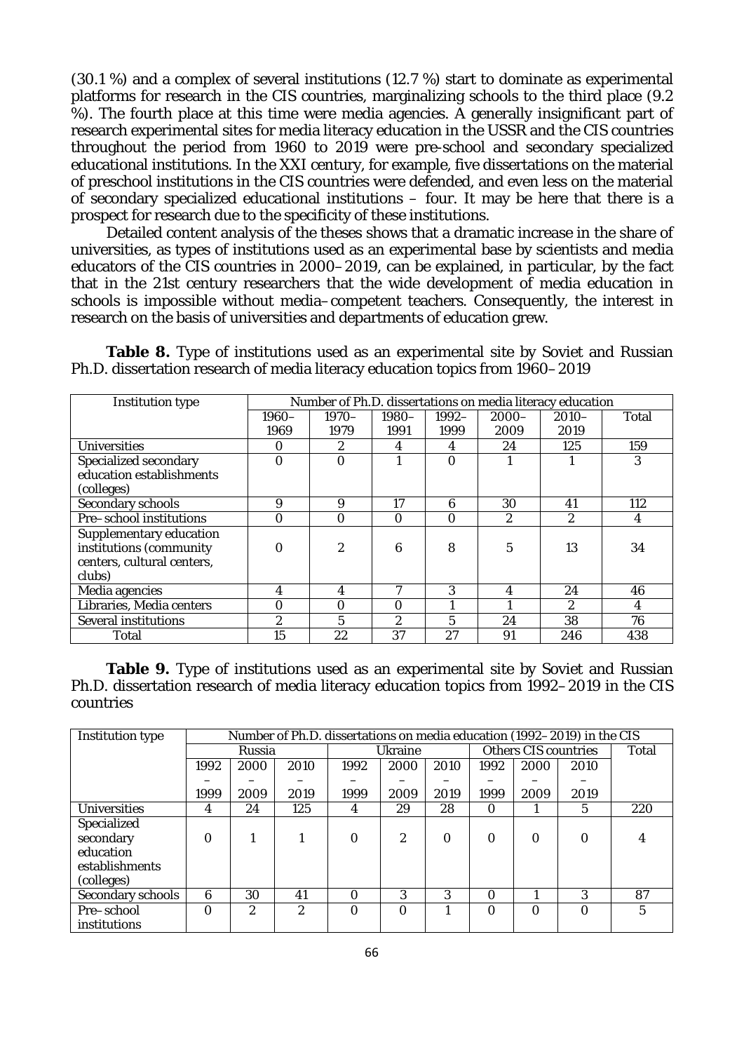(30.1 %) and a complex of several institutions (12.7 %) start to dominate as experimental platforms for research in the CIS countries, marginalizing schools to the third place (9.2 %). The fourth place at this time were media agencies. A generally insignificant part of research experimental sites for media literacy education in the USSR and the CIS countries throughout the period from 1960 to 2019 were pre-school and secondary specialized educational institutions. In the XXI century, for example, five dissertations on the material of preschool institutions in the CIS countries were defended, and even less on the material of secondary specialized educational institutions – four. It may be here that there is a prospect for research due to the specificity of these institutions.

Detailed content analysis of the theses shows that a dramatic increase in the share of universities, as types of institutions used as an experimental base by scientists and media educators of the CIS countries in 2000–2019, can be explained, in particular, by the fact that in the 21st century researchers that the wide development of media education in schools is impossible without media–competent teachers. Consequently, the interest in research on the basis of universities and departments of education grew.

**Table 8.** Type of institutions used as an experimental site by Soviet and Russian Ph.D. dissertation research of media literacy education topics from 1960–2019

| Institution type | Number of Ph.D. dissertations on media literacy education | | | | | | |
|---|---|---|---|---|---|---|---|
| | 1960–1969 | 1970–1979 | 1980–1991 | 1992–1999 | 2000–2009 | 2010–2019 | Total |
| Universities | 0 | 2 | 4 | 4 | 24 | 125 | 159 |
| Specialized secondary education establishments (colleges) | 0 | 0 | 1 | 0 | 1 | 1 | 3 |
| Secondary schools | 9 | 9 | 17 | 6 | 30 | 41 | 112 |
| Pre–school institutions | 0 | 0 | 0 | 0 | 2 | 2 | 4 |
| Supplementary education institutions (community centers, cultural centers, clubs) | 0 | 2 | 6 | 8 | 5 | 13 | 34 |
| Media agencies | 4 | 4 | 7 | 3 | 4 | 24 | 46 |
| Libraries, Media centers | 0 | 0 | 0 | 1 | 1 | 2 | 4 |
| Several institutions | 2 | 5 | 2 | 5 | 24 | 38 | 76 |
| Total | 15 | 22 | 37 | 27 | 91 | 246 | 438 |

**Table 9.** Type of institutions used as an experimental site by Soviet and Russian Ph.D. dissertation research of media literacy education topics from 1992–2019 in the CIS countries

| Institution type | Number of Ph.D. dissertations on media education (1992–2019) in the CIS | | | | | | | | | |
|---|---|---|---|---|---|---|---|---|---|---|
| | Russia | | | Ukraine | | | Others CIS countries | | | Total |
| | 1992–1999 | 2000–2009 | 2010–2019 | 1992–1999 | 2000–2009 | 2010–2019 | 1992–1999 | 2000–2009 | 2010–2019 | |
| Universities | 4 | 24 | 125 | 4 | 29 | 28 | 0 | 1 | 5 | 220 |
| Specialized secondary education establishments (colleges) | 0 | 1 | 1 | 0 | 2 | 0 | 0 | 0 | 0 | 4 |
| Secondary schools | 6 | 30 | 41 | 0 | 3 | 3 | 0 | 1 | 3 | 87 |
| Pre–school institutions | 0 | 2 | 2 | 0 | 0 | 1 | 0 | 0 | 0 | 5 |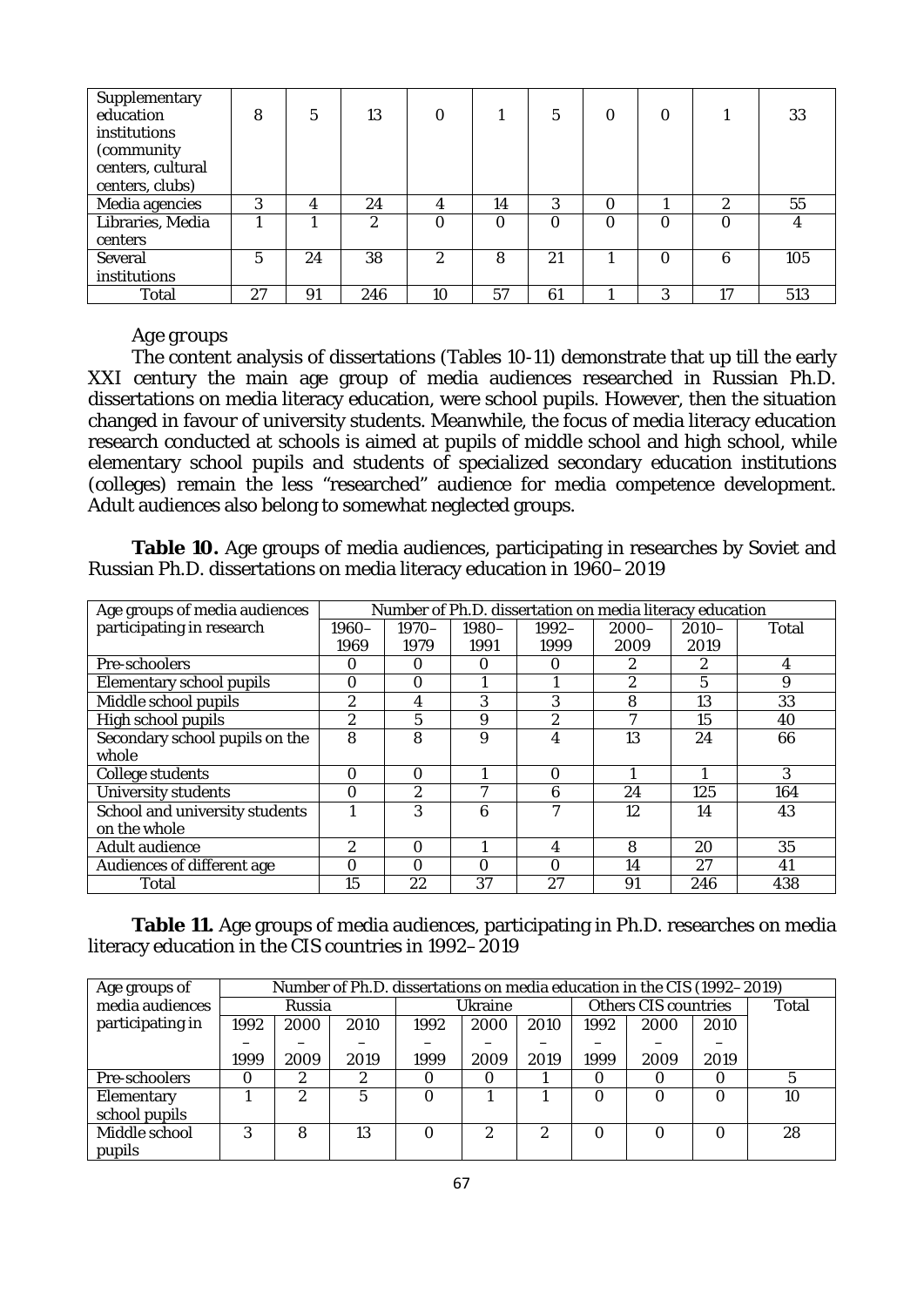| Supplementary education institutions (community centers, cultural centers, clubs) | 8 | 5 | 13 | 0 | 1 | 5 | 0 | 0 | 1 | 33 |
|---|---|---|---|---|---|---|---|---|---|---|
| Media agencies | 3 | 4 | 24 | 4 | 14 | 3 | 0 | 1 | 2 | 55 |
| Libraries, Media centers | 1 | 1 | 2 | 0 | 0 | 0 | 0 | 0 | 0 | 4 |
| Several institutions | 5 | 24 | 38 | 2 | 8 | 21 | 1 | 0 | 6 | 105 |
| Total | 27 | 91 | 246 | 10 | 57 | 61 | 1 | 3 | 17 | 513 |

*Age groups*

The content analysis of dissertations (Tables 10-11) demonstrate that up till the early XXI century the main age group of media audiences researched in Russian Ph.D. dissertations on media literacy education, were school pupils. However, then the situation changed in favour of university students. Meanwhile, the focus of media literacy education research conducted at schools is aimed at pupils of middle school and high school, while elementary school pupils and students of specialized secondary education institutions (colleges) remain the less "researched" audience for media competence development. Adult audiences also belong to somewhat neglected groups.

**Table 10.** Age groups of media audiences, participating in researches by Soviet and Russian Ph.D. dissertations on media literacy education in 1960–2019

| Age groups of media audiences participating in research | Number of Ph.D. dissertation on media literacy education | | | | | | |
|---|---|---|---|---|---|---|---|
| | 1960–1969 | 1970–1979 | 1980–1991 | 1992–1999 | 2000–2009 | 2010–2019 | Total |
| Pre-schoolers | 0 | 0 | 0 | 0 | 2 | 2 | 4 |
| Elementary school pupils | 0 | 0 | 1 | 1 | 2 | 5 | 9 |
| Middle school pupils | 2 | 4 | 3 | 3 | 8 | 13 | 33 |
| High school pupils | 2 | 5 | 9 | 2 | 7 | 15 | 40 |
| Secondary school pupils on the whole | 8 | 8 | 9 | 4 | 13 | 24 | 66 |
| College students | 0 | 0 | 1 | 0 | 1 | 1 | 3 |
| University students | 0 | 2 | 7 | 6 | 24 | 125 | 164 |
| School and university students on the whole | 1 | 3 | 6 | 7 | 12 | 14 | 43 |
| Adult audience | 2 | 0 | 1 | 4 | 8 | 20 | 35 |
| Audiences of different age | 0 | 0 | 0 | 0 | 14 | 27 | 41 |
| Total | 15 | 22 | 37 | 27 | 91 | 246 | 438 |

**Table 11.** Age groups of media audiences, participating in Ph.D. researches on media literacy education in the CIS countries in 1992–2019

| Age groups of media audiences participating in | Number of Ph.D. dissertations on media education in the CIS (1992–2019) | | | | | | | | | |
|---|---|---|---|---|---|---|---|---|---|---|
| | Russia | | | Ukraine | | | Others CIS countries | | | Total |
| | 1992–1999 | 2000–2009 | 2010–2019 | 1992–1999 | 2000–2009 | 2010–2019 | 1992–1999 | 2000–2009 | 2010–2019 | |
| Pre-schoolers | 0 | 2 | 2 | 0 | 0 | 1 | 0 | 0 | 0 | 5 |
| Elementary school pupils | 1 | 2 | 5 | 0 | 1 | 1 | 0 | 0 | 0 | 10 |
| Middle school pupils | 3 | 8 | 13 | 0 | 2 | 2 | 0 | 0 | 0 | 28 |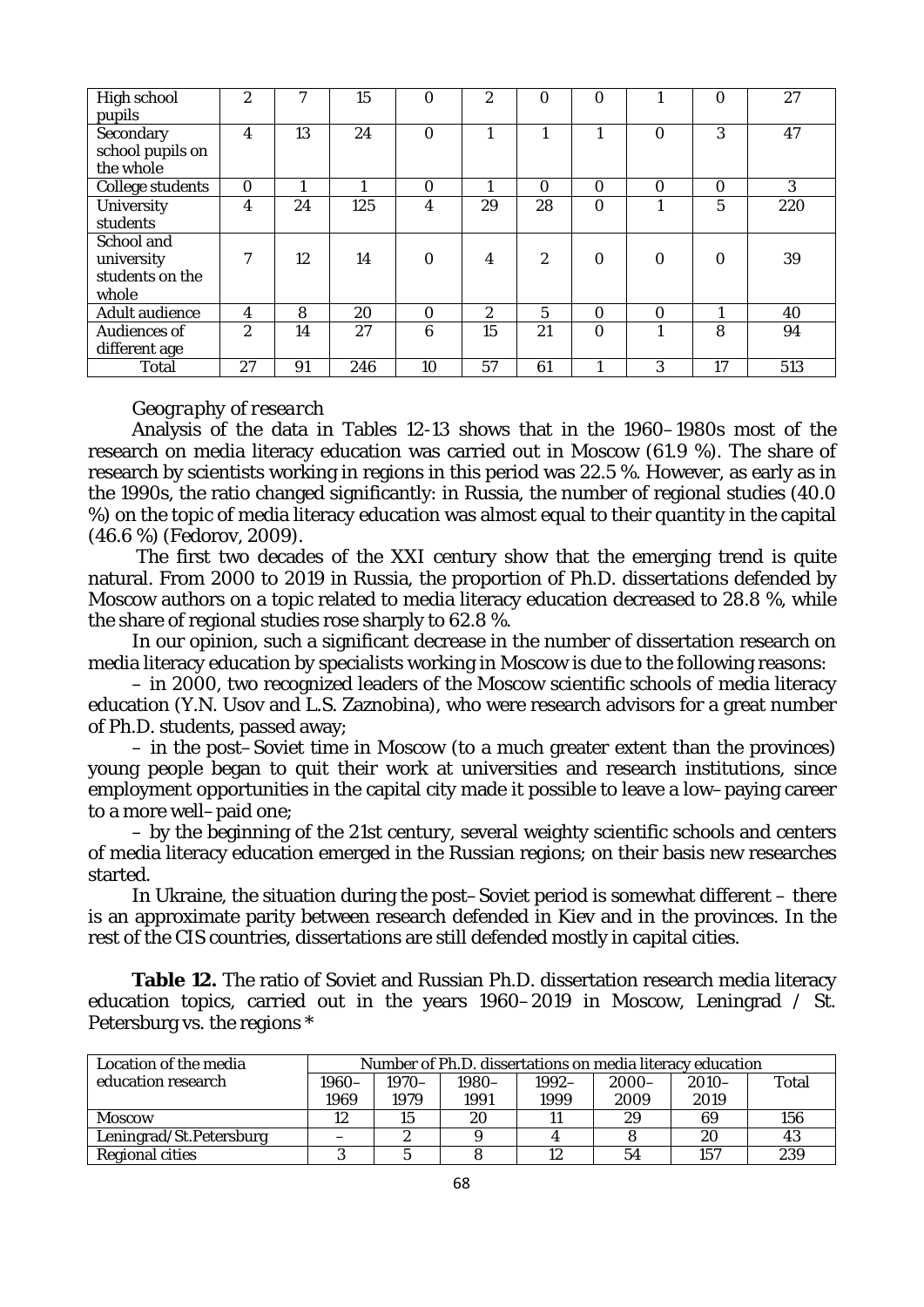| High school pupils | 2 | 7 | 15 | 0 | 2 | 0 | 0 | 1 | 0 | 27 |
|---|---|---|---|---|---|---|---|---|---|---|
| Secondary school pupils on the whole | 4 | 13 | 24 | 0 | 1 | 1 | 1 | 0 | 3 | 47 |
| College students | 0 | 1 | 1 | 0 | 1 | 0 | 0 | 0 | 0 | 3 |
| University students | 4 | 24 | 125 | 4 | 29 | 28 | 0 | 1 | 5 | 220 |
| School and university students on the whole | 7 | 12 | 14 | 0 | 4 | 2 | 0 | 0 | 0 | 39 |
| Adult audience | 4 | 8 | 20 | 0 | 2 | 5 | 0 | 0 | 1 | 40 |
| Audiences of different age | 2 | 14 | 27 | 6 | 15 | 21 | 0 | 1 | 8 | 94 |
| Total | 27 | 91 | 246 | 10 | 57 | 61 | 1 | 3 | 17 | 513 |

*Geography of research*

Analysis of the data in Tables 12-13 shows that in the 1960–1980s most of the research on media literacy education was carried out in Moscow (61.9 %). The share of research by scientists working in regions in this period was 22.5 %. However, as early as in the 1990s, the ratio changed significantly: in Russia, the number of regional studies (40.0 %) on the topic of media literacy education was almost equal to their quantity in the capital (46.6 %) (Fedorov, 2009).

The first two decades of the XXI century show that the emerging trend is quite natural. From 2000 to 2019 in Russia, the proportion of Ph.D. dissertations defended by Moscow authors on a topic related to media literacy education decreased to 28.8 %, while the share of regional studies rose sharply to 62.8 %.

In our opinion, such a significant decrease in the number of dissertation research on media literacy education by specialists working in Moscow is due to the following reasons:

– in 2000, two recognized leaders of the Moscow scientific schools of media literacy education (Y.N. Usov and L.S. Zaznobina), who were research advisors for a great number of Ph.D. students, passed away;

– in the post–Soviet time in Moscow (to a much greater extent than the provinces) young people began to quit their work at universities and research institutions, since employment opportunities in the capital city made it possible to leave a low–paying career to a more well–paid one;

– by the beginning of the 21st century, several weighty scientific schools and centers of media literacy education emerged in the Russian regions; on their basis new researches started.

In Ukraine, the situation during the post–Soviet period is somewhat different – there is an approximate parity between research defended in Kiev and in the provinces. In the rest of the CIS countries, dissertations are still defended mostly in capital cities.

**Table 12.** The ratio of Soviet and Russian Ph.D. dissertation research media literacy education topics, carried out in the years 1960–2019 in Moscow, Leningrad / St. Petersburg vs. the regions *

| Location of the media education research | Number of Ph.D. dissertations on media literacy education | | | | | | |
|---|---|---|---|---|---|---|---|
| | 1960–1969 | 1970–1979 | 1980–1991 | 1992–1999 | 2000–2009 | 2010–2019 | Total |
| Moscow | 12 | 15 | 20 | 11 | 29 | 69 | 156 |
| Leningrad/St.Petersburg | – | 2 | 9 | 4 | 8 | 20 | 43 |
| Regional cities | 3 | 5 | 8 | 12 | 54 | 157 | 239 |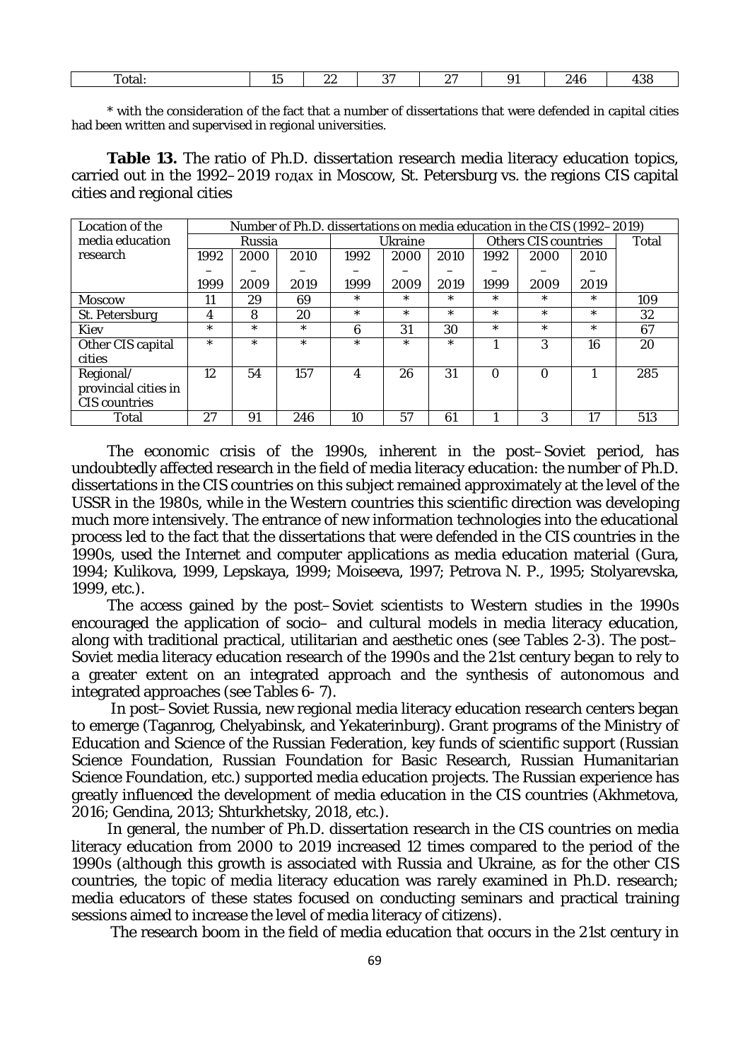| Total: | 15 | 22 | 37 | 27 | 91 | 246 | 438 |
|---|---|---|---|---|---|---|---|

* with the consideration of the fact that a number of dissertations that were defended in capital cities had been written and supervised in regional universities.

**Table 13.** The ratio of Ph.D. dissertation research media literacy education topics, carried out in the 1992–2019 годах in Moscow, St. Petersburg vs. the regions CIS capital cities and regional cities

| Location of the media education research | Number of Ph.D. dissertations on media education in the CIS (1992–2019) | | | | | | | | | |
|---|---|---|---|---|---|---|---|---|---|---|
| | Russia | | | Ukraine | | | Others CIS countries | | | Total |
| | 1992 – 1999 | 2000 – 2009 | 2010 – 2019 | 1992 – 1999 | 2000 – 2009 | 2010 – 2019 | 1992 – 1999 | 2000 – 2009 | 2010 – 2019 | |
| Moscow | 11 | 29 | 69 | * | * | * | * | * | * | 109 |
| St. Petersburg | 4 | 8 | 20 | * | * | * | * | * | * | 32 |
| Kiev | * | * | * | 6 | 31 | 30 | * | * | * | 67 |
| Other CIS capital cities | * | * | * | * | * | * | 1 | 3 | 16 | 20 |
| Regional/ provincial cities in CIS countries | 12 | 54 | 157 | 4 | 26 | 31 | 0 | 0 | 1 | 285 |
| Total | 27 | 91 | 246 | 10 | 57 | 61 | 1 | 3 | 17 | 513 |

The economic crisis of the 1990s, inherent in the post–Soviet period, has undoubtedly affected research in the field of media literacy education: the number of Ph.D. dissertations in the CIS countries on this subject remained approximately at the level of the USSR in the 1980s, while in the Western countries this scientific direction was developing much more intensively. The entrance of new information technologies into the educational process led to the fact that the dissertations that were defended in the CIS countries in the 1990s, used the Internet and computer applications as media education material (Gura, 1994; Kulikova, 1999, Lepskaya, 1999; Moiseeva, 1997; Petrova N. P., 1995; Stolyarevska, 1999, etc.).

The access gained by the post–Soviet scientists to Western studies in the 1990s encouraged the application of socio– and cultural models in media literacy education, along with traditional practical, utilitarian and aesthetic ones (see Tables 2-3). The post–Soviet media literacy education research of the 1990s and the 21st century began to rely to a greater extent on an integrated approach and the synthesis of autonomous and integrated approaches (see Tables 6- 7).

In post–Soviet Russia, new regional media literacy education research centers began to emerge (Taganrog, Chelyabinsk, and Yekaterinburg). Grant programs of the Ministry of Education and Science of the Russian Federation, key funds of scientific support (Russian Science Foundation, Russian Foundation for Basic Research, Russian Humanitarian Science Foundation, etc.) supported media education projects. The Russian experience has greatly influenced the development of media education in the CIS countries (Akhmetova, 2016; Gendina, 2013; Shturkhetsky, 2018, etc.).

In general, the number of Ph.D. dissertation research in the CIS countries on media literacy education from 2000 to 2019 increased 12 times compared to the period of the 1990s (although this growth is associated with Russia and Ukraine, as for the other CIS countries, the topic of media literacy education was rarely examined in Ph.D. research; media educators of these states focused on conducting seminars and practical training sessions aimed to increase the level of media literacy of citizens).

The research boom in the field of media education that occurs in the 21st century in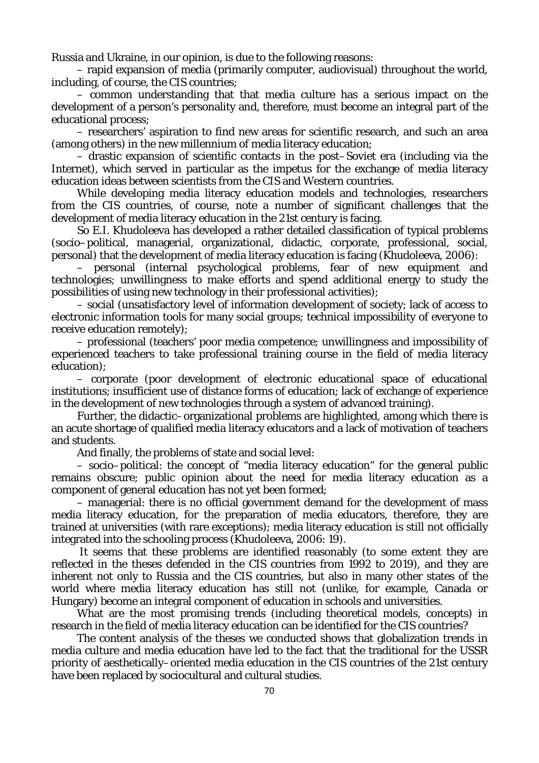Russia and Ukraine, in our opinion, is due to the following reasons:

– rapid expansion of media (primarily computer, audiovisual) throughout the world, including, of course, the CIS countries;

– common understanding that that media culture has a serious impact on the development of a person's personality and, therefore, must become an integral part of the educational process;

– researchers' aspiration to find new areas for scientific research, and such an area (among others) in the new millennium of media literacy education;

– drastic expansion of scientific contacts in the post–Soviet era (including via the Internet), which served in particular as the impetus for the exchange of media literacy education ideas between scientists from the CIS and Western countries.

While developing media literacy education models and technologies, researchers from the CIS countries, of course, note a number of significant challenges that the development of media literacy education in the 21st century is facing.

So E.I. Khudoleeva has developed a rather detailed classification of typical problems (socio–political, managerial, organizational, didactic, corporate, professional, social, personal) that the development of media literacy education is facing (Khudoleeva, 2006):

– personal (internal psychological problems, fear of new equipment and technologies; unwillingness to make efforts and spend additional energy to study the possibilities of using new technology in their professional activities);

– social (unsatisfactory level of information development of society; lack of access to electronic information tools for many social groups; technical impossibility of everyone to receive education remotely);

– professional (teachers' poor media competence; unwillingness and impossibility of experienced teachers to take professional training course in the field of media literacy education);

– corporate (poor development of electronic educational space of educational institutions; insufficient use of distance forms of education; lack of exchange of experience in the development of new technologies through a system of advanced training).

Further, the didactic–organizational problems are highlighted, among which there is an acute shortage of qualified media literacy educators and a lack of motivation of teachers and students.

And finally, the problems of state and social level:

– socio–political: the concept of "media literacy education" for the general public remains obscure; public opinion about the need for media literacy education as a component of general education has not yet been formed;

– managerial: there is no official government demand for the development of mass media literacy education, for the preparation of media educators, therefore, they are trained at universities (with rare exceptions); media literacy education is still not officially integrated into the schooling process (Khudoleeva, 2006: 19).

It seems that these problems are identified reasonably (to some extent they are reflected in the theses defended in the CIS countries from 1992 to 2019), and they are inherent not only to Russia and the CIS countries, but also in many other states of the world where media literacy education has still not (unlike, for example, Canada or Hungary) become an integral component of education in schools and universities.

What are the most promising trends (including theoretical models, concepts) in research in the field of media literacy education can be identified for the CIS countries?

The content analysis of the theses we conducted shows that globalization trends in media culture and media education have led to the fact that the traditional for the USSR priority of aesthetically–oriented media education in the CIS countries of the 21st century have been replaced by sociocultural and cultural studies.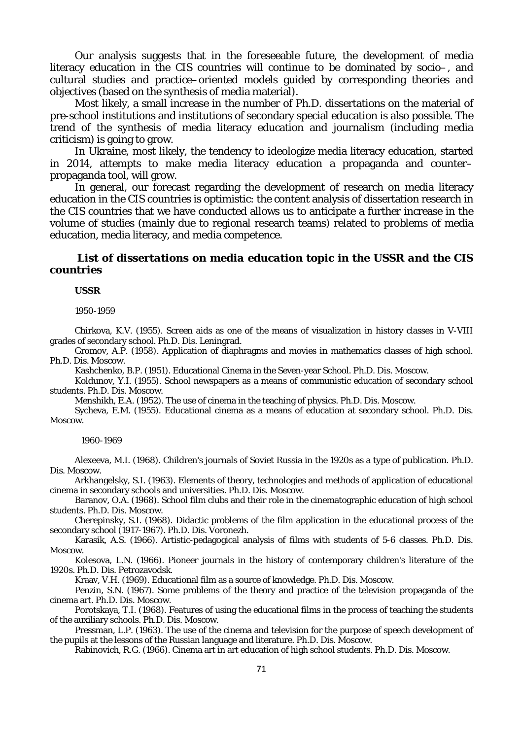Our analysis suggests that in the foreseeable future, the development of media literacy education in the CIS countries will continue to be dominated by socio–, and cultural studies and practice–oriented models guided by corresponding theories and objectives (based on the synthesis of media material).

Most likely, a small increase in the number of Ph.D. dissertations on the material of pre-school institutions and institutions of secondary special education is also possible. The trend of the synthesis of media literacy education and journalism (including media criticism) is going to grow.

In Ukraine, most likely, the tendency to ideologize media literacy education, started in 2014, attempts to make media literacy education a propaganda and counter–propaganda tool, will grow.

In general, our forecast regarding the development of research on media literacy education in the CIS countries is optimistic: the content analysis of dissertation research in the CIS countries that we have conducted allows us to anticipate a further increase in the volume of studies (mainly due to regional research teams) related to problems of media education, media literacy, and media competence.

## *List of dissertations on media education topic in the USSR and the CIS countries*

### USSR

1950-1959

Chirkova, K.V. (1955). Screen aids as one of the means of visualization in history classes in V-VIII grades of secondary school. Ph.D. Dis. Leningrad.

Gromov, A.P. (1958). Application of diaphragms and movies in mathematics classes of high school. Ph.D. Dis. Moscow.

Kashchenko, B.P. (1951). Educational Cinema in the Seven-year School. Ph.D. Dis. Moscow.

Koldunov, Y.I. (1955). School newspapers as a means of communistic education of secondary school students. Ph.D. Dis. Moscow.

Menshikh, E.A. (1952). The use of cinema in the teaching of physics. Ph.D. Dis. Moscow.

Sycheva, E.M. (1955). Educational cinema as a means of education at secondary school. Ph.D. Dis. Moscow.

1960-1969

Alexeeva, M.I. (1968). Children's journals of Soviet Russia in the 1920s as a type of publication. Ph.D. Dis. Moscow.

Arkhangelsky, S.I. (1963). Elements of theory, technologies and methods of application of educational cinema in secondary schools and universities. Ph.D. Dis. Moscow.

Baranov, O.A. (1968). School film clubs and their role in the cinematographic education of high school students. Ph.D. Dis. Moscow.

Cherepinsky, S.I. (1968). Didactic problems of the film application in the educational process of the secondary school (1917-1967). Ph.D. Dis. Voronezh.

Karasik, A.S. (1966). Artistic-pedagogical analysis of films with students of 5-6 classes. Ph.D. Dis. Moscow.

Kolesova, L.N. (1966). Pioneer journals in the history of contemporary children's literature of the 1920s. Ph.D. Dis. Petrozavodsk.

Kraav, V.H. (1969). Educational film as a source of knowledge. Ph.D. Dis. Moscow.

Penzin, S.N. (1967). Some problems of the theory and practice of the television propaganda of the cinema art. Ph.D. Dis. Moscow.

Porotskaya, T.I. (1968). Features of using the educational films in the process of teaching the students of the auxiliary schools. Ph.D. Dis. Moscow.

Pressman, L.P. (1963). The use of the cinema and television for the purpose of speech development of the pupils at the lessons of the Russian language and literature. Ph.D. Dis. Moscow.

Rabinovich, R.G. (1966). Cinema art in art education of high school students. Ph.D. Dis. Moscow.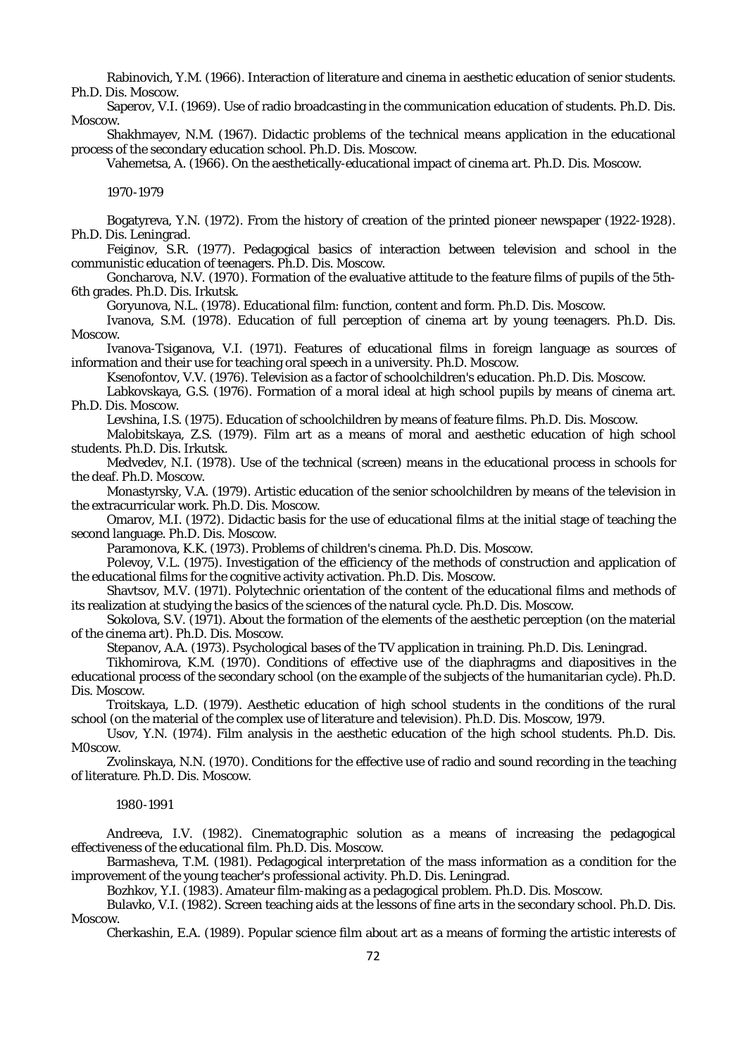Rabinovich, Y.M. (1966). Interaction of literature and cinema in aesthetic education of senior students. Ph.D. Dis. Moscow.

Saperov, V.I. (1969). Use of radio broadcasting in the communication education of students. Ph.D. Dis. Moscow.

Shakhmayev, N.M. (1967). Didactic problems of the technical means application in the educational process of the secondary education school. Ph.D. Dis. Moscow.

Vahemetsa, A. (1966). On the aesthetically-educational impact of cinema art. Ph.D. Dis. Moscow.

1970-1979

Bogatyreva, Y.N. (1972). From the history of creation of the printed pioneer newspaper (1922-1928). Ph.D. Dis. Leningrad.

Feiginov, S.R. (1977). Pedagogical basics of interaction between television and school in the communistic education of teenagers. Ph.D. Dis. Moscow.

Goncharova, N.V. (1970). Formation of the evaluative attitude to the feature films of pupils of the 5th-6th grades. Ph.D. Dis. Irkutsk.

Goryunova, N.L. (1978). Educational film: function, content and form. Ph.D. Dis. Moscow.

Ivanova, S.M. (1978). Education of full perception of cinema art by young teenagers. Ph.D. Dis. Moscow.

Ivanova-Tsiganova, V.I. (1971). Features of educational films in foreign language as sources of information and their use for teaching oral speech in a university. Ph.D. Moscow.

Ksenofontov, V.V. (1976). Television as a factor of schoolchildren's education. Ph.D. Dis. Moscow.

Labkovskaya, G.S. (1976). Formation of a moral ideal at high school pupils by means of cinema art. Ph.D. Dis. Moscow.

Levshina, I.S. (1975). Education of schoolchildren by means of feature films. Ph.D. Dis. Moscow.

Malobitskaya, Z.S. (1979). Film art as a means of moral and aesthetic education of high school students. Ph.D. Dis. Irkutsk.

Medvedev, N.I. (1978). Use of the technical (screen) means in the educational process in schools for the deaf. Ph.D. Moscow.

Monastyrsky, V.A. (1979). Artistic education of the senior schoolchildren by means of the television in the extracurricular work. Ph.D. Dis. Moscow.

Omarov, M.I. (1972). Didactic basis for the use of educational films at the initial stage of teaching the second language. Ph.D. Dis. Moscow.

Paramonova, K.K. (1973). Problems of children's cinema. Ph.D. Dis. Moscow.

Polevoy, V.L. (1975). Investigation of the efficiency of the methods of construction and application of the educational films for the cognitive activity activation. Ph.D. Dis. Moscow.

Shavtsov, M.V. (1971). Polytechnic orientation of the content of the educational films and methods of its realization at studying the basics of the sciences of the natural cycle. Ph.D. Dis. Moscow.

Sokolova, S.V. (1971). About the formation of the elements of the aesthetic perception (on the material of the cinema art). Ph.D. Dis. Moscow.

Stepanov, A.A. (1973). Psychological bases of the TV application in training. Ph.D. Dis. Leningrad.

Tikhomirova, K.M. (1970). Conditions of effective use of the diaphragms and diapositives in the educational process of the secondary school (on the example of the subjects of the humanitarian cycle). Ph.D. Dis. Moscow.

Troitskaya, L.D. (1979). Aesthetic education of high school students in the conditions of the rural school (on the material of the complex use of literature and television). Ph.D. Dis. Moscow, 1979.

Usov, Y.N. (1974). Film analysis in the aesthetic education of the high school students. Ph.D. Dis. M0scow.

Zvolinskaya, N.N. (1970). Conditions for the effective use of radio and sound recording in the teaching of literature. Ph.D. Dis. Moscow.

1980-1991

Andreeva, I.V. (1982). Cinematographic solution as a means of increasing the pedagogical effectiveness of the educational film. Ph.D. Dis. Moscow.

Barmasheva, T.M. (1981). Pedagogical interpretation of the mass information as a condition for the improvement of the young teacher's professional activity. Ph.D. Dis. Leningrad.

Bozhkov, Y.I. (1983). Amateur film-making as a pedagogical problem. Ph.D. Dis. Moscow.

Bulavko, V.I. (1982). Screen teaching aids at the lessons of fine arts in the secondary school. Ph.D. Dis. Moscow.

Cherkashin, E.A. (1989). Popular science film about art as a means of forming the artistic interests of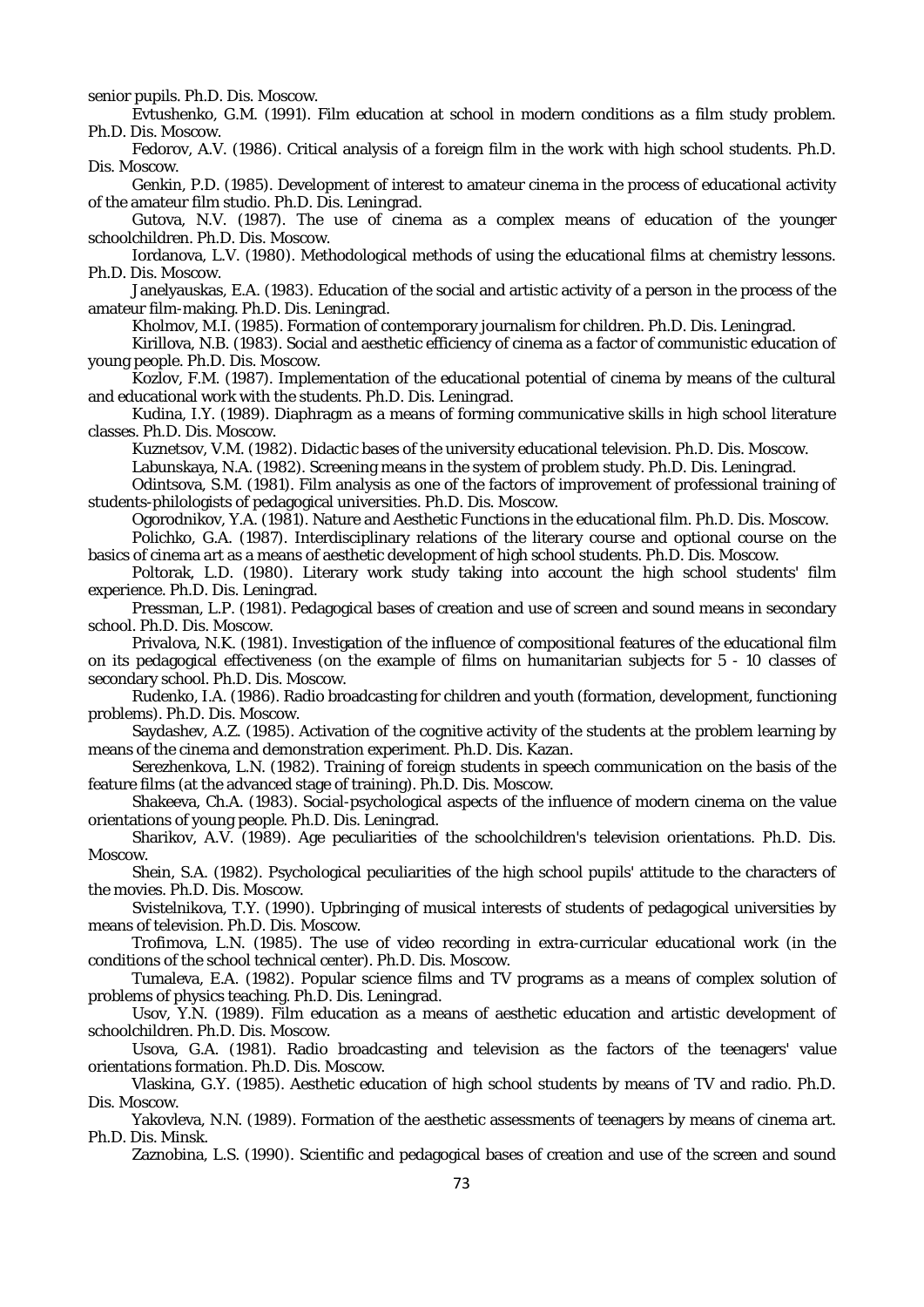senior pupils. Ph.D. Dis. Moscow.

Evtushenko, G.M. (1991). Film education at school in modern conditions as a film study problem. Ph.D. Dis. Moscow.

Fedorov, A.V. (1986). Critical analysis of a foreign film in the work with high school students. Ph.D. Dis. Moscow.

Genkin, P.D. (1985). Development of interest to amateur cinema in the process of educational activity of the amateur film studio. Ph.D. Dis. Leningrad.

Gutova, N.V. (1987). The use of cinema as a complex means of education of the younger schoolchildren. Ph.D. Dis. Moscow.

Iordanova, L.V. (1980). Methodological methods of using the educational films at chemistry lessons. Ph.D. Dis. Moscow.

Janelyauskas, E.A. (1983). Education of the social and artistic activity of a person in the process of the amateur film-making. Ph.D. Dis. Leningrad.

Kholmov, M.I. (1985). Formation of contemporary journalism for children. Ph.D. Dis. Leningrad.

Kirillova, N.B. (1983). Social and aesthetic efficiency of cinema as a factor of communistic education of young people. Ph.D. Dis. Moscow.

Kozlov, F.M. (1987). Implementation of the educational potential of cinema by means of the cultural and educational work with the students. Ph.D. Dis. Leningrad.

Kudina, I.Y. (1989). Diaphragm as a means of forming communicative skills in high school literature classes. Ph.D. Dis. Moscow.

Kuznetsov, V.M. (1982). Didactic bases of the university educational television. Ph.D. Dis. Moscow.

Labunskaya, N.A. (1982). Screening means in the system of problem study. Ph.D. Dis. Leningrad.

Odintsova, S.M. (1981). Film analysis as one of the factors of improvement of professional training of students-philologists of pedagogical universities. Ph.D. Dis. Moscow.

Ogorodnikov, Y.A. (1981). Nature and Aesthetic Functions in the educational film. Ph.D. Dis. Moscow.

Polichko, G.A. (1987). Interdisciplinary relations of the literary course and optional course on the basics of cinema art as a means of aesthetic development of high school students. Ph.D. Dis. Moscow.

Poltorak, L.D. (1980). Literary work study taking into account the high school students' film experience. Ph.D. Dis. Leningrad.

Pressman, L.P. (1981). Pedagogical bases of creation and use of screen and sound means in secondary school. Ph.D. Dis. Moscow.

Privalova, N.K. (1981). Investigation of the influence of compositional features of the educational film on its pedagogical effectiveness (on the example of films on humanitarian subjects for 5 - 10 classes of secondary school. Ph.D. Dis. Moscow.

Rudenko, I.A. (1986). Radio broadcasting for children and youth (formation, development, functioning problems). Ph.D. Dis. Moscow.

Saydashev, A.Z. (1985). Activation of the cognitive activity of the students at the problem learning by means of the cinema and demonstration experiment. Ph.D. Dis. Kazan.

Serezhenkova, L.N. (1982). Training of foreign students in speech communication on the basis of the feature films (at the advanced stage of training). Ph.D. Dis. Moscow.

Shakeeva, Ch.A. (1983). Social-psychological aspects of the influence of modern cinema on the value orientations of young people. Ph.D. Dis. Leningrad.

Sharikov, A.V. (1989). Age peculiarities of the schoolchildren's television orientations. Ph.D. Dis. Moscow.

Shein, S.A. (1982). Psychological peculiarities of the high school pupils' attitude to the characters of the movies. Ph.D. Dis. Moscow.

Svistelnikova, T.Y. (1990). Upbringing of musical interests of students of pedagogical universities by means of television. Ph.D. Dis. Moscow.

Trofimova, L.N. (1985). The use of video recording in extra-curricular educational work (in the conditions of the school technical center). Ph.D. Dis. Moscow.

Tumaleva, E.A. (1982). Popular science films and TV programs as a means of complex solution of problems of physics teaching. Ph.D. Dis. Leningrad.

Usov, Y.N. (1989). Film education as a means of aesthetic education and artistic development of schoolchildren. Ph.D. Dis. Moscow.

Usova, G.A. (1981). Radio broadcasting and television as the factors of the teenagers' value orientations formation. Ph.D. Dis. Moscow.

Vlaskina, G.Y. (1985). Aesthetic education of high school students by means of TV and radio. Ph.D. Dis. Moscow.

Yakovleva, N.N. (1989). Formation of the aesthetic assessments of teenagers by means of cinema art. Ph.D. Dis. Minsk.

Zaznobina, L.S. (1990). Scientific and pedagogical bases of creation and use of the screen and sound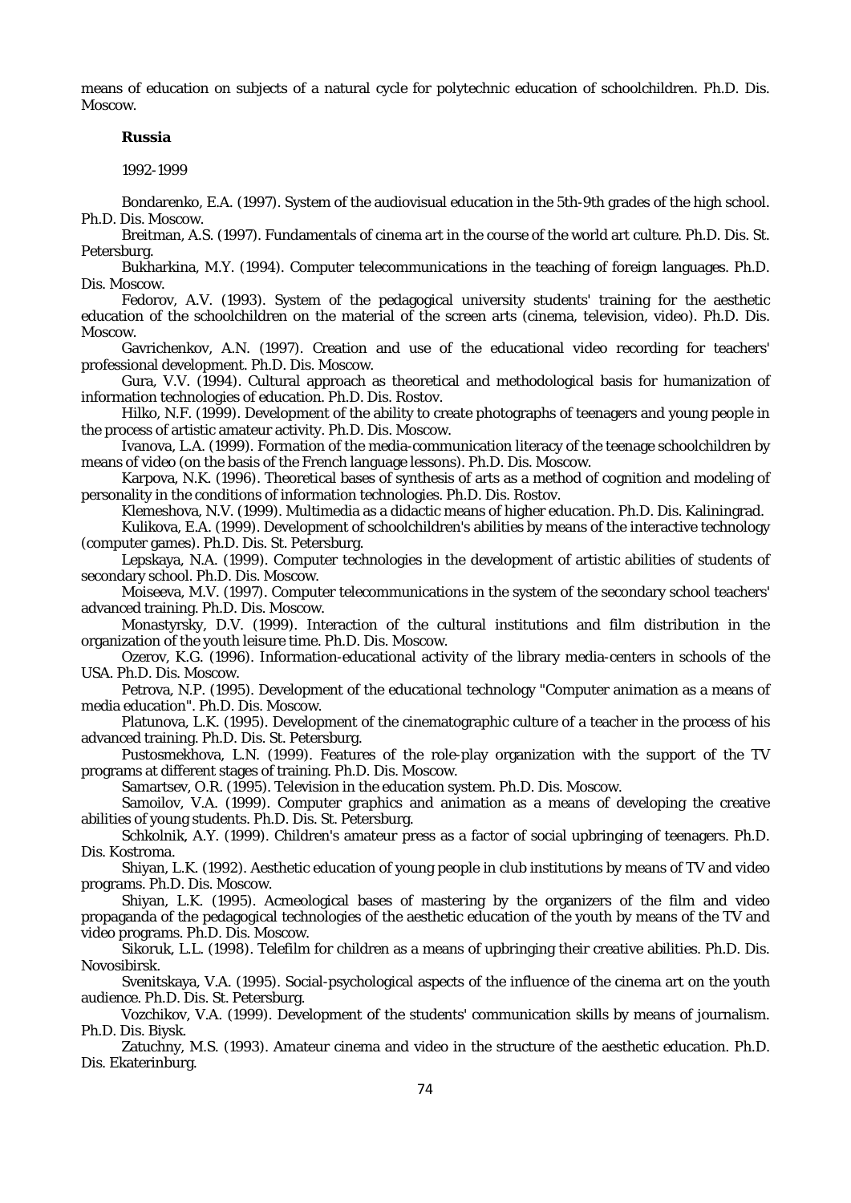means of education on subjects of a natural cycle for polytechnic education of schoolchildren. Ph.D. Dis. Moscow.

**Russia**

1992-1999

Bondarenko, E.A. (1997). System of the audiovisual education in the 5th-9th grades of the high school. Ph.D. Dis. Moscow.

Breitman, A.S. (1997). Fundamentals of cinema art in the course of the world art culture. Ph.D. Dis. St. Petersburg.

Bukharkina, M.Y. (1994). Computer telecommunications in the teaching of foreign languages. Ph.D. Dis. Moscow.

Fedorov, A.V. (1993). System of the pedagogical university students' training for the aesthetic education of the schoolchildren on the material of the screen arts (cinema, television, video). Ph.D. Dis. Moscow.

Gavrichenkov, A.N. (1997). Creation and use of the educational video recording for teachers' professional development. Ph.D. Dis. Moscow.

Gura, V.V. (1994). Cultural approach as theoretical and methodological basis for humanization of information technologies of education. Ph.D. Dis. Rostov.

Hilko, N.F. (1999). Development of the ability to create photographs of teenagers and young people in the process of artistic amateur activity. Ph.D. Dis. Moscow.

Ivanova, L.A. (1999). Formation of the media-communication literacy of the teenage schoolchildren by means of video (on the basis of the French language lessons). Ph.D. Dis. Moscow.

Karpova, N.K. (1996). Theoretical bases of synthesis of arts as a method of cognition and modeling of personality in the conditions of information technologies. Ph.D. Dis. Rostov.

Klemeshova, N.V. (1999). Multimedia as a didactic means of higher education. Ph.D. Dis. Kaliningrad.

Kulikova, E.A. (1999). Development of schoolchildren's abilities by means of the interactive technology (computer games). Ph.D. Dis. St. Petersburg.

Lepskaya, N.A. (1999). Computer technologies in the development of artistic abilities of students of secondary school. Ph.D. Dis. Moscow.

Moiseeva, M.V. (1997). Computer telecommunications in the system of the secondary school teachers' advanced training. Ph.D. Dis. Moscow.

Monastyrsky, D.V. (1999). Interaction of the cultural institutions and film distribution in the organization of the youth leisure time. Ph.D. Dis. Moscow.

Ozerov, K.G. (1996). Information-educational activity of the library media-centers in schools of the USA. Ph.D. Dis. Moscow.

Petrova, N.P. (1995). Development of the educational technology "Computer animation as a means of media education". Ph.D. Dis. Moscow.

Platunova, L.K. (1995). Development of the cinematographic culture of a teacher in the process of his advanced training. Ph.D. Dis. St. Petersburg.

Pustosmekhova, L.N. (1999). Features of the role-play organization with the support of the TV programs at different stages of training. Ph.D. Dis. Moscow.

Samartsev, O.R. (1995). Television in the education system. Ph.D. Dis. Moscow.

Samoilov, V.A. (1999). Computer graphics and animation as a means of developing the creative abilities of young students. Ph.D. Dis. St. Petersburg.

Schkolnik, A.Y. (1999). Children's amateur press as a factor of social upbringing of teenagers. Ph.D. Dis. Kostroma.

Shiyan, L.K. (1992). Aesthetic education of young people in club institutions by means of TV and video programs. Ph.D. Dis. Moscow.

Shiyan, L.K. (1995). Acmeological bases of mastering by the organizers of the film and video propaganda of the pedagogical technologies of the aesthetic education of the youth by means of the TV and video programs. Ph.D. Dis. Moscow.

Sikoruk, L.L. (1998). Telefilm for children as a means of upbringing their creative abilities. Ph.D. Dis. Novosibirsk.

Svenitskaya, V.A. (1995). Social-psychological aspects of the influence of the cinema art on the youth audience. Ph.D. Dis. St. Petersburg.

Vozchikov, V.A. (1999). Development of the students' communication skills by means of journalism. Ph.D. Dis. Biysk.

Zatuchny, M.S. (1993). Amateur cinema and video in the structure of the aesthetic education. Ph.D. Dis. Ekaterinburg.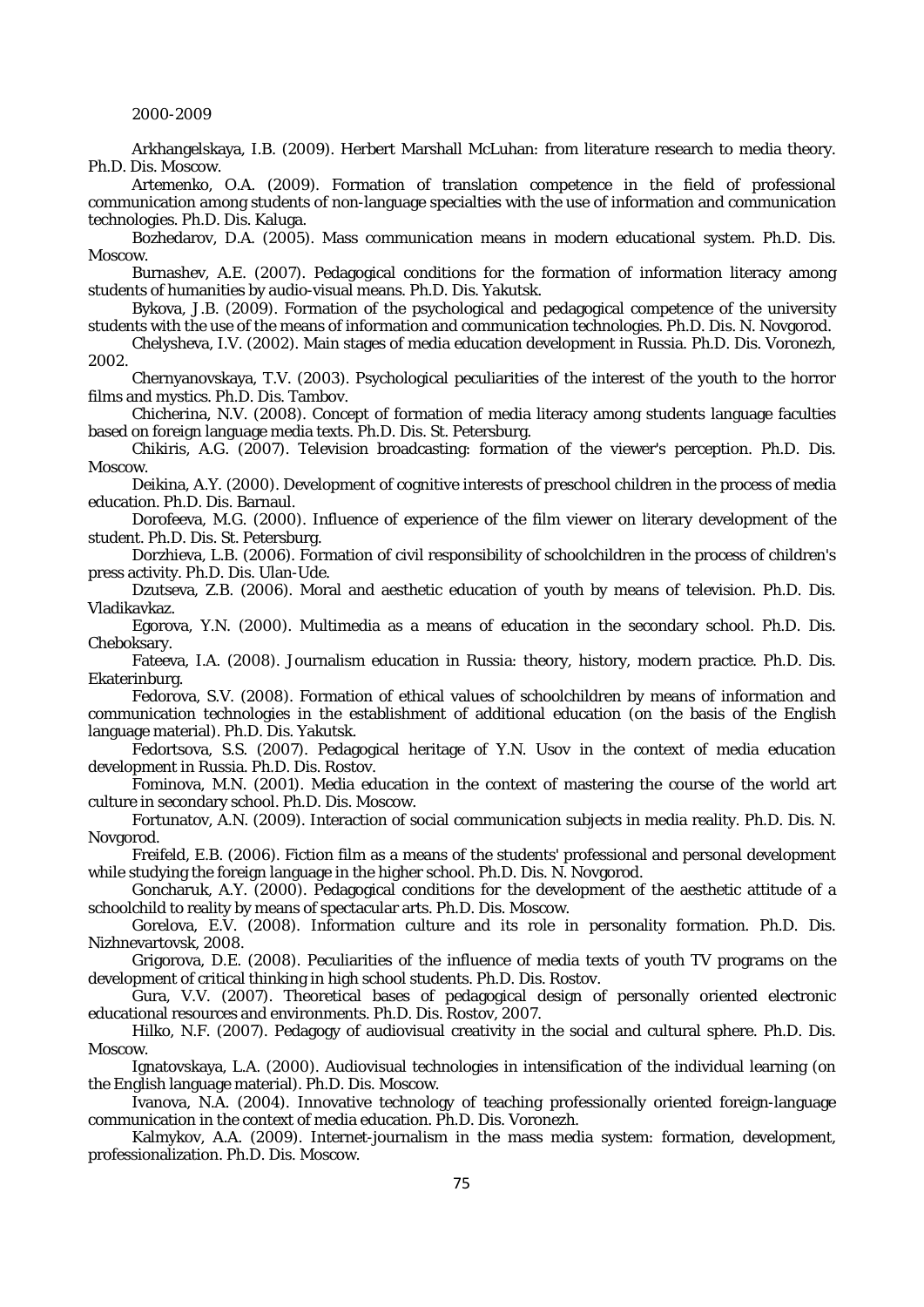2000-2009

Arkhangelskaya, I.B. (2009). Herbert Marshall McLuhan: from literature research to media theory. Ph.D. Dis. Moscow.

Artemenko, O.A. (2009). Formation of translation competence in the field of professional communication among students of non-language specialties with the use of information and communication technologies. Ph.D. Dis. Kaluga.

Bozhedarov, D.A. (2005). Mass communication means in modern educational system. Ph.D. Dis. Moscow.

Burnashev, A.E. (2007). Pedagogical conditions for the formation of information literacy among students of humanities by audio-visual means. Ph.D. Dis. Yakutsk.

Bykova, J.B. (2009). Formation of the psychological and pedagogical competence of the university students with the use of the means of information and communication technologies. Ph.D. Dis. N. Novgorod.

Chelysheva, I.V. (2002). Main stages of media education development in Russia. Ph.D. Dis. Voronezh, 2002.

Chernyanovskaya, T.V. (2003). Psychological peculiarities of the interest of the youth to the horror films and mystics. Ph.D. Dis. Tambov.

Chicherina, N.V. (2008). Concept of formation of media literacy among students language faculties based on foreign language media texts. Ph.D. Dis. St. Petersburg.

Chikiris, A.G. (2007). Television broadcasting: formation of the viewer's perception. Ph.D. Dis. Moscow.

Deikina, A.Y. (2000). Development of cognitive interests of preschool children in the process of media education. Ph.D. Dis. Barnaul.

Dorofeeva, M.G. (2000). Influence of experience of the film viewer on literary development of the student. Ph.D. Dis. St. Petersburg.

Dorzhieva, L.B. (2006). Formation of civil responsibility of schoolchildren in the process of children's press activity. Ph.D. Dis. Ulan-Ude.

Dzutseva, Z.B. (2006). Moral and aesthetic education of youth by means of television. Ph.D. Dis. Vladikavkaz.

Egorova, Y.N. (2000). Multimedia as a means of education in the secondary school. Ph.D. Dis. Cheboksary.

Fateeva, I.A. (2008). Journalism education in Russia: theory, history, modern practice. Ph.D. Dis. Ekaterinburg.

Fedorova, S.V. (2008). Formation of ethical values of schoolchildren by means of information and communication technologies in the establishment of additional education (on the basis of the English language material). Ph.D. Dis. Yakutsk.

Fedortsova, S.S. (2007). Pedagogical heritage of Y.N. Usov in the context of media education development in Russia. Ph.D. Dis. Rostov.

Fominova, M.N. (2001). Media education in the context of mastering the course of the world art culture in secondary school. Ph.D. Dis. Moscow.

Fortunatov, A.N. (2009). Interaction of social communication subjects in media reality. Ph.D. Dis. N. Novgorod.

Freifeld, E.B. (2006). Fiction film as a means of the students' professional and personal development while studying the foreign language in the higher school. Ph.D. Dis. N. Novgorod.

Goncharuk, A.Y. (2000). Pedagogical conditions for the development of the aesthetic attitude of a schoolchild to reality by means of spectacular arts. Ph.D. Dis. Moscow.

Gorelova, E.V. (2008). Information culture and its role in personality formation. Ph.D. Dis. Nizhnevartovsk, 2008.

Grigorova, D.E. (2008). Peculiarities of the influence of media texts of youth TV programs on the development of critical thinking in high school students. Ph.D. Dis. Rostov.

Gura, V.V. (2007). Theoretical bases of pedagogical design of personally oriented electronic educational resources and environments. Ph.D. Dis. Rostov, 2007.

Hilko, N.F. (2007). Pedagogy of audiovisual creativity in the social and cultural sphere. Ph.D. Dis. Moscow.

Ignatovskaya, L.A. (2000). Audiovisual technologies in intensification of the individual learning (on the English language material). Ph.D. Dis. Moscow.

Ivanova, N.A. (2004). Innovative technology of teaching professionally oriented foreign-language communication in the context of media education. Ph.D. Dis. Voronezh.

Kalmykov, A.A. (2009). Internet-journalism in the mass media system: formation, development, professionalization. Ph.D. Dis. Moscow.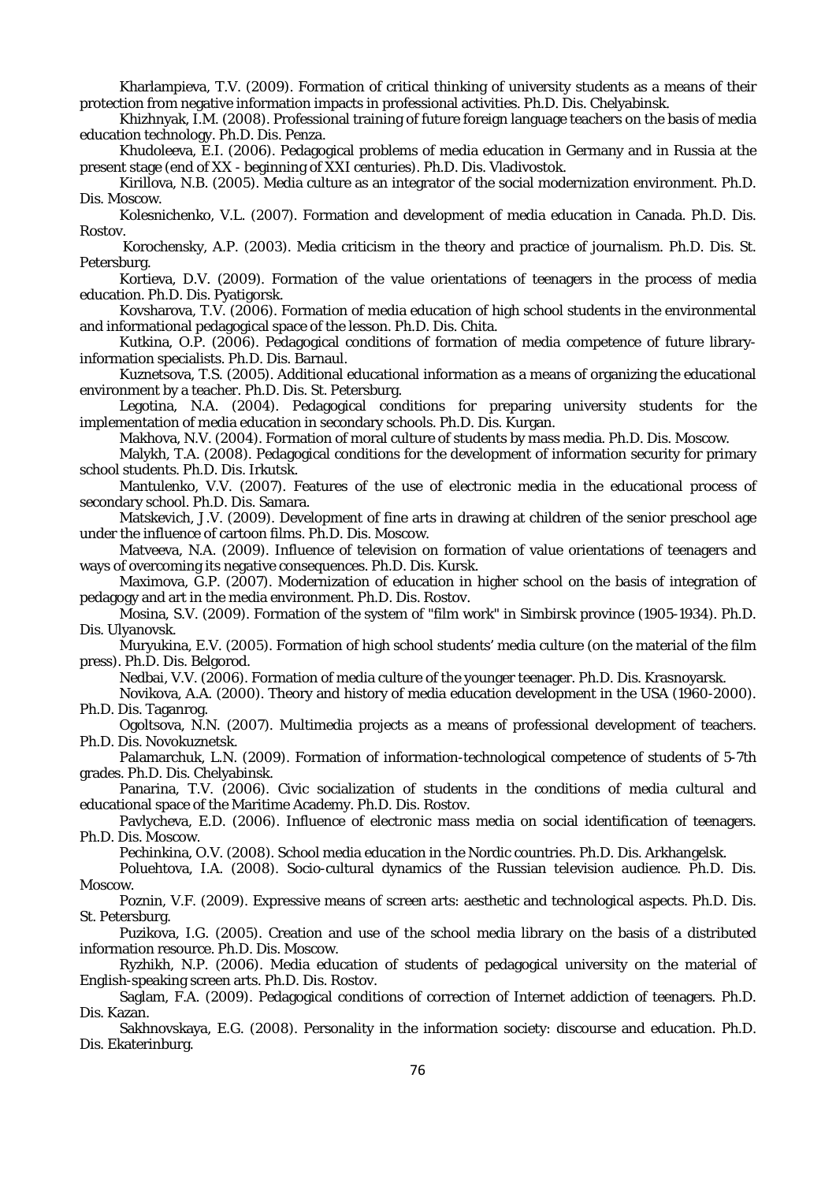Kharlampieva, T.V. (2009). Formation of critical thinking of university students as a means of their protection from negative information impacts in professional activities. Ph.D. Dis. Chelyabinsk.

Khizhnyak, I.M. (2008). Professional training of future foreign language teachers on the basis of media education technology. Ph.D. Dis. Penza.

Khudoleeva, E.I. (2006). Pedagogical problems of media education in Germany and in Russia at the present stage (end of XX - beginning of XXI centuries). Ph.D. Dis. Vladivostok.

Kirillova, N.B. (2005). Media culture as an integrator of the social modernization environment. Ph.D. Dis. Moscow.

Kolesnichenko, V.L. (2007). Formation and development of media education in Canada. Ph.D. Dis. Rostov.

Korochensky, A.P. (2003). Media criticism in the theory and practice of journalism. Ph.D. Dis. St. Petersburg.

Kortieva, D.V. (2009). Formation of the value orientations of teenagers in the process of media education. Ph.D. Dis. Pyatigorsk.

Kovsharova, T.V. (2006). Formation of media education of high school students in the environmental and informational pedagogical space of the lesson. Ph.D. Dis. Chita.

Kutkina, O.P. (2006). Pedagogical conditions of formation of media competence of future library-information specialists. Ph.D. Dis. Barnaul.

Kuznetsova, T.S. (2005). Additional educational information as a means of organizing the educational environment by a teacher. Ph.D. Dis. St. Petersburg.

Legotina, N.A. (2004). Pedagogical conditions for preparing university students for the implementation of media education in secondary schools. Ph.D. Dis. Kurgan.

Makhova, N.V. (2004). Formation of moral culture of students by mass media. Ph.D. Dis. Moscow.

Malykh, T.A. (2008). Pedagogical conditions for the development of information security for primary school students. Ph.D. Dis. Irkutsk.

Mantulenko, V.V. (2007). Features of the use of electronic media in the educational process of secondary school. Ph.D. Dis. Samara.

Matskevich, J.V. (2009). Development of fine arts in drawing at children of the senior preschool age under the influence of cartoon films. Ph.D. Dis. Moscow.

Matveeva, N.A. (2009). Influence of television on formation of value orientations of teenagers and ways of overcoming its negative consequences. Ph.D. Dis. Kursk.

Maximova, G.P. (2007). Modernization of education in higher school on the basis of integration of pedagogy and art in the media environment. Ph.D. Dis. Rostov.

Mosina, S.V. (2009). Formation of the system of "film work" in Simbirsk province (1905-1934). Ph.D. Dis. Ulyanovsk.

Muryukina, E.V. (2005). Formation of high school students' media culture (on the material of the film press). Ph.D. Dis. Belgorod.

Nedbai, V.V. (2006). Formation of media culture of the younger teenager. Ph.D. Dis. Krasnoyarsk.

Novikova, A.A. (2000). Theory and history of media education development in the USA (1960-2000). Ph.D. Dis. Taganrog.

Ogoltsova, N.N. (2007). Multimedia projects as a means of professional development of teachers. Ph.D. Dis. Novokuznetsk.

Palamarchuk, L.N. (2009). Formation of information-technological competence of students of 5-7th grades. Ph.D. Dis. Chelyabinsk.

Panarina, T.V. (2006). Civic socialization of students in the conditions of media cultural and educational space of the Maritime Academy. Ph.D. Dis. Rostov.

Pavlycheva, E.D. (2006). Influence of electronic mass media on social identification of teenagers. Ph.D. Dis. Moscow.

Pechinkina, O.V. (2008). School media education in the Nordic countries. Ph.D. Dis. Arkhangelsk.

Poluehtova, I.A. (2008). Socio-cultural dynamics of the Russian television audience. Ph.D. Dis. Moscow.

Poznin, V.F. (2009). Expressive means of screen arts: aesthetic and technological aspects. Ph.D. Dis. St. Petersburg.

Puzikova, I.G. (2005). Creation and use of the school media library on the basis of a distributed information resource. Ph.D. Dis. Moscow.

Ryzhikh, N.P. (2006). Media education of students of pedagogical university on the material of English-speaking screen arts. Ph.D. Dis. Rostov.

Saglam, F.A. (2009). Pedagogical conditions of correction of Internet addiction of teenagers. Ph.D. Dis. Kazan.

Sakhnovskaya, E.G. (2008). Personality in the information society: discourse and education. Ph.D. Dis. Ekaterinburg.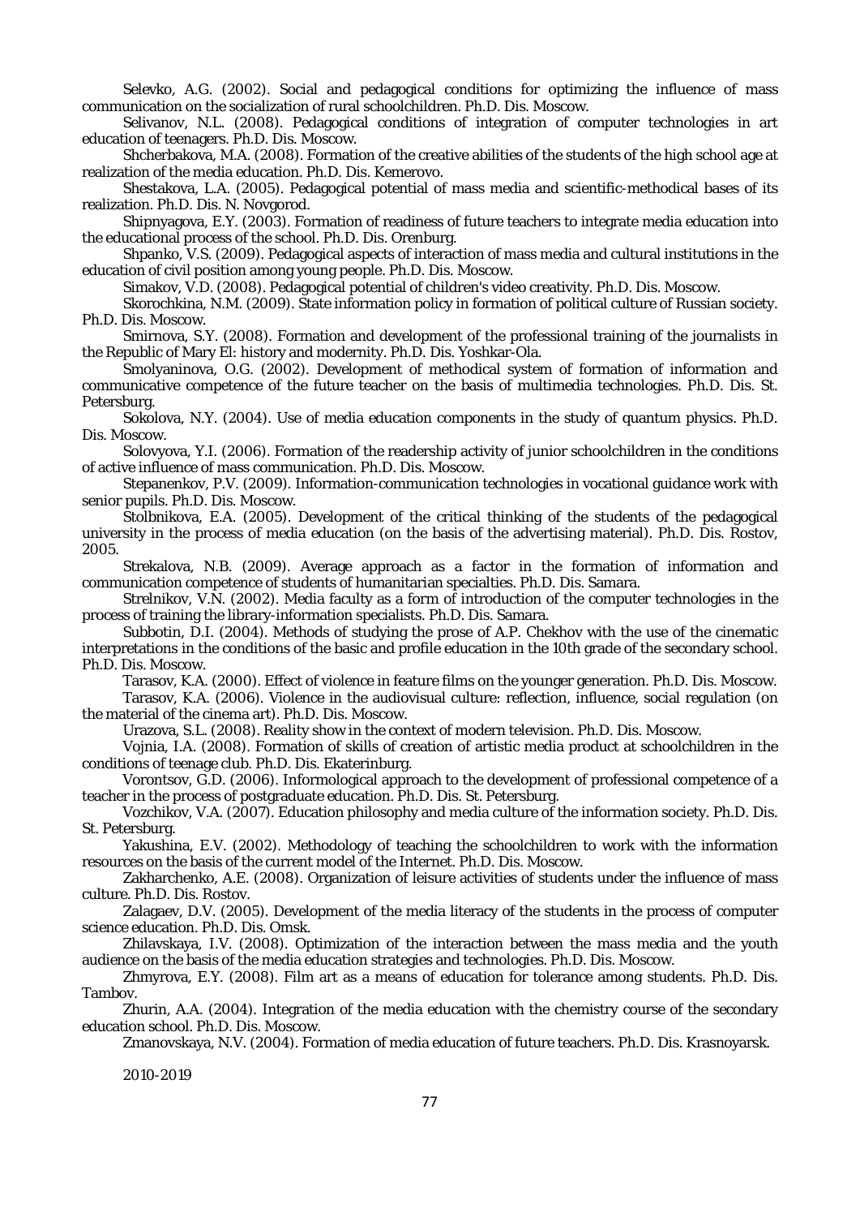Selevko, A.G. (2002). Social and pedagogical conditions for optimizing the influence of mass communication on the socialization of rural schoolchildren. Ph.D. Dis. Moscow.

Selivanov, N.L. (2008). Pedagogical conditions of integration of computer technologies in art education of teenagers. Ph.D. Dis. Moscow.

Shcherbakova, M.A. (2008). Formation of the creative abilities of the students of the high school age at realization of the media education. Ph.D. Dis. Kemerovo.

Shestakova, L.A. (2005). Pedagogical potential of mass media and scientific-methodical bases of its realization. Ph.D. Dis. N. Novgorod.

Shipnyagova, E.Y. (2003). Formation of readiness of future teachers to integrate media education into the educational process of the school. Ph.D. Dis. Orenburg.

Shpanko, V.S. (2009). Pedagogical aspects of interaction of mass media and cultural institutions in the education of civil position among young people. Ph.D. Dis. Moscow.

Simakov, V.D. (2008). Pedagogical potential of children's video creativity. Ph.D. Dis. Moscow.

Skorochkina, N.M. (2009). State information policy in formation of political culture of Russian society. Ph.D. Dis. Moscow.

Smirnova, S.Y. (2008). Formation and development of the professional training of the journalists in the Republic of Mary El: history and modernity. Ph.D. Dis. Yoshkar-Ola.

Smolyaninova, O.G. (2002). Development of methodical system of formation of information and communicative competence of the future teacher on the basis of multimedia technologies. Ph.D. Dis. St. Petersburg.

Sokolova, N.Y. (2004). Use of media education components in the study of quantum physics. Ph.D. Dis. Moscow.

Solovyova, Y.I. (2006). Formation of the readership activity of junior schoolchildren in the conditions of active influence of mass communication. Ph.D. Dis. Moscow.

Stepanenkov, P.V. (2009). Information-communication technologies in vocational guidance work with senior pupils. Ph.D. Dis. Moscow.

Stolbnikova, E.A. (2005). Development of the critical thinking of the students of the pedagogical university in the process of media education (on the basis of the advertising material). Ph.D. Dis. Rostov, 2005.

Strekalova, N.B. (2009). Average approach as a factor in the formation of information and communication competence of students of humanitarian specialties. Ph.D. Dis. Samara.

Strelnikov, V.N. (2002). Media faculty as a form of introduction of the computer technologies in the process of training the library-information specialists. Ph.D. Dis. Samara.

Subbotin, D.I. (2004). Methods of studying the prose of A.P. Chekhov with the use of the cinematic interpretations in the conditions of the basic and profile education in the 10th grade of the secondary school. Ph.D. Dis. Moscow.

Tarasov, K.A. (2000). Effect of violence in feature films on the younger generation. Ph.D. Dis. Moscow.

Tarasov, K.A. (2006). Violence in the audiovisual culture: reflection, influence, social regulation (on the material of the cinema art). Ph.D. Dis. Moscow.

Urazova, S.L. (2008). Reality show in the context of modern television. Ph.D. Dis. Moscow.

Vojnia, I.A. (2008). Formation of skills of creation of artistic media product at schoolchildren in the conditions of teenage club. Ph.D. Dis. Ekaterinburg.

Vorontsov, G.D. (2006). Informological approach to the development of professional competence of a teacher in the process of postgraduate education. Ph.D. Dis. St. Petersburg.

Vozchikov, V.A. (2007). Education philosophy and media culture of the information society. Ph.D. Dis. St. Petersburg.

Yakushina, E.V. (2002). Methodology of teaching the schoolchildren to work with the information resources on the basis of the current model of the Internet. Ph.D. Dis. Moscow.

Zakharchenko, A.E. (2008). Organization of leisure activities of students under the influence of mass culture. Ph.D. Dis. Rostov.

Zalagaev, D.V. (2005). Development of the media literacy of the students in the process of computer science education. Ph.D. Dis. Omsk.

Zhilavskaya, I.V. (2008). Optimization of the interaction between the mass media and the youth audience on the basis of the media education strategies and technologies. Ph.D. Dis. Moscow.

Zhmyrova, E.Y. (2008). Film art as a means of education for tolerance among students. Ph.D. Dis. Tambov.

Zhurin, A.A. (2004). Integration of the media education with the chemistry course of the secondary education school. Ph.D. Dis. Moscow.

Zmanovskaya, N.V. (2004). Formation of media education of future teachers. Ph.D. Dis. Krasnoyarsk.

2010-2019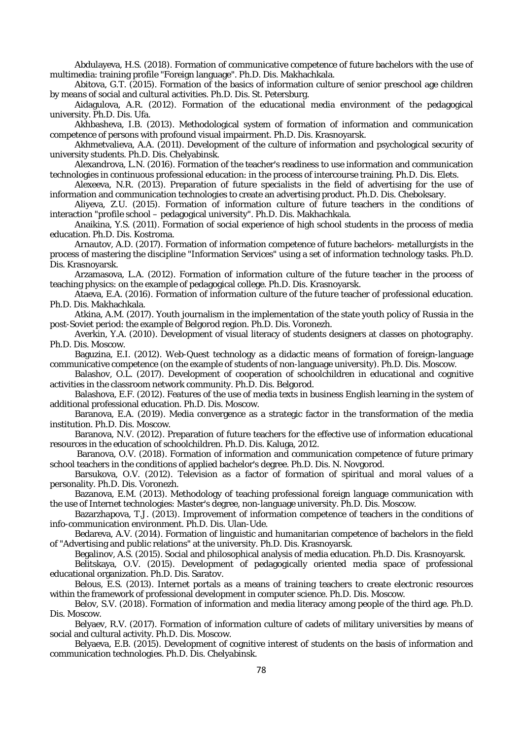Abdulayeva, H.S. (2018). Formation of communicative competence of future bachelors with the use of multimedia: training profile "Foreign language". Ph.D. Dis. Makhachkala.

Abitova, G.T. (2015). Formation of the basics of information culture of senior preschool age children by means of social and cultural activities. Ph.D. Dis. St. Petersburg.

Aidagulova, A.R. (2012). Formation of the educational media environment of the pedagogical university. Ph.D. Dis. Ufa.

Akhbasheva, I.B. (2013). Methodological system of formation of information and communication competence of persons with profound visual impairment. Ph.D. Dis. Krasnoyarsk.

Akhmetvalieva, A.A. (2011). Development of the culture of information and psychological security of university students. Ph.D. Dis. Chelyabinsk.

Alexandrova, L.N. (2016). Formation of the teacher's readiness to use information and communication technologies in continuous professional education: in the process of intercourse training. Ph.D. Dis. Elets.

Alexeeva, N.R. (2013). Preparation of future specialists in the field of advertising for the use of information and communication technologies to create an advertising product. Ph.D. Dis. Cheboksary.

Aliyeva, Z.U. (2015). Formation of information culture of future teachers in the conditions of interaction "profile school – pedagogical university". Ph.D. Dis. Makhachkala.

Anaikina, Y.S. (2011). Formation of social experience of high school students in the process of media education. Ph.D. Dis. Kostroma.

Arnautov, A.D. (2017). Formation of information competence of future bachelors- metallurgists in the process of mastering the discipline "Information Services" using a set of information technology tasks. Ph.D. Dis. Krasnoyarsk.

Arzamasova, L.A. (2012). Formation of information culture of the future teacher in the process of teaching physics: on the example of pedagogical college. Ph.D. Dis. Krasnoyarsk.

Ataeva, E.A. (2016). Formation of information culture of the future teacher of professional education. Ph.D. Dis. Makhachkala.

Atkina, A.M. (2017). Youth journalism in the implementation of the state youth policy of Russia in the post-Soviet period: the example of Belgorod region. Ph.D. Dis. Voronezh.

Averkin, Y.A. (2010). Development of visual literacy of students designers at classes on photography. Ph.D. Dis. Moscow.

Baguzina, E.I. (2012). Web-Quest technology as a didactic means of formation of foreign-language communicative competence (on the example of students of non-language university). Ph.D. Dis. Moscow.

Balashov, O.L. (2017). Development of cooperation of schoolchildren in educational and cognitive activities in the classroom network community. Ph.D. Dis. Belgorod.

Balashova, E.F. (2012). Features of the use of media texts in business English learning in the system of additional professional education. Ph.D. Dis. Moscow.

Baranova, E.A. (2019). Media convergence as a strategic factor in the transformation of the media institution. Ph.D. Dis. Moscow.

Baranova, N.V. (2012). Preparation of future teachers for the effective use of information educational resources in the education of schoolchildren. Ph.D. Dis. Kaluga, 2012.

Baranova, O.V. (2018). Formation of information and communication competence of future primary school teachers in the conditions of applied bachelor's degree. Ph.D. Dis. N. Novgorod.

Barsukova, O.V. (2012). Television as a factor of formation of spiritual and moral values of a personality. Ph.D. Dis. Voronezh.

Bazanova, E.M. (2013). Methodology of teaching professional foreign language communication with the use of Internet technologies: Master's degree, non-language university. Ph.D. Dis. Moscow.

Bazarzhapova, T.J. (2013). Improvement of information competence of teachers in the conditions of info-communication environment. Ph.D. Dis. Ulan-Ude.

Bedareva, A.V. (2014). Formation of linguistic and humanitarian competence of bachelors in the field of "Advertising and public relations" at the university. Ph.D. Dis. Krasnoyarsk.

Begalinov, A.S. (2015). Social and philosophical analysis of media education. Ph.D. Dis. Krasnoyarsk.

Belitskaya, O.V. (2015). Development of pedagogically oriented media space of professional educational organization. Ph.D. Dis. Saratov.

Belous, E.S. (2013). Internet portals as a means of training teachers to create electronic resources within the framework of professional development in computer science. Ph.D. Dis. Moscow.

Belov, S.V. (2018). Formation of information and media literacy among people of the third age. Ph.D. Dis. Moscow.

Belyaev, R.V. (2017). Formation of information culture of cadets of military universities by means of social and cultural activity. Ph.D. Dis. Moscow.

Belyaeva, E.B. (2015). Development of cognitive interest of students on the basis of information and communication technologies. Ph.D. Dis. Chelyabinsk.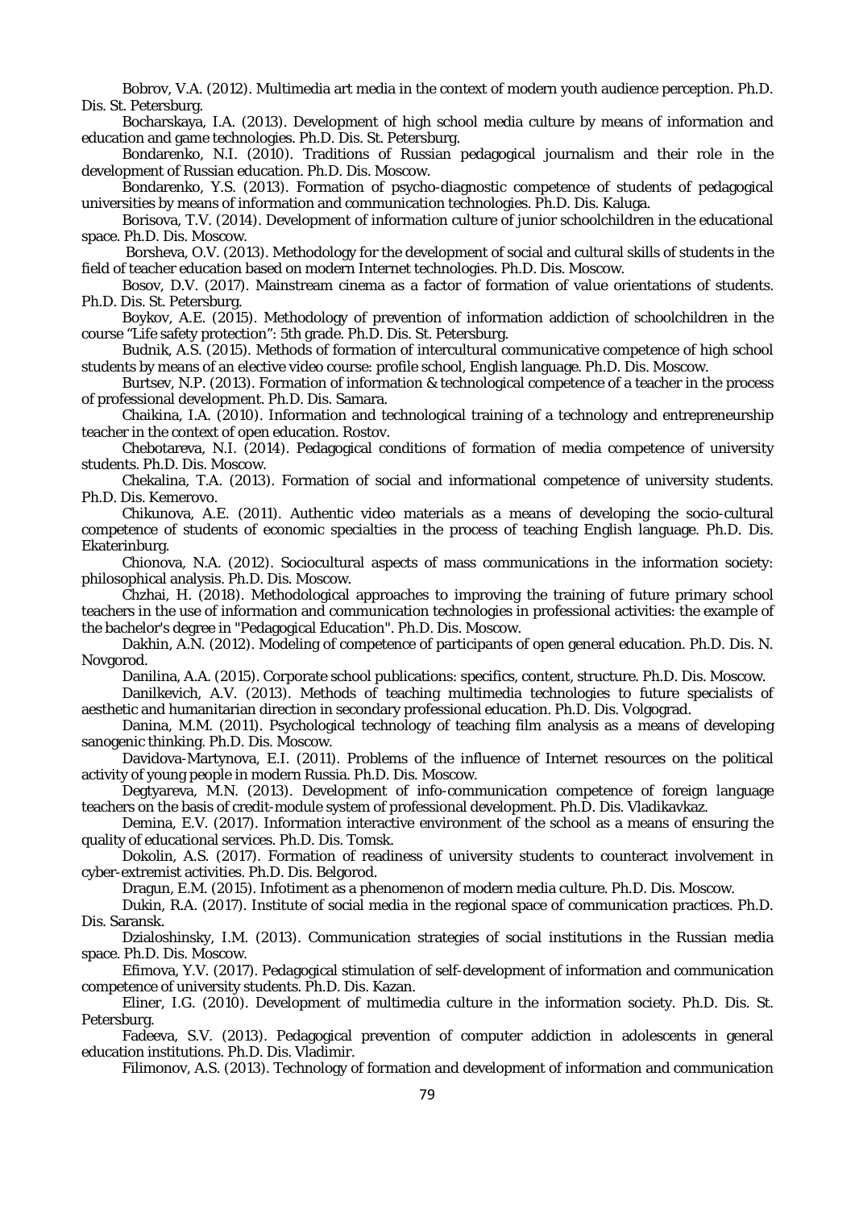Bobrov, V.A. (2012). Multimedia art media in the context of modern youth audience perception. Ph.D. Dis. St. Petersburg.

Bocharskaya, I.A. (2013). Development of high school media culture by means of information and education and game technologies. Ph.D. Dis. St. Petersburg.

Bondarenko, N.I. (2010). Traditions of Russian pedagogical journalism and their role in the development of Russian education. Ph.D. Dis. Moscow.

Bondarenko, Y.S. (2013). Formation of psycho-diagnostic competence of students of pedagogical universities by means of information and communication technologies. Ph.D. Dis. Kaluga.

Borisova, T.V. (2014). Development of information culture of junior schoolchildren in the educational space. Ph.D. Dis. Moscow.

Borsheva, O.V. (2013). Methodology for the development of social and cultural skills of students in the field of teacher education based on modern Internet technologies. Ph.D. Dis. Moscow.

Bosov, D.V. (2017). Mainstream cinema as a factor of formation of value orientations of students. Ph.D. Dis. St. Petersburg.

Boykov, A.E. (2015). Methodology of prevention of information addiction of schoolchildren in the course "Life safety protection": 5th grade. Ph.D. Dis. St. Petersburg.

Budnik, A.S. (2015). Methods of formation of intercultural communicative competence of high school students by means of an elective video course: profile school, English language. Ph.D. Dis. Moscow.

Burtsev, N.P. (2013). Formation of information & technological competence of a teacher in the process of professional development. Ph.D. Dis. Samara.

Chaikina, I.A. (2010). Information and technological training of a technology and entrepreneurship teacher in the context of open education. Rostov.

Chebotareva, N.I. (2014). Pedagogical conditions of formation of media competence of university students. Ph.D. Dis. Moscow.

Chekalina, T.A. (2013). Formation of social and informational competence of university students. Ph.D. Dis. Kemerovo.

Chikunova, A.E. (2011). Authentic video materials as a means of developing the socio-cultural competence of students of economic specialties in the process of teaching English language. Ph.D. Dis. Ekaterinburg.

Chionova, N.A. (2012). Sociocultural aspects of mass communications in the information society: philosophical analysis. Ph.D. Dis. Moscow.

Chzhai, H. (2018). Methodological approaches to improving the training of future primary school teachers in the use of information and communication technologies in professional activities: the example of the bachelor's degree in "Pedagogical Education". Ph.D. Dis. Moscow.

Dakhin, A.N. (2012). Modeling of competence of participants of open general education. Ph.D. Dis. N. Novgorod.

Danilina, A.A. (2015). Corporate school publications: specifics, content, structure. Ph.D. Dis. Moscow.

Danilkevich, A.V. (2013). Methods of teaching multimedia technologies to future specialists of aesthetic and humanitarian direction in secondary professional education. Ph.D. Dis. Volgograd.

Danina, M.M. (2011). Psychological technology of teaching film analysis as a means of developing sanogenic thinking. Ph.D. Dis. Moscow.

Davidova-Martynova, E.I. (2011). Problems of the influence of Internet resources on the political activity of young people in modern Russia. Ph.D. Dis. Moscow.

Degtyareva, M.N. (2013). Development of info-communication competence of foreign language teachers on the basis of credit-module system of professional development. Ph.D. Dis. Vladikavkaz.

Demina, E.V. (2017). Information interactive environment of the school as a means of ensuring the quality of educational services. Ph.D. Dis. Tomsk.

Dokolin, A.S. (2017). Formation of readiness of university students to counteract involvement in cyber-extremist activities. Ph.D. Dis. Belgorod.

Dragun, E.M. (2015). Infotiment as a phenomenon of modern media culture. Ph.D. Dis. Moscow.

Dukin, R.A. (2017). Institute of social media in the regional space of communication practices. Ph.D. Dis. Saransk.

Dzialoshinsky, I.M. (2013). Communication strategies of social institutions in the Russian media space. Ph.D. Dis. Moscow.

Efimova, Y.V. (2017). Pedagogical stimulation of self-development of information and communication competence of university students. Ph.D. Dis. Kazan.

Eliner, I.G. (2010). Development of multimedia culture in the information society. Ph.D. Dis. St. Petersburg.

Fadeeva, S.V. (2013). Pedagogical prevention of computer addiction in adolescents in general education institutions. Ph.D. Dis. Vladimir.

Filimonov, A.S. (2013). Technology of formation and development of information and communication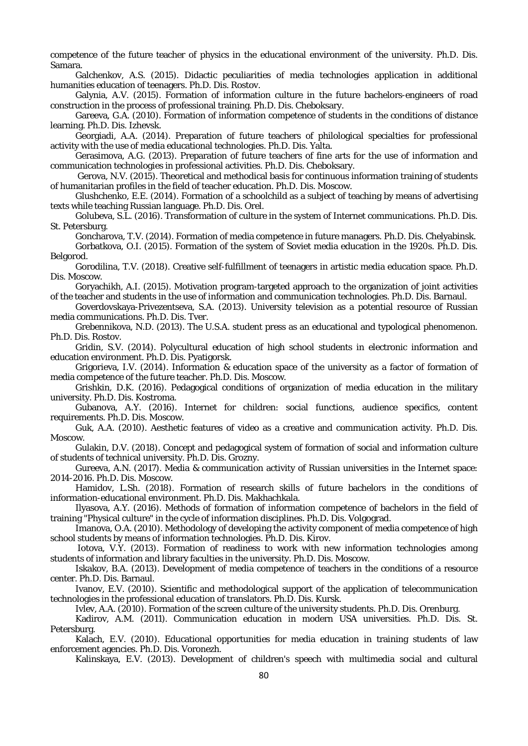competence of the future teacher of physics in the educational environment of the university. Ph.D. Dis. Samara.

Galchenkov, A.S. (2015). Didactic peculiarities of media technologies application in additional humanities education of teenagers. Ph.D. Dis. Rostov.

Galynia, A.V. (2015). Formation of information culture in the future bachelors-engineers of road construction in the process of professional training. Ph.D. Dis. Cheboksary.

Gareeva, G.A. (2010). Formation of information competence of students in the conditions of distance learning. Ph.D. Dis. Izhevsk.

Georgiadi, A.A. (2014). Preparation of future teachers of philological specialties for professional activity with the use of media educational technologies. Ph.D. Dis. Yalta.

Gerasimova, A.G. (2013). Preparation of future teachers of fine arts for the use of information and communication technologies in professional activities. Ph.D. Dis. Cheboksary.

Gerova, N.V. (2015). Theoretical and methodical basis for continuous information training of students of humanitarian profiles in the field of teacher education. Ph.D. Dis. Moscow.

Glushchenko, E.E. (2014). Formation of a schoolchild as a subject of teaching by means of advertising texts while teaching Russian language. Ph.D. Dis. Orel.

Golubeva, S.L. (2016). Transformation of culture in the system of Internet communications. Ph.D. Dis. St. Petersburg.

Goncharova, T.V. (2014). Formation of media competence in future managers. Ph.D. Dis. Chelyabinsk.

Gorbatkova, O.I. (2015). Formation of the system of Soviet media education in the 1920s. Ph.D. Dis. Belgorod.

Gorodilina, T.V. (2018). Creative self-fulfillment of teenagers in artistic media education space. Ph.D. Dis. Moscow.

Goryachikh, A.I. (2015). Motivation program-targeted approach to the organization of joint activities of the teacher and students in the use of information and communication technologies. Ph.D. Dis. Barnaul.

Goverdovskaya-Privezentseva, S.A. (2013). University television as a potential resource of Russian media communications. Ph.D. Dis. Tver.

Grebennikova, N.D. (2013). The U.S.A. student press as an educational and typological phenomenon. Ph.D. Dis. Rostov.

Gridin, S.V. (2014). Polycultural education of high school students in electronic information and education environment. Ph.D. Dis. Pyatigorsk.

Grigorieva, I.V. (2014). Information & education space of the university as a factor of formation of media competence of the future teacher. Ph.D. Dis. Moscow.

Grishkin, D.K. (2016). Pedagogical conditions of organization of media education in the military university. Ph.D. Dis. Kostroma.

Gubanova, A.Y. (2016). Internet for children: social functions, audience specifics, content requirements. Ph.D. Dis. Moscow.

Guk, A.A. (2010). Aesthetic features of video as a creative and communication activity. Ph.D. Dis. Moscow.

Gulakin, D.V. (2018). Concept and pedagogical system of formation of social and information culture of students of technical university. Ph.D. Dis. Grozny.

Gureeva, A.N. (2017). Media & communication activity of Russian universities in the Internet space: 2014-2016. Ph.D. Dis. Moscow.

Hamidov, L.Sh. (2018). Formation of research skills of future bachelors in the conditions of information-educational environment. Ph.D. Dis. Makhachkala.

Ilyasova, A.Y. (2016). Methods of formation of information competence of bachelors in the field of training "Physical culture" in the cycle of information disciplines. Ph.D. Dis. Volgograd.

Imanova, O.A. (2010). Methodology of developing the activity component of media competence of high school students by means of information technologies. Ph.D. Dis. Kirov.

Iotova, V.Y. (2013). Formation of readiness to work with new information technologies among students of information and library faculties in the university. Ph.D. Dis. Moscow.

Iskakov, B.A. (2013). Development of media competence of teachers in the conditions of a resource center. Ph.D. Dis. Barnaul.

Ivanov, E.V. (2010). Scientific and methodological support of the application of telecommunication technologies in the professional education of translators. Ph.D. Dis. Kursk.

Ivlev, A.A. (2010). Formation of the screen culture of the university students. Ph.D. Dis. Orenburg.

Kadirov, A.M. (2011). Communication education in modern USA universities. Ph.D. Dis. St. Petersburg.

Kalach, E.V. (2010). Educational opportunities for media education in training students of law enforcement agencies. Ph.D. Dis. Voronezh.

Kalinskaya, E.V. (2013). Development of children's speech with multimedia social and cultural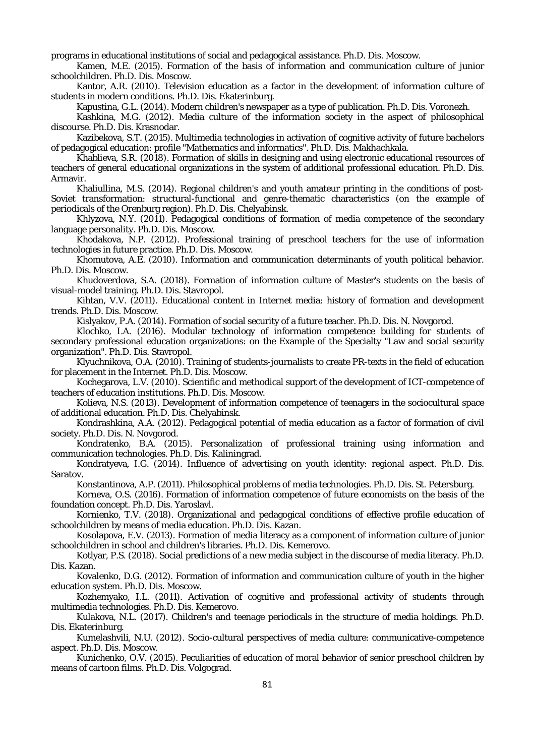programs in educational institutions of social and pedagogical assistance. Ph.D. Dis. Moscow.

Kamen, M.E. (2015). Formation of the basis of information and communication culture of junior schoolchildren. Ph.D. Dis. Moscow.

Kantor, A.R. (2010). Television education as a factor in the development of information culture of students in modern conditions. Ph.D. Dis. Ekaterinburg.

Kapustina, G.L. (2014). Modern children's newspaper as a type of publication. Ph.D. Dis. Voronezh.

Kashkina, M.G. (2012). Media culture of the information society in the aspect of philosophical discourse. Ph.D. Dis. Krasnodar.

Kazibekova, S.T. (2015). Multimedia technologies in activation of cognitive activity of future bachelors of pedagogical education: profile "Mathematics and informatics". Ph.D. Dis. Makhachkala.

Khablieva, S.R. (2018). Formation of skills in designing and using electronic educational resources of teachers of general educational organizations in the system of additional professional education. Ph.D. Dis. Armavir.

Khaliullina, M.S. (2014). Regional children's and youth amateur printing in the conditions of post-Soviet transformation: structural-functional and genre-thematic characteristics (on the example of periodicals of the Orenburg region). Ph.D. Dis. Chelyabinsk.

Khlyzova, N.Y. (2011). Pedagogical conditions of formation of media competence of the secondary language personality. Ph.D. Dis. Moscow.

Khodakova, N.P. (2012). Professional training of preschool teachers for the use of information technologies in future practice. Ph.D. Dis. Moscow.

Khomutova, A.E. (2010). Information and communication determinants of youth political behavior. Ph.D. Dis. Moscow.

Khudoverdova, S.A. (2018). Formation of information culture of Master's students on the basis of visual-model training. Ph.D. Dis. Stavropol.

Kihtan, V.V. (2011). Educational content in Internet media: history of formation and development trends. Ph.D. Dis. Moscow.

Kislyakov, P.A. (2014). Formation of social security of a future teacher. Ph.D. Dis. N. Novgorod.

Klochko, I.A. (2016). Modular technology of information competence building for students of secondary professional education organizations: on the Example of the Specialty "Law and social security organization". Ph.D. Dis. Stavropol.

Klyuchnikova, O.A. (2010). Training of students-journalists to create PR-texts in the field of education for placement in the Internet. Ph.D. Dis. Moscow.

Kochegarova, L.V. (2010). Scientific and methodical support of the development of ICT-competence of teachers of education institutions. Ph.D. Dis. Moscow.

Kolieva, N.S. (2013). Development of information competence of teenagers in the sociocultural space of additional education. Ph.D. Dis. Chelyabinsk.

Kondrashkina, A.A. (2012). Pedagogical potential of media education as a factor of formation of civil society. Ph.D. Dis. N. Novgorod.

Kondratenko, B.A. (2015). Personalization of professional training using information and communication technologies. Ph.D. Dis. Kaliningrad.

Kondratyeva, I.G. (2014). Influence of advertising on youth identity: regional aspect. Ph.D. Dis. Saratov.

Konstantinova, A.P. (2011). Philosophical problems of media technologies. Ph.D. Dis. St. Petersburg.

Korneva, O.S. (2016). Formation of information competence of future economists on the basis of the foundation concept. Ph.D. Dis. Yaroslavl.

Kornienko, T.V. (2018). Organizational and pedagogical conditions of effective profile education of schoolchildren by means of media education. Ph.D. Dis. Kazan.

Kosolapova, E.V. (2013). Formation of media literacy as a component of information culture of junior schoolchildren in school and children's libraries. Ph.D. Dis. Kemerovo.

Kotlyar, P.S. (2018). Social predictions of a new media subject in the discourse of media literacy. Ph.D. Dis. Kazan.

Kovalenko, D.G. (2012). Formation of information and communication culture of youth in the higher education system. Ph.D. Dis. Moscow.

Kozhemyako, I.L. (2011). Activation of cognitive and professional activity of students through multimedia technologies. Ph.D. Dis. Kemerovo.

Kulakova, N.L. (2017). Children's and teenage periodicals in the structure of media holdings. Ph.D. Dis. Ekaterinburg.

Kumelashvili, N.U. (2012). Socio-cultural perspectives of media culture: communicative-competence aspect. Ph.D. Dis. Moscow.

Kunichenko, O.V. (2015). Peculiarities of education of moral behavior of senior preschool children by means of cartoon films. Ph.D. Dis. Volgograd.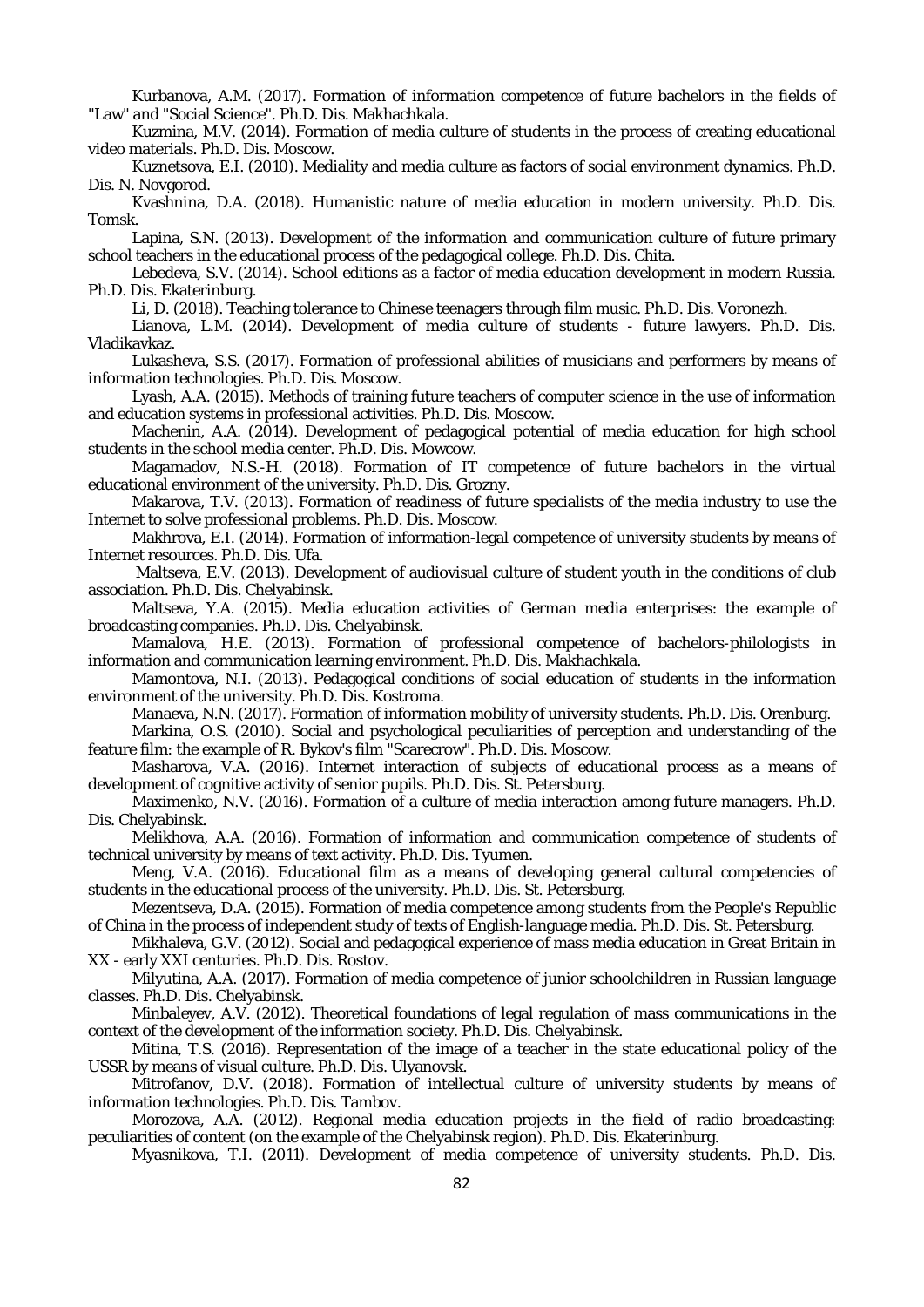Kurbanova, A.M. (2017). Formation of information competence of future bachelors in the fields of "Law" and "Social Science". Ph.D. Dis. Makhachkala.

Kuzmina, M.V. (2014). Formation of media culture of students in the process of creating educational video materials. Ph.D. Dis. Moscow.

Kuznetsova, E.I. (2010). Mediality and media culture as factors of social environment dynamics. Ph.D. Dis. N. Novgorod.

Kvashnina, D.A. (2018). Humanistic nature of media education in modern university. Ph.D. Dis. Tomsk.

Lapina, S.N. (2013). Development of the information and communication culture of future primary school teachers in the educational process of the pedagogical college. Ph.D. Dis. Chita.

Lebedeva, S.V. (2014). School editions as a factor of media education development in modern Russia. Ph.D. Dis. Ekaterinburg.

Li, D. (2018). Teaching tolerance to Chinese teenagers through film music. Ph.D. Dis. Voronezh.

Lianova, L.M. (2014). Development of media culture of students - future lawyers. Ph.D. Dis. Vladikavkaz.

Lukasheva, S.S. (2017). Formation of professional abilities of musicians and performers by means of information technologies. Ph.D. Dis. Moscow.

Lyash, A.A. (2015). Methods of training future teachers of computer science in the use of information and education systems in professional activities. Ph.D. Dis. Moscow.

Machenin, A.A. (2014). Development of pedagogical potential of media education for high school students in the school media center. Ph.D. Dis. Mowcow.

Magamadov, N.S.-H. (2018). Formation of IT competence of future bachelors in the virtual educational environment of the university. Ph.D. Dis. Grozny.

Makarova, T.V. (2013). Formation of readiness of future specialists of the media industry to use the Internet to solve professional problems. Ph.D. Dis. Moscow.

Makhrova, E.I. (2014). Formation of information-legal competence of university students by means of Internet resources. Ph.D. Dis. Ufa.

Maltseva, E.V. (2013). Development of audiovisual culture of student youth in the conditions of club association. Ph.D. Dis. Chelyabinsk.

Maltseva, Y.A. (2015). Media education activities of German media enterprises: the example of broadcasting companies. Ph.D. Dis. Chelyabinsk.

Mamalova, H.E. (2013). Formation of professional competence of bachelors-philologists in information and communication learning environment. Ph.D. Dis. Makhachkala.

Mamontova, N.I. (2013). Pedagogical conditions of social education of students in the information environment of the university. Ph.D. Dis. Kostroma.

Manaeva, N.N. (2017). Formation of information mobility of university students. Ph.D. Dis. Orenburg.

Markina, O.S. (2010). Social and psychological peculiarities of perception and understanding of the feature film: the example of R. Bykov's film "Scarecrow". Ph.D. Dis. Moscow.

Masharova, V.A. (2016). Internet interaction of subjects of educational process as a means of development of cognitive activity of senior pupils. Ph.D. Dis. St. Petersburg.

Maximenko, N.V. (2016). Formation of a culture of media interaction among future managers. Ph.D. Dis. Chelyabinsk.

Melikhova, A.A. (2016). Formation of information and communication competence of students of technical university by means of text activity. Ph.D. Dis. Tyumen.

Meng, V.A. (2016). Educational film as a means of developing general cultural competencies of students in the educational process of the university. Ph.D. Dis. St. Petersburg.

Mezentseva, D.A. (2015). Formation of media competence among students from the People's Republic of China in the process of independent study of texts of English-language media. Ph.D. Dis. St. Petersburg.

Mikhaleva, G.V. (2012). Social and pedagogical experience of mass media education in Great Britain in XX - early XXI centuries. Ph.D. Dis. Rostov.

Milyutina, A.A. (2017). Formation of media competence of junior schoolchildren in Russian language classes. Ph.D. Dis. Chelyabinsk.

Minbaleyev, A.V. (2012). Theoretical foundations of legal regulation of mass communications in the context of the development of the information society. Ph.D. Dis. Chelyabinsk.

Mitina, T.S. (2016). Representation of the image of a teacher in the state educational policy of the USSR by means of visual culture. Ph.D. Dis. Ulyanovsk.

Mitrofanov, D.V. (2018). Formation of intellectual culture of university students by means of information technologies. Ph.D. Dis. Tambov.

Morozova, A.A. (2012). Regional media education projects in the field of radio broadcasting: peculiarities of content (on the example of the Chelyabinsk region). Ph.D. Dis. Ekaterinburg.

Myasnikova, T.I. (2011). Development of media competence of university students. Ph.D. Dis.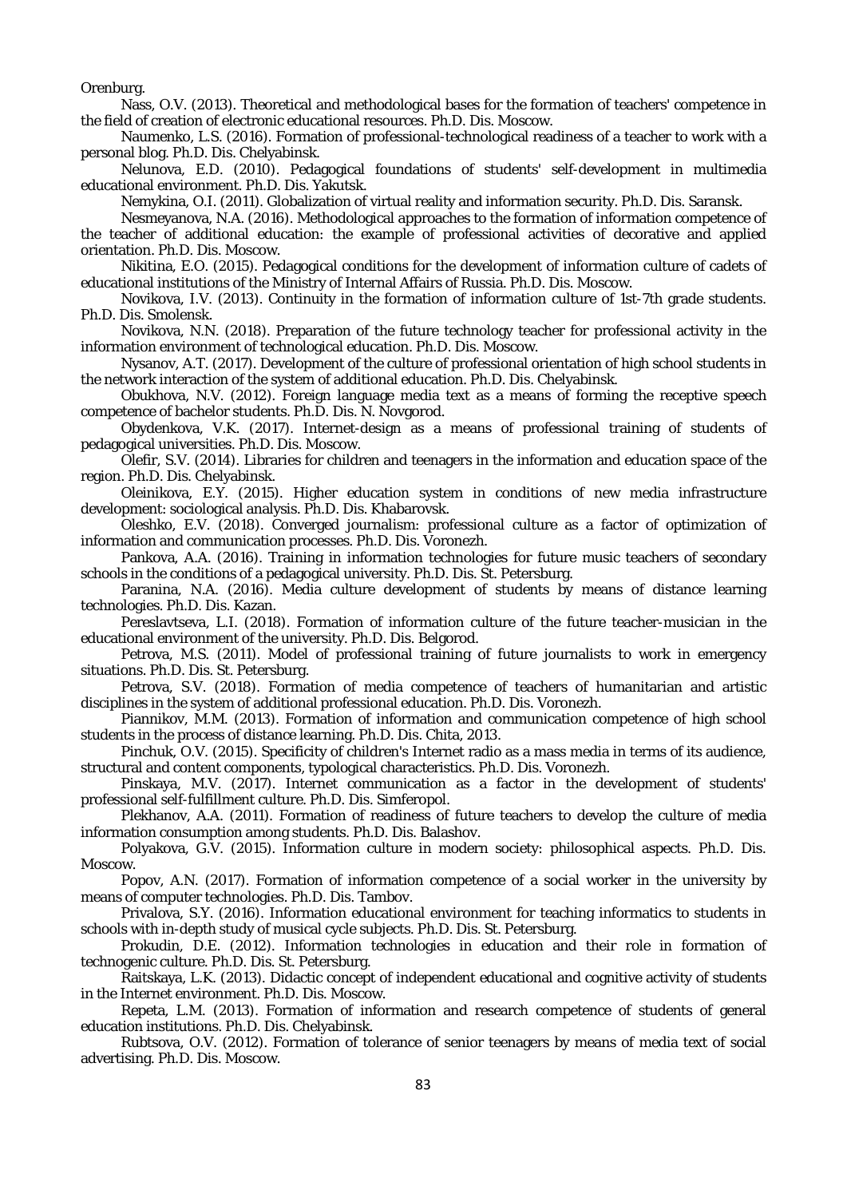Orenburg.

Nass, O.V. (2013). Theoretical and methodological bases for the formation of teachers' competence in the field of creation of electronic educational resources. Ph.D. Dis. Moscow.

Naumenko, L.S. (2016). Formation of professional-technological readiness of a teacher to work with a personal blog. Ph.D. Dis. Chelyabinsk.

Nelunova, E.D. (2010). Pedagogical foundations of students' self-development in multimedia educational environment. Ph.D. Dis. Yakutsk.

Nemykina, O.I. (2011). Globalization of virtual reality and information security. Ph.D. Dis. Saransk.

Nesmeyanova, N.A. (2016). Methodological approaches to the formation of information competence of the teacher of additional education: the example of professional activities of decorative and applied orientation. Ph.D. Dis. Moscow.

Nikitina, E.O. (2015). Pedagogical conditions for the development of information culture of cadets of educational institutions of the Ministry of Internal Affairs of Russia. Ph.D. Dis. Moscow.

Novikova, I.V. (2013). Continuity in the formation of information culture of 1st-7th grade students. Ph.D. Dis. Smolensk.

Novikova, N.N. (2018). Preparation of the future technology teacher for professional activity in the information environment of technological education. Ph.D. Dis. Moscow.

Nysanov, A.T. (2017). Development of the culture of professional orientation of high school students in the network interaction of the system of additional education. Ph.D. Dis. Chelyabinsk.

Obukhova, N.V. (2012). Foreign language media text as a means of forming the receptive speech competence of bachelor students. Ph.D. Dis. N. Novgorod.

Obydenkova, V.K. (2017). Internet-design as a means of professional training of students of pedagogical universities. Ph.D. Dis. Moscow.

Olefir, S.V. (2014). Libraries for children and teenagers in the information and education space of the region. Ph.D. Dis. Chelyabinsk.

Oleinikova, E.Y. (2015). Higher education system in conditions of new media infrastructure development: sociological analysis. Ph.D. Dis. Khabarovsk.

Oleshko, E.V. (2018). Converged journalism: professional culture as a factor of optimization of information and communication processes. Ph.D. Dis. Voronezh.

Pankova, A.A. (2016). Training in information technologies for future music teachers of secondary schools in the conditions of a pedagogical university. Ph.D. Dis. St. Petersburg.

Paranina, N.A. (2016). Media culture development of students by means of distance learning technologies. Ph.D. Dis. Kazan.

Pereslavtseva, L.I. (2018). Formation of information culture of the future teacher-musician in the educational environment of the university. Ph.D. Dis. Belgorod.

Petrova, M.S. (2011). Model of professional training of future journalists to work in emergency situations. Ph.D. Dis. St. Petersburg.

Petrova, S.V. (2018). Formation of media competence of teachers of humanitarian and artistic disciplines in the system of additional professional education. Ph.D. Dis. Voronezh.

Piannikov, M.M. (2013). Formation of information and communication competence of high school students in the process of distance learning. Ph.D. Dis. Chita, 2013.

Pinchuk, O.V. (2015). Specificity of children's Internet radio as a mass media in terms of its audience, structural and content components, typological characteristics. Ph.D. Dis. Voronezh.

Pinskaya, M.V. (2017). Internet communication as a factor in the development of students' professional self-fulfillment culture. Ph.D. Dis. Simferopol.

Plekhanov, A.A. (2011). Formation of readiness of future teachers to develop the culture of media information consumption among students. Ph.D. Dis. Balashov.

Polyakova, G.V. (2015). Information culture in modern society: philosophical aspects. Ph.D. Dis. Moscow.

Popov, A.N. (2017). Formation of information competence of a social worker in the university by means of computer technologies. Ph.D. Dis. Tambov.

Privalova, S.Y. (2016). Information educational environment for teaching informatics to students in schools with in-depth study of musical cycle subjects. Ph.D. Dis. St. Petersburg.

Prokudin, D.E. (2012). Information technologies in education and their role in formation of technogenic culture. Ph.D. Dis. St. Petersburg.

Raitskaya, L.K. (2013). Didactic concept of independent educational and cognitive activity of students in the Internet environment. Ph.D. Dis. Moscow.

Repeta, L.M. (2013). Formation of information and research competence of students of general education institutions. Ph.D. Dis. Chelyabinsk.

Rubtsova, O.V. (2012). Formation of tolerance of senior teenagers by means of media text of social advertising. Ph.D. Dis. Moscow.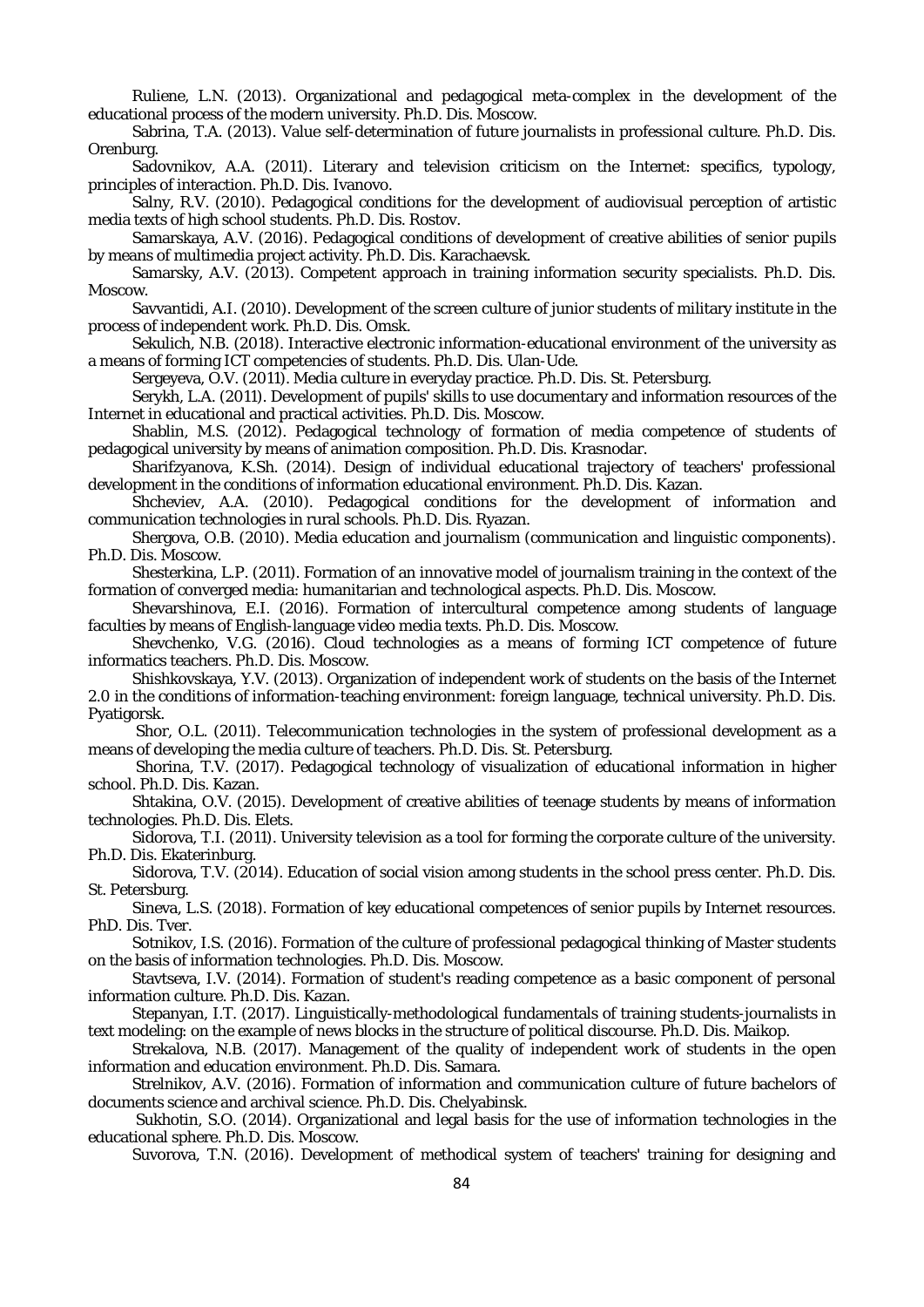Ruliene, L.N. (2013). Organizational and pedagogical meta-complex in the development of the educational process of the modern university. Ph.D. Dis. Moscow.

Sabrina, T.A. (2013). Value self-determination of future journalists in professional culture. Ph.D. Dis. Orenburg.

Sadovnikov, A.A. (2011). Literary and television criticism on the Internet: specifics, typology, principles of interaction. Ph.D. Dis. Ivanovo.

Salny, R.V. (2010). Pedagogical conditions for the development of audiovisual perception of artistic media texts of high school students. Ph.D. Dis. Rostov.

Samarskaya, A.V. (2016). Pedagogical conditions of development of creative abilities of senior pupils by means of multimedia project activity. Ph.D. Dis. Karachaevsk.

Samarsky, A.V. (2013). Competent approach in training information security specialists. Ph.D. Dis. Moscow.

Savvantidi, A.I. (2010). Development of the screen culture of junior students of military institute in the process of independent work. Ph.D. Dis. Omsk.

Sekulich, N.B. (2018). Interactive electronic information-educational environment of the university as a means of forming ICT competencies of students. Ph.D. Dis. Ulan-Ude.

Sergeyeva, O.V. (2011). Media culture in everyday practice. Ph.D. Dis. St. Petersburg.

Serykh, L.A. (2011). Development of pupils' skills to use documentary and information resources of the Internet in educational and practical activities. Ph.D. Dis. Moscow.

Shablin, M.S. (2012). Pedagogical technology of formation of media competence of students of pedagogical university by means of animation composition. Ph.D. Dis. Krasnodar.

Sharifzyanova, K.Sh. (2014). Design of individual educational trajectory of teachers' professional development in the conditions of information educational environment. Ph.D. Dis. Kazan.

Shcheviev, A.A. (2010). Pedagogical conditions for the development of information and communication technologies in rural schools. Ph.D. Dis. Ryazan.

Shergova, O.B. (2010). Media education and journalism (communication and linguistic components). Ph.D. Dis. Moscow.

Shesterkina, L.P. (2011). Formation of an innovative model of journalism training in the context of the formation of converged media: humanitarian and technological aspects. Ph.D. Dis. Moscow.

Shevarshinova, E.I. (2016). Formation of intercultural competence among students of language faculties by means of English-language video media texts. Ph.D. Dis. Moscow.

Shevchenko, V.G. (2016). Cloud technologies as a means of forming ICT competence of future informatics teachers. Ph.D. Dis. Moscow.

Shishkovskaya, Y.V. (2013). Organization of independent work of students on the basis of the Internet 2.0 in the conditions of information-teaching environment: foreign language, technical university. Ph.D. Dis. Pyatigorsk.

Shor, O.L. (2011). Telecommunication technologies in the system of professional development as a means of developing the media culture of teachers. Ph.D. Dis. St. Petersburg.

Shorina, T.V. (2017). Pedagogical technology of visualization of educational information in higher school. Ph.D. Dis. Kazan.

Shtakina, O.V. (2015). Development of creative abilities of teenage students by means of information technologies. Ph.D. Dis. Elets.

Sidorova, T.I. (2011). University television as a tool for forming the corporate culture of the university. Ph.D. Dis. Ekaterinburg.

Sidorova, T.V. (2014). Education of social vision among students in the school press center. Ph.D. Dis. St. Petersburg.

Sineva, L.S. (2018). Formation of key educational competences of senior pupils by Internet resources. PhD. Dis. Tver.

Sotnikov, I.S. (2016). Formation of the culture of professional pedagogical thinking of Master students on the basis of information technologies. Ph.D. Dis. Moscow.

Stavtseva, I.V. (2014). Formation of student's reading competence as a basic component of personal information culture. Ph.D. Dis. Kazan.

Stepanyan, I.T. (2017). Linguistically-methodological fundamentals of training students-journalists in text modeling: on the example of news blocks in the structure of political discourse. Ph.D. Dis. Maikop.

Strekalova, N.B. (2017). Management of the quality of independent work of students in the open information and education environment. Ph.D. Dis. Samara.

Strelnikov, A.V. (2016). Formation of information and communication culture of future bachelors of documents science and archival science. Ph.D. Dis. Chelyabinsk.

Sukhotin, S.O. (2014). Organizational and legal basis for the use of information technologies in the educational sphere. Ph.D. Dis. Moscow.

Suvorova, T.N. (2016). Development of methodical system of teachers' training for designing and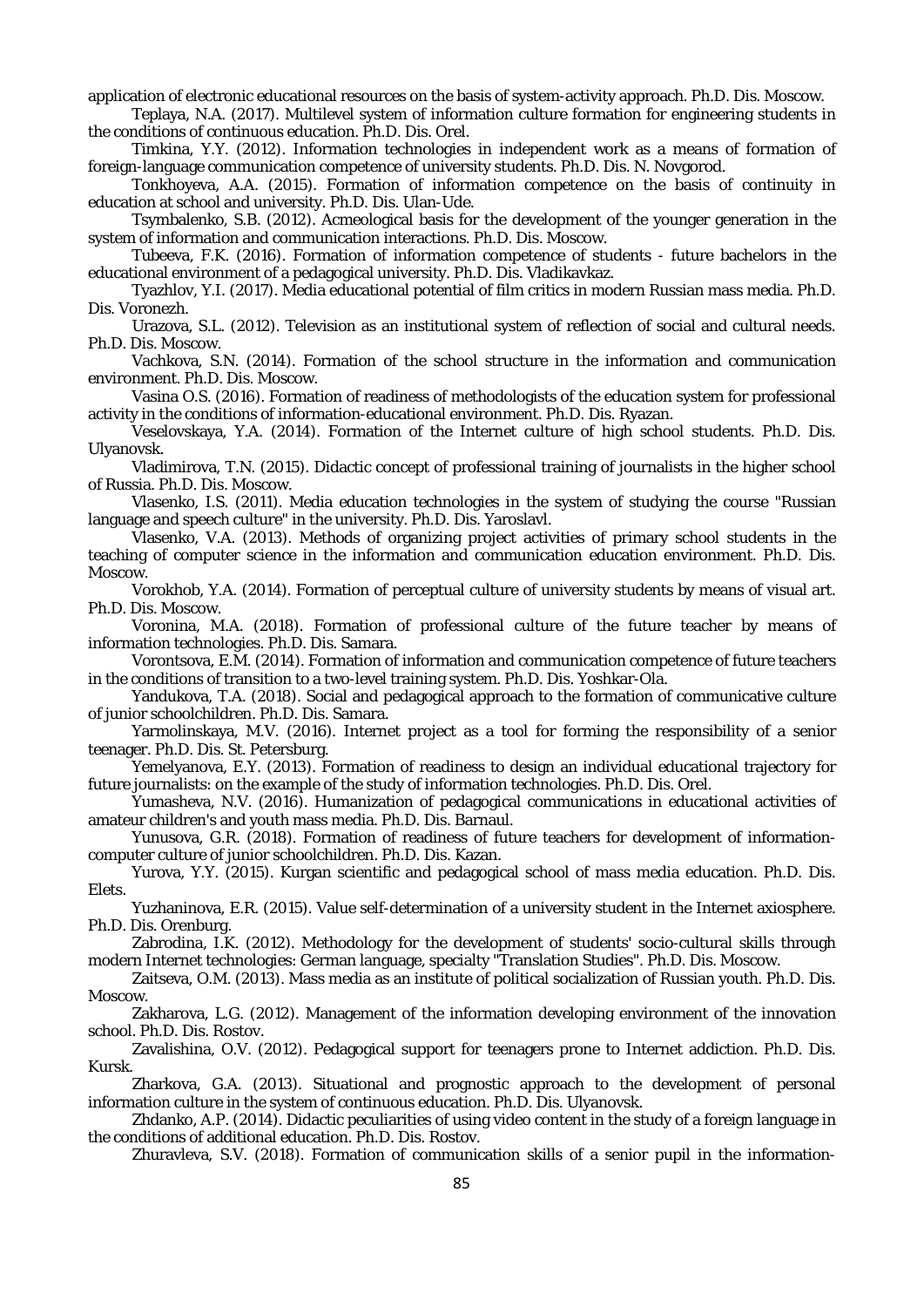application of electronic educational resources on the basis of system-activity approach. Ph.D. Dis. Moscow.

Teplaya, N.A. (2017). Multilevel system of information culture formation for engineering students in the conditions of continuous education. Ph.D. Dis. Orel.

Timkina, Y.Y. (2012). Information technologies in independent work as a means of formation of foreign-language communication competence of university students. Ph.D. Dis. N. Novgorod.

Tonkhoyeva, A.A. (2015). Formation of information competence on the basis of continuity in education at school and university. Ph.D. Dis. Ulan-Ude.

Tsymbalenko, S.B. (2012). Acmeological basis for the development of the younger generation in the system of information and communication interactions. Ph.D. Dis. Moscow.

Tubeeva, F.K. (2016). Formation of information competence of students - future bachelors in the educational environment of a pedagogical university. Ph.D. Dis. Vladikavkaz.

Tyazhlov, Y.I. (2017). Media educational potential of film critics in modern Russian mass media. Ph.D. Dis. Voronezh.

Urazova, S.L. (2012). Television as an institutional system of reflection of social and cultural needs. Ph.D. Dis. Moscow.

Vachkova, S.N. (2014). Formation of the school structure in the information and communication environment. Ph.D. Dis. Moscow.

Vasina O.S. (2016). Formation of readiness of methodologists of the education system for professional activity in the conditions of information-educational environment. Ph.D. Dis. Ryazan.

Veselovskaya, Y.A. (2014). Formation of the Internet culture of high school students. Ph.D. Dis. Ulyanovsk.

Vladimirova, T.N. (2015). Didactic concept of professional training of journalists in the higher school of Russia. Ph.D. Dis. Moscow.

Vlasenko, I.S. (2011). Media education technologies in the system of studying the course "Russian language and speech culture" in the university. Ph.D. Dis. Yaroslavl.

Vlasenko, V.A. (2013). Methods of organizing project activities of primary school students in the teaching of computer science in the information and communication education environment. Ph.D. Dis. Moscow.

Vorokhob, Y.A. (2014). Formation of perceptual culture of university students by means of visual art. Ph.D. Dis. Moscow.

Voronina, M.A. (2018). Formation of professional culture of the future teacher by means of information technologies. Ph.D. Dis. Samara.

Vorontsova, E.M. (2014). Formation of information and communication competence of future teachers in the conditions of transition to a two-level training system. Ph.D. Dis. Yoshkar-Ola.

Yandukova, T.A. (2018). Social and pedagogical approach to the formation of communicative culture of junior schoolchildren. Ph.D. Dis. Samara.

Yarmolinskaya, M.V. (2016). Internet project as a tool for forming the responsibility of a senior teenager. Ph.D. Dis. St. Petersburg.

Yemelyanova, E.Y. (2013). Formation of readiness to design an individual educational trajectory for future journalists: on the example of the study of information technologies. Ph.D. Dis. Orel.

Yumasheva, N.V. (2016). Humanization of pedagogical communications in educational activities of amateur children's and youth mass media. Ph.D. Dis. Barnaul.

Yunusova, G.R. (2018). Formation of readiness of future teachers for development of information-computer culture of junior schoolchildren. Ph.D. Dis. Kazan.

Yurova, Y.Y. (2015). Kurgan scientific and pedagogical school of mass media education. Ph.D. Dis. Elets.

Yuzhaninova, E.R. (2015). Value self-determination of a university student in the Internet axiosphere. Ph.D. Dis. Orenburg.

Zabrodina, I.K. (2012). Methodology for the development of students' socio-cultural skills through modern Internet technologies: German language, specialty "Translation Studies". Ph.D. Dis. Moscow.

Zaitseva, O.M. (2013). Mass media as an institute of political socialization of Russian youth. Ph.D. Dis. Moscow.

Zakharova, L.G. (2012). Management of the information developing environment of the innovation school. Ph.D. Dis. Rostov.

Zavalishina, O.V. (2012). Pedagogical support for teenagers prone to Internet addiction. Ph.D. Dis. Kursk.

Zharkova, G.A. (2013). Situational and prognostic approach to the development of personal information culture in the system of continuous education. Ph.D. Dis. Ulyanovsk.

Zhdanko, A.P. (2014). Didactic peculiarities of using video content in the study of a foreign language in the conditions of additional education. Ph.D. Dis. Rostov.

Zhuravleva, S.V. (2018). Formation of communication skills of a senior pupil in the information-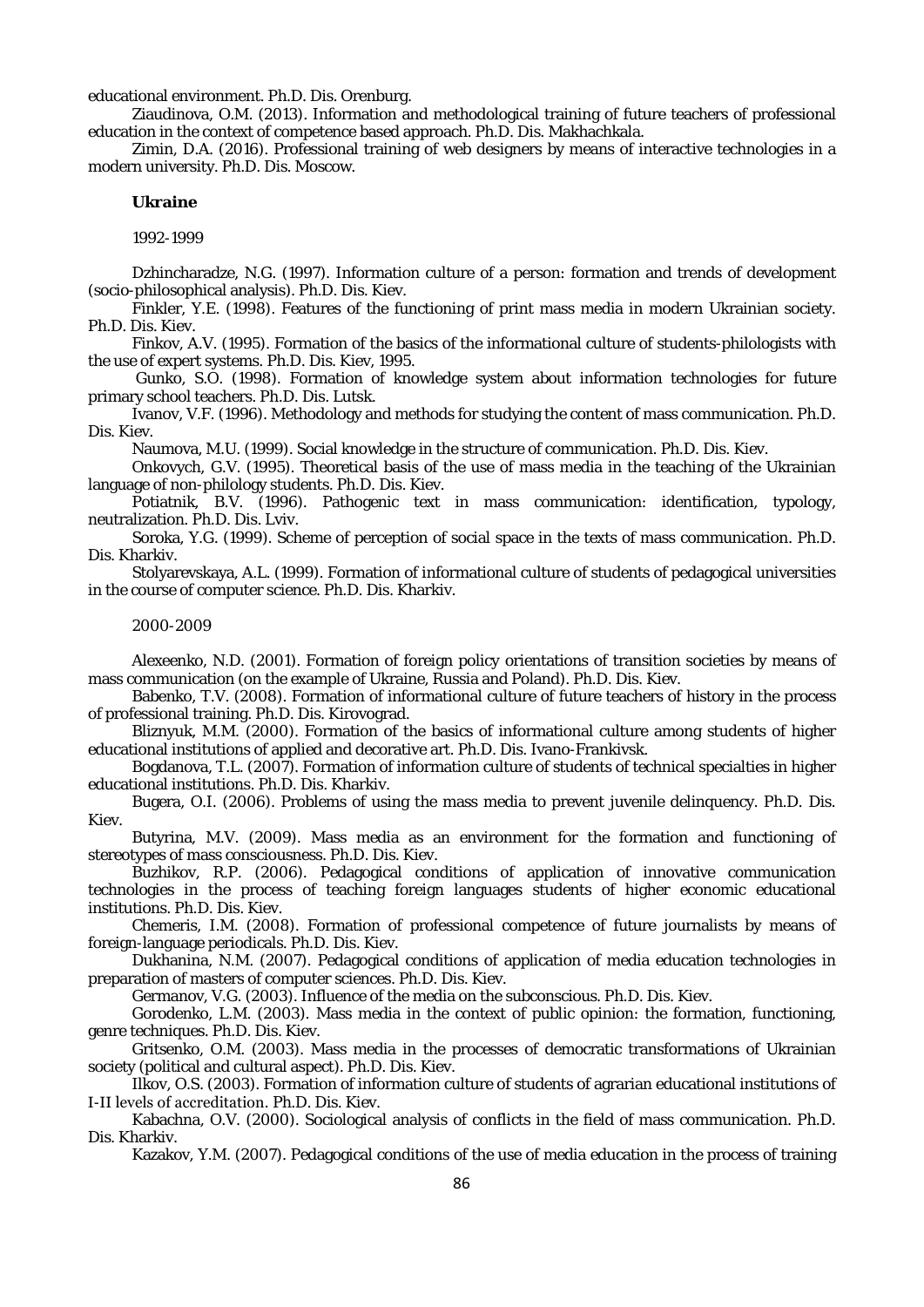educational environment. Ph.D. Dis. Orenburg.

Ziaudinova, O.M. (2013). Information and methodological training of future teachers of professional education in the context of competence based approach. Ph.D. Dis. Makhachkala.

Zimin, D.A. (2016). Professional training of web designers by means of interactive technologies in a modern university. Ph.D. Dis. Moscow.

**Ukraine**

1992-1999

Dzhincharadze, N.G. (1997). Information culture of a person: formation and trends of development (socio-philosophical analysis). Ph.D. Dis. Kiev.

Finkler, Y.E. (1998). Features of the functioning of print mass media in modern Ukrainian society. Ph.D. Dis. Kiev.

Finkov, A.V. (1995). Formation of the basics of the informational culture of students-philologists with the use of expert systems. Ph.D. Dis. Kiev, 1995.

Gunko, S.O. (1998). Formation of knowledge system about information technologies for future primary school teachers. Ph.D. Dis. Lutsk.

Ivanov, V.F. (1996). Methodology and methods for studying the content of mass communication. Ph.D. Dis. Kiev.

Naumova, M.U. (1999). Social knowledge in the structure of communication. Ph.D. Dis. Kiev.

Onkovych, G.V. (1995). Theoretical basis of the use of mass media in the teaching of the Ukrainian language of non-philology students. Ph.D. Dis. Kiev.

Potiatnik, B.V. (1996). Pathogenic text in mass communication: identification, typology, neutralization. Ph.D. Dis. Lviv.

Soroka, Y.G. (1999). Scheme of perception of social space in the texts of mass communication. Ph.D. Dis. Kharkiv.

Stolyarevskaya, A.L. (1999). Formation of informational culture of students of pedagogical universities in the course of computer science. Ph.D. Dis. Kharkiv.

2000-2009

Alexeenko, N.D. (2001). Formation of foreign policy orientations of transition societies by means of mass communication (on the example of Ukraine, Russia and Poland). Ph.D. Dis. Kiev.

Babenko, T.V. (2008). Formation of informational culture of future teachers of history in the process of professional training. Ph.D. Dis. Kirovograd.

Bliznyuk, M.M. (2000). Formation of the basics of informational culture among students of higher educational institutions of applied and decorative art. Ph.D. Dis. Ivano-Frankivsk.

Bogdanova, T.L. (2007). Formation of information culture of students of technical specialties in higher educational institutions. Ph.D. Dis. Kharkiv.

Bugera, O.I. (2006). Problems of using the mass media to prevent juvenile delinquency. Ph.D. Dis. Kiev.

Butyrina, M.V. (2009). Mass media as an environment for the formation and functioning of stereotypes of mass consciousness. Ph.D. Dis. Kiev.

Buzhikov, R.P. (2006). Pedagogical conditions of application of innovative communication technologies in the process of teaching foreign languages students of higher economic educational institutions. Ph.D. Dis. Kiev.

Chemeris, I.M. (2008). Formation of professional competence of future journalists by means of foreign-language periodicals. Ph.D. Dis. Kiev.

Dukhanina, N.M. (2007). Pedagogical conditions of application of media education technologies in preparation of masters of computer sciences. Ph.D. Dis. Kiev.

Germanov, V.G. (2003). Influence of the media on the subconscious. Ph.D. Dis. Kiev.

Gorodenko, L.M. (2003). Mass media in the context of public opinion: the formation, functioning, genre techniques. Ph.D. Dis. Kiev.

Gritsenko, O.M. (2003). Mass media in the processes of democratic transformations of Ukrainian society (political and cultural aspect). Ph.D. Dis. Kiev.

Ilkov, O.S. (2003). Formation of information culture of students of agrarian educational institutions of I-II levels of accreditation. Ph.D. Dis. Kiev.

Kabachna, O.V. (2000). Sociological analysis of conflicts in the field of mass communication. Ph.D. Dis. Kharkiv.

Kazakov, Y.M. (2007). Pedagogical conditions of the use of media education in the process of training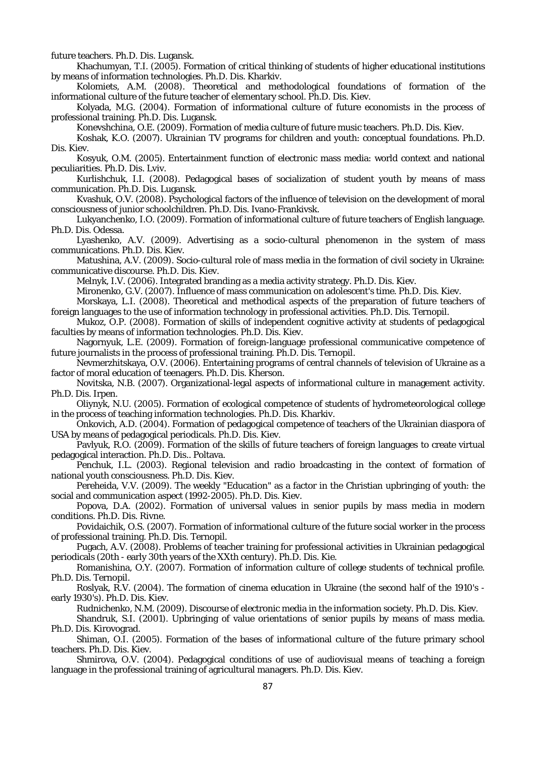future teachers. Ph.D. Dis. Lugansk.

Khachumyan, T.I. (2005). Formation of critical thinking of students of higher educational institutions by means of information technologies. Ph.D. Dis. Kharkiv.

Kolomiets, A.M. (2008). Theoretical and methodological foundations of formation of the informational culture of the future teacher of elementary school. Ph.D. Dis. Kiev.

Kolyada, M.G. (2004). Formation of informational culture of future economists in the process of professional training. Ph.D. Dis. Lugansk.

Konevshchina, O.E. (2009). Formation of media culture of future music teachers. Ph.D. Dis. Kiev.

Koshak, K.O. (2007). Ukrainian TV programs for children and youth: conceptual foundations. Ph.D. Dis. Kiev.

Kosyuk, O.M. (2005). Entertainment function of electronic mass media: world context and national peculiarities. Ph.D. Dis. Lviv.

Kurlishchuk, I.I. (2008). Pedagogical bases of socialization of student youth by means of mass communication. Ph.D. Dis. Lugansk.

Kvashuk, O.V. (2008). Psychological factors of the influence of television on the development of moral consciousness of junior schoolchildren. Ph.D. Dis. Ivano-Frankivsk.

Lukyanchenko, I.O. (2009). Formation of informational culture of future teachers of English language. Ph.D. Dis. Odessa.

Lyashenko, A.V. (2009). Advertising as a socio-cultural phenomenon in the system of mass communications. Ph.D. Dis. Kiev.

Matushina, A.V. (2009). Socio-cultural role of mass media in the formation of civil society in Ukraine: communicative discourse. Ph.D. Dis. Kiev.

Melnyk, I.V. (2006). Integrated branding as a media activity strategy. Ph.D. Dis. Kiev.

Mironenko, G.V. (2007). Influence of mass communication on adolescent's time. Ph.D. Dis. Kiev.

Morskaya, L.I. (2008). Theoretical and methodical aspects of the preparation of future teachers of foreign languages to the use of information technology in professional activities. Ph.D. Dis. Ternopil.

Mukoz, O.P. (2008). Formation of skills of independent cognitive activity at students of pedagogical faculties by means of information technologies. Ph.D. Dis. Kiev.

Nagornyuk, L.E. (2009). Formation of foreign-language professional communicative competence of future journalists in the process of professional training. Ph.D. Dis. Ternopil.

Nevmerzhitskaya, O.V. (2006). Entertaining programs of central channels of television of Ukraine as a factor of moral education of teenagers. Ph.D. Dis. Kherson.

Novitska, N.B. (2007). Organizational-legal aspects of informational culture in management activity. Ph.D. Dis. Irpen.

Oliynyk, N.U. (2005). Formation of ecological competence of students of hydrometeorological college in the process of teaching information technologies. Ph.D. Dis. Kharkiv.

Onkovich, A.D. (2004). Formation of pedagogical competence of teachers of the Ukrainian diaspora of USA by means of pedagogical periodicals. Ph.D. Dis. Kiev.

Pavlyuk, R.O. (2009). Formation of the skills of future teachers of foreign languages to create virtual pedagogical interaction. Ph.D. Dis.. Poltava.

Penchuk, I.L. (2003). Regional television and radio broadcasting in the context of formation of national youth consciousness. Ph.D. Dis. Kiev.

Pereheida, V.V. (2009). The weekly "Education" as a factor in the Christian upbringing of youth: the social and communication aspect (1992-2005). Ph.D. Dis. Kiev.

Popova, D.A. (2002). Formation of universal values in senior pupils by mass media in modern conditions. Ph.D. Dis. Rivne.

Povidaichik, O.S. (2007). Formation of informational culture of the future social worker in the process of professional training. Ph.D. Dis. Ternopil.

Pugach, A.V. (2008). Problems of teacher training for professional activities in Ukrainian pedagogical periodicals (20th - early 30th years of the XXth century). Ph.D. Dis. Kie.

Romanishina, O.Y. (2007). Formation of information culture of college students of technical profile. Ph.D. Dis. Ternopil.

Roslyak, R.V. (2004). The formation of cinema education in Ukraine (the second half of the 1910's - early 1930's). Ph.D. Dis. Kiev.

Rudnichenko, N.M. (2009). Discourse of electronic media in the information society. Ph.D. Dis. Kiev.

Shandruk, S.I. (2001). Upbringing of value orientations of senior pupils by means of mass media. Ph.D. Dis. Kirovograd.

Shiman, O.I. (2005). Formation of the bases of informational culture of the future primary school teachers. Ph.D. Dis. Kiev.

Shmirova, O.V. (2004). Pedagogical conditions of use of audiovisual means of teaching a foreign language in the professional training of agricultural managers. Ph.D. Dis. Kiev.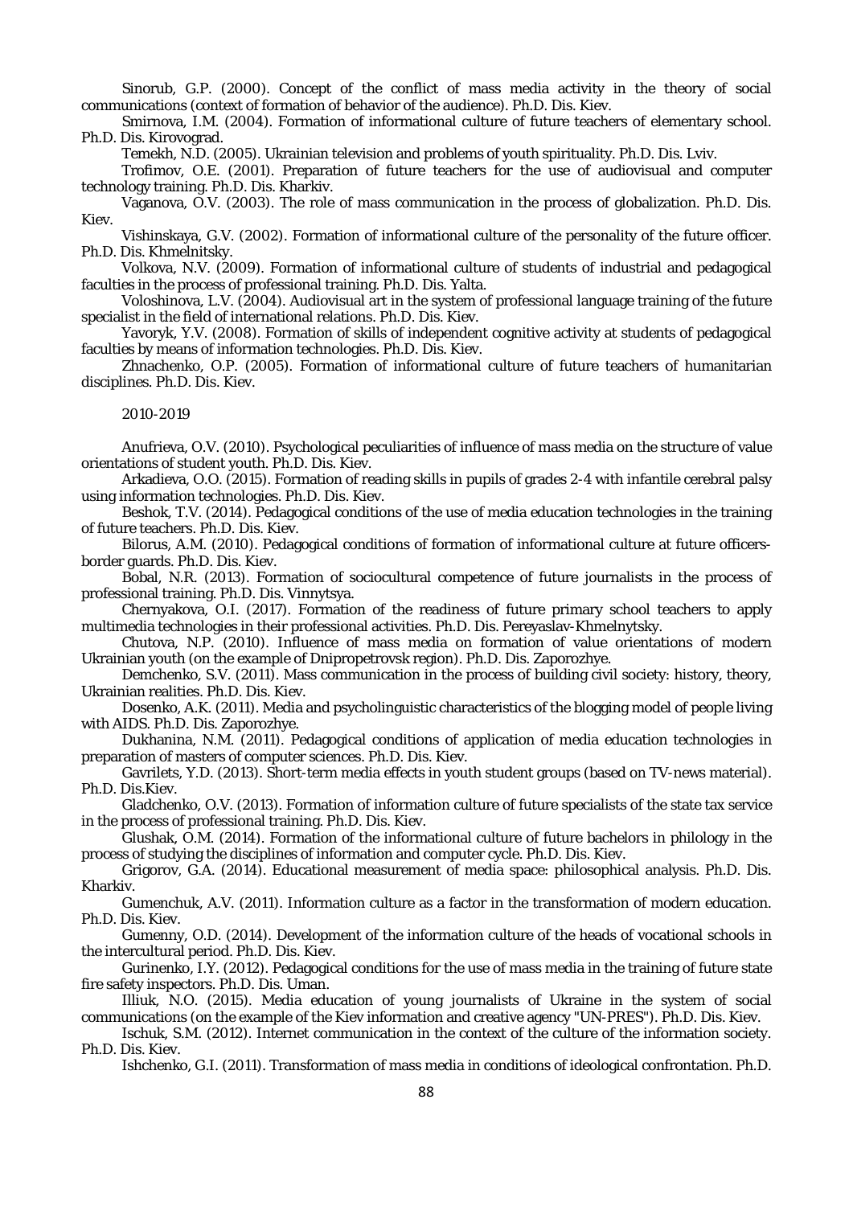Sinorub, G.P. (2000). Concept of the conflict of mass media activity in the theory of social communications (context of formation of behavior of the audience). Ph.D. Dis. Kiev.

Smirnova, I.M. (2004). Formation of informational culture of future teachers of elementary school. Ph.D. Dis. Kirovograd.

Temekh, N.D. (2005). Ukrainian television and problems of youth spirituality. Ph.D. Dis. Lviv.

Trofimov, O.E. (2001). Preparation of future teachers for the use of audiovisual and computer technology training. Ph.D. Dis. Kharkiv.

Vaganova, O.V. (2003). The role of mass communication in the process of globalization. Ph.D. Dis. Kiev.

Vishinskaya, G.V. (2002). Formation of informational culture of the personality of the future officer. Ph.D. Dis. Khmelnitsky.

Volkova, N.V. (2009). Formation of informational culture of students of industrial and pedagogical faculties in the process of professional training. Ph.D. Dis. Yalta.

Voloshinova, L.V. (2004). Audiovisual art in the system of professional language training of the future specialist in the field of international relations. Ph.D. Dis. Kiev.

Yavoryk, Y.V. (2008). Formation of skills of independent cognitive activity at students of pedagogical faculties by means of information technologies. Ph.D. Dis. Kiev.

Zhnachenko, O.P. (2005). Formation of informational culture of future teachers of humanitarian disciplines. Ph.D. Dis. Kiev.

2010-2019

Anufrieva, O.V. (2010). Psychological peculiarities of influence of mass media on the structure of value orientations of student youth. Ph.D. Dis. Kiev.

Arkadieva, O.O. (2015). Formation of reading skills in pupils of grades 2-4 with infantile cerebral palsy using information technologies. Ph.D. Dis. Kiev.

Beshok, T.V. (2014). Pedagogical conditions of the use of media education technologies in the training of future teachers. Ph.D. Dis. Kiev.

Bilorus, A.M. (2010). Pedagogical conditions of formation of informational culture at future officers-border guards. Ph.D. Dis. Kiev.

Bobal, N.R. (2013). Formation of sociocultural competence of future journalists in the process of professional training. Ph.D. Dis. Vinnytsya.

Chernyakova, O.I. (2017). Formation of the readiness of future primary school teachers to apply multimedia technologies in their professional activities. Ph.D. Dis. Pereyaslav-Khmelnytsky.

Chutova, N.P. (2010). Influence of mass media on formation of value orientations of modern Ukrainian youth (on the example of Dnipropetrovsk region). Ph.D. Dis. Zaporozhye.

Demchenko, S.V. (2011). Mass communication in the process of building civil society: history, theory, Ukrainian realities. Ph.D. Dis. Kiev.

Dosenko, A.K. (2011). Media and psycholinguistic characteristics of the blogging model of people living with AIDS. Ph.D. Dis. Zaporozhye.

Dukhanina, N.M. (2011). Pedagogical conditions of application of media education technologies in preparation of masters of computer sciences. Ph.D. Dis. Kiev.

Gavrilets, Y.D. (2013). Short-term media effects in youth student groups (based on TV-news material). Ph.D. Dis.Kiev.

Gladchenko, O.V. (2013). Formation of information culture of future specialists of the state tax service in the process of professional training. Ph.D. Dis. Kiev.

Glushak, O.M. (2014). Formation of the informational culture of future bachelors in philology in the process of studying the disciplines of information and computer cycle. Ph.D. Dis. Kiev.

Grigorov, G.A. (2014). Educational measurement of media space: philosophical analysis. Ph.D. Dis. Kharkiv.

Gumenchuk, A.V. (2011). Information culture as a factor in the transformation of modern education. Ph.D. Dis. Kiev.

Gumenny, O.D. (2014). Development of the information culture of the heads of vocational schools in the intercultural period. Ph.D. Dis. Kiev.

Gurinenko, I.Y. (2012). Pedagogical conditions for the use of mass media in the training of future state fire safety inspectors. Ph.D. Dis. Uman.

Illiuk, N.O. (2015). Media education of young journalists of Ukraine in the system of social communications (on the example of the Kiev information and creative agency "UN-PRES"). Ph.D. Dis. Kiev.

Ischuk, S.M. (2012). Internet communication in the context of the culture of the information society. Ph.D. Dis. Kiev.

Ishchenko, G.I. (2011). Transformation of mass media in conditions of ideological confrontation. Ph.D.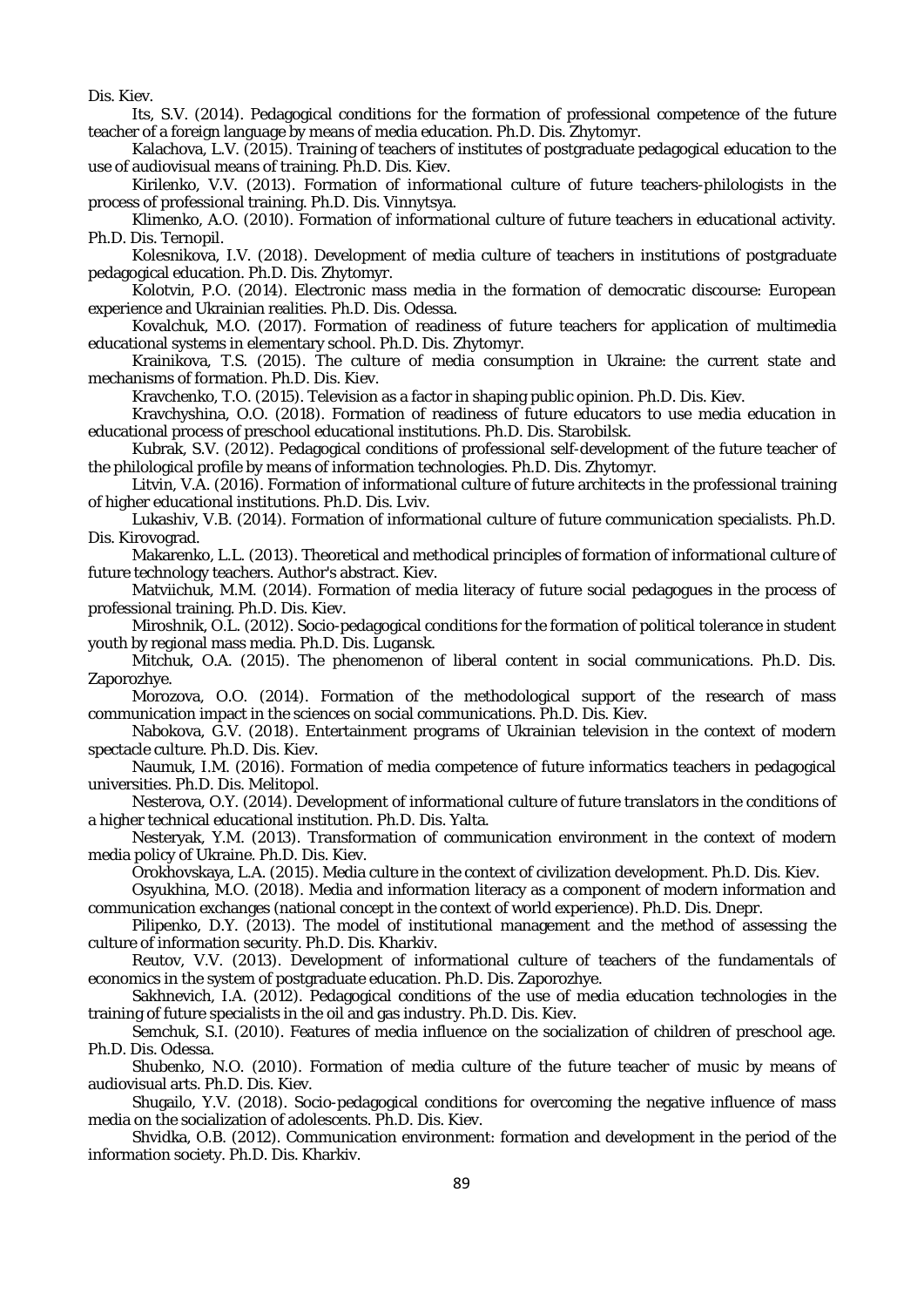Dis. Kiev.

Its, S.V. (2014). Pedagogical conditions for the formation of professional competence of the future teacher of a foreign language by means of media education. Ph.D. Dis. Zhytomyr.

Kalachova, L.V. (2015). Training of teachers of institutes of postgraduate pedagogical education to the use of audiovisual means of training. Ph.D. Dis. Kiev.

Kirilenko, V.V. (2013). Formation of informational culture of future teachers-philologists in the process of professional training. Ph.D. Dis. Vinnytsya.

Klimenko, A.O. (2010). Formation of informational culture of future teachers in educational activity. Ph.D. Dis. Ternopil.

Kolesnikova, I.V. (2018). Development of media culture of teachers in institutions of postgraduate pedagogical education. Ph.D. Dis. Zhytomyr.

Kolotvin, P.O. (2014). Electronic mass media in the formation of democratic discourse: European experience and Ukrainian realities. Ph.D. Dis. Odessa.

Kovalchuk, M.O. (2017). Formation of readiness of future teachers for application of multimedia educational systems in elementary school. Ph.D. Dis. Zhytomyr.

Krainikova, T.S. (2015). The culture of media consumption in Ukraine: the current state and mechanisms of formation. Ph.D. Dis. Kiev.

Kravchenko, T.O. (2015). Television as a factor in shaping public opinion. Ph.D. Dis. Kiev.

Kravchyshina, O.O. (2018). Formation of readiness of future educators to use media education in educational process of preschool educational institutions. Ph.D. Dis. Starobilsk.

Kubrak, S.V. (2012). Pedagogical conditions of professional self-development of the future teacher of the philological profile by means of information technologies. Ph.D. Dis. Zhytomyr.

Litvin, V.A. (2016). Formation of informational culture of future architects in the professional training of higher educational institutions. Ph.D. Dis. Lviv.

Lukashiv, V.B. (2014). Formation of informational culture of future communication specialists. Ph.D. Dis. Kirovograd.

Makarenko, L.L. (2013). Theoretical and methodical principles of formation of informational culture of future technology teachers. Author's abstract. Kiev.

Matviichuk, M.M. (2014). Formation of media literacy of future social pedagogues in the process of professional training. Ph.D. Dis. Kiev.

Miroshnik, O.L. (2012). Socio-pedagogical conditions for the formation of political tolerance in student youth by regional mass media. Ph.D. Dis. Lugansk.

Mitchuk, O.A. (2015). The phenomenon of liberal content in social communications. Ph.D. Dis. Zaporozhye.

Morozova, O.O. (2014). Formation of the methodological support of the research of mass communication impact in the sciences on social communications. Ph.D. Dis. Kiev.

Nabokova, G.V. (2018). Entertainment programs of Ukrainian television in the context of modern spectacle culture. Ph.D. Dis. Kiev.

Naumuk, I.M. (2016). Formation of media competence of future informatics teachers in pedagogical universities. Ph.D. Dis. Melitopol.

Nesterova, O.Y. (2014). Development of informational culture of future translators in the conditions of a higher technical educational institution. Ph.D. Dis. Yalta.

Nesteryak, Y.M. (2013). Transformation of communication environment in the context of modern media policy of Ukraine. Ph.D. Dis. Kiev.

Orokhovskaya, L.A. (2015). Media culture in the context of civilization development. Ph.D. Dis. Kiev.

Osyukhina, M.O. (2018). Media and information literacy as a component of modern information and communication exchanges (national concept in the context of world experience). Ph.D. Dis. Dnepr.

Pilipenko, D.Y. (2013). The model of institutional management and the method of assessing the culture of information security. Ph.D. Dis. Kharkiv.

Reutov, V.V. (2013). Development of informational culture of teachers of the fundamentals of economics in the system of postgraduate education. Ph.D. Dis. Zaporozhye.

Sakhnevich, I.A. (2012). Pedagogical conditions of the use of media education technologies in the training of future specialists in the oil and gas industry. Ph.D. Dis. Kiev.

Semchuk, S.I. (2010). Features of media influence on the socialization of children of preschool age. Ph.D. Dis. Odessa.

Shubenko, N.O. (2010). Formation of media culture of the future teacher of music by means of audiovisual arts. Ph.D. Dis. Kiev.

Shugailo, Y.V. (2018). Socio-pedagogical conditions for overcoming the negative influence of mass media on the socialization of adolescents. Ph.D. Dis. Kiev.

Shvidka, O.B. (2012). Communication environment: formation and development in the period of the information society. Ph.D. Dis. Kharkiv.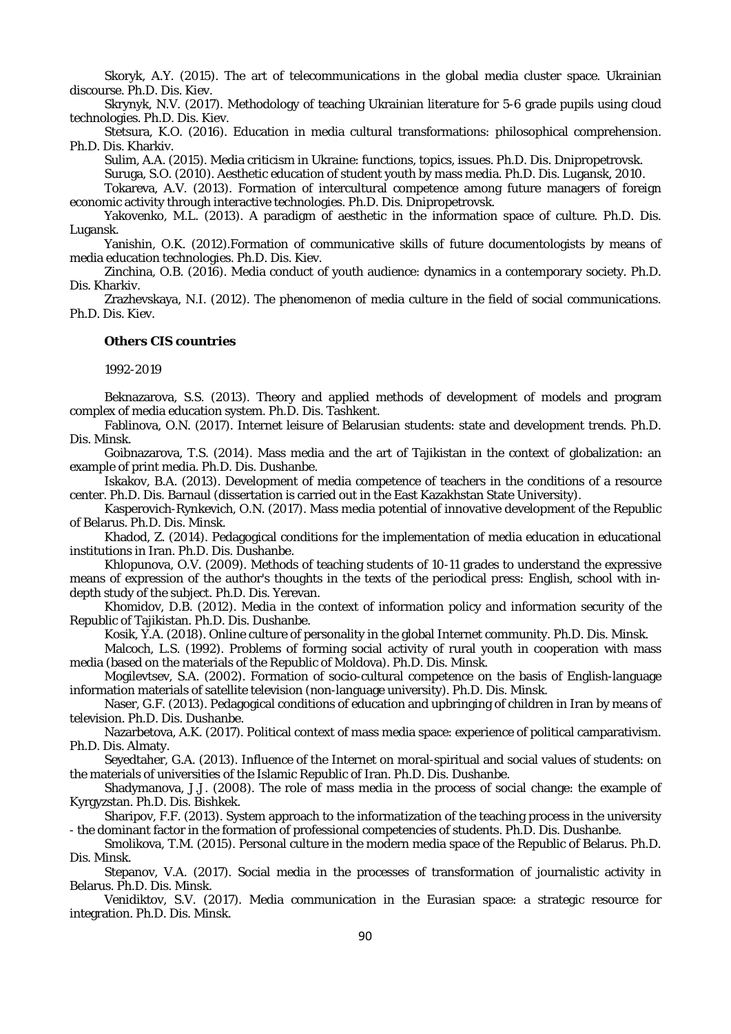Skoryk, A.Y. (2015). The art of telecommunications in the global media cluster space. Ukrainian discourse. Ph.D. Dis. Kiev.

Skrynyk, N.V. (2017). Methodology of teaching Ukrainian literature for 5-6 grade pupils using cloud technologies. Ph.D. Dis. Kiev.

Stetsura, K.O. (2016). Education in media cultural transformations: philosophical comprehension. Ph.D. Dis. Kharkiv.

Sulim, A.A. (2015). Media criticism in Ukraine: functions, topics, issues. Ph.D. Dis. Dnipropetrovsk.

Suruga, S.O. (2010). Aesthetic education of student youth by mass media. Ph.D. Dis. Lugansk, 2010.

Tokareva, A.V. (2013). Formation of intercultural competence among future managers of foreign economic activity through interactive technologies. Ph.D. Dis. Dnipropetrovsk.

Yakovenko, M.L. (2013). A paradigm of aesthetic in the information space of culture. Ph.D. Dis. Lugansk.

Yanishin, O.K. (2012).Formation of communicative skills of future documentologists by means of media education technologies. Ph.D. Dis. Kiev.

Zinchina, O.B. (2016). Media conduct of youth audience: dynamics in a contemporary society. Ph.D. Dis. Kharkiv.

Zrazhevskaya, N.I. (2012). The phenomenon of media culture in the field of social communications. Ph.D. Dis. Kiev.

**Others CIS countries**

1992-2019

Beknazarova, S.S. (2013). Theory and applied methods of development of models and program complex of media education system. Ph.D. Dis. Tashkent.

Fablinova, O.N. (2017). Internet leisure of Belarusian students: state and development trends. Ph.D. Dis. Minsk.

Goibnazarova, T.S. (2014). Mass media and the art of Tajikistan in the context of globalization: an example of print media. Ph.D. Dis. Dushanbe.

Iskakov, B.A. (2013). Development of media competence of teachers in the conditions of a resource center. Ph.D. Dis. Barnaul (dissertation is carried out in the East Kazakhstan State University).

Kasperovich-Rynkevich, O.N. (2017). Mass media potential of innovative development of the Republic of Belarus. Ph.D. Dis. Minsk.

Khadod, Z. (2014). Pedagogical conditions for the implementation of media education in educational institutions in Iran. Ph.D. Dis. Dushanbe.

Khlopunova, O.V. (2009). Methods of teaching students of 10-11 grades to understand the expressive means of expression of the author's thoughts in the texts of the periodical press: English, school with in-depth study of the subject. Ph.D. Dis. Yerevan.

Khomidov, D.B. (2012). Media in the context of information policy and information security of the Republic of Tajikistan. Ph.D. Dis. Dushanbe.

Kosik, Y.A. (2018). Online culture of personality in the global Internet community. Ph.D. Dis. Minsk.

Malcoch, L.S. (1992). Problems of forming social activity of rural youth in cooperation with mass media (based on the materials of the Republic of Moldova). Ph.D. Dis. Minsk.

Mogilevtsev, S.A. (2002). Formation of socio-cultural competence on the basis of English-language information materials of satellite television (non-language university). Ph.D. Dis. Minsk.

Naser, G.F. (2013). Pedagogical conditions of education and upbringing of children in Iran by means of television. Ph.D. Dis. Dushanbe.

Nazarbetova, A.K. (2017). Political context of mass media space: experience of political camparativism. Ph.D. Dis. Almaty.

Seyedtaher, G.A. (2013). Influence of the Internet on moral-spiritual and social values of students: on the materials of universities of the Islamic Republic of Iran. Ph.D. Dis. Dushanbe.

Shadymanova, J.J. (2008). The role of mass media in the process of social change: the example of Kyrgyzstan. Ph.D. Dis. Bishkek.

Sharipov, F.F. (2013). System approach to the informatization of the teaching process in the university - the dominant factor in the formation of professional competencies of students. Ph.D. Dis. Dushanbe.

Smolikova, T.M. (2015). Personal culture in the modern media space of the Republic of Belarus. Ph.D. Dis. Minsk.

Stepanov, V.A. (2017). Social media in the processes of transformation of journalistic activity in Belarus. Ph.D. Dis. Minsk.

Venidiktov, S.V. (2017). Media communication in the Eurasian space: a strategic resource for integration. Ph.D. Dis. Minsk.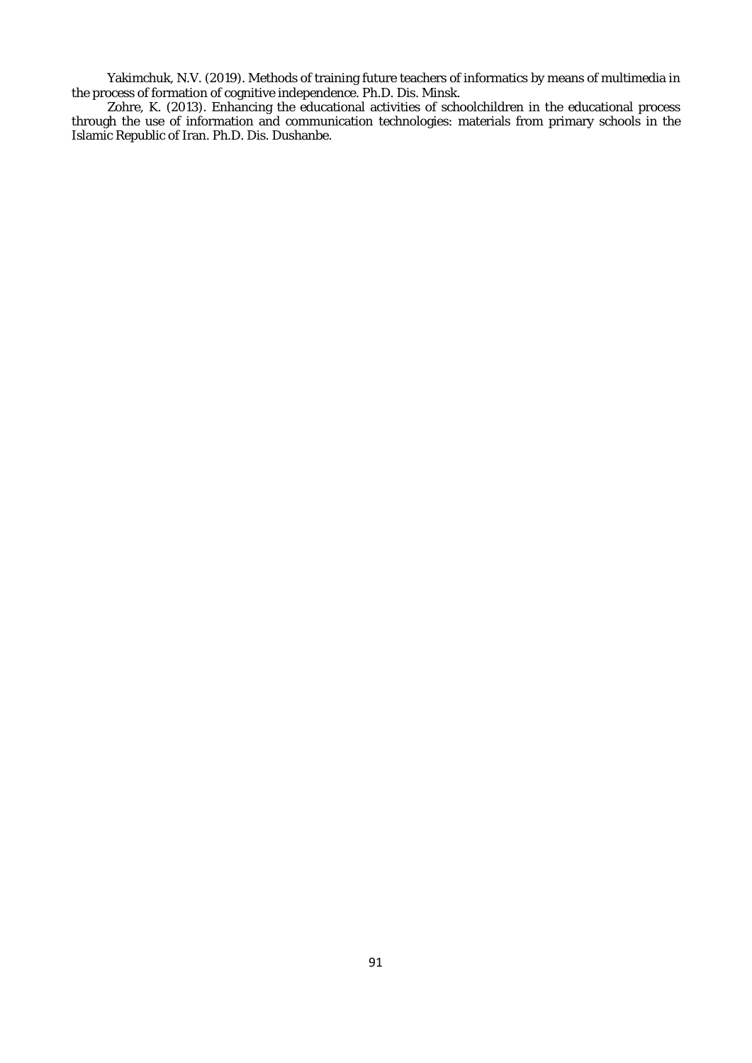Yakimchuk, N.V. (2019). Methods of training future teachers of informatics by means of multimedia in the process of formation of cognitive independence. Ph.D. Dis. Minsk.

Zohre, K. (2013). Enhancing the educational activities of schoolchildren in the educational process through the use of information and communication technologies: materials from primary schools in the Islamic Republic of Iran. Ph.D. Dis. Dushanbe.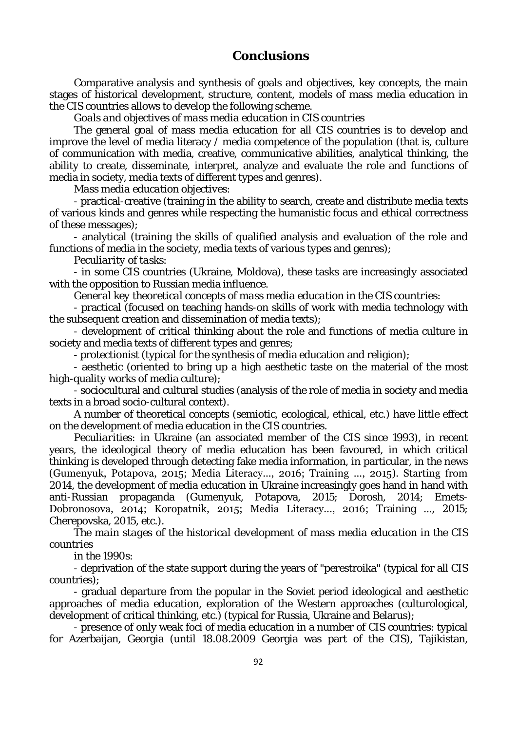## Conclusions

Comparative analysis and synthesis of goals and objectives, key concepts, the main stages of historical development, structure, content, models of mass media education in the CIS countries allows to develop the following scheme.

*Goals and objectives of mass media education in CIS countries*

The general goal of mass media education for all CIS countries is to develop and improve the level of media literacy / media competence of the population (that is, culture of communication with media, creative, communicative abilities, analytical thinking, the ability to create, disseminate, interpret, analyze and evaluate the role and functions of media in society, media texts of different types and genres).

*Mass media education objectives:*

- practical-creative (training in the ability to search, create and distribute media texts of various kinds and genres while respecting the humanistic focus and ethical correctness of these messages);

- analytical (training the skills of qualified analysis and evaluation of the role and functions of media in the society, media texts of various types and genres);

*Peculiarity of tasks:*

- in some CIS countries (Ukraine, Moldova), these tasks are increasingly associated with the opposition to Russian media influence.

*General key theoretical concepts of mass media education in the CIS countries:*

- practical (focused on teaching hands-on skills of work with media technology with the subsequent creation and dissemination of media texts);

- development of critical thinking about the role and functions of media culture in society and media texts of different types and genres;

- protectionist (typical for the synthesis of media education and religion);

- aesthetic (oriented to bring up a high aesthetic taste on the material of the most high-quality works of media culture);

- sociocultural and cultural studies (analysis of the role of media in society and media texts in a broad socio-cultural context).

A number of theoretical concepts (semiotic, ecological, ethical, etc.) have little effect on the development of media education in the CIS countries.

*Peculiarities:* in Ukraine (an associated member of the CIS since 1993), in recent years, the ideological theory of media education has been favoured, in which critical thinking is developed through detecting fake media information, in particular, in the news (Gumenyuk, Potapova, 2015; Media Literacy..., 2016; Training ..., 2015). Starting from 2014, the development of media education in Ukraine increasingly goes hand in hand with anti-Russian propaganda (Gumenyuk, Potapova, 2015; Dorosh, 2014; Emets-Dobronosova, 2014; Koropatnik, 2015; Media Literacy..., 2016; Training ..., 2015; Cherepovska, 2015, etc.).

*The main stages of the historical development of mass media education in the CIS countries*

in the 1990s:

- deprivation of the state support during the years of "perestroika" (typical for all CIS countries);

- gradual departure from the popular in the Soviet period ideological and aesthetic approaches of media education, exploration of the Western approaches (culturological, development of critical thinking, etc.) (typical for Russia, Ukraine and Belarus);

- presence of only weak foci of media education in a number of CIS countries: typical for Azerbaijan, Georgia (until 18.08.2009 Georgia was part of the CIS), Tajikistan,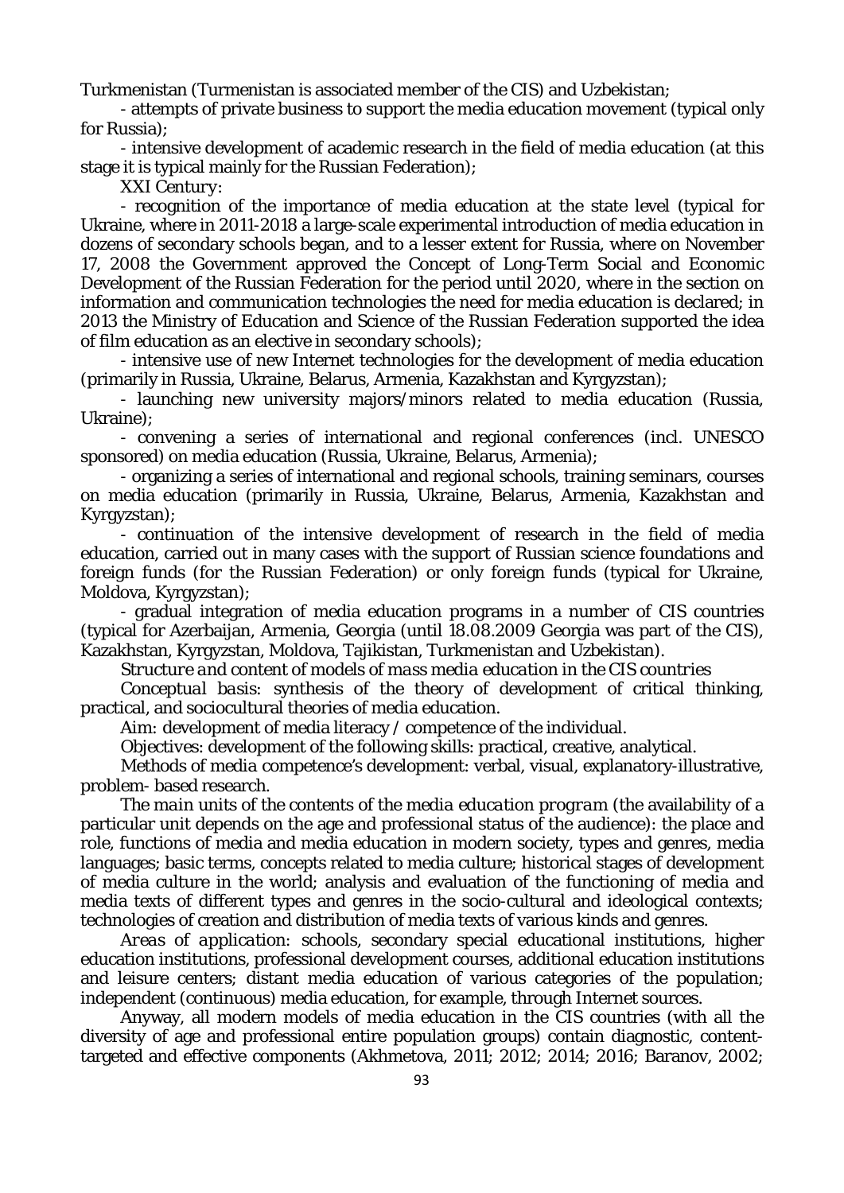Turkmenistan (Turmenistan is associated member of the CIS) and Uzbekistan;

- attempts of private business to support the media education movement (typical only for Russia);

- intensive development of academic research in the field of media education (at this stage it is typical mainly for the Russian Federation);

*XXI Century:*

- recognition of the importance of media education at the state level (typical for Ukraine, where in 2011-2018 a large-scale experimental introduction of media education in dozens of secondary schools began, and to a lesser extent for Russia, where on November 17, 2008 the Government approved the Concept of Long-Term Social and Economic Development of the Russian Federation for the period until 2020, where in the section on information and communication technologies the need for media education is declared; in 2013 the Ministry of Education and Science of the Russian Federation supported the idea of film education as an elective in secondary schools);

- intensive use of new Internet technologies for the development of media education (primarily in Russia, Ukraine, Belarus, Armenia, Kazakhstan and Kyrgyzstan);

- launching new university majors/minors related to media education (Russia, Ukraine);

- convening a series of international and regional conferences (incl. UNESCO sponsored) on media education (Russia, Ukraine, Belarus, Armenia);

- organizing a series of international and regional schools, training seminars, courses on media education (primarily in Russia, Ukraine, Belarus, Armenia, Kazakhstan and Kyrgyzstan);

- continuation of the intensive development of research in the field of media education, carried out in many cases with the support of Russian science foundations and foreign funds (for the Russian Federation) or only foreign funds (typical for Ukraine, Moldova, Kyrgyzstan);

- gradual integration of media education programs in a number of CIS countries (typical for Azerbaijan, Armenia, Georgia (until 18.08.2009 Georgia was part of the CIS), Kazakhstan, Kyrgyzstan, Moldova, Tajikistan, Turkmenistan and Uzbekistan).

*Structure and content of models of mass media education in the CIS countries*

*Conceptual basis:* synthesis of the theory of development of critical thinking, practical, and sociocultural theories of media education.

*Aim:* development of media literacy / competence of the individual.

*Objectives:* development of the following skills: practical, creative, analytical.

*Methods of media competence's development:* verbal, visual, explanatory-illustrative, problem- based research.

*The main units of the contents of the media education program* (the availability of a particular unit depends on the age and professional status of the audience): the place and role, functions of media and media education in modern society, types and genres, media languages; basic terms, concepts related to media culture; historical stages of development of media culture in the world; analysis and evaluation of the functioning of media and media texts of different types and genres in the socio-cultural and ideological contexts; technologies of creation and distribution of media texts of various kinds and genres.

*Areas of application:* schools, secondary special educational institutions, higher education institutions, professional development courses, additional education institutions and leisure centers; distant media education of various categories of the population; independent (continuous) media education, for example, through Internet sources.

Anyway, all modern models of media education in the CIS countries (with all the diversity of age and professional entire population groups) contain diagnostic, content-targeted and effective components (Akhmetova, 2011; 2012; 2014; 2016; Baranov, 2002;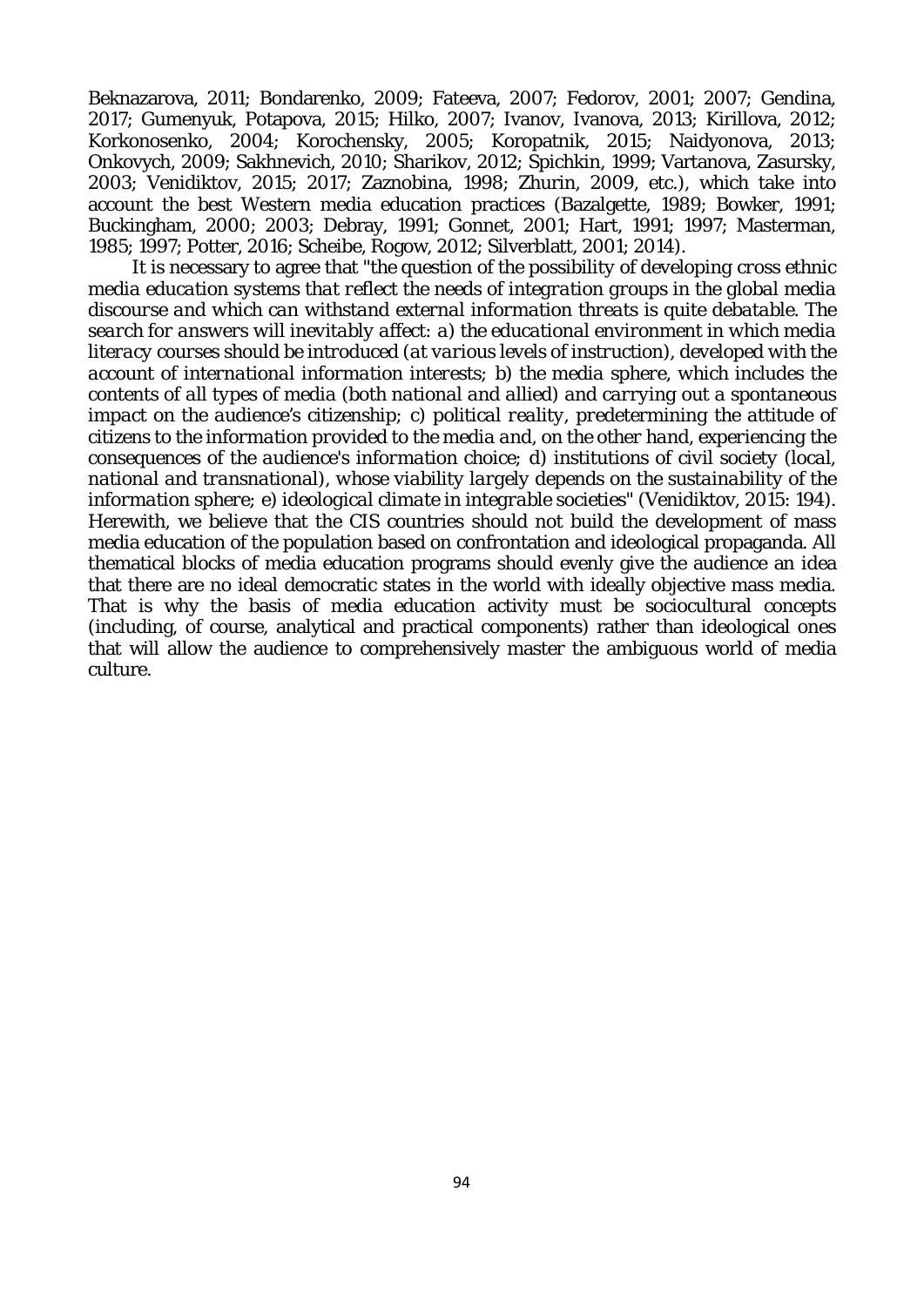Beknazarova, 2011; Bondarenko, 2009; Fateeva, 2007; Fedorov, 2001; 2007; Gendina, 2017; Gumenyuk, Potapova, 2015; Hilko, 2007; Ivanov, Ivanova, 2013; Kirillova, 2012; Korkonosenko, 2004; Korochensky, 2005; Koropatnik, 2015; Naidyonova, 2013; Onkovych, 2009; Sakhnevich, 2010; Sharikov, 2012; Spichkin, 1999; Vartanova, Zasursky, 2003; Venidiktov, 2015; 2017; Zaznobina, 1998; Zhurin, 2009, etc.), which take into account the best Western media education practices (Bazalgette, 1989; Bowker, 1991; Buckingham, 2000; 2003; Debray, 1991; Gonnet, 2001; Hart, 1991; 1997; Masterman, 1985; 1997; Potter, 2016; Scheibe, Rogow, 2012; Silverblatt, 2001; 2014).

It is necessary to agree that "*the question of the possibility of developing cross ethnic media education systems that reflect the needs of integration groups in the global media discourse and which can withstand external information threats is quite debatable. The search for answers will inevitably affect: a) the educational environment in which media literacy courses should be introduced (at various levels of instruction), developed with the account of international information interests; b) the media sphere, which includes the contents of all types of media (both national and allied) and carrying out a spontaneous impact on the audience's citizenship; c) political reality, predetermining the attitude of citizens to the information provided to the media and, on the other hand, experiencing the consequences of the audience's information choice; d) institutions of civil society (local, national and transnational), whose viability largely depends on the sustainability of the information sphere; e) ideological climate in integrable societies*" (Venidiktov, 2015: 194). Herewith, we believe that the CIS countries should not build the development of mass media education of the population based on confrontation and ideological propaganda. All thematical blocks of media education programs should evenly give the audience an idea that there are no ideal democratic states in the world with ideally objective mass media. That is why the basis of media education activity must be sociocultural concepts (including, of course, analytical and practical components) rather than ideological ones that will allow the audience to comprehensively master the ambiguous world of media culture.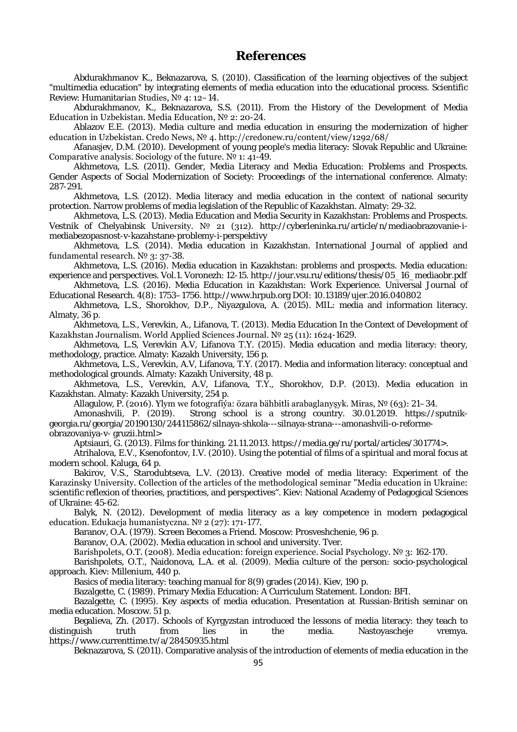# References

Abdurakhmanov K., Beknazarova, S. (2010). Classification of the learning objectives of the subject "multimedia education" by integrating elements of media education into the educational process. Scientific Review: Humanitarian Studies, № 4: 12–14.

Abdurakhmanov, K., Beknazarova, S.S. (2011). From the History of the Development of Media Education in Uzbekistan. Media Education, № 2: 20-24.

Ablazov E.E. (2013). Media culture and media education in ensuring the modernization of higher education in Uzbekistan. Credo News, № 4. http://credonew.ru/content/view/1292/68/

Afanasjev, D.M. (2010). Development of young people's media literacy: Slovak Republic and Ukraine: Comparative analysis. Sociology of the future. № 1: 41-49.

Akhmetova, L.S. (2011). Gender, Media Literacy and Media Education: Problems and Prospects. Gender Aspects of Social Modernization of Society: Proceedings of the international conference. Almaty: 287-291.

Akhmetova, L.S. (2012). Media literacy and media education in the context of national security protection. Narrow problems of media legislation of the Republic of Kazakhstan. Almaty: 29-32.

Akhmetova, L.S. (2013). Media Education and Media Security in Kazakhstan: Problems and Prospects. Vestnik of Chelyabinsk University. № 21 (312). http://cyberleninka.ru/article/n/mediaobrazovanie-i-mediabezopasnost-v-kazahstane-problemy-i-perspektivy

Akhmetova, L.S. (2014). Media education in Kazakhstan. International Journal of applied and fundamental research. № 3: 37-38.

Akhmetova, L.S. (2016). Media education in Kazakhstan: problems and prospects. Media education: experience and perspectives. Vol.1. Voronezh: 12-15. http://jour.vsu.ru/editions/thesis/05_16_mediaobr.pdf

Akhmetova, L.S. (2016). Media Education in Kazakhstan: Work Experience. Universal Journal of Educational Research. 4(8): 1753–1756. http://www.hrpub.org DOI: 10.13189/ujer.2016.040802

Akhmetova, L.S., Shorokhov, D.P., Niyazgulova, A. (2015). MIL: media and information literacy. Almaty, 36 p.

Akhmetova, L.S., Verevkin, A., Lifanova, T. (2013). Media Education In the Context of Development of Kazakhstan Journalism. World Applied Sciences Journal. № 25 (11): 1624-1629.

Akhmetova, L.S, Verevkin A.V, Lifanova T.Y. (2015). Media education and media literacy: theory, methodology, practice. Almaty: Kazakh University, 156 p.

Akhmetova, L.S., Verevkin, A.V, Lifanova, T.Y. (2017). Media and information literacy: conceptual and methodological grounds. Almaty: Kazakh University, 48 p.

Akhmetova, L.S., Verevkin, A.V, Lifanova, T.Y., Shorokhov, D.P. (2013). Media education in Kazakhstan. Almaty: Kazakh University, 254 p.

Allagulow, P. (2016). Ylym we fotografiýa: özara bähbitli arabaglanyşyk. Miras, № (63): 21–34.

Amonashvili, P. (2019). Strong school is a strong country. 30.01.2019. https://sputnik-georgia.ru/georgia/20190130/244115862/silnaya-shkola---silnaya-strana---amonashvili-o-reforme-obrazovaniya-v- gruzii.html>

Aptsiauri, G. (2013). Films for thinking. 21.11.2013. https://media.ge/ru/portal/articles/301774>.

Atrihalova, E.V., Ksenofontov, I.V. (2010). Using the potential of films of a spiritual and moral focus at modern school. Kaluga, 64 p.

Bakirov, V.S., Starodubtseva, L.V. (2013). Creative model of media literacy: Experiment of the Karazinsky University. Collection of the articles of the methodological seminar "Media education in Ukraine: scientific reflexion of theories, practitices, and perspectives". Kiev: National Academy of Pedagogical Sciences of Ukraine: 45-62.

Balyk, N. (2012). Development of media literacy as a key competence in modern pedagogical education. Edukacja humanistyczna. № 2 (27): 171-177.

Baranov, O.A. (1979). Screen Becomes a Friend. Moscow: Prosveshchenie, 96 p.

Baranov, O.A. (2002). Media education in school and university. Tver.

Barishpolets, O.T. (2008). Media education: foreign experience. Social Psychology. № 3: 162-170.

Barishpolets, O.T., Naidonova, L.A. et al. (2009). Media culture of the person: socio-psychological approach. Kiev: Millenium, 440 p.

Basics of media literacy: teaching manual for 8(9) grades (2014). Kiev, 190 p.

Bazalgette, C. (1989). Primary Media Education: A Curriculum Statement. London: BFI.

Bazalgette, C. (1995). Key aspects of media education. Presentation at Russian-British seminar on media education. Moscow. 51 p.

Begalieva, Zh. (2017). Schools of Kyrgyzstan introduced the lessons of media literacy: they teach to distinguish truth from lies in the media. Nastoyascheje vremya. https://www.currenttime.tv/a/28450935.html

Beknazarova, S. (2011). Comparative analysis of the introduction of elements of media education in the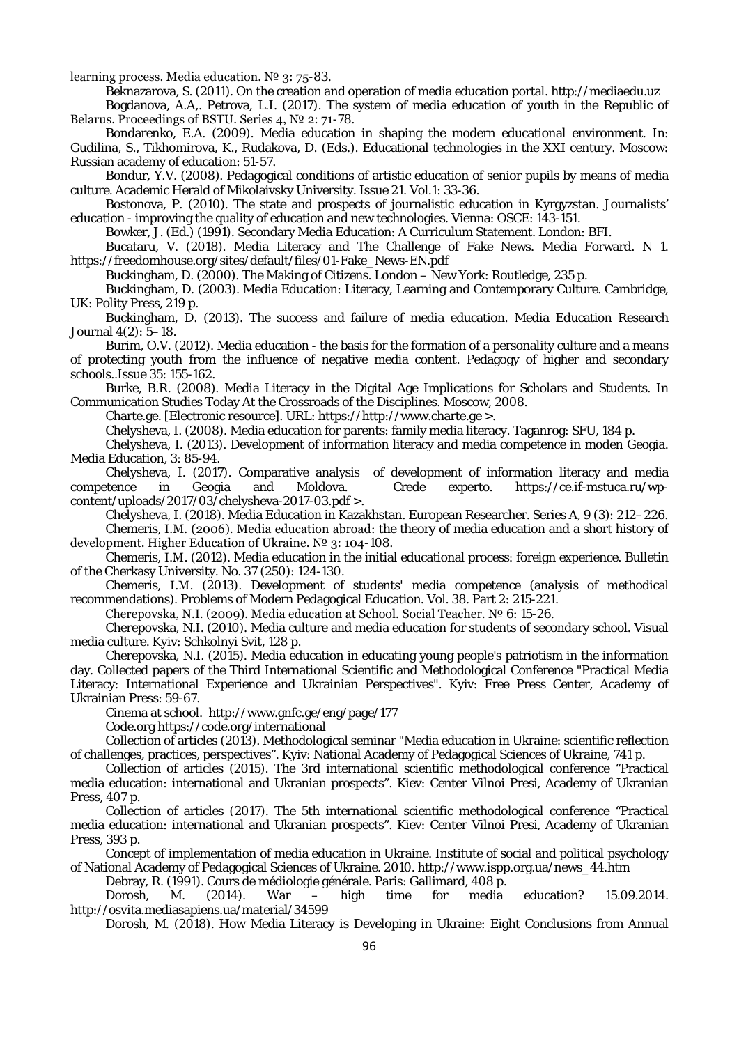learning process. Media education. № 3: 75-83.

Beknazarova, S. (2011). On the creation and operation of media education portal. http://mediaedu.uz

Bogdanova, A.A,. Petrova, L.I. (2017). The system of media education of youth in the Republic of Belarus. Proceedings of BSTU. Series 4, № 2: 71-78.

Bondarenko, E.A. (2009). Media education in shaping the modern educational environment. In: Gudilina, S., Tikhomirova, K., Rudakova, D. (Eds.). Educational technologies in the XXI century. Moscow: Russian academy of education: 51-57.

Bondur, Y.V. (2008). Pedagogical conditions of artistic education of senior pupils by means of media culture. Academic Herald of Mikolaivsky University. Issue 21. Vol.1: 33-36.

Bostonova, P. (2010). The state and prospects of journalistic education in Kyrgyzstan. Journalists' education - improving the quality of education and new technologies. Vienna: OSCE: 143-151.

Bowker, J. (Ed.) (1991). Secondary Media Education: A Curriculum Statement. London: BFI.

Bucataru, V. (2018). Media Literacy and The Challenge of Fake News. Media Forward. N 1. https://freedomhouse.org/sites/default/files/01-Fake_News-EN.pdf

Buckingham, D. (2000). The Making of Citizens. London – New York: Routledge, 235 p.

Buckingham, D. (2003). Media Education: Literacy, Learning and Contemporary Culture. Cambridge, UK: Polity Press, 219 p.

Buckingham, D. (2013). The success and failure of media education. Media Education Research Journal 4(2): 5–18.

Burim, O.V. (2012). Media education - the basis for the formation of a personality culture and a means of protecting youth from the influence of negative media content. Pedagogy of higher and secondary schools..Issue 35: 155-162.

Burke, B.R. (2008). Media Literacy in the Digital Age Implications for Scholars and Students. In Communication Studies Today At the Crossroads of the Disciplines. Moscow, 2008.

Charte.ge. [Electronic resource]. URL: https://http://www.charte.ge >.

Chelysheva, I. (2008). Media education for parents: family media literacy. Taganrog: SFU, 184 p.

Chelysheva, I. (2013). Development of information literacy and media competence in moden Geogia. Media Education, 3: 85-94.

Chelysheva, I. (2017). Comparative analysis of development of information literacy and media competence in Geogia and Moldova. Crede experto. https://ce.if-mstuca.ru/wp-content/uploads/2017/03/chelysheva-2017-03.pdf >.

Chelysheva, I. (2018). Media Education in Kazakhstan. European Researcher. Series A, 9 (3): 212–226.

Chemeris, I.M. (2006). Media education abroad: the theory of media education and a short history of development. Higher Education of Ukraine. № 3: 104-108.

Chemeris, I.M. (2012). Media education in the initial educational process: foreign experience. Bulletin of the Cherkasy University. No. 37 (250): 124-130.

Chemeris, I.M. (2013). Development of students' media competence (analysis of methodical recommendations). Problems of Modern Pedagogical Education. Vol. 38. Part 2: 215-221.

Cherepovska, N.I. (2009). Media education at School. Social Teacher. № 6: 15-26.

Cherepovska, N.I. (2010). Media culture and media education for students of secondary school. Visual media culture. Kyiv: Schkolnyi Svit, 128 p.

Cherepovska, N.I. (2015). Media education in educating young people's patriotism in the information day. Collected papers of the Third International Scientific and Methodological Conference "Practical Media Literacy: International Experience and Ukrainian Perspectives". Kyiv: Free Press Center, Academy of Ukrainian Press: 59-67.

Cinema at school. http://www.gnfc.ge/eng/page/177

Code.org https://code.org/international

Collection of articles (2013). Methodological seminar "Media education in Ukraine: scientific reflection of challenges, practices, perspectives". Kyiv: National Academy of Pedagogical Sciences of Ukraine, 741 p.

Collection of articles (2015). The 3rd international scientific methodological conference "Practical media education: international and Ukranian prospects". Kiev: Center Vilnoi Presi, Academy of Ukranian Press, 407 p.

Collection of articles (2017). The 5th international scientific methodological conference "Practical media education: international and Ukranian prospects". Kiev: Center Vilnoi Presi, Academy of Ukranian Press, 393 p.

Concept of implementation of media education in Ukraine. Institute of social and political psychology of National Academy of Pedagogical Sciences of Ukraine. 2010. http://www.ispp.org.ua/news_44.htm

Debray, R. (1991). Cours de médiologie générale. Paris: Gallimard, 408 p.

Dorosh, M. (2014). War – high time for media education? 15.09.2014. http://osvita.mediasapiens.ua/material/34599

Dorosh, M. (2018). How Media Literacy is Developing in Ukraine: Eight Conclusions from Annual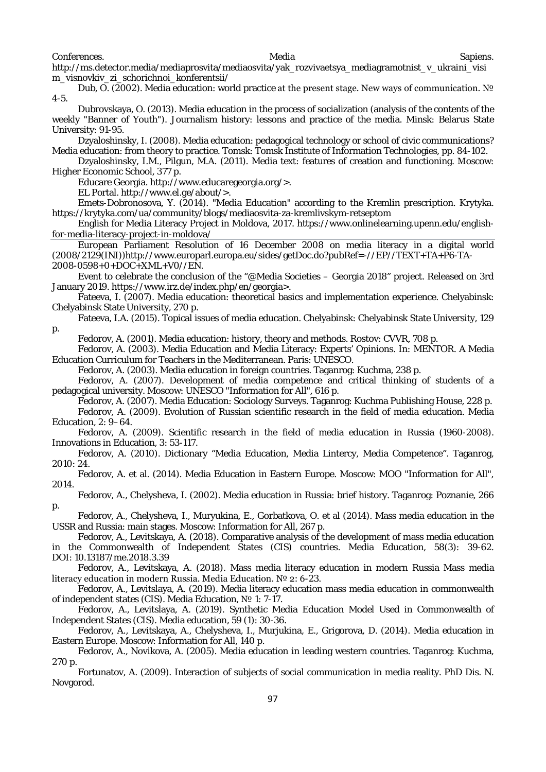Conferences. Media Sapiens. http://ms.detector.media/mediaprosvita/mediaosvita/yak_rozvivaetsya_mediagramotnist_v_ukraini_visim_visnovkiv_zi_schorichnoi_konferentsii/

Dub, O. (2002). Media education: world practice at the present stage. New ways of communication. № 4-5.

Dubrovskaya, O. (2013). Media education in the process of socialization (analysis of the contents of the weekly "Banner of Youth"). Journalism history: lessons and practice of the media. Minsk: Belarus State University: 91-95.

Dzyaloshinsky, I. (2008). Media education: pedagogical technology or school of civic communications? Media education: from theory to practice. Tomsk: Tomsk Institute of Information Technologies, pp. 84-102.

Dzyaloshinsky, I.M., Pilgun, M.A. (2011). Media text: features of creation and functioning. Moscow: Higher Economic School, 377 p.

Educare Georgia. http://www.educaregeorgia.org/>.

EL Portal. http://www.el.ge/about/>.

Emets-Dobronosova, Y. (2014). "Media Education" according to the Kremlin prescription. Krytyka. https://krytyka.com/ua/community/blogs/mediaosvita-za-kremlivskym-retseptom

English for Media Literacy Project in Moldova, 2017. https://www.onlinelearning.upenn.edu/english-for-media-literacy-project-in-moldova/

European Parliament Resolution of 16 December 2008 on media literacy in a digital world (2008/2129(INI))http://www.europarl.europa.eu/sides/getDoc.do?pubRef=-//EP//TEXT+TA+P6-TA-2008-0598+0+DOC+XML+V0//EN.

Event to celebrate the conclusion of the "@Media Societies – Georgia 2018" project. Released on 3rd January 2019. https://www.irz.de/index.php/en/georgia>.

Fateeva, I. (2007). Media education: theoretical basics and implementation experience. Chelyabinsk: Chelyabinsk State University, 270 p.

Fateeva, I.A. (2015). Topical issues of media education. Chelyabinsk: Chelyabinsk State University, 129 p.

Fedorov, A. (2001). Media education: history, theory and methods. Rostov: CVVR, 708 p.

Fedorov, A. (2003). Media Education and Media Literacy: Experts' Opinions. In: MENTOR. A Media Education Curriculum for Teachers in the Mediterranean. Paris: UNESCO.

Fedorov, A. (2003). Media education in foreign countries. Taganrog: Kuchma, 238 p.

Fedorov, A. (2007). Development of media competence and critical thinking of students of a pedagogical university. Moscow: UNESCO "Information for All", 616 p.

Fedorov, A. (2007). Media Education: Sociology Surveys. Taganrog: Kuchma Publishing House, 228 p.

Fedorov, A. (2009). Evolution of Russian scientific research in the field of media education. Media Education, 2: 9–64.

Fedorov, A. (2009). Scientific research in the field of media education in Russia (1960-2008). Innovations in Education, 3: 53-117.

Fedorov, A. (2010). Dictionary "Media Education, Media Lintercy, Media Competence". Taganrog, 2010: 24.

Fedorov, A. et al. (2014). Media Education in Eastern Europe. Moscow: MOO "Information for All", 2014.

Fedorov, A., Chelysheva, I. (2002). Media education in Russia: brief history. Taganrog: Poznanie, 266 p.

Fedorov, A., Chelysheva, I., Muryukina, E., Gorbatkova, O. et al (2014). Mass media education in the USSR and Russia: main stages. Moscow: Information for All, 267 p.

Fedorov, A., Levitskaya, A. (2018). Comparative analysis of the development of mass media education in the Commonwealth of Independent States (CIS) countries. Media Education, 58(3): 39-62. DOI: 10.13187/me.2018.3.39

Fedorov, A., Levitskaya, A. (2018). Mass media literacy education in modern Russia Mass media literacy education in modern Russia. Media Education. № 2: 6-23.

Fedorov, A., Levitslaya, A. (2019). Media literacy education mass media education in commonwealth of independent states (CIS). Media Education, № 1: 7-17.

Fedorov, A., Levitslaya, A. (2019). Synthetic Media Education Model Used in Commonwealth of Independent States (CIS). Media education, 59 (1): 30-36.

Fedorov, A., Levitskaya, A., Chelysheva, I., Murjukina, E., Grigorova, D. (2014). Media education in Eastern Europe. Moscow: Information for All, 140 p.

Fedorov, A., Novikova, A. (2005). Media education in leading western countries. Taganrog: Kuchma, 270 p.

Fortunatov, A. (2009). Interaction of subjects of social communication in media reality. PhD Dis. N. Novgorod.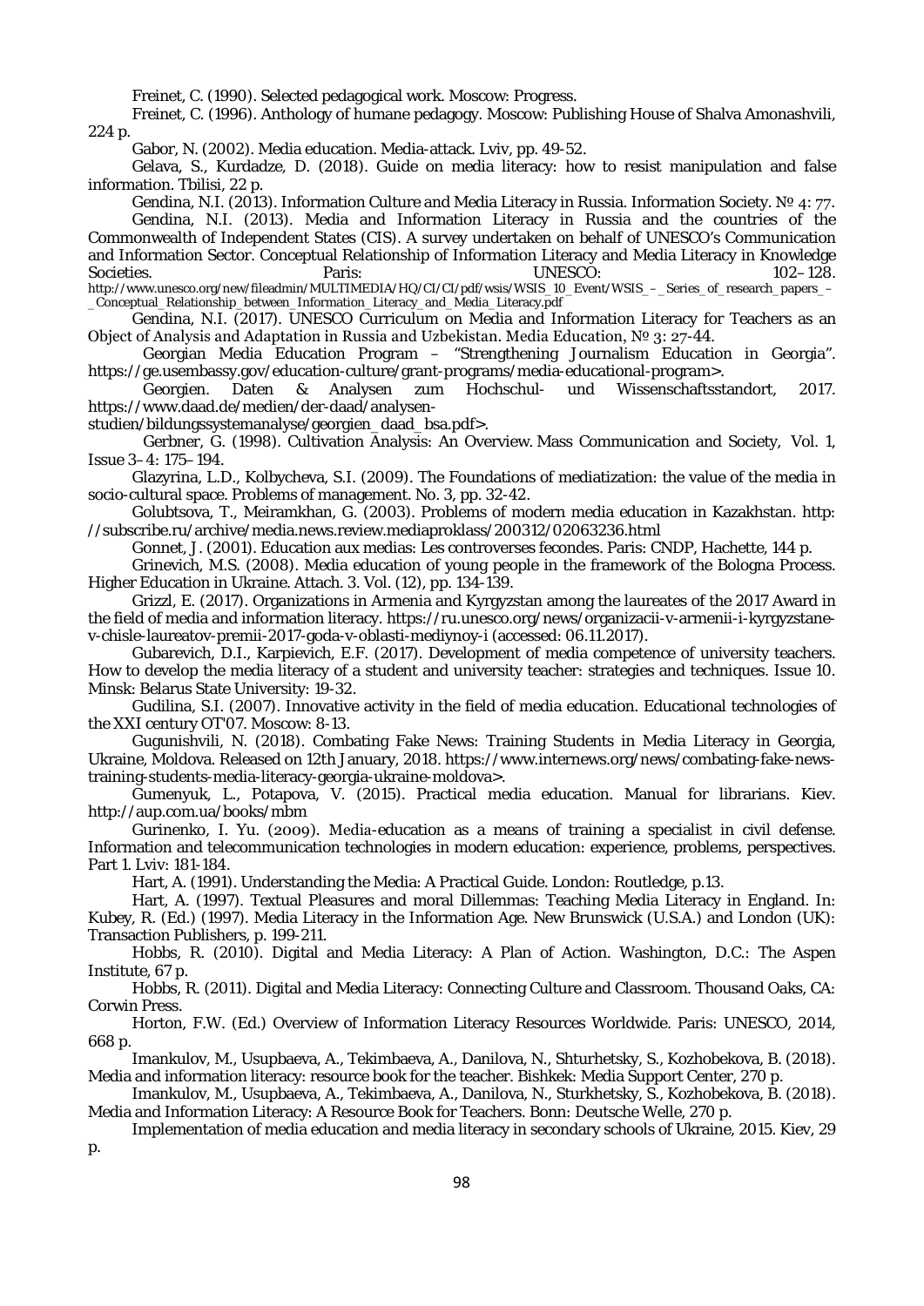Freinet, C. (1990). Selected pedagogical work. Moscow: Progress.

Freinet, C. (1996). Anthology of humane pedagogy. Moscow: Publishing House of Shalva Amonashvili, 224 p.

Gabor, N. (2002). Media education. Media-attack. Lviv, pp. 49-52.

Gelava, S., Kurdadze, D. (2018). Guide on media literacy: how to resist manipulation and false information. Tbilisi, 22 p.

Gendina, N.I. (2013). Information Culture and Media Literacy in Russia. Information Society. № 4: 77.

Gendina, N.I. (2013). Media and Information Literacy in Russia and the countries of the Commonwealth of Independent States (CIS). A survey undertaken on behalf of UNESCO's Communication and Information Sector. Conceptual Relationship of Information Literacy and Media Literacy in Knowledge Societies. Paris: UNESCO: 102–128. http://www.unesco.org/new/fileadmin/MULTIMEDIA/HQ/CI/CI/pdf/wsis/WSIS_10_Event/WSIS_-_Series_of_research_papers_-_Conceptual_Relationship_between_Information_Literacy_and_Media_Literacy.pdf

Gendina, N.I. (2017). UNESCO Curriculum on Media and Information Literacy for Teachers as an Object of Analysis and Adaptation in Russia and Uzbekistan. Media Education, № 3: 27-44.

Georgian Media Education Program – "Strengthening Journalism Education in Georgia". https://ge.usembassy.gov/education-culture/grant-programs/media-educational-program>.

Georgien. Daten & Analysen zum Hochschul- und Wissenschaftsstandort, 2017. https://www.daad.de/medien/der-daad/analysen-studien/bildungssystemanalyse/georgien_daad_bsa.pdf>.

Gerbner, G. (1998). Cultivation Analysis: An Overview. Mass Communication and Society, Vol. 1, Issue 3–4: 175–194.

Glazyrina, L.D., Kolbycheva, S.I. (2009). The Foundations of mediatization: the value of the media in socio-cultural space. Problems of management. No. 3, pp. 32-42.

Golubtsova, T., Meiramkhan, G. (2003). Problems of modern media education in Kazakhstan. http://subscribe.ru/archive/media.news.review.mediaproklass/200312/02063236.html

Gonnet, J. (2001). Education aux medias: Les controverses fecondes. Paris: CNDP, Hachette, 144 p.

Grinevich, M.S. (2008). Media education of young people in the framework of the Bologna Process. Higher Education in Ukraine. Attach. 3. Vol. (12), pp. 134-139.

Grizzl, E. (2017). Organizations in Armenia and Kyrgyzstan among the laureates of the 2017 Award in the field of media and information literacy. https://ru.unesco.org/news/organizacii-v-armenii-i-kyrgyzstane-v-chisle-laureatov-premii-2017-goda-v-oblasti-mediynoy-i (accessed: 06.11.2017).

Gubarevich, D.I., Karpievich, E.F. (2017). Development of media competence of university teachers. How to develop the media literacy of a student and university teacher: strategies and techniques. Issue 10. Minsk: Belarus State University: 19-32.

Gudilina, S.I. (2007). Innovative activity in the field of media education. Educational technologies of the XXI century OT'07. Moscow: 8-13.

Gugunishvili, N. (2018). Combating Fake News: Training Students in Media Literacy in Georgia, Ukraine, Moldova. Released on 12th January, 2018. https://www.internews.org/news/combating-fake-news-training-students-media-literacy-georgia-ukraine-moldova>.

Gumenyuk, L., Potapova, V. (2015). Practical media education. Manual for librarians. Kiev. http://aup.com.ua/books/mbm

Gurinenko, I. Yu. (2009). Media-education as a means of training a specialist in civil defense. Information and telecommunication technologies in modern education: experience, problems, perspectives. Part 1. Lviv: 181-184.

Hart, A. (1991). Understanding the Media: A Practical Guide. London: Routledge, p.13.

Hart, A. (1997). Textual Pleasures and moral Dillemmas: Teaching Media Literacy in England. In: Kubey, R. (Ed.) (1997). Media Literacy in the Information Age. New Brunswick (U.S.A.) and London (UK): Transaction Publishers, p. 199-211.

Hobbs, R. (2010). Digital and Media Literacy: A Plan of Action. Washington, D.C.: The Aspen Institute, 67 p.

Hobbs, R. (2011). Digital and Media Literacy: Connecting Culture and Classroom. Thousand Oaks, CA: Corwin Press.

Horton, F.W. (Ed.) Overview of Information Literacy Resources Worldwide. Paris: UNESCO, 2014, 668 p.

Imankulov, M., Usupbaeva, A., Tekimbaeva, A., Danilova, N., Shturhetsky, S., Kozhobekova, B. (2018). Media and information literacy: resource book for the teacher. Bishkek: Media Support Center, 270 p.

Imankulov, M., Usupbaeva, A., Tekimbaeva, A., Danilova, N., Sturkhetsky, S., Kozhobekova, B. (2018). Media and Information Literacy: A Resource Book for Teachers. Bonn: Deutsche Welle, 270 p.

Implementation of media education and media literacy in secondary schools of Ukraine, 2015. Kiev, 29 p.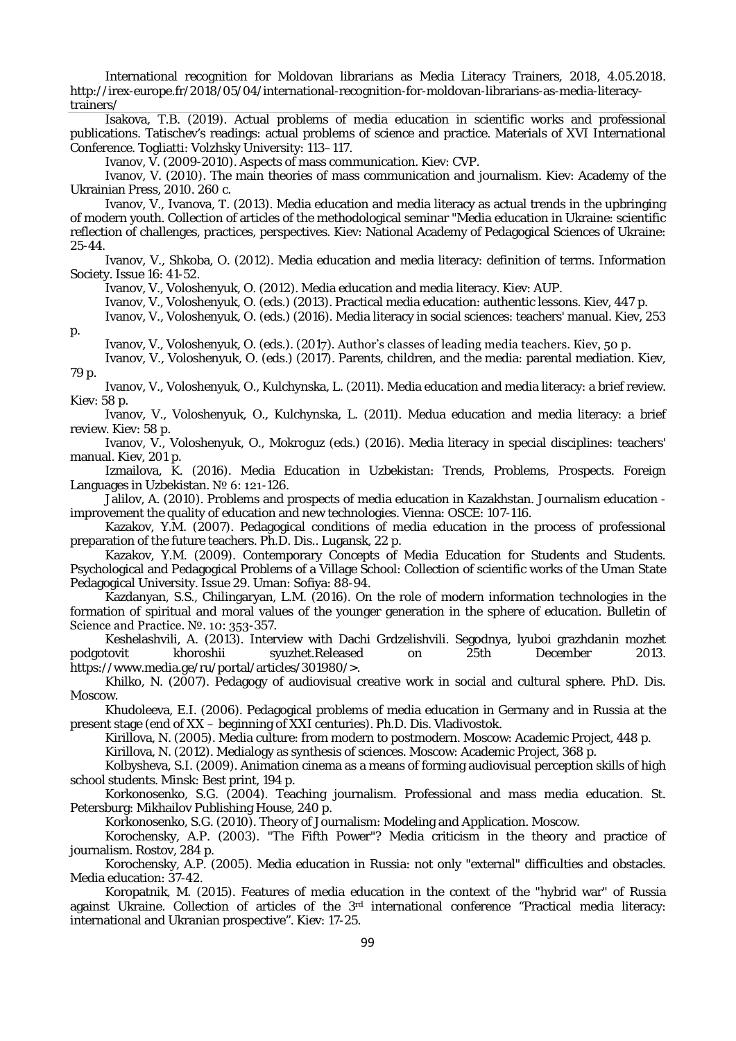International recognition for Moldovan librarians as Media Literacy Trainers, 2018, 4.05.2018. http://irex-europe.fr/2018/05/04/international-recognition-for-moldovan-librarians-as-media-literacy-trainers/

Isakova, T.B. (2019). Actual problems of media education in scientific works and professional publications. Tatischev's readings: actual problems of science and practice. Materials of XVI International Conference. Togliatti: Volzhsky University: 113–117.

Ivanov, V. (2009-2010). Aspects of mass communication. Kiev: CVP.

Ivanov, V. (2010). The main theories of mass communication and journalism. Kiev: Academy of the Ukrainian Press, 2010. 260 c.

Ivanov, V., Ivanova, T. (2013). Media education and media literacy as actual trends in the upbringing of modern youth. Collection of articles of the methodological seminar "Media education in Ukraine: scientific reflection of challenges, practices, perspectives. Kiev: National Academy of Pedagogical Sciences of Ukraine: 25-44.

Ivanov, V., Shkoba, O. (2012). Media education and media literacy: definition of terms. Information Society. Issue 16: 41-52.

Ivanov, V., Voloshenyuk, O. (2012). Media education and media literacy. Kiev: AUP.

Ivanov, V., Voloshenyuk, O. (eds.) (2013). Practical media education: authentic lessons. Kiev, 447 p.

Ivanov, V., Voloshenyuk, O. (eds.) (2016). Media literacy in social sciences: teachers' manual. Kiev, 253 p.

Ivanov, V., Voloshenyuk, O. (eds.). (2017). Author's classes of leading media teachers. Kiev, 50 p.

Ivanov, V., Voloshenyuk, O. (eds.) (2017). Parents, children, and the media: parental mediation. Kiev, 79 p.

Ivanov, V., Voloshenyuk, O., Kulchynska, L. (2011). Media education and media literacy: a brief review. Kiev: 58 p.

Ivanov, V., Voloshenyuk, O., Kulchynska, L. (2011). Medua education and media literacy: a brief review. Kiev: 58 p.

Ivanov, V., Voloshenyuk, O., Mokroguz (eds.) (2016). Media literacy in special disciplines: teachers' manual. Kiev, 201 p.

Izmailova, K. (2016). Media Education in Uzbekistan: Trends, Problems, Prospects. Foreign Languages in Uzbekistan. № 6: 121-126.

Jalilov, A. (2010). Problems and prospects of media education in Kazakhstan. Journalism education - improvement the quality of education and new technologies. Vienna: OSCE: 107-116.

Kazakov, Y.M. (2007). Pedagogical conditions of media education in the process of professional preparation of the future teachers. Ph.D. Dis.. Lugansk, 22 p.

Kazakov, Y.M. (2009). Contemporary Concepts of Media Education for Students and Students. Psychological and Pedagogical Problems of a Village School: Collection of scientific works of the Uman State Pedagogical University. Issue 29. Uman: Sofiya: 88-94.

Kazdanyan, S.S., Chilingaryan, L.M. (2016). On the role of modern information technologies in the formation of spiritual and moral values of the younger generation in the sphere of education. Bulletin of Science and Practice. №. 10: 353-357.

Keshelashvili, A. (2013). Interview with Dachi Grdzelishvili. Segodnya, lyuboi grazhdanin mozhet podgotovit khoroshii syuzhet.Released on 25th December 2013. https://www.media.ge/ru/portal/articles/301980/>.

Khilko, N. (2007). Pedagogy of audiovisual creative work in social and cultural sphere. PhD. Dis. Moscow.

Khudoleeva, E.I. (2006). Pedagogical problems of media education in Germany and in Russia at the present stage (end of XX – beginning of XXI centuries). Ph.D. Dis. Vladivostok.

Kirillova, N. (2005). Media culture: from modern to postmodern. Moscow: Academic Project, 448 p.

Kirillova, N. (2012). Medialogy as synthesis of sciences. Moscow: Academic Project, 368 p.

Kolbysheva, S.I. (2009). Animation cinema as a means of forming audiovisual perception skills of high school students. Minsk: Best print, 194 p.

Korkonosenko, S.G. (2004). Teaching journalism. Professional and mass media education. St. Petersburg: Mikhailov Publishing House, 240 p.

Korkonosenko, S.G. (2010). Theory of Journalism: Modeling and Application. Moscow.

Korochensky, A.P. (2003). "The Fifth Power"? Media criticism in the theory and practice of journalism. Rostov, 284 p.

Korochensky, A.P. (2005). Media education in Russia: not only "external" difficulties and obstacles. Media education: 37-42.

Koropatnik, M. (2015). Features of media education in the context of the "hybrid war" of Russia against Ukraine. Collection of articles of the 3rd international conference "Practical media literacy: international and Ukranian prospective". Kiev: 17-25.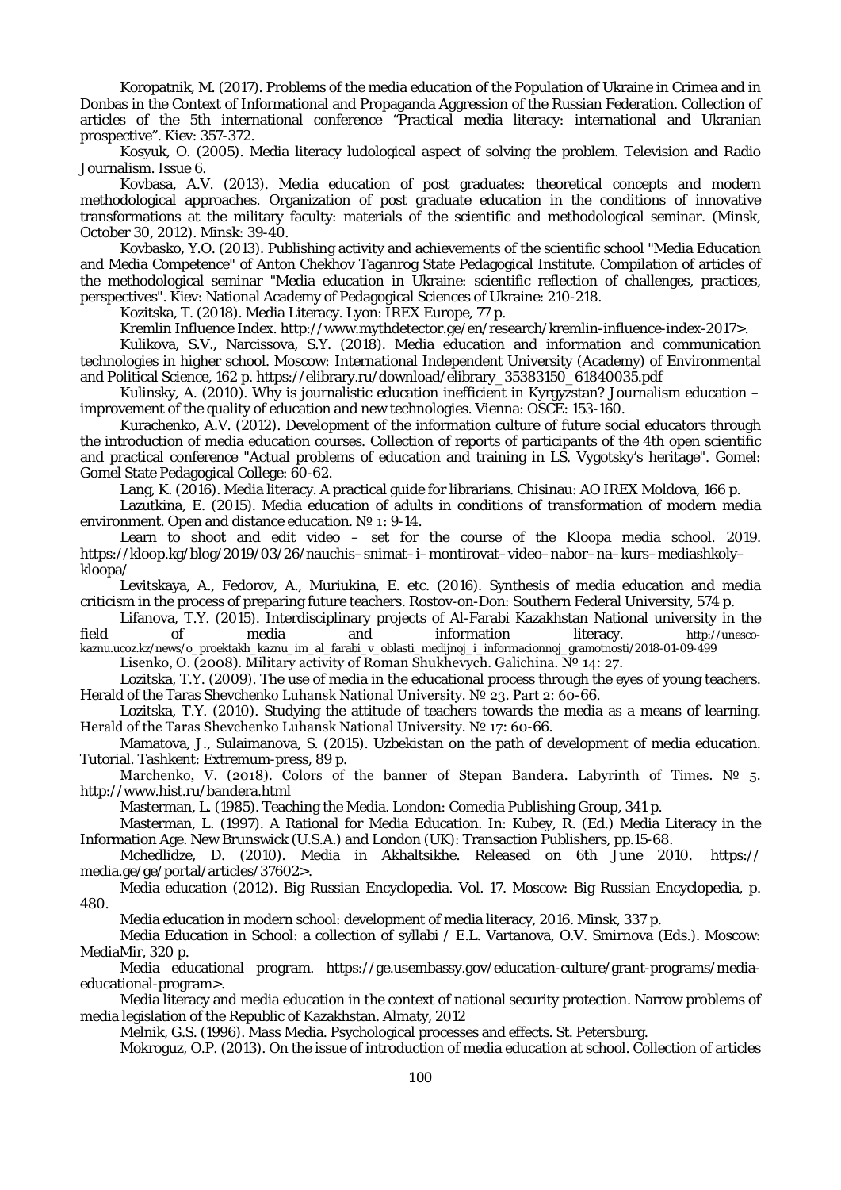Koropatnik, M. (2017). Problems of the media education of the Population of Ukraine in Crimea and in Donbas in the Context of Informational and Propaganda Aggression of the Russian Federation. Collection of articles of the 5th international conference "Practical media literacy: international and Ukranian prospective". Kiev: 357-372.

Kosyuk, O. (2005). Media literacy ludological aspect of solving the problem. Television and Radio Journalism. Issue 6.

Kovbasa, A.V. (2013). Media education of post graduates: theoretical concepts and modern methodological approaches. Organization of post graduate education in the conditions of innovative transformations at the military faculty: materials of the scientific and methodological seminar. (Minsk, October 30, 2012). Minsk: 39-40.

Kovbasko, Y.O. (2013). Publishing activity and achievements of the scientific school "Media Education and Media Competence" of Anton Chekhov Taganrog State Pedagogical Institute. Compilation of articles of the methodological seminar "Media education in Ukraine: scientific reflection of challenges, practices, perspectives". Kiev: National Academy of Pedagogical Sciences of Ukraine: 210-218.

Kozitska, T. (2018). Media Literacy. Lyon: IREX Europe, 77 p.

Kremlin Influence Index. http://www.mythdetector.ge/en/research/kremlin-influence-index-2017>.

Kulikova, S.V., Narcissova, S.Y. (2018). Media education and information and communication technologies in higher school. Moscow: International Independent University (Academy) of Environmental and Political Science, 162 p. https://elibrary.ru/download/elibrary_35383150_61840035.pdf

Kulinsky, A. (2010). Why is journalistic education inefficient in Kyrgyzstan? Journalism education – improvement of the quality of education and new technologies. Vienna: OSCE: 153-160.

Kurachenko, A.V. (2012). Development of the information culture of future social educators through the introduction of media education courses. Collection of reports of participants of the 4th open scientific and practical conference "Actual problems of education and training in LS. Vygotsky's heritage". Gomel: Gomel State Pedagogical College: 60-62.

Lang, K. (2016). Media literacy. A practical guide for librarians. Chisinau: AO IREX Moldova, 166 p.

Lazutkina, E. (2015). Media education of adults in conditions of transformation of modern media environment. Open and distance education. № 1: 9-14.

Learn to shoot and edit video – set for the course of the Kloopa media school. 2019. https://kloop.kg/blog/2019/03/26/nauchis–snimat–i–montirovat–video–nabor–na–kurs–mediashkoly–kloopa/

Levitskaya, A., Fedorov, A., Muriukina, E. etc. (2016). Synthesis of media education and media criticism in the process of preparing future teachers. Rostov-on-Don: Southern Federal University, 574 p.

Lifanova, T.Y. (2015). Interdisciplinary projects of Al-Farabi Kazakhstan National university in the field of media and information literacy. http://unesco-kaznu.ucoz.kz/news/o_proektakh_kaznu_im_al_farabi_v_oblasti_medijnoj_i_informacionnoj_gramotnosti/2018-01-09-499

Lisenko, O. (2008). Military activity of Roman Shukhevych. Galichina. № 14: 27.

Lozitska, T.Y. (2009). The use of media in the educational process through the eyes of young teachers. Herald of the Taras Shevchenko Luhansk National University. № 23. Part 2: 60-66.

Lozitska, T.Y. (2010). Studying the attitude of teachers towards the media as a means of learning. Herald of the Taras Shevchenko Luhansk National University. № 17: 60-66.

Mamatova, J., Sulaimanova, S. (2015). Uzbekistan on the path of development of media education. Tutorial. Tashkent: Extremum-press, 89 p.

Marchenko, V. (2018). Colors of the banner of Stepan Bandera. Labyrinth of Times. № 5. http://www.hist.ru/bandera.html

Masterman, L. (1985). Teaching the Media. London: Comedia Publishing Group, 341 p.

Masterman, L. (1997). A Rational for Media Education. In: Kubey, R. (Ed.) Media Literacy in the Information Age. New Brunswick (U.S.A.) and London (UK): Transaction Publishers, pp.15-68.

Mchedlidze, D. (2010). Media in Akhaltsikhe. Released on 6th June 2010. https:// media.ge/ge/portal/articles/37602>.

Media education (2012). Big Russian Encyclopedia. Vol. 17. Moscow: Big Russian Encyclopedia, p. 480.

Media education in modern school: development of media literacy, 2016. Minsk, 337 p.

Media Education in School: a collection of syllabi / E.L. Vartanova, O.V. Smirnova (Eds.). Moscow: MediaMir, 320 p.

Media educational program. https://ge.usembassy.gov/education-culture/grant-programs/media-educational-program>.

Media literacy and media education in the context of national security protection. Narrow problems of media legislation of the Republic of Kazakhstan. Almaty, 2012

Melnik, G.S. (1996). Mass Media. Psychological processes and effects. St. Petersburg.

Mokroguz, O.P. (2013). On the issue of introduction of media education at school. Collection of articles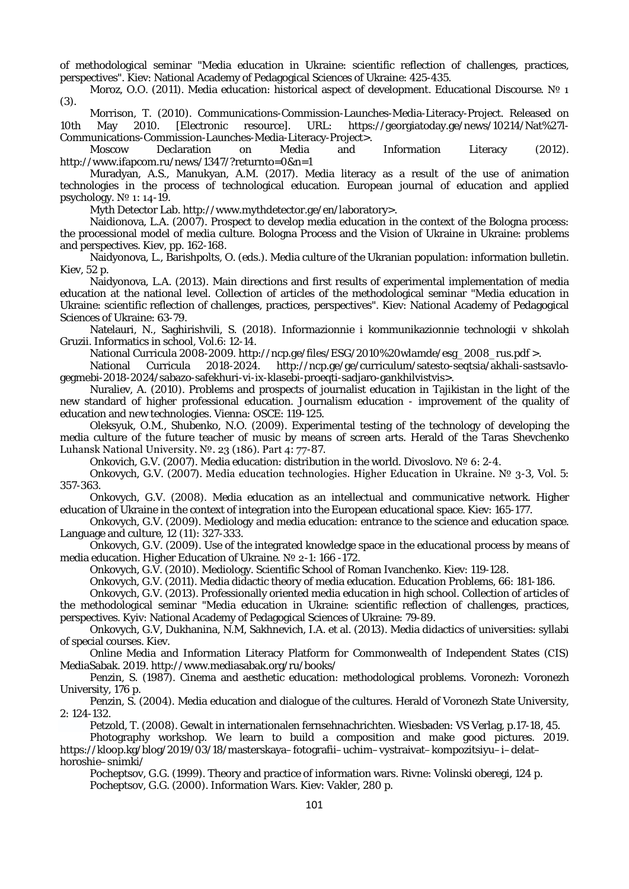of methodological seminar "Media education in Ukraine: scientific reflection of challenges, practices, perspectives". Kiev: National Academy of Pedagogical Sciences of Ukraine: 425-435.

Moroz, O.O. (2011). Media education: historical aspect of development. Educational Discourse. № 1 (3).

Morrison, T. (2010). Communications-Commission-Launches-Media-Literacy-Project. Released on 10th May 2010. [Electronic resource]. URL: https://georgiatoday.ge/news/10214/Nat%27l-Communications-Commission-Launches-Media-Literacy-Project>.

Moscow Declaration on Media and Information Literacy (2012). http://www.ifapcom.ru/news/1347/?returnto=0&n=1

Muradyan, A.S., Manukyan, A.M. (2017). Media literacy as a result of the use of animation technologies in the process of technological education. European journal of education and applied psychology. № 1: 14-19.

Myth Detector Lab. http://www.mythdetector.ge/en/laboratory>.

Naidionova, L.A. (2007). Prospect to develop media education in the context of the Bologna process: the processional model of media culture. Bologna Process and the Vision of Ukraine in Ukraine: problems and perspectives. Kiev, pp. 162-168.

Naidyonova, L., Barishpolts, O. (eds.). Media culture of the Ukranian population: information bulletin. Kiev, 52 p.

Naidyonova, L.A. (2013). Main directions and first results of experimental implementation of media education at the national level. Collection of articles of the methodological seminar "Media education in Ukraine: scientific reflection of challenges, practices, perspectives". Kiev: National Academy of Pedagogical Sciences of Ukraine: 63-79.

Natelauri, N., Saghirishvili, S. (2018). Informazionnie i kommunikazionnie technologii v shkolah Gruzii. Informatics in school, Vol.6: 12-14.

National Curricula 2008-2009. http://ncp.ge/files/ESG/2010%20wlamde/esg_2008_rus.pdf >.

National Curricula 2018-2024. http://ncp.ge/ge/curriculum/satesto-seqtsia/akhali-sastsavlo-gegmebi-2018-2024/sabazo-safekhuri-vi-ix-klasebi-proeqti-sadjaro-gankhilvistvis>.

Nuraliev, A. (2010). Problems and prospects of journalist education in Tajikistan in the light of the new standard of higher professional education. Journalism education - improvement of the quality of education and new technologies. Vienna: OSCE: 119-125.

Oleksyuk, O.M., Shubenko, N.O. (2009). Experimental testing of the technology of developing the media culture of the future teacher of music by means of screen arts. Herald of the Taras Shevchenko Luhansk National University. №. 23 (186). Part 4: 77-87.

Onkovich, G.V. (2007). Media education: distribution in the world. Divoslovo. № 6: 2-4.

Onkovych, G.V. (2007). Media education technologies. Higher Education in Ukraine. № 3-3, Vol. 5: 357-363.

Onkovych, G.V. (2008). Media education as an intellectual and communicative network. Higher education of Ukraine in the context of integration into the European educational space. Kiev: 165-177.

Onkovych, G.V. (2009). Mediology and media education: entrance to the science and education space. Language and culture, 12 (11): 327-333.

Onkovych, G.V. (2009). Use of the integrated knowledge space in the educational process by means of media education. Higher Education of Ukraine. № 2-1: 166 -172.

Onkovych, G.V. (2010). Mediology. Scientific School of Roman Ivanchenko. Kiev: 119-128.

Onkovych, G.V. (2011). Media didactic theory of media education. Education Problems, 66: 181-186.

Onkovych, G.V. (2013). Professionally oriented media education in high school. Collection of articles of the methodological seminar "Media education in Ukraine: scientific reflection of challenges, practices, perspectives. Kyiv: National Academy of Pedagogical Sciences of Ukraine: 79-89.

Onkovych, G.V, Dukhanina, N.M, Sakhnevich, I.A. et al. (2013). Media didactics of universities: syllabi of special courses. Kiev.

Online Media and Information Literacy Platform for Commonwealth of Independent States (CIS) MediaSabak. 2019. http://www.mediasabak.org/ru/books/

Penzin, S. (1987). Cinema and aesthetic education: methodological problems. Voronezh: Voronezh University, 176 p.

Penzin, S. (2004). Media education and dialogue of the cultures. Herald of Voronezh State University, 2: 124-132.

Petzold, T. (2008). Gewalt in internationalen fernsehnachrichten. Wiesbaden: VS Verlag, p.17-18, 45.

Photography workshop. We learn to build a composition and make good pictures. 2019. https://kloop.kg/blog/2019/03/18/masterskaya–fotografii–uchim–vystraivat–kompozitsiyu–i–delat–horoshie–snimki/

Pocheptsov, G.G. (1999). Theory and practice of information wars. Rivne: Volinski oberegi, 124 p.

Pocheptsov, G.G. (2000). Information Wars. Kiev: Vakler, 280 p.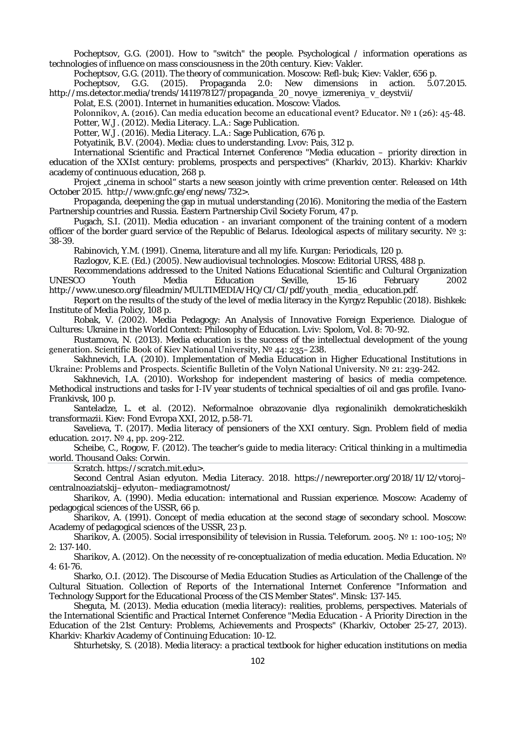Pocheptsov, G.G. (2001). How to "switch" the people. Psychological / information operations as technologies of influence on mass consciousness in the 20th century. Kiev: Vakler.

Pocheptsov, G.G. (2011). The theory of communication. Moscow: Refl-buk; Kiev: Vakler, 656 p.

Pocheptsov, G.G. (2015). Propaganda 2.0: New dimensions in action. 5.07.2015. http://ms.detector.media/trends/1411978127/propaganda_20_novye_izmereniya_v_deystvii/

Polat, E.S. (2001). Internet in humanities education. Moscow: Vlados.

Polonnikov, A. (2016). Can media education become an educational event? Educator. № 1 (26): 45-48.

Potter, W.J. (2012). Media Literacy. L.A.: Sage Publication.

Potter, W.J. (2016). Media Literacy. L.A.: Sage Publication, 676 p.

Potyatinik, B.V. (2004). Media: clues to understanding. Lvov: Pais, 312 p.

International Scientific and Practical Internet Conference "Media education – priority direction in education of the XXIst century: problems, prospects and perspectives" (Kharkiv, 2013). Kharkiv: Kharkiv academy of continuous education, 268 p.

Project „cinema in school" starts a new season jointly with crime prevention center. Released on 14th October 2015. http://www.gnfc.ge/eng/news/732>.

Propaganda, deepening the gap in mutual understanding (2016). Monitoring the media of the Eastern Partnership countries and Russia. Eastern Partnership Civil Society Forum, 47 p.

Pugach, S.I. (2011). Media education - an invariant component of the training content of a modern officer of the border guard service of the Republic of Belarus. Ideological aspects of military security. № 3: 38-39.

Rabinovich, Y.M. (1991). Cinema, literature and all my life. Kurgan: Periodicals, 120 p.

Razlogov, K.E. (Ed.) (2005). New audiovisual technologies. Moscow: Editorial URSS, 488 p.

Recommendations addressed to the United Nations Educational Scientific and Cultural Organization UNESCO Youth Media Education Seville, 15-16 February 2002 http://www.unesco.org/fileadmin/MULTIMEDIA/HQ/CI/CI/pdf/youth_media_education.pdf.

Report on the results of the study of the level of media literacy in the Kyrgyz Republic (2018). Bishkek: Institute of Media Policy, 108 p.

Robak, V. (2002). Media Pedagogy: An Analysis of Innovative Foreign Experience. Dialogue of Cultures: Ukraine in the World Context: Philosophy of Education. Lviv: Spolom, Vol. 8: 70-92.

Rustamova, N. (2013). Media education is the success of the intellectual development of the young generation. Scientific Book of Kiev National University, № 44: 235–238.

Sakhnevich, I.A. (2010). Implementation of Media Education in Higher Educational Institutions in Ukraine: Problems and Prospects. Scientific Bulletin of the Volyn National University. № 21: 239-242.

Sakhnevich, I.A. (2010). Workshop for independent mastering of basics of media competence. Methodical instructions and tasks for I-IV year students of technical specialties of oil and gas profile. Ivano-Frankivsk, 100 p.

Santeladze, L. et al. (2012). Neformalnoe obrazovanie dlya regionalinikh demokraticheskikh transformazii. Kiev: Fond Evropa XXI, 2012, p.58-71.

Savelieva, T. (2017). Media literacy of pensioners of the XXI century. Sign. Problem field of media education. 2017. № 4, pp. 209-212.

Scheibe, C., Rogow, F. (2012). The teacher's guide to media literacy: Critical thinking in a multimedia world. Thousand Oaks: Corwin.

Scratch. https://scratch.mit.edu>.

Second Central Asian edyuton. Media Literacy. 2018. https://newreporter.org/2018/11/12/vtoroj–centralnoaziatskij–edyuton–mediagramotnost/

Sharikov, A. (1990). Media education: international and Russian experience. Moscow: Academy of pedagogical sciences of the USSR, 66 p.

Sharikov, A. (1991). Concept of media education at the second stage of secondary school. Moscow: Academy of pedagogical sciences of the USSR, 23 p.

Sharikov, A. (2005). Social irresponsibility of television in Russia. Teleforum. 2005. № 1: 100-105; № 2: 137-140.

Sharikov, A. (2012). On the necessity of re-conceptualization of media education. Media Education. № 4: 61-76.

Sharko, O.I. (2012). The Discourse of Media Education Studies as Articulation of the Challenge of the Cultural Situation. Collection of Reports of the International Internet Conference "Information and Technology Support for the Educational Process of the CIS Member States". Minsk: 137-145.

Sheguta, M. (2013). Media education (media literacy): realities, problems, perspectives. Materials of the International Scientific and Practical Internet Conference "Media Education - A Priority Direction in the Education of the 21st Century: Problems, Achievements and Prospects" (Kharkiv, October 25-27, 2013). Kharkiv: Kharkiv Academy of Continuing Education: 10-12.

Shturhetsky, S. (2018). Media literacy: a practical textbook for higher education institutions on media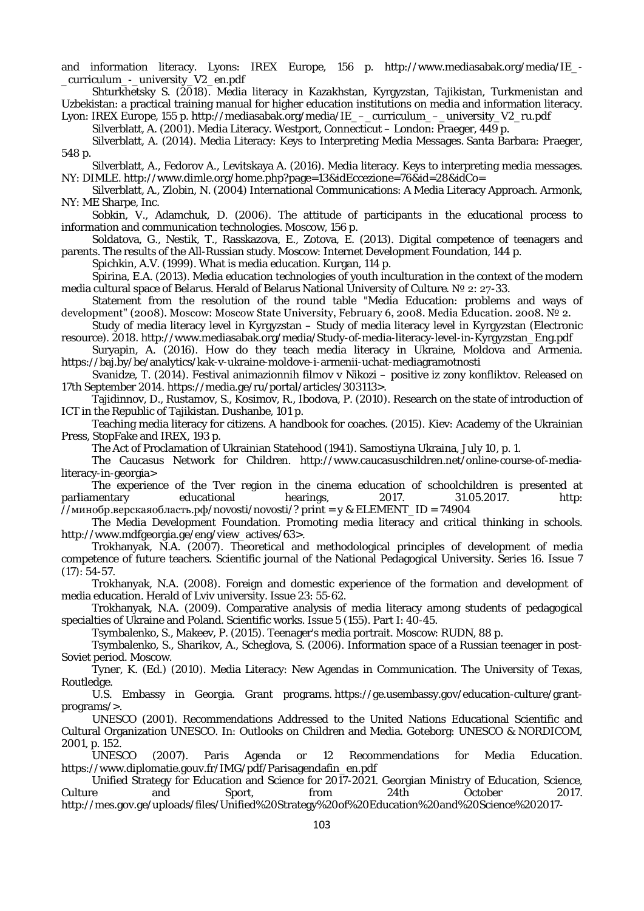and information literacy. Lyons: IREX Europe, 156 p. http://www.mediasabak.org/media/IE_-_curriculum_-_university_V2_en.pdf

Shturkhetsky S. (2018). Media literacy in Kazakhstan, Kyrgyzstan, Tajikistan, Turkmenistan and Uzbekistan: a practical training manual for higher education institutions on media and information literacy. Lyon: IREX Europe, 155 p. http://mediasabak.org/media/IE_–_curriculum_–_university_V2_ru.pdf

Silverblatt, A. (2001). Media Literacy. Westport, Connecticut – London: Praeger, 449 p.

Silverblatt, A. (2014). Media Literacy: Keys to Interpreting Media Messages. Santa Barbara: Praeger, 548 p.

Silverblatt, A., Fedorov A., Levitskaya A. (2016). Media literacy. Keys to interpreting media messages. NY: DIMLE. http://www.dimle.org/home.php?page=13&idEccezione=76&id=28&idCo=

Silverblatt, A., Zlobin, N. (2004) International Communications: A Media Literacy Approach. Armonk, NY: ME Sharpe, Inc.

Sobkin, V., Adamchuk, D. (2006). The attitude of participants in the educational process to information and communication technologies. Moscow, 156 p.

Soldatova, G., Nestik, T., Rasskazova, E., Zotova, E. (2013). Digital competence of teenagers and parents. The results of the All-Russian study. Moscow: Internet Development Foundation, 144 p.

Spichkin, A.V. (1999). What is media education. Kurgan, 114 p.

Spirina, E.A. (2013). Media education technologies of youth inculturation in the context of the modern media cultural space of Belarus. Herald of Belarus National University of Culture. № 2: 27-33.

Statement from the resolution of the round table "Media Education: problems and ways of development" (2008). Moscow: Moscow State University, February 6, 2008. Media Education. 2008. № 2.

Study of media literacy level in Kyrgyzstan – Study of media literacy level in Kyrgyzstan (Electronic resource). 2018. http://www.mediasabak.org/media/Study-of-media-literacy-level-in-Kyrgyzstan_Eng.pdf

Suryapin, A. (2016). How do they teach media literacy in Ukraine, Moldova and Armenia. https://baj.by/be/analytics/kak-v-ukraine-moldove-i-armenii-uchat-mediagramotnosti

Svanidze, T. (2014). Festival animazionnih filmov v Nikozi – positive iz zony konfliktov. Released on 17th September 2014. https://media.ge/ru/portal/articles/303113>.

Tajidinnov, D., Rustamov, S., Kosimov, R., Ibodova, P. (2010). Research on the state of introduction of ICT in the Republic of Tajikistan. Dushanbe, 101 p.

Teaching media literacy for citizens. A handbook for coaches. (2015). Kiev: Academy of the Ukrainian Press, StopFake and IREX, 193 p.

The Act of Proclamation of Ukrainian Statehood (1941). Samostiyna Ukraina, July 10, p. 1.

The Caucasus Network for Children. http://www.caucasuschildren.net/online-course-of-media-literacy-in-georgia>

The experience of the Tver region in the cinema education of schoolchildren is presented at parliamentary educational hearings, 2017. 31.05.2017. http: //минобр.верскаяобласть.рф/novosti/novosti/? print = y & ELEMENT_ ID = 74904

The Media Development Foundation. Promoting media literacy and critical thinking in schools. http://www.mdfgeorgia.ge/eng/view_actives/63>.

Trokhanyak, N.A. (2007). Theoretical and methodological principles of development of media competence of future teachers. Scientific journal of the National Pedagogical University. Series 16. Issue 7 (17): 54-57.

Trokhanyak, N.A. (2008). Foreign and domestic experience of the formation and development of media education. Herald of Lviv university. Issue 23: 55-62.

Trokhanyak, N.A. (2009). Comparative analysis of media literacy among students of pedagogical specialties of Ukraine and Poland. Scientific works. Issue 5 (155). Part I: 40-45.

Tsymbalenko, S., Makeev, P. (2015). Teenager's media portrait. Moscow: RUDN, 88 p.

Tsymbalenko, S., Sharikov, A., Scheglova, S. (2006). Information space of a Russian teenager in post-Soviet period. Moscow.

Tyner, K. (Ed.) (2010). Media Literacy: New Agendas in Communication. The University of Texas, Routledge.

U.S. Embassy in Georgia. Grant programs. https://ge.usembassy.gov/education-culture/grant-programs/>.

UNESCO (2001). Recommendations Addressed to the United Nations Educational Scientific and Cultural Organization UNESCO. In: Outlooks on Children and Media. Goteborg: UNESCO & NORDICOM, 2001, p. 152.

UNESCO (2007). Paris Agenda or 12 Recommendations for Media Education. https://www.diplomatie.gouv.fr/IMG/pdf/Parisagendafin_en.pdf

Unified Strategy for Education and Science for 2017-2021. Georgian Ministry of Education, Science, Culture and Sport, from 24th October 2017. http://mes.gov.ge/uploads/files/Unified%20Strategy%20of%20Education%20and%20Science%202017-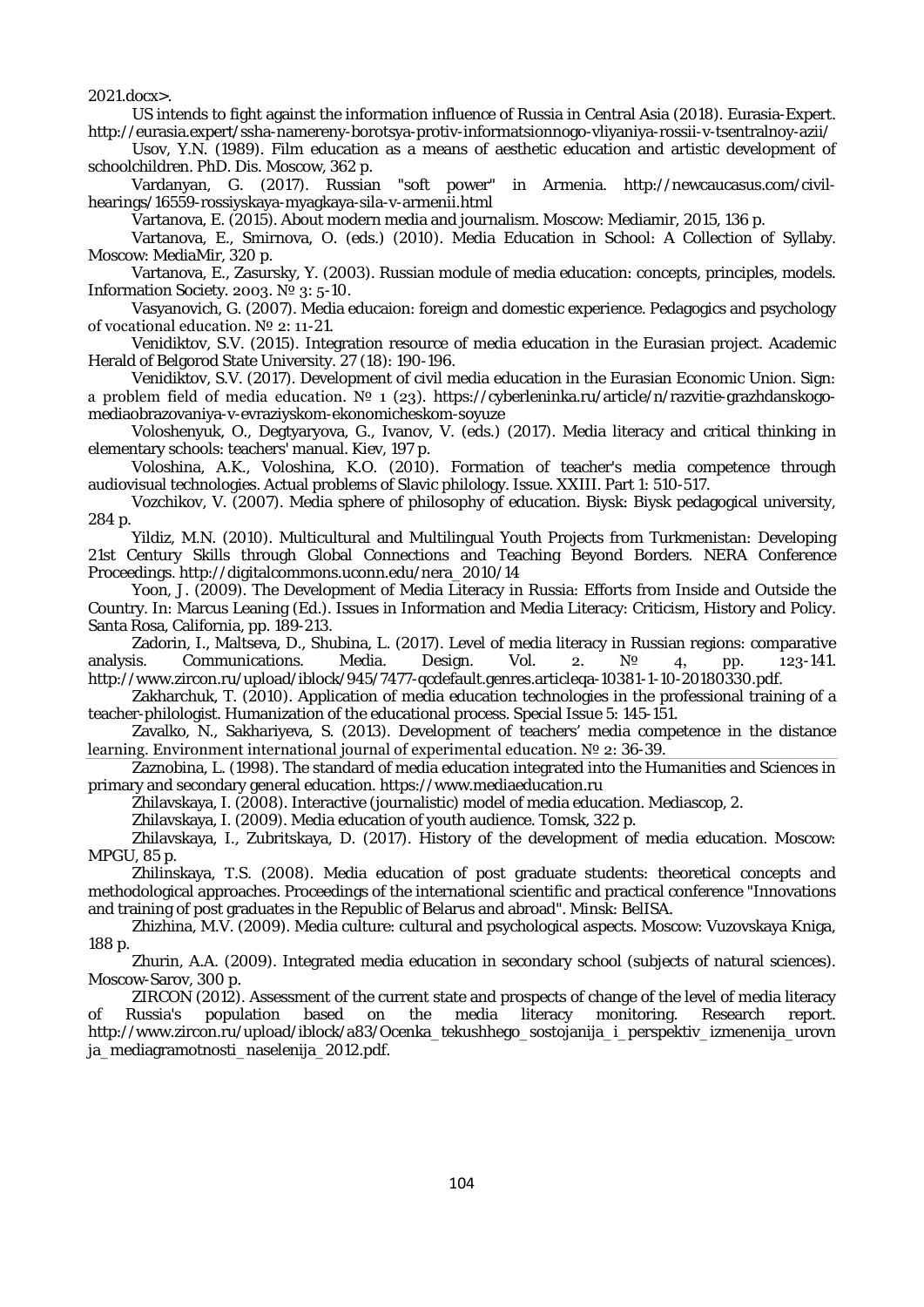2021.docx>.

US intends to fight against the information influence of Russia in Central Asia (2018). Eurasia-Expert. http://eurasia.expert/ssha-namereny-borotsya-protiv-informatsionnogo-vliyaniya-rossii-v-tsentralnoy-azii/

Usov, Y.N. (1989). Film education as a means of aesthetic education and artistic development of schoolchildren. PhD. Dis. Moscow, 362 p.

Vardanyan, G. (2017). Russian "soft power" in Armenia. http://newcaucasus.com/civil-hearings/16559-rossiyskaya-myagkaya-sila-v-armenii.html

Vartanova, E. (2015). About modern media and journalism. Moscow: Mediamir, 2015, 136 p.

Vartanova, E., Smirnova, O. (eds.) (2010). Media Education in School: A Collection of Syllaby. Moscow: MediaMir, 320 p.

Vartanova, E., Zasursky, Y. (2003). Russian module of media education: concepts, principles, models. Information Society. 2003. № 3: 5-10.

Vasyanovich, G. (2007). Media educaion: foreign and domestic experience. Pedagogics and psychology of vocational education. № 2: 11-21.

Venidiktov, S.V. (2015). Integration resource of media education in the Eurasian project. Academic Herald of Belgorod State University. 27 (18): 190-196.

Venidiktov, S.V. (2017). Development of civil media education in the Eurasian Economic Union. Sign: a problem field of media education. № 1 (23). https://cyberleninka.ru/article/n/razvitie-grazhdanskogo-mediaobrazovaniya-v-evraziyskom-ekonomicheskom-soyuze

Voloshenyuk, O., Degtyaryova, G., Ivanov, V. (eds.) (2017). Media literacy and critical thinking in elementary schools: teachers' manual. Kiev, 197 p.

Voloshina, A.K., Voloshina, K.O. (2010). Formation of teacher's media competence through audiovisual technologies. Actual problems of Slavic philology. Issue. XXIII. Part 1: 510-517.

Vozchikov, V. (2007). Media sphere of philosophy of education. Biysk: Biysk pedagogical university, 284 p.

Yildiz, M.N. (2010). Multicultural and Multilingual Youth Projects from Turkmenistan: Developing 21st Century Skills through Global Connections and Teaching Beyond Borders. NERA Conference Proceedings. http://digitalcommons.uconn.edu/nera_2010/14

Yoon, J. (2009). The Development of Media Literacy in Russia: Efforts from Inside and Outside the Country. In: Marcus Leaning (Ed.). Issues in Information and Media Literacy: Criticism, History and Policy. Santa Rosa, California, pp. 189-213.

Zadorin, I., Maltseva, D., Shubina, L. (2017). Level of media literacy in Russian regions: comparative analysis. Communications. Media. Design. Vol. 2. № 4, pp. 123-141. http://www.zircon.ru/upload/iblock/945/7477-qcdefault.genres.articleqa-10381-1-10-20180330.pdf.

Zakharchuk, T. (2010). Application of media education technologies in the professional training of a teacher-philologist. Humanization of the educational process. Special Issue 5: 145-151.

Zavalko, N., Sakhariyeva, S. (2013). Development of teachers' media competence in the distance learning. Environment international journal of experimental education. № 2: 36-39.

Zaznobina, L. (1998). The standard of media education integrated into the Humanities and Sciences in primary and secondary general education. https://www.mediaeducation.ru

Zhilavskaya, I. (2008). Interactive (journalistic) model of media education. Mediascop, 2.

Zhilavskaya, I. (2009). Media education of youth audience. Tomsk, 322 p.

Zhilavskaya, I., Zubritskaya, D. (2017). History of the development of media education. Moscow: MPGU, 85 p.

Zhilinskaya, T.S. (2008). Media education of post graduate students: theoretical concepts and methodological approaches. Proceedings of the international scientific and practical conference "Innovations and training of post graduates in the Republic of Belarus and abroad". Minsk: BelISA.

Zhizhina, M.V. (2009). Media culture: cultural and psychological aspects. Moscow: Vuzovskaya Kniga, 188 p.

Zhurin, A.A. (2009). Integrated media education in secondary school (subjects of natural sciences). Moscow-Sarov, 300 p.

ZIRCON (2012). Assessment of the current state and prospects of change of the level of media literacy of Russia's population based on the media literacy monitoring. Research report. http://www.zircon.ru/upload/iblock/a83/Ocenka_tekushhego_sostojanija_i_perspektiv_izmenenija_urovnja_mediagramotnosti_naselenija_2012.pdf.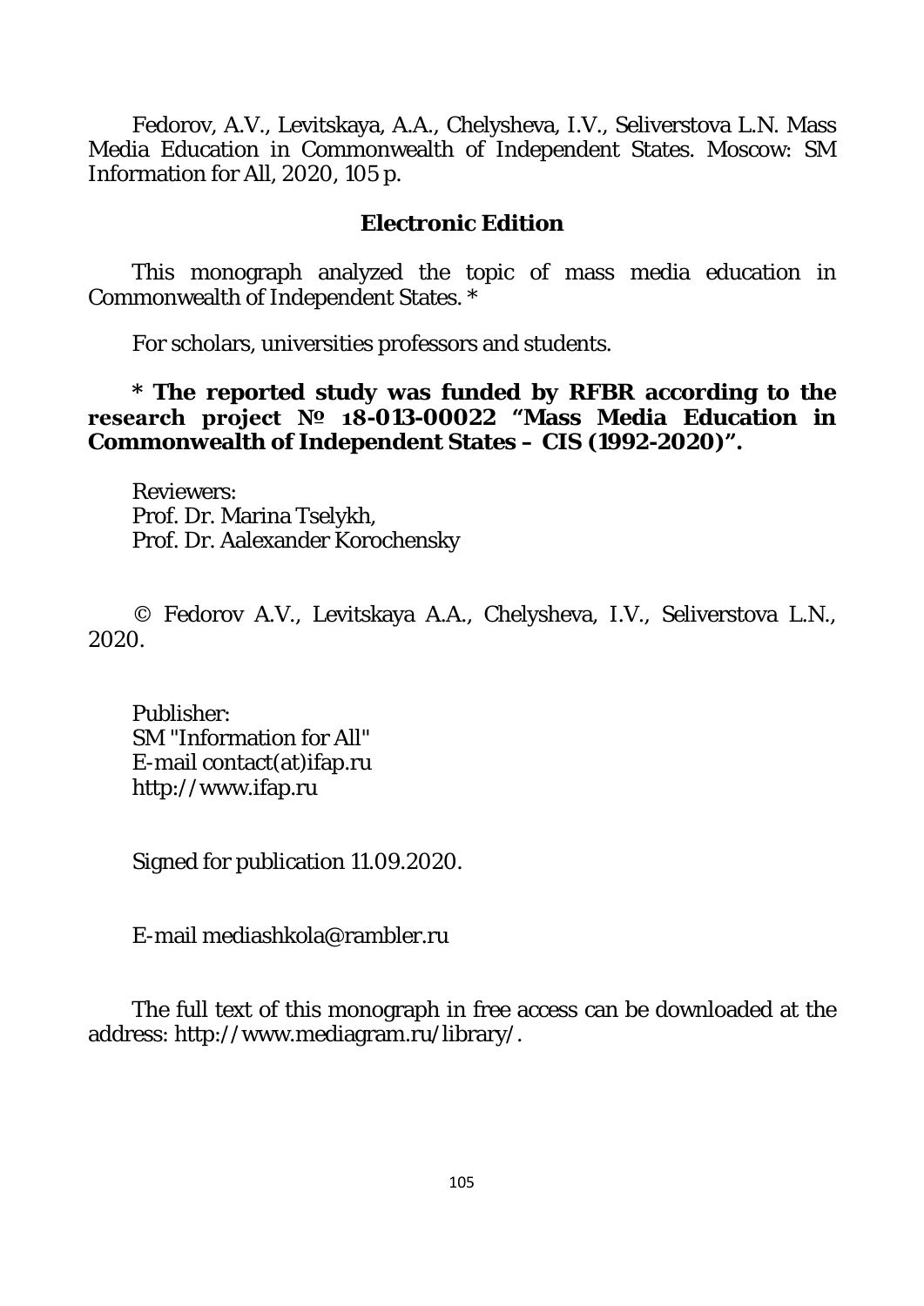Fedorov, A.V., Levitskaya, A.A., Chelysheva, I.V., Seliverstova L.N. Mass Media Education in Commonwealth of Independent States. Moscow: SM Information for All, 2020, 105 p.

**Electronic Edition**

This monograph analyzed the topic of mass media education in Commonwealth of Independent States. *

For scholars, universities professors and students.

**\* The reported study was funded by RFBR according to the research project № 18-013-00022 "Mass Media Education in Commonwealth of Independent States – CIS (1992-2020)".**

Reviewers:
Prof. Dr. Marina Tselykh,
Prof. Dr. Aalexander Korochensky

© Fedorov A.V., Levitskaya A.A., Chelysheva, I.V., Seliverstova L.N., 2020.

Publisher:
SM "Information for All"
E-mail contact(at)ifap.ru
http://www.ifap.ru

Signed for publication 11.09.2020.

E-mail mediashkola@rambler.ru

The full text of this monograph in free access can be downloaded at the address: http://www.mediagram.ru/library/.